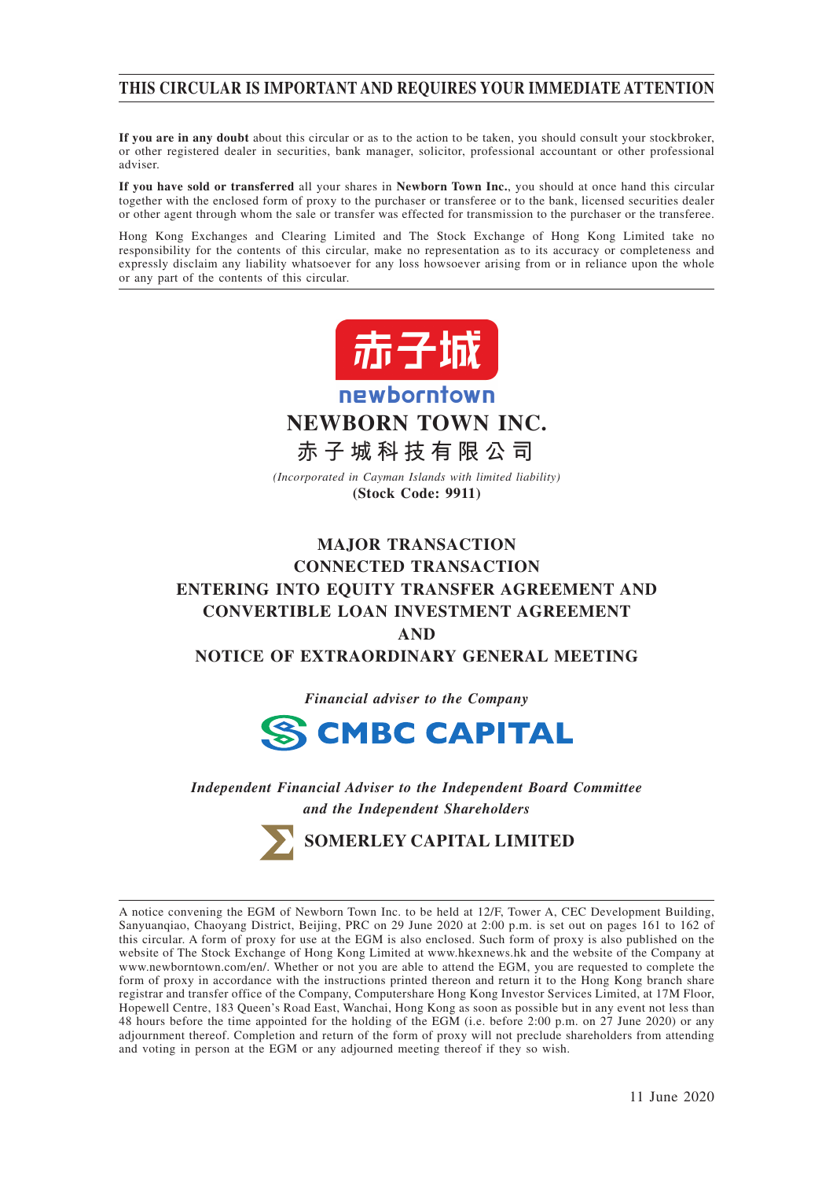# THIS CIRCULAR IS IMPORTANT AND REQUIRES YOUR IMMEDIATE ATTENTION

**If you are in any doubt** about this circular or as to the action to be taken, you should consult your stockbroker, or other registered dealer in securities, bank manager, solicitor, professional accountant or other professional adviser.

**If you have sold or transferred** all your shares in **Newborn Town Inc.**, you should at once hand this circular together with the enclosed form of proxy to the purchaser or transferee or to the bank, licensed securities dealer or other agent through whom the sale or transfer was effected for transmission to the purchaser or the transferee.

Hong Kong Exchanges and Clearing Limited and The Stock Exchange of Hong Kong Limited take no responsibility for the contents of this circular, make no representation as to its accuracy or completeness and expressly disclaim any liability whatsoever for any loss howsoever arising from or in reliance upon the whole or any part of the contents of this circular.

赤子城

newborntown

**NEWBORN TOWN INC.**

**赤子城科技有限公司**

*(Incorporated in Cayman Islands with limited liability)*

**(Stock Code: 9911)**

## MAJOR TRANSACTION
## CONNECTED TRANSACTION
## ENTERING INTO EQUITY TRANSFER AGREEMENT AND CONVERTIBLE LOAN INVESTMENT AGREEMENT
## AND
## NOTICE OF EXTRAORDINARY GENERAL MEETING

***Financial adviser to the Company***

**CMBC CAPITAL**

***Independent Financial Adviser to the Independent Board Committee and the Independent Shareholders***

**SOMERLEY CAPITAL LIMITED**

A notice convening the EGM of Newborn Town Inc. to be held at 12/F, Tower A, CEC Development Building, Sanyuanqiao, Chaoyang District, Beijing, PRC on 29 June 2020 at 2:00 p.m. is set out on pages 161 to 162 of this circular. A form of proxy for use at the EGM is also enclosed. Such form of proxy is also published on the website of The Stock Exchange of Hong Kong Limited at www.hkexnews.hk and the website of the Company at www.newborntown.com/en/. Whether or not you are able to attend the EGM, you are requested to complete the form of proxy in accordance with the instructions printed thereon and return it to the Hong Kong branch share registrar and transfer office of the Company, Computershare Hong Kong Investor Services Limited, at 17M Floor, Hopewell Centre, 183 Queen's Road East, Wanchai, Hong Kong as soon as possible but in any event not less than 48 hours before the time appointed for the holding of the EGM (i.e. before 2:00 p.m. on 27 June 2020) or any adjournment thereof. Completion and return of the form of proxy will not preclude shareholders from attending and voting in person at the EGM or any adjourned meeting thereof if they so wish.

11 June 2020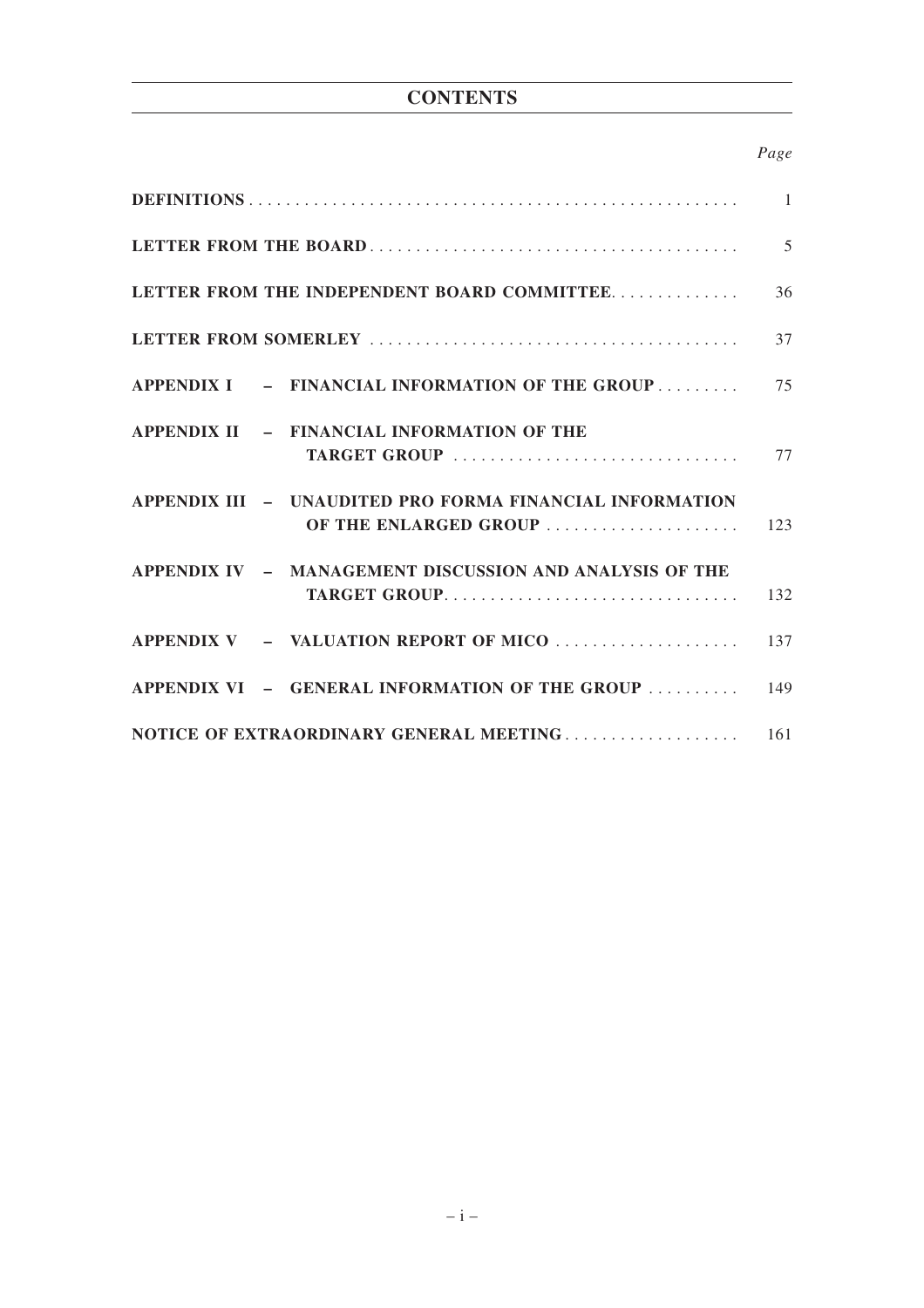# CONTENTS

| | *Page* |
|---|---|
| **DEFINITIONS** | 1 |
| **LETTER FROM THE BOARD** | 5 |
| **LETTER FROM THE INDEPENDENT BOARD COMMITTEE** | 36 |
| **LETTER FROM SOMERLEY** | 37 |
| **APPENDIX I – FINANCIAL INFORMATION OF THE GROUP** | 75 |
| **APPENDIX II – FINANCIAL INFORMATION OF THE TARGET GROUP** | 77 |
| **APPENDIX III – UNAUDITED PRO FORMA FINANCIAL INFORMATION OF THE ENLARGED GROUP** | 123 |
| **APPENDIX IV – MANAGEMENT DISCUSSION AND ANALYSIS OF THE TARGET GROUP** | 132 |
| **APPENDIX V – VALUATION REPORT OF MICO** | 137 |
| **APPENDIX VI – GENERAL INFORMATION OF THE GROUP** | 149 |
| **NOTICE OF EXTRAORDINARY GENERAL MEETING** | 161 |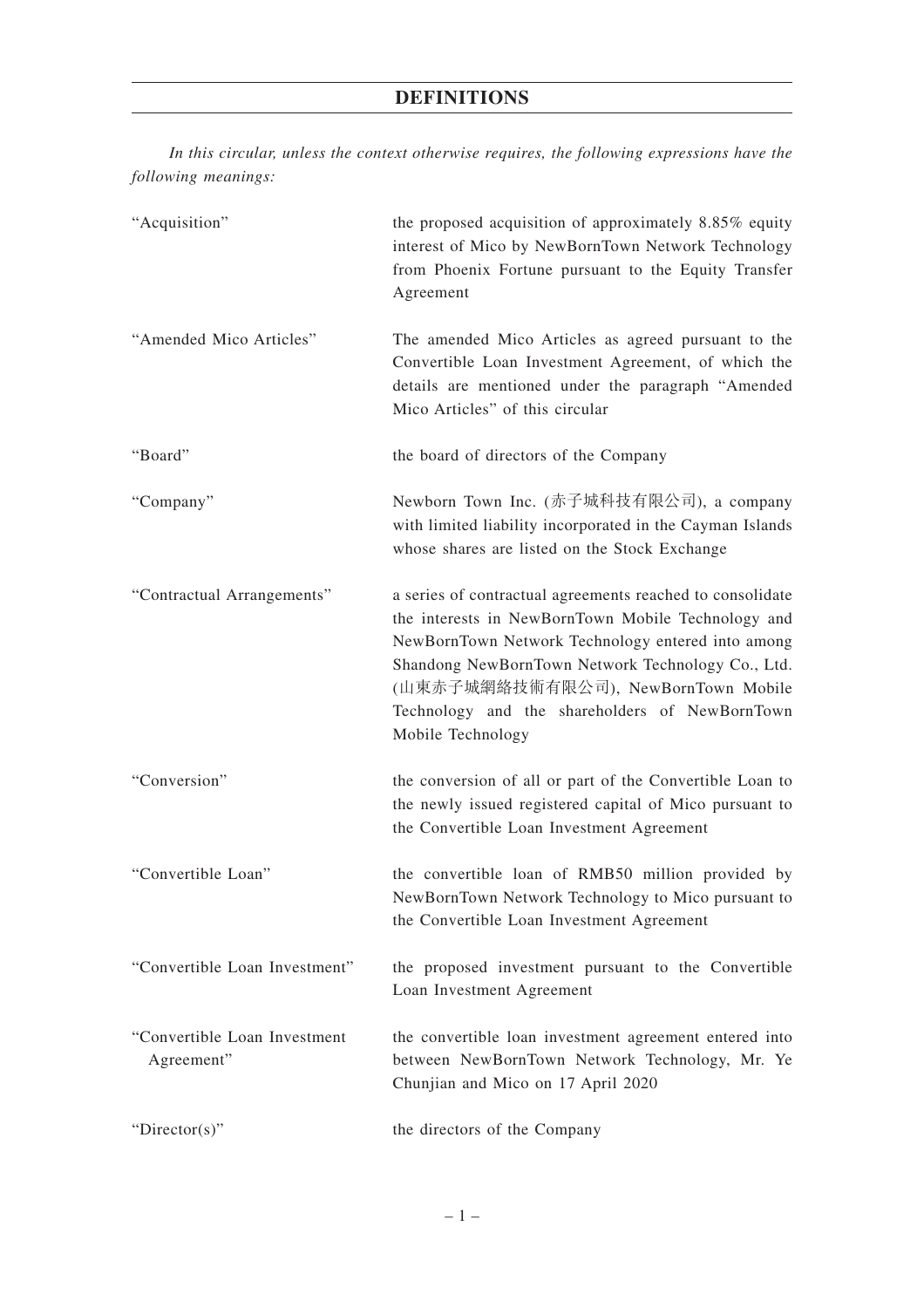# DEFINITIONS

*In this circular, unless the context otherwise requires, the following expressions have the following meanings:*

| | |
|---|---|
| "Acquisition" | the proposed acquisition of approximately 8.85% equity interest of Mico by NewBornTown Network Technology from Phoenix Fortune pursuant to the Equity Transfer Agreement |
| "Amended Mico Articles" | The amended Mico Articles as agreed pursuant to the Convertible Loan Investment Agreement, of which the details are mentioned under the paragraph "Amended Mico Articles" of this circular |
| "Board" | the board of directors of the Company |
| "Company" | Newborn Town Inc. (赤子城科技有限公司), a company with limited liability incorporated in the Cayman Islands whose shares are listed on the Stock Exchange |
| "Contractual Arrangements" | a series of contractual agreements reached to consolidate the interests in NewBornTown Mobile Technology and NewBornTown Network Technology entered into among Shandong NewBornTown Network Technology Co., Ltd. (山東赤子城網絡技術有限公司), NewBornTown Mobile Technology and the shareholders of NewBornTown Mobile Technology |
| "Conversion" | the conversion of all or part of the Convertible Loan to the newly issued registered capital of Mico pursuant to the Convertible Loan Investment Agreement |
| "Convertible Loan" | the convertible loan of RMB50 million provided by NewBornTown Network Technology to Mico pursuant to the Convertible Loan Investment Agreement |
| "Convertible Loan Investment" | the proposed investment pursuant to the Convertible Loan Investment Agreement |
| "Convertible Loan Investment Agreement" | the convertible loan investment agreement entered into between NewBornTown Network Technology, Mr. Ye Chunjian and Mico on 17 April 2020 |
| "Director(s)" | the directors of the Company |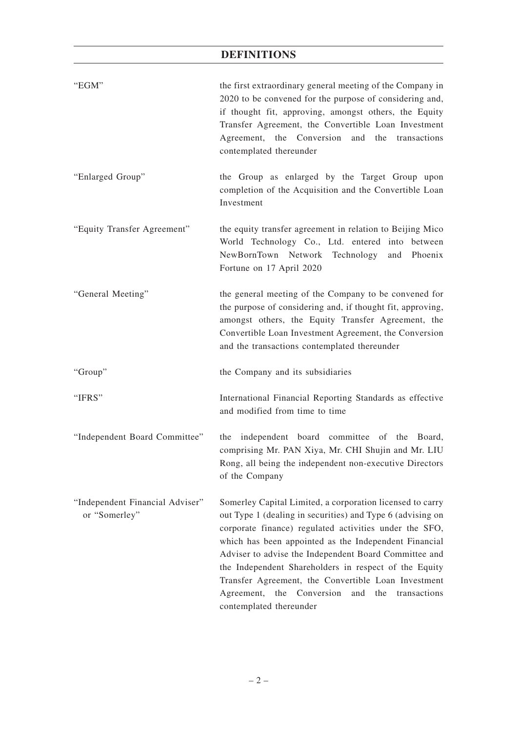# DEFINITIONS

| | |
|---|---|
| "EGM" | the first extraordinary general meeting of the Company in 2020 to be convened for the purpose of considering and, if thought fit, approving, amongst others, the Equity Transfer Agreement, the Convertible Loan Investment Agreement, the Conversion and the transactions contemplated thereunder |
| "Enlarged Group" | the Group as enlarged by the Target Group upon completion of the Acquisition and the Convertible Loan Investment |
| "Equity Transfer Agreement" | the equity transfer agreement in relation to Beijing Mico World Technology Co., Ltd. entered into between NewBornTown Network Technology and Phoenix Fortune on 17 April 2020 |
| "General Meeting" | the general meeting of the Company to be convened for the purpose of considering and, if thought fit, approving, amongst others, the Equity Transfer Agreement, the Convertible Loan Investment Agreement, the Conversion and the transactions contemplated thereunder |
| "Group" | the Company and its subsidiaries |
| "IFRS" | International Financial Reporting Standards as effective and modified from time to time |
| "Independent Board Committee" | the independent board committee of the Board, comprising Mr. PAN Xiya, Mr. CHI Shujin and Mr. LIU Rong, all being the independent non-executive Directors of the Company |
| "Independent Financial Adviser" or "Somerley" | Somerley Capital Limited, a corporation licensed to carry out Type 1 (dealing in securities) and Type 6 (advising on corporate finance) regulated activities under the SFO, which has been appointed as the Independent Financial Adviser to advise the Independent Board Committee and the Independent Shareholders in respect of the Equity Transfer Agreement, the Convertible Loan Investment Agreement, the Conversion and the transactions contemplated thereunder |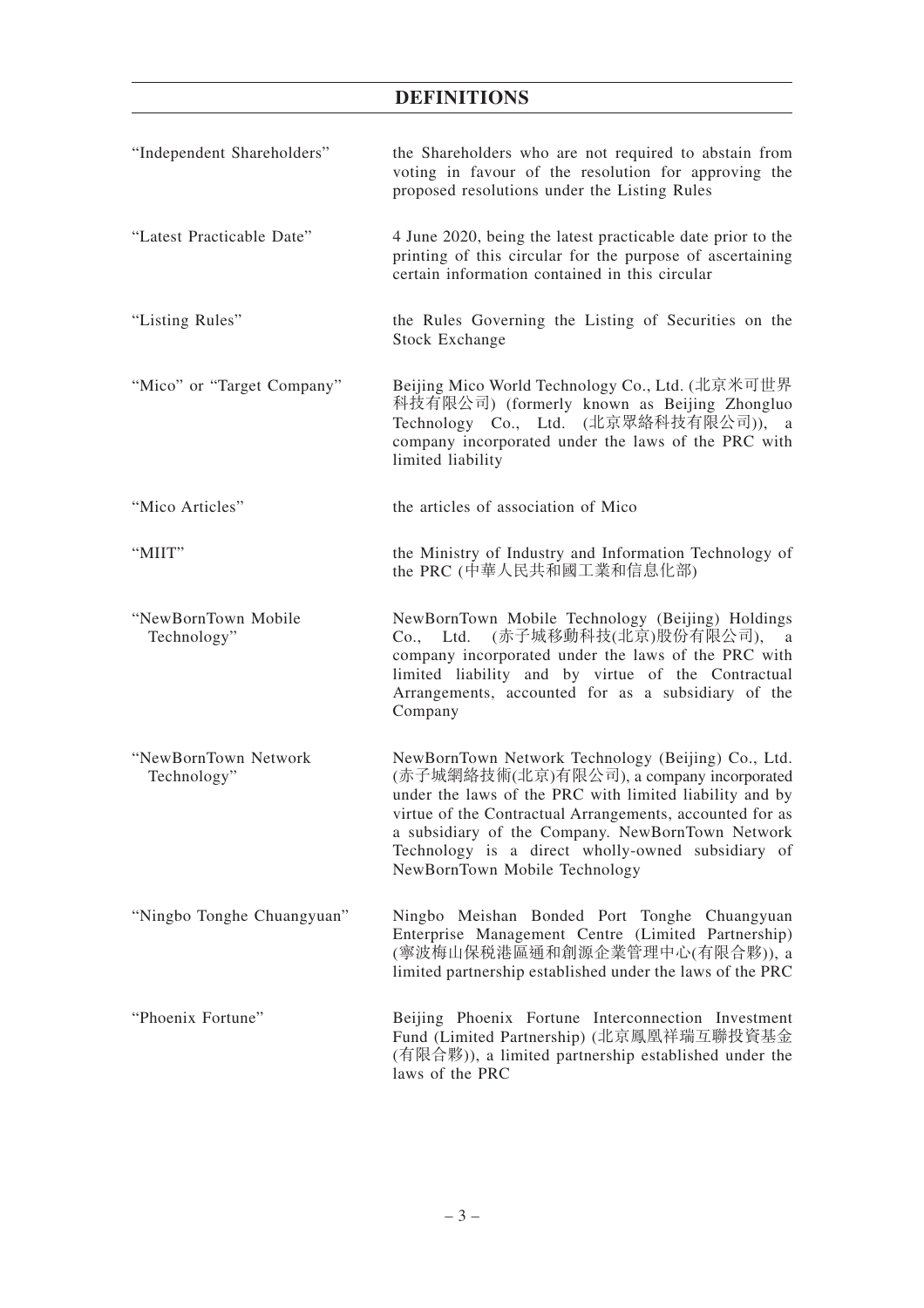# DEFINITIONS

| | |
|---|---|
| "Independent Shareholders" | the Shareholders who are not required to abstain from voting in favour of the resolution for approving the proposed resolutions under the Listing Rules |
| "Latest Practicable Date" | 4 June 2020, being the latest practicable date prior to the printing of this circular for the purpose of ascertaining certain information contained in this circular |
| "Listing Rules" | the Rules Governing the Listing of Securities on the Stock Exchange |
| "Mico" or "Target Company" | Beijing Mico World Technology Co., Ltd. (北京米可世界科技有限公司) (formerly known as Beijing Zhongluo Technology Co., Ltd. (北京眾絡科技有限公司)), a company incorporated under the laws of the PRC with limited liability |
| "Mico Articles" | the articles of association of Mico |
| "MIIT" | the Ministry of Industry and Information Technology of the PRC (中華人民共和國工業和信息化部) |
| "NewBornTown Mobile Technology" | NewBornTown Mobile Technology (Beijing) Holdings Co., Ltd. (赤子城移動科技(北京)股份有限公司), a company incorporated under the laws of the PRC with limited liability and by virtue of the Contractual Arrangements, accounted for as a subsidiary of the Company |
| "NewBornTown Network Technology" | NewBornTown Network Technology (Beijing) Co., Ltd. (赤子城網絡技術(北京)有限公司), a company incorporated under the laws of the PRC with limited liability and by virtue of the Contractual Arrangements, accounted for as a subsidiary of the Company. NewBornTown Network Technology is a direct wholly-owned subsidiary of NewBornTown Mobile Technology |
| "Ningbo Tonghe Chuangyuan" | Ningbo Meishan Bonded Port Tonghe Chuangyuan Enterprise Management Centre (Limited Partnership) (寧波梅山保税港區通和創源企業管理中心(有限合夥)), a limited partnership established under the laws of the PRC |
| "Phoenix Fortune" | Beijing Phoenix Fortune Interconnection Investment Fund (Limited Partnership) (北京鳳凰祥瑞互聯投資基金(有限合夥)), a limited partnership established under the laws of the PRC |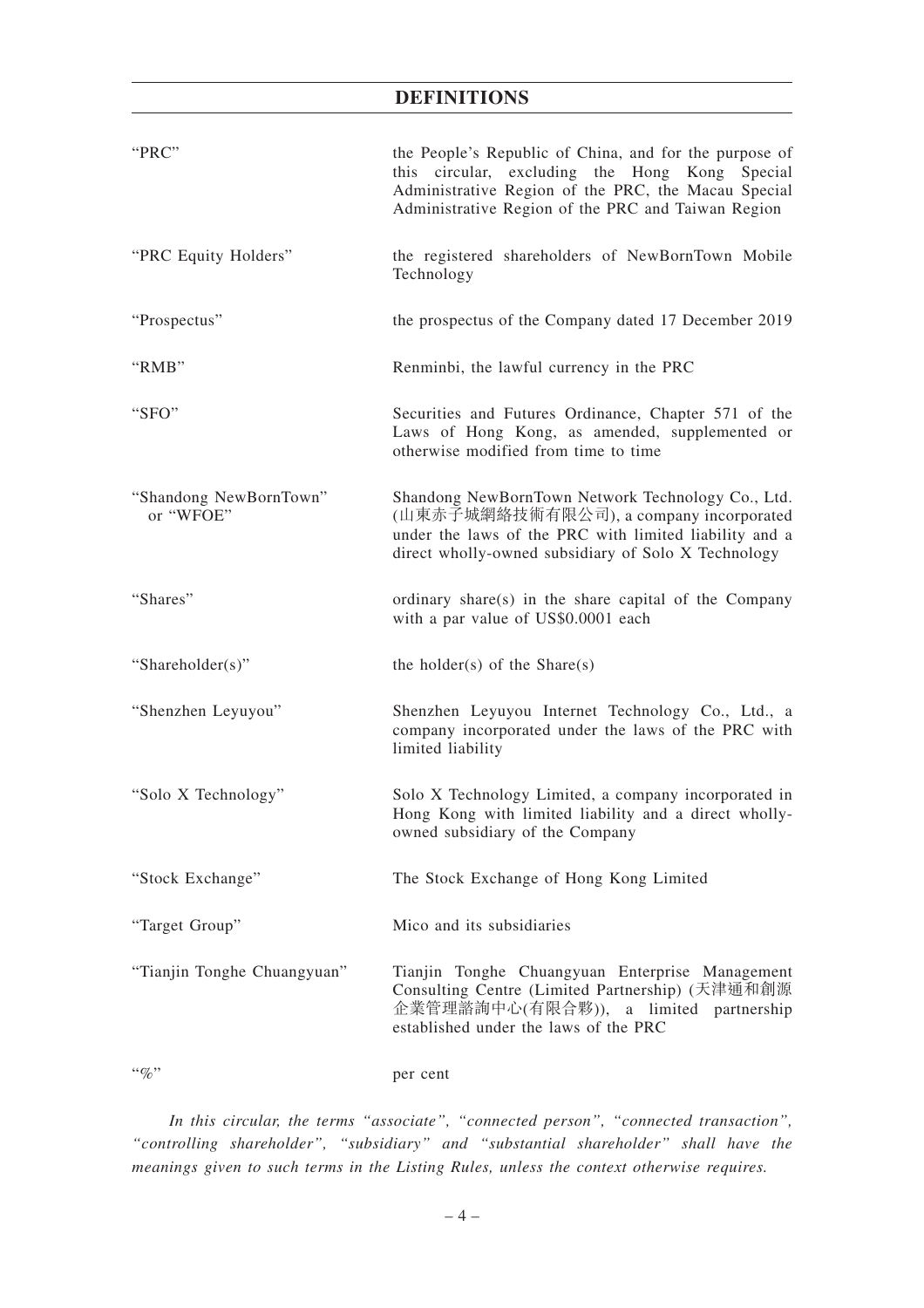# DEFINITIONS

| | |
|---|---|
| "PRC" | the People's Republic of China, and for the purpose of this circular, excluding the Hong Kong Special Administrative Region of the PRC, the Macau Special Administrative Region of the PRC and Taiwan Region |
| "PRC Equity Holders" | the registered shareholders of NewBornTown Mobile Technology |
| "Prospectus" | the prospectus of the Company dated 17 December 2019 |
| "RMB" | Renminbi, the lawful currency in the PRC |
| "SFO" | Securities and Futures Ordinance, Chapter 571 of the Laws of Hong Kong, as amended, supplemented or otherwise modified from time to time |
| "Shandong NewBornTown" or "WFOE" | Shandong NewBornTown Network Technology Co., Ltd. (山東赤子城網絡技術有限公司), a company incorporated under the laws of the PRC with limited liability and a direct wholly-owned subsidiary of Solo X Technology |
| "Shares" | ordinary share(s) in the share capital of the Company with a par value of US$0.0001 each |
| "Shareholder(s)" | the holder(s) of the Share(s) |
| "Shenzhen Leyuyou" | Shenzhen Leyuyou Internet Technology Co., Ltd., a company incorporated under the laws of the PRC with limited liability |
| "Solo X Technology" | Solo X Technology Limited, a company incorporated in Hong Kong with limited liability and a direct wholly-owned subsidiary of the Company |
| "Stock Exchange" | The Stock Exchange of Hong Kong Limited |
| "Target Group" | Mico and its subsidiaries |
| "Tianjin Tonghe Chuangyuan" | Tianjin Tonghe Chuangyuan Enterprise Management Consulting Centre (Limited Partnership) (天津通和創源企業管理諮詢中心(有限合夥)), a limited partnership established under the laws of the PRC |
| "%" | per cent |

*In this circular, the terms "associate", "connected person", "connected transaction", "controlling shareholder", "subsidiary" and "substantial shareholder" shall have the meanings given to such terms in the Listing Rules, unless the context otherwise requires.*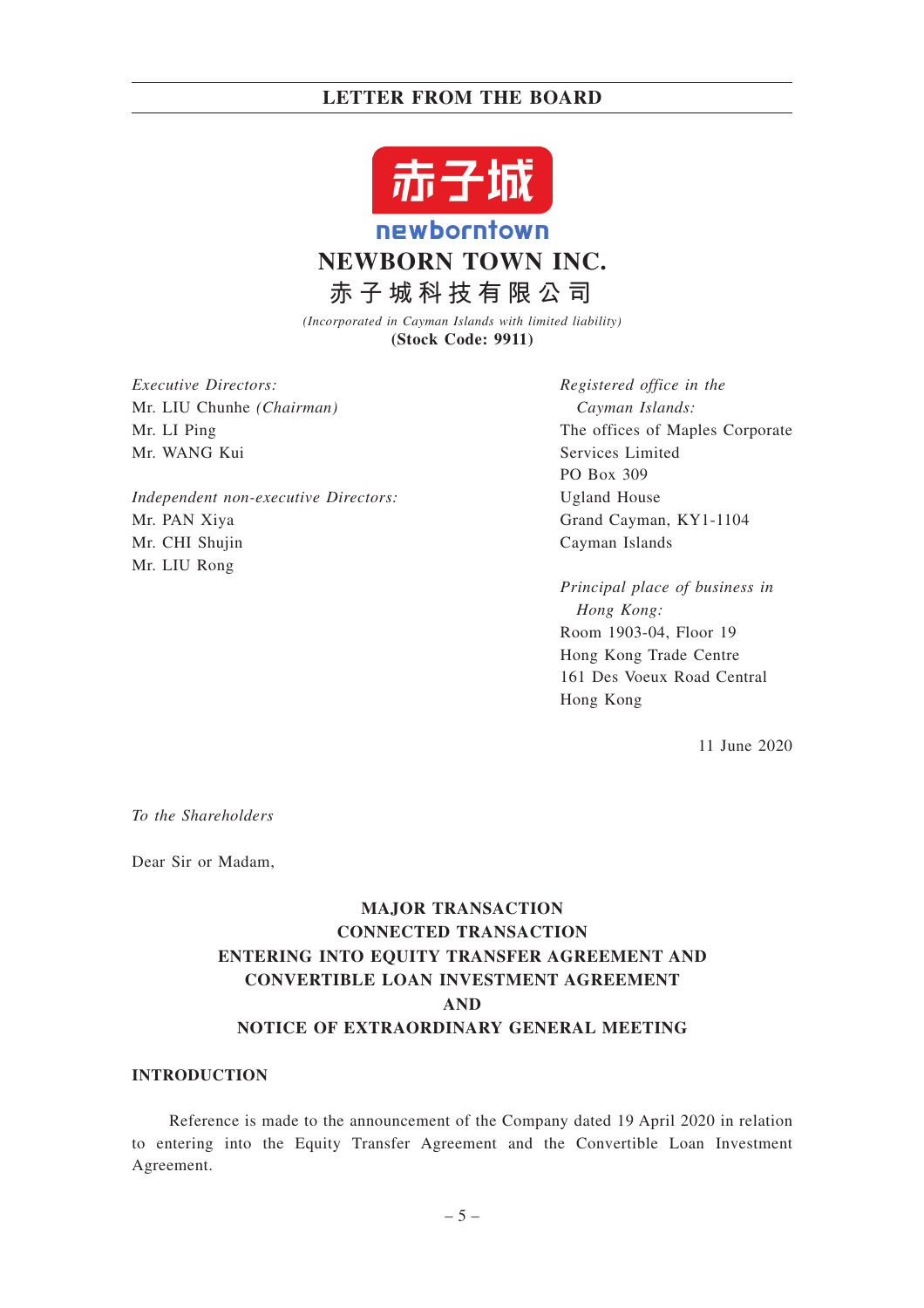赤子城

newborntown

# NEWBORN TOWN INC.

# 赤子城科技有限公司

*(Incorporated in Cayman Islands with limited liability)*

**(Stock Code: 9911)**

*Executive Directors:*
Mr. LIU Chunhe *(Chairman)*
Mr. LI Ping
Mr. WANG Kui

*Independent non-executive Directors:*
Mr. PAN Xiya
Mr. CHI Shujin
Mr. LIU Rong

*Registered office in the Cayman Islands:*
The offices of Maples Corporate Services Limited
PO Box 309
Ugland House
Grand Cayman, KY1-1104
Cayman Islands

*Principal place of business in Hong Kong:*
Room 1903-04, Floor 19
Hong Kong Trade Centre
161 Des Voeux Road Central
Hong Kong

11 June 2020

*To the Shareholders*

Dear Sir or Madam,

**MAJOR TRANSACTION**
**CONNECTED TRANSACTION**
**ENTERING INTO EQUITY TRANSFER AGREEMENT AND CONVERTIBLE LOAN INVESTMENT AGREEMENT**
**AND**
**NOTICE OF EXTRAORDINARY GENERAL MEETING**

## INTRODUCTION

Reference is made to the announcement of the Company dated 19 April 2020 in relation to entering into the Equity Transfer Agreement and the Convertible Loan Investment Agreement.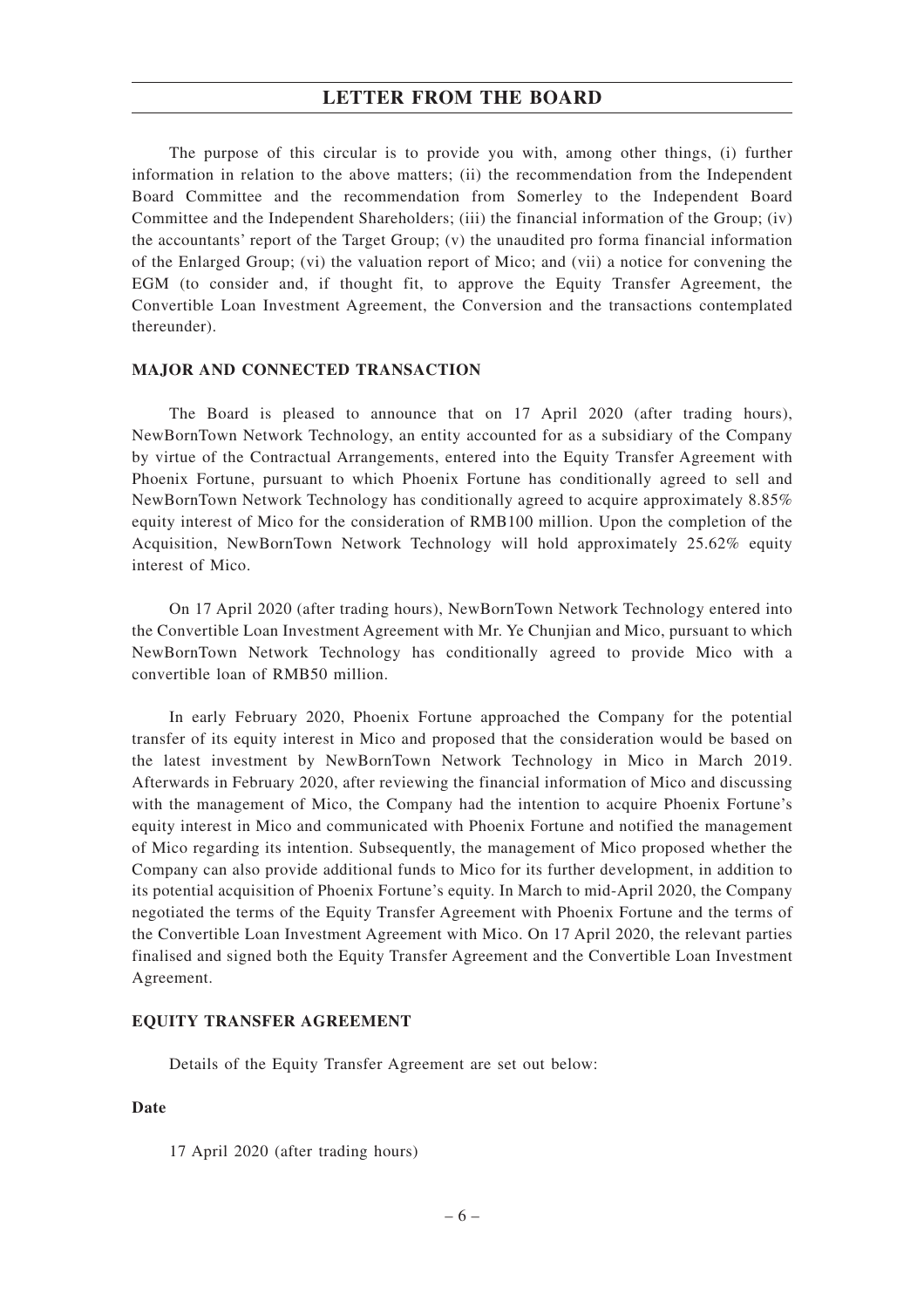The purpose of this circular is to provide you with, among other things, (i) further information in relation to the above matters; (ii) the recommendation from the Independent Board Committee and the recommendation from Somerley to the Independent Board Committee and the Independent Shareholders; (iii) the financial information of the Group; (iv) the accountants' report of the Target Group; (v) the unaudited pro forma financial information of the Enlarged Group; (vi) the valuation report of Mico; and (vii) a notice for convening the EGM (to consider and, if thought fit, to approve the Equity Transfer Agreement, the Convertible Loan Investment Agreement, the Conversion and the transactions contemplated thereunder).

## MAJOR AND CONNECTED TRANSACTION

The Board is pleased to announce that on 17 April 2020 (after trading hours), NewBornTown Network Technology, an entity accounted for as a subsidiary of the Company by virtue of the Contractual Arrangements, entered into the Equity Transfer Agreement with Phoenix Fortune, pursuant to which Phoenix Fortune has conditionally agreed to sell and NewBornTown Network Technology has conditionally agreed to acquire approximately 8.85% equity interest of Mico for the consideration of RMB100 million. Upon the completion of the Acquisition, NewBornTown Network Technology will hold approximately 25.62% equity interest of Mico.

On 17 April 2020 (after trading hours), NewBornTown Network Technology entered into the Convertible Loan Investment Agreement with Mr. Ye Chunjian and Mico, pursuant to which NewBornTown Network Technology has conditionally agreed to provide Mico with a convertible loan of RMB50 million.

In early February 2020, Phoenix Fortune approached the Company for the potential transfer of its equity interest in Mico and proposed that the consideration would be based on the latest investment by NewBornTown Network Technology in Mico in March 2019. Afterwards in February 2020, after reviewing the financial information of Mico and discussing with the management of Mico, the Company had the intention to acquire Phoenix Fortune's equity interest in Mico and communicated with Phoenix Fortune and notified the management of Mico regarding its intention. Subsequently, the management of Mico proposed whether the Company can also provide additional funds to Mico for its further development, in addition to its potential acquisition of Phoenix Fortune's equity. In March to mid-April 2020, the Company negotiated the terms of the Equity Transfer Agreement with Phoenix Fortune and the terms of the Convertible Loan Investment Agreement with Mico. On 17 April 2020, the relevant parties finalised and signed both the Equity Transfer Agreement and the Convertible Loan Investment Agreement.

## EQUITY TRANSFER AGREEMENT

Details of the Equity Transfer Agreement are set out below:

### Date

17 April 2020 (after trading hours)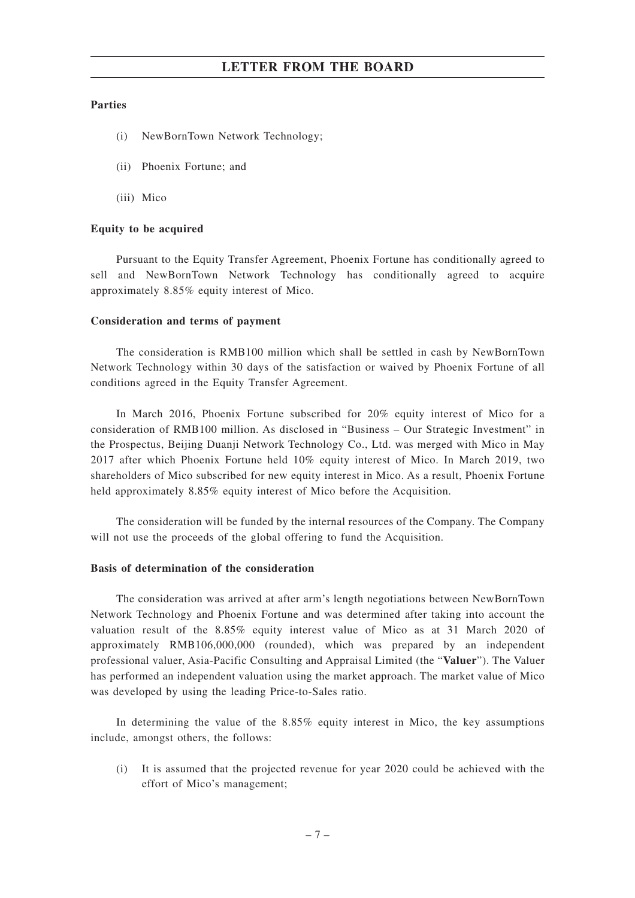**Parties**

(i) NewBornTown Network Technology;

(ii) Phoenix Fortune; and

(iii) Mico

**Equity to be acquired**

Pursuant to the Equity Transfer Agreement, Phoenix Fortune has conditionally agreed to sell and NewBornTown Network Technology has conditionally agreed to acquire approximately 8.85% equity interest of Mico.

**Consideration and terms of payment**

The consideration is RMB100 million which shall be settled in cash by NewBornTown Network Technology within 30 days of the satisfaction or waived by Phoenix Fortune of all conditions agreed in the Equity Transfer Agreement.

In March 2016, Phoenix Fortune subscribed for 20% equity interest of Mico for a consideration of RMB100 million. As disclosed in "Business – Our Strategic Investment" in the Prospectus, Beijing Duanji Network Technology Co., Ltd. was merged with Mico in May 2017 after which Phoenix Fortune held 10% equity interest of Mico. In March 2019, two shareholders of Mico subscribed for new equity interest in Mico. As a result, Phoenix Fortune held approximately 8.85% equity interest of Mico before the Acquisition.

The consideration will be funded by the internal resources of the Company. The Company will not use the proceeds of the global offering to fund the Acquisition.

**Basis of determination of the consideration**

The consideration was arrived at after arm's length negotiations between NewBornTown Network Technology and Phoenix Fortune and was determined after taking into account the valuation result of the 8.85% equity interest value of Mico as at 31 March 2020 of approximately RMB106,000,000 (rounded), which was prepared by an independent professional valuer, Asia-Pacific Consulting and Appraisal Limited (the "**Valuer**"). The Valuer has performed an independent valuation using the market approach. The market value of Mico was developed by using the leading Price-to-Sales ratio.

In determining the value of the 8.85% equity interest in Mico, the key assumptions include, amongst others, the follows:

(i) It is assumed that the projected revenue for year 2020 could be achieved with the effort of Mico's management;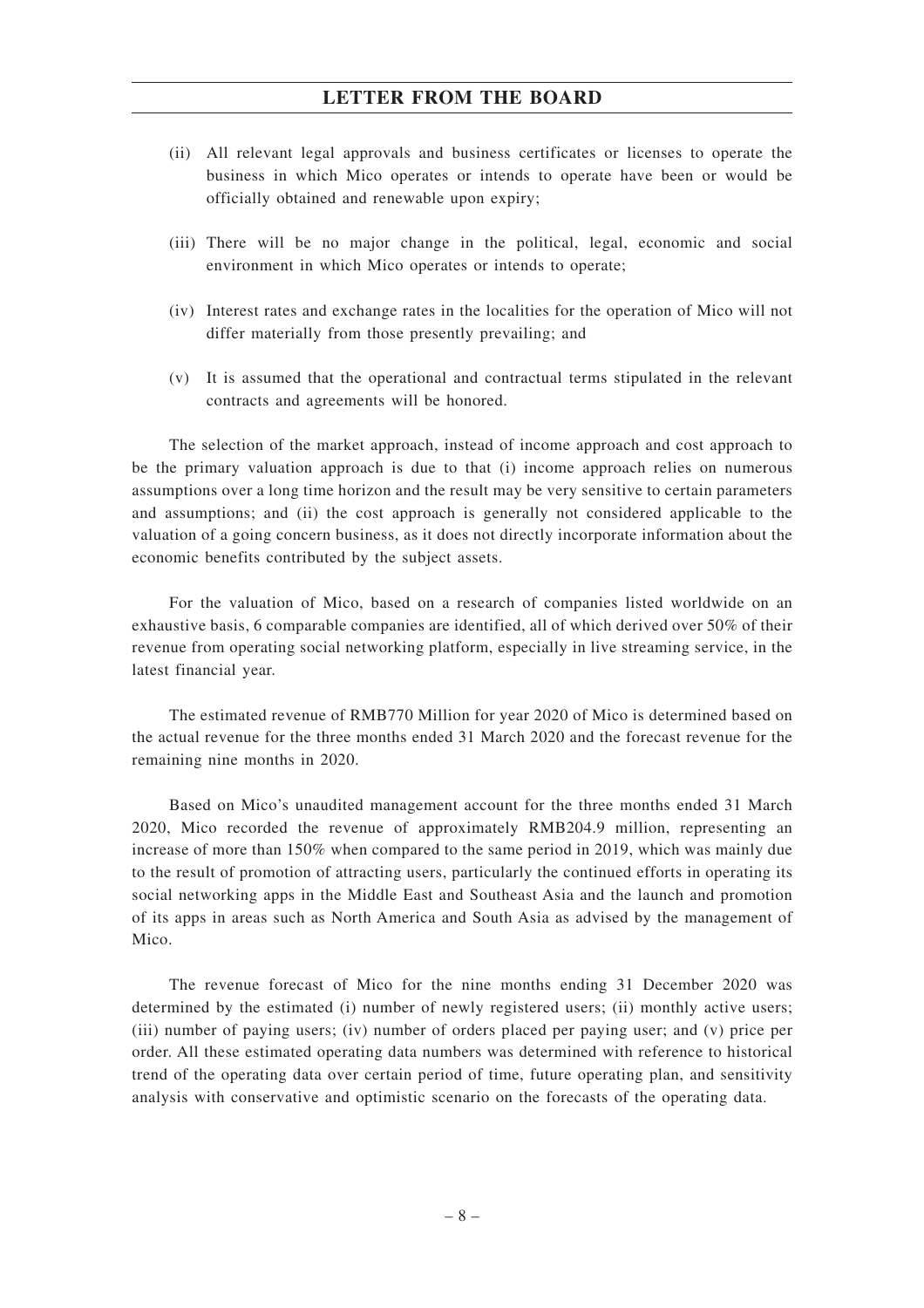(ii) All relevant legal approvals and business certificates or licenses to operate the business in which Mico operates or intends to operate have been or would be officially obtained and renewable upon expiry;

(iii) There will be no major change in the political, legal, economic and social environment in which Mico operates or intends to operate;

(iv) Interest rates and exchange rates in the localities for the operation of Mico will not differ materially from those presently prevailing; and

(v) It is assumed that the operational and contractual terms stipulated in the relevant contracts and agreements will be honored.

The selection of the market approach, instead of income approach and cost approach to be the primary valuation approach is due to that (i) income approach relies on numerous assumptions over a long time horizon and the result may be very sensitive to certain parameters and assumptions; and (ii) the cost approach is generally not considered applicable to the valuation of a going concern business, as it does not directly incorporate information about the economic benefits contributed by the subject assets.

For the valuation of Mico, based on a research of companies listed worldwide on an exhaustive basis, 6 comparable companies are identified, all of which derived over 50% of their revenue from operating social networking platform, especially in live streaming service, in the latest financial year.

The estimated revenue of RMB770 Million for year 2020 of Mico is determined based on the actual revenue for the three months ended 31 March 2020 and the forecast revenue for the remaining nine months in 2020.

Based on Mico's unaudited management account for the three months ended 31 March 2020, Mico recorded the revenue of approximately RMB204.9 million, representing an increase of more than 150% when compared to the same period in 2019, which was mainly due to the result of promotion of attracting users, particularly the continued efforts in operating its social networking apps in the Middle East and Southeast Asia and the launch and promotion of its apps in areas such as North America and South Asia as advised by the management of Mico.

The revenue forecast of Mico for the nine months ending 31 December 2020 was determined by the estimated (i) number of newly registered users; (ii) monthly active users; (iii) number of paying users; (iv) number of orders placed per paying user; and (v) price per order. All these estimated operating data numbers was determined with reference to historical trend of the operating data over certain period of time, future operating plan, and sensitivity analysis with conservative and optimistic scenario on the forecasts of the operating data.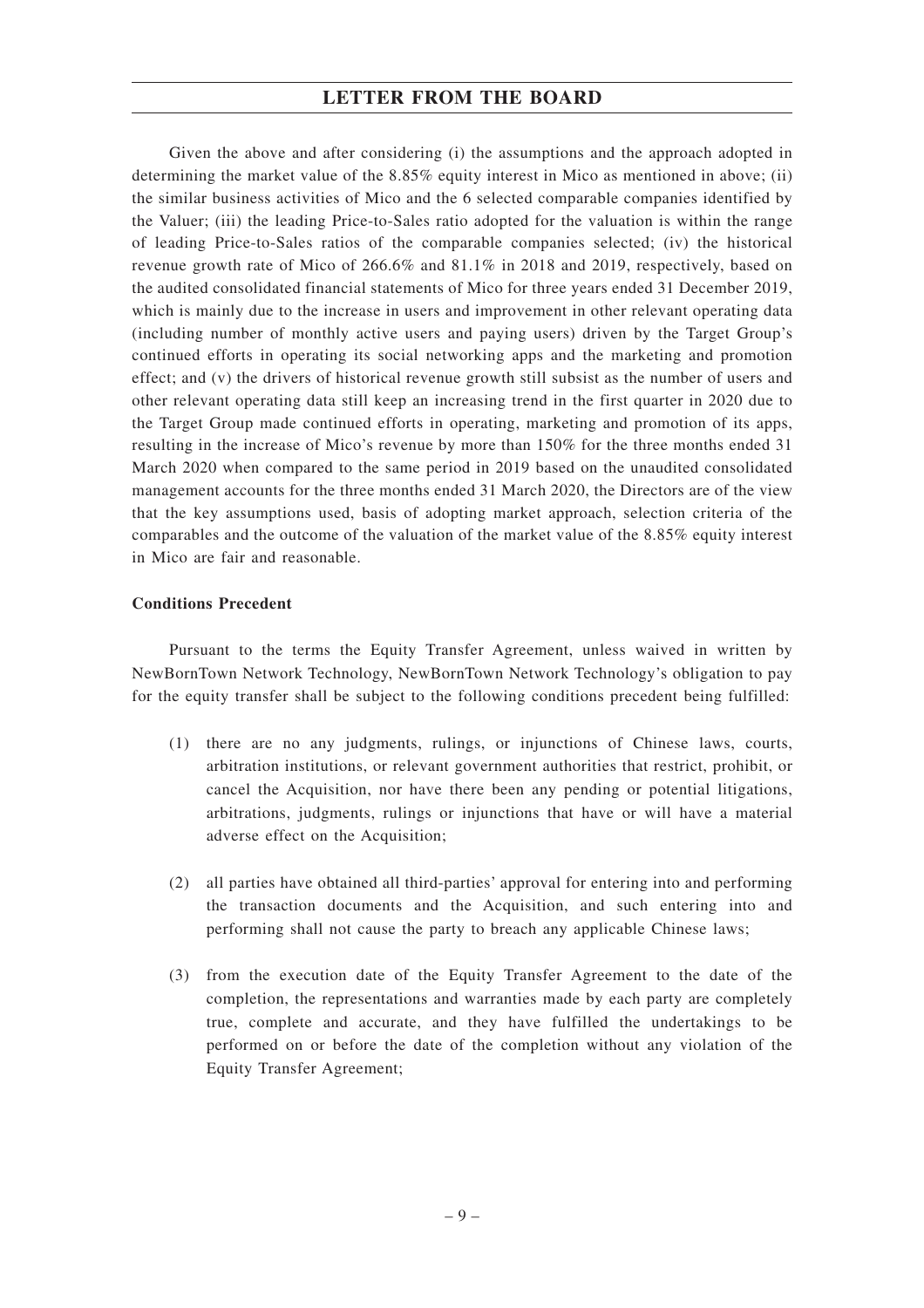Given the above and after considering (i) the assumptions and the approach adopted in determining the market value of the 8.85% equity interest in Mico as mentioned in above; (ii) the similar business activities of Mico and the 6 selected comparable companies identified by the Valuer; (iii) the leading Price-to-Sales ratio adopted for the valuation is within the range of leading Price-to-Sales ratios of the comparable companies selected; (iv) the historical revenue growth rate of Mico of 266.6% and 81.1% in 2018 and 2019, respectively, based on the audited consolidated financial statements of Mico for three years ended 31 December 2019, which is mainly due to the increase in users and improvement in other relevant operating data (including number of monthly active users and paying users) driven by the Target Group's continued efforts in operating its social networking apps and the marketing and promotion effect; and (v) the drivers of historical revenue growth still subsist as the number of users and other relevant operating data still keep an increasing trend in the first quarter in 2020 due to the Target Group made continued efforts in operating, marketing and promotion of its apps, resulting in the increase of Mico's revenue by more than 150% for the three months ended 31 March 2020 when compared to the same period in 2019 based on the unaudited consolidated management accounts for the three months ended 31 March 2020, the Directors are of the view that the key assumptions used, basis of adopting market approach, selection criteria of the comparables and the outcome of the valuation of the market value of the 8.85% equity interest in Mico are fair and reasonable.

**Conditions Precedent**

Pursuant to the terms the Equity Transfer Agreement, unless waived in written by NewBornTown Network Technology, NewBornTown Network Technology's obligation to pay for the equity transfer shall be subject to the following conditions precedent being fulfilled:

(1) there are no any judgments, rulings, or injunctions of Chinese laws, courts, arbitration institutions, or relevant government authorities that restrict, prohibit, or cancel the Acquisition, nor have there been any pending or potential litigations, arbitrations, judgments, rulings or injunctions that have or will have a material adverse effect on the Acquisition;

(2) all parties have obtained all third-parties' approval for entering into and performing the transaction documents and the Acquisition, and such entering into and performing shall not cause the party to breach any applicable Chinese laws;

(3) from the execution date of the Equity Transfer Agreement to the date of the completion, the representations and warranties made by each party are completely true, complete and accurate, and they have fulfilled the undertakings to be performed on or before the date of the completion without any violation of the Equity Transfer Agreement;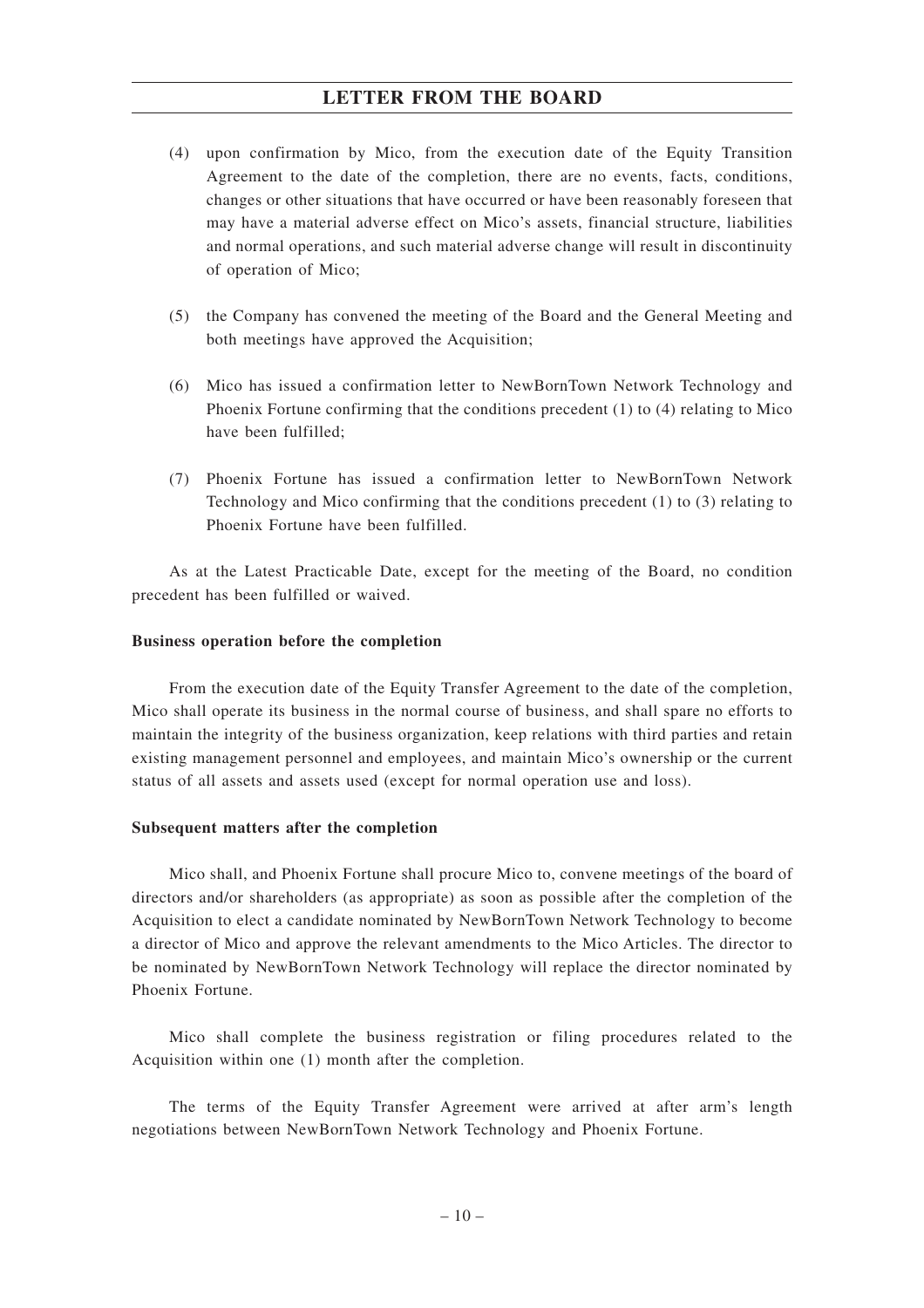(4) upon confirmation by Mico, from the execution date of the Equity Transition Agreement to the date of the completion, there are no events, facts, conditions, changes or other situations that have occurred or have been reasonably foreseen that may have a material adverse effect on Mico's assets, financial structure, liabilities and normal operations, and such material adverse change will result in discontinuity of operation of Mico;

(5) the Company has convened the meeting of the Board and the General Meeting and both meetings have approved the Acquisition;

(6) Mico has issued a confirmation letter to NewBornTown Network Technology and Phoenix Fortune confirming that the conditions precedent (1) to (4) relating to Mico have been fulfilled;

(7) Phoenix Fortune has issued a confirmation letter to NewBornTown Network Technology and Mico confirming that the conditions precedent (1) to (3) relating to Phoenix Fortune have been fulfilled.

As at the Latest Practicable Date, except for the meeting of the Board, no condition precedent has been fulfilled or waived.

**Business operation before the completion**

From the execution date of the Equity Transfer Agreement to the date of the completion, Mico shall operate its business in the normal course of business, and shall spare no efforts to maintain the integrity of the business organization, keep relations with third parties and retain existing management personnel and employees, and maintain Mico's ownership or the current status of all assets and assets used (except for normal operation use and loss).

**Subsequent matters after the completion**

Mico shall, and Phoenix Fortune shall procure Mico to, convene meetings of the board of directors and/or shareholders (as appropriate) as soon as possible after the completion of the Acquisition to elect a candidate nominated by NewBornTown Network Technology to become a director of Mico and approve the relevant amendments to the Mico Articles. The director to be nominated by NewBornTown Network Technology will replace the director nominated by Phoenix Fortune.

Mico shall complete the business registration or filing procedures related to the Acquisition within one (1) month after the completion.

The terms of the Equity Transfer Agreement were arrived at after arm's length negotiations between NewBornTown Network Technology and Phoenix Fortune.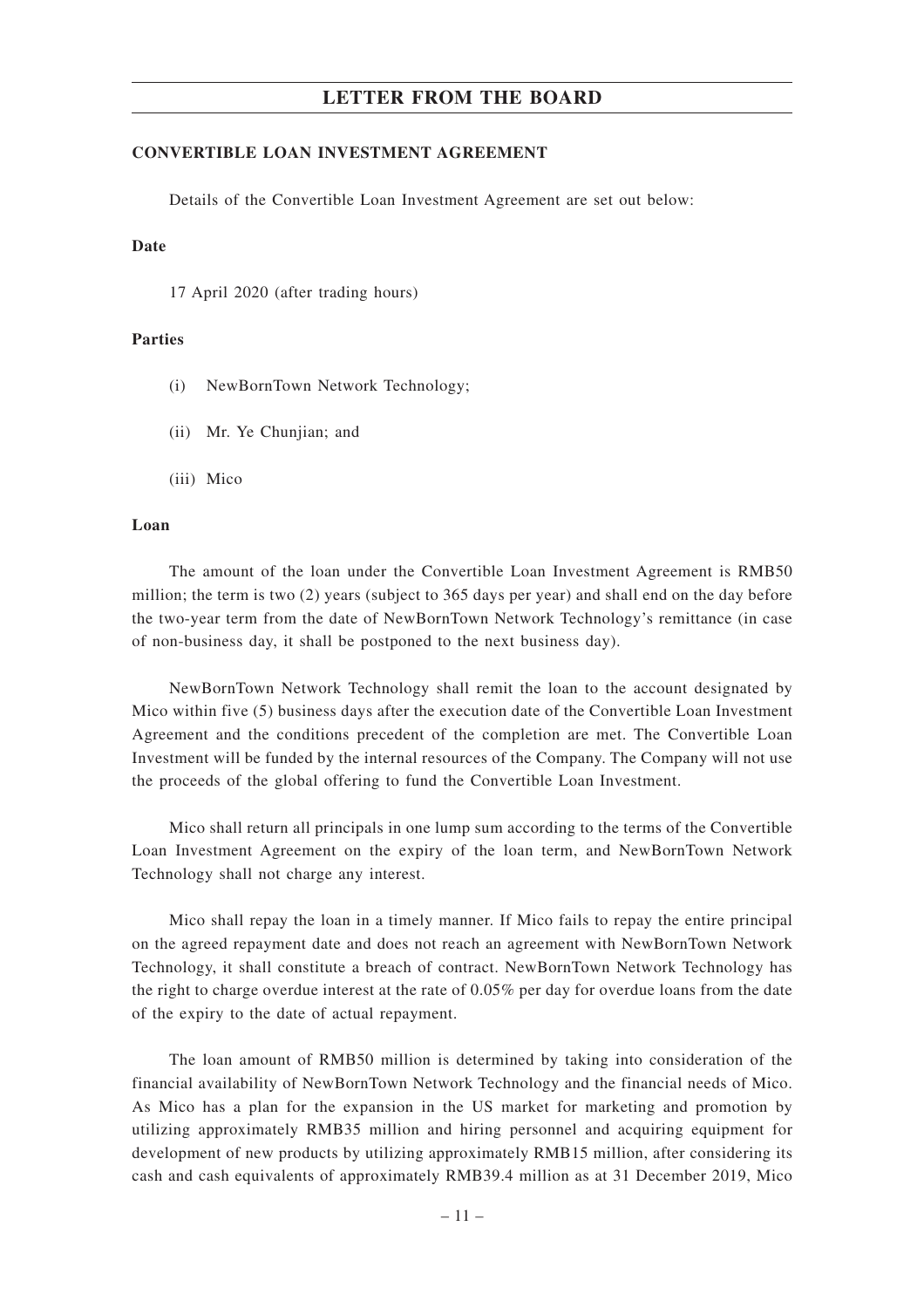## CONVERTIBLE LOAN INVESTMENT AGREEMENT

Details of the Convertible Loan Investment Agreement are set out below:

### Date

17 April 2020 (after trading hours)

### Parties

(i) NewBornTown Network Technology;

(ii) Mr. Ye Chunjian; and

(iii) Mico

### Loan

The amount of the loan under the Convertible Loan Investment Agreement is RMB50 million; the term is two (2) years (subject to 365 days per year) and shall end on the day before the two-year term from the date of NewBornTown Network Technology's remittance (in case of non-business day, it shall be postponed to the next business day).

NewBornTown Network Technology shall remit the loan to the account designated by Mico within five (5) business days after the execution date of the Convertible Loan Investment Agreement and the conditions precedent of the completion are met. The Convertible Loan Investment will be funded by the internal resources of the Company. The Company will not use the proceeds of the global offering to fund the Convertible Loan Investment.

Mico shall return all principals in one lump sum according to the terms of the Convertible Loan Investment Agreement on the expiry of the loan term, and NewBornTown Network Technology shall not charge any interest.

Mico shall repay the loan in a timely manner. If Mico fails to repay the entire principal on the agreed repayment date and does not reach an agreement with NewBornTown Network Technology, it shall constitute a breach of contract. NewBornTown Network Technology has the right to charge overdue interest at the rate of 0.05% per day for overdue loans from the date of the expiry to the date of actual repayment.

The loan amount of RMB50 million is determined by taking into consideration of the financial availability of NewBornTown Network Technology and the financial needs of Mico. As Mico has a plan for the expansion in the US market for marketing and promotion by utilizing approximately RMB35 million and hiring personnel and acquiring equipment for development of new products by utilizing approximately RMB15 million, after considering its cash and cash equivalents of approximately RMB39.4 million as at 31 December 2019, Mico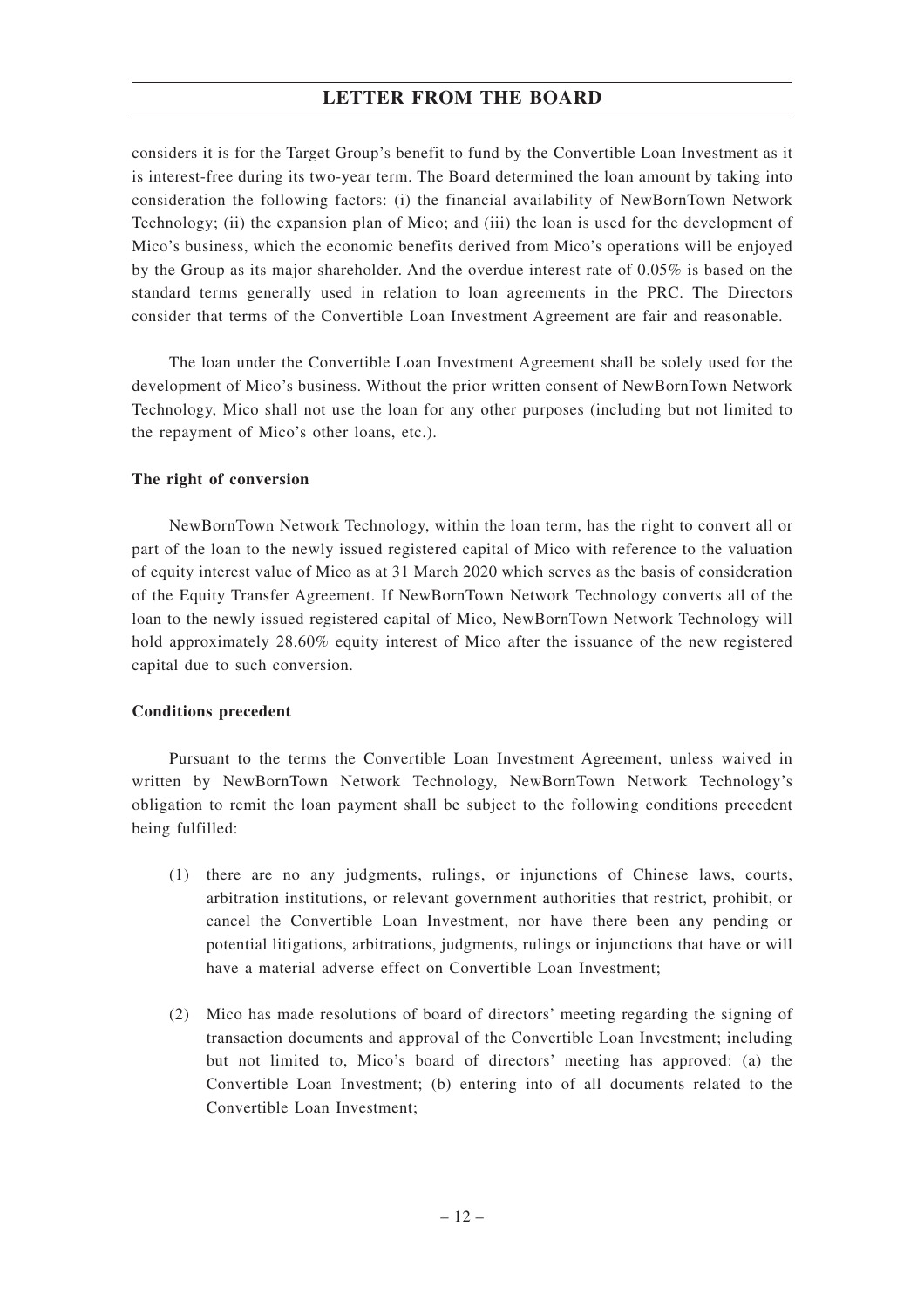considers it is for the Target Group's benefit to fund by the Convertible Loan Investment as it is interest-free during its two-year term. The Board determined the loan amount by taking into consideration the following factors: (i) the financial availability of NewBornTown Network Technology; (ii) the expansion plan of Mico; and (iii) the loan is used for the development of Mico's business, which the economic benefits derived from Mico's operations will be enjoyed by the Group as its major shareholder. And the overdue interest rate of 0.05% is based on the standard terms generally used in relation to loan agreements in the PRC. The Directors consider that terms of the Convertible Loan Investment Agreement are fair and reasonable.

The loan under the Convertible Loan Investment Agreement shall be solely used for the development of Mico's business. Without the prior written consent of NewBornTown Network Technology, Mico shall not use the loan for any other purposes (including but not limited to the repayment of Mico's other loans, etc.).

**The right of conversion**

NewBornTown Network Technology, within the loan term, has the right to convert all or part of the loan to the newly issued registered capital of Mico with reference to the valuation of equity interest value of Mico as at 31 March 2020 which serves as the basis of consideration of the Equity Transfer Agreement. If NewBornTown Network Technology converts all of the loan to the newly issued registered capital of Mico, NewBornTown Network Technology will hold approximately 28.60% equity interest of Mico after the issuance of the new registered capital due to such conversion.

**Conditions precedent**

Pursuant to the terms the Convertible Loan Investment Agreement, unless waived in written by NewBornTown Network Technology, NewBornTown Network Technology's obligation to remit the loan payment shall be subject to the following conditions precedent being fulfilled:

(1) there are no any judgments, rulings, or injunctions of Chinese laws, courts, arbitration institutions, or relevant government authorities that restrict, prohibit, or cancel the Convertible Loan Investment, nor have there been any pending or potential litigations, arbitrations, judgments, rulings or injunctions that have or will have a material adverse effect on Convertible Loan Investment;

(2) Mico has made resolutions of board of directors' meeting regarding the signing of transaction documents and approval of the Convertible Loan Investment; including but not limited to, Mico's board of directors' meeting has approved: (a) the Convertible Loan Investment; (b) entering into of all documents related to the Convertible Loan Investment;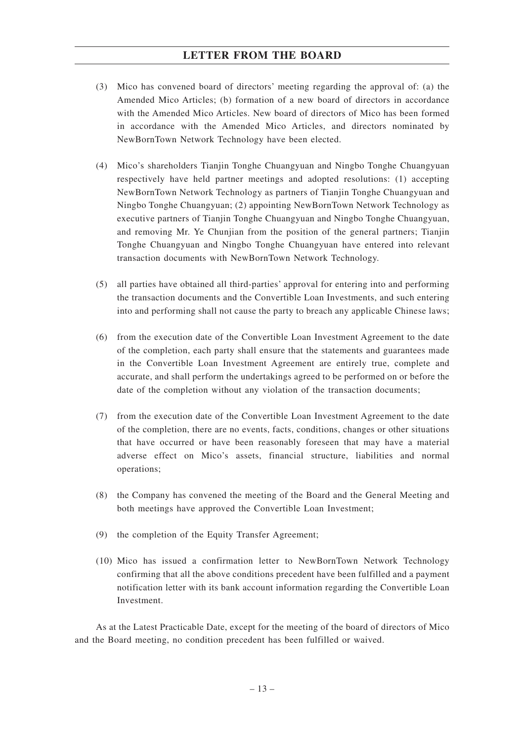(3) Mico has convened board of directors' meeting regarding the approval of: (a) the Amended Mico Articles; (b) formation of a new board of directors in accordance with the Amended Mico Articles. New board of directors of Mico has been formed in accordance with the Amended Mico Articles, and directors nominated by NewBornTown Network Technology have been elected.

(4) Mico's shareholders Tianjin Tonghe Chuangyuan and Ningbo Tonghe Chuangyuan respectively have held partner meetings and adopted resolutions: (1) accepting NewBornTown Network Technology as partners of Tianjin Tonghe Chuangyuan and Ningbo Tonghe Chuangyuan; (2) appointing NewBornTown Network Technology as executive partners of Tianjin Tonghe Chuangyuan and Ningbo Tonghe Chuangyuan, and removing Mr. Ye Chunjian from the position of the general partners; Tianjin Tonghe Chuangyuan and Ningbo Tonghe Chuangyuan have entered into relevant transaction documents with NewBornTown Network Technology.

(5) all parties have obtained all third-parties' approval for entering into and performing the transaction documents and the Convertible Loan Investments, and such entering into and performing shall not cause the party to breach any applicable Chinese laws;

(6) from the execution date of the Convertible Loan Investment Agreement to the date of the completion, each party shall ensure that the statements and guarantees made in the Convertible Loan Investment Agreement are entirely true, complete and accurate, and shall perform the undertakings agreed to be performed on or before the date of the completion without any violation of the transaction documents;

(7) from the execution date of the Convertible Loan Investment Agreement to the date of the completion, there are no events, facts, conditions, changes or other situations that have occurred or have been reasonably foreseen that may have a material adverse effect on Mico's assets, financial structure, liabilities and normal operations;

(8) the Company has convened the meeting of the Board and the General Meeting and both meetings have approved the Convertible Loan Investment;

(9) the completion of the Equity Transfer Agreement;

(10) Mico has issued a confirmation letter to NewBornTown Network Technology confirming that all the above conditions precedent have been fulfilled and a payment notification letter with its bank account information regarding the Convertible Loan Investment.

As at the Latest Practicable Date, except for the meeting of the board of directors of Mico and the Board meeting, no condition precedent has been fulfilled or waived.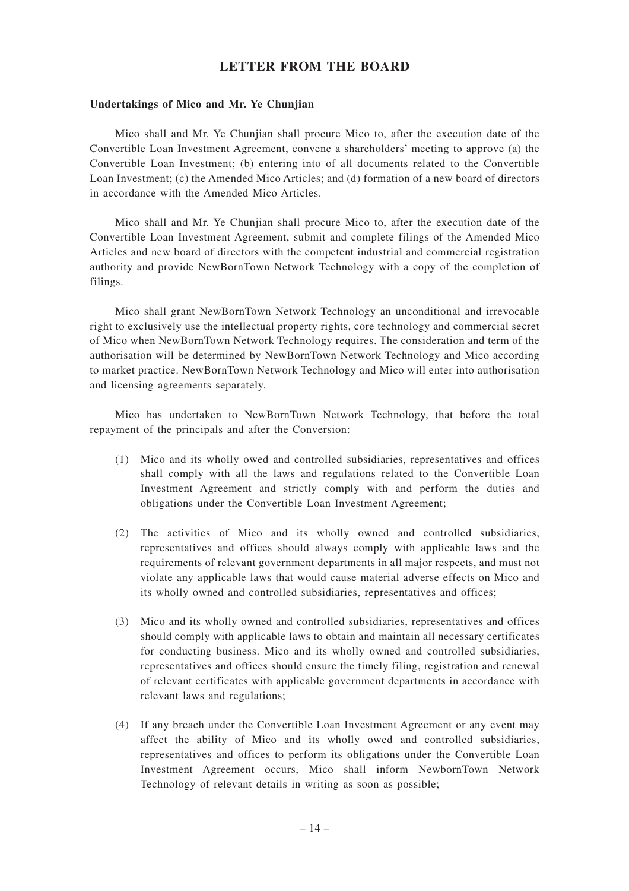**Undertakings of Mico and Mr. Ye Chunjian**

Mico shall and Mr. Ye Chunjian shall procure Mico to, after the execution date of the Convertible Loan Investment Agreement, convene a shareholders' meeting to approve (a) the Convertible Loan Investment; (b) entering into of all documents related to the Convertible Loan Investment; (c) the Amended Mico Articles; and (d) formation of a new board of directors in accordance with the Amended Mico Articles.

Mico shall and Mr. Ye Chunjian shall procure Mico to, after the execution date of the Convertible Loan Investment Agreement, submit and complete filings of the Amended Mico Articles and new board of directors with the competent industrial and commercial registration authority and provide NewBornTown Network Technology with a copy of the completion of filings.

Mico shall grant NewBornTown Network Technology an unconditional and irrevocable right to exclusively use the intellectual property rights, core technology and commercial secret of Mico when NewBornTown Network Technology requires. The consideration and term of the authorisation will be determined by NewBornTown Network Technology and Mico according to market practice. NewBornTown Network Technology and Mico will enter into authorisation and licensing agreements separately.

Mico has undertaken to NewBornTown Network Technology, that before the total repayment of the principals and after the Conversion:

(1) Mico and its wholly owed and controlled subsidiaries, representatives and offices shall comply with all the laws and regulations related to the Convertible Loan Investment Agreement and strictly comply with and perform the duties and obligations under the Convertible Loan Investment Agreement;

(2) The activities of Mico and its wholly owned and controlled subsidiaries, representatives and offices should always comply with applicable laws and the requirements of relevant government departments in all major respects, and must not violate any applicable laws that would cause material adverse effects on Mico and its wholly owned and controlled subsidiaries, representatives and offices;

(3) Mico and its wholly owned and controlled subsidiaries, representatives and offices should comply with applicable laws to obtain and maintain all necessary certificates for conducting business. Mico and its wholly owned and controlled subsidiaries, representatives and offices should ensure the timely filing, registration and renewal of relevant certificates with applicable government departments in accordance with relevant laws and regulations;

(4) If any breach under the Convertible Loan Investment Agreement or any event may affect the ability of Mico and its wholly owed and controlled subsidiaries, representatives and offices to perform its obligations under the Convertible Loan Investment Agreement occurs, Mico shall inform NewbornTown Network Technology of relevant details in writing as soon as possible;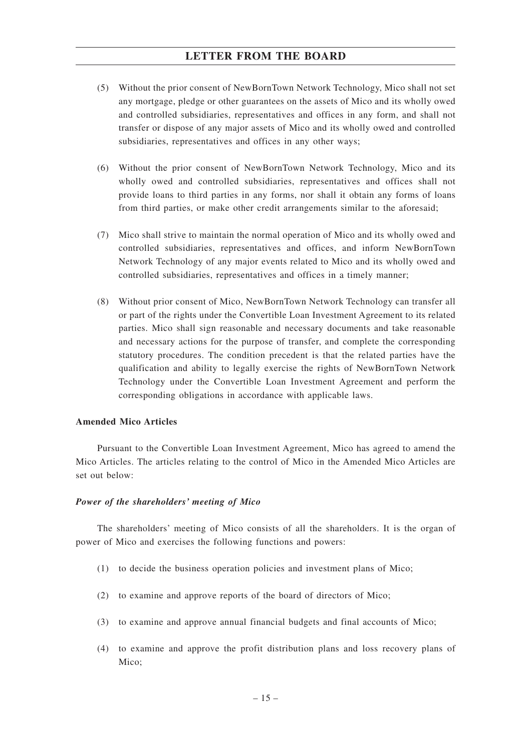(5) Without the prior consent of NewBornTown Network Technology, Mico shall not set any mortgage, pledge or other guarantees on the assets of Mico and its wholly owed and controlled subsidiaries, representatives and offices in any form, and shall not transfer or dispose of any major assets of Mico and its wholly owed and controlled subsidiaries, representatives and offices in any other ways;

(6) Without the prior consent of NewBornTown Network Technology, Mico and its wholly owed and controlled subsidiaries, representatives and offices shall not provide loans to third parties in any forms, nor shall it obtain any forms of loans from third parties, or make other credit arrangements similar to the aforesaid;

(7) Mico shall strive to maintain the normal operation of Mico and its wholly owed and controlled subsidiaries, representatives and offices, and inform NewBornTown Network Technology of any major events related to Mico and its wholly owed and controlled subsidiaries, representatives and offices in a timely manner;

(8) Without prior consent of Mico, NewBornTown Network Technology can transfer all or part of the rights under the Convertible Loan Investment Agreement to its related parties. Mico shall sign reasonable and necessary documents and take reasonable and necessary actions for the purpose of transfer, and complete the corresponding statutory procedures. The condition precedent is that the related parties have the qualification and ability to legally exercise the rights of NewBornTown Network Technology under the Convertible Loan Investment Agreement and perform the corresponding obligations in accordance with applicable laws.

**Amended Mico Articles**

Pursuant to the Convertible Loan Investment Agreement, Mico has agreed to amend the Mico Articles. The articles relating to the control of Mico in the Amended Mico Articles are set out below:

***Power of the shareholders' meeting of Mico***

The shareholders' meeting of Mico consists of all the shareholders. It is the organ of power of Mico and exercises the following functions and powers:

(1) to decide the business operation policies and investment plans of Mico;

(2) to examine and approve reports of the board of directors of Mico;

(3) to examine and approve annual financial budgets and final accounts of Mico;

(4) to examine and approve the profit distribution plans and loss recovery plans of Mico;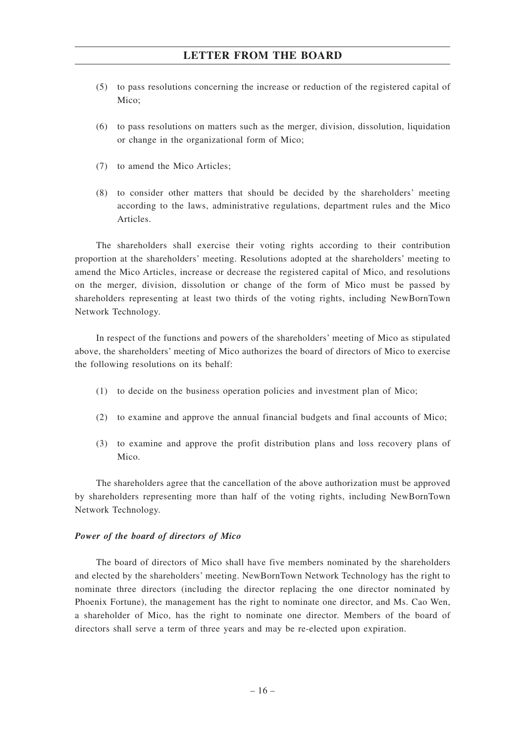(5) to pass resolutions concerning the increase or reduction of the registered capital of Mico;

(6) to pass resolutions on matters such as the merger, division, dissolution, liquidation or change in the organizational form of Mico;

(7) to amend the Mico Articles;

(8) to consider other matters that should be decided by the shareholders' meeting according to the laws, administrative regulations, department rules and the Mico Articles.

The shareholders shall exercise their voting rights according to their contribution proportion at the shareholders' meeting. Resolutions adopted at the shareholders' meeting to amend the Mico Articles, increase or decrease the registered capital of Mico, and resolutions on the merger, division, dissolution or change of the form of Mico must be passed by shareholders representing at least two thirds of the voting rights, including NewBornTown Network Technology.

In respect of the functions and powers of the shareholders' meeting of Mico as stipulated above, the shareholders' meeting of Mico authorizes the board of directors of Mico to exercise the following resolutions on its behalf:

(1) to decide on the business operation policies and investment plan of Mico;

(2) to examine and approve the annual financial budgets and final accounts of Mico;

(3) to examine and approve the profit distribution plans and loss recovery plans of Mico.

The shareholders agree that the cancellation of the above authorization must be approved by shareholders representing more than half of the voting rights, including NewBornTown Network Technology.

***Power of the board of directors of Mico***

The board of directors of Mico shall have five members nominated by the shareholders and elected by the shareholders' meeting. NewBornTown Network Technology has the right to nominate three directors (including the director replacing the one director nominated by Phoenix Fortune), the management has the right to nominate one director, and Ms. Cao Wen, a shareholder of Mico, has the right to nominate one director. Members of the board of directors shall serve a term of three years and may be re-elected upon expiration.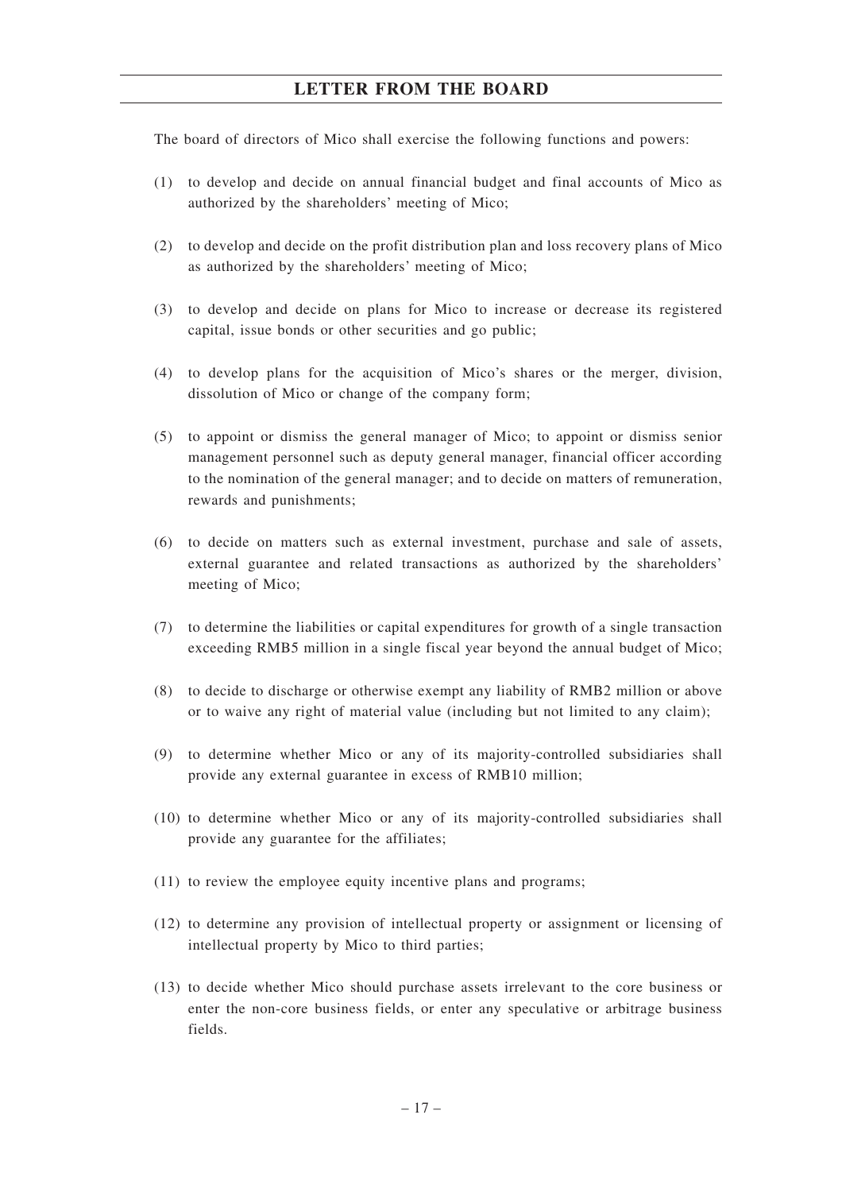The board of directors of Mico shall exercise the following functions and powers:

(1) to develop and decide on annual financial budget and final accounts of Mico as authorized by the shareholders' meeting of Mico;

(2) to develop and decide on the profit distribution plan and loss recovery plans of Mico as authorized by the shareholders' meeting of Mico;

(3) to develop and decide on plans for Mico to increase or decrease its registered capital, issue bonds or other securities and go public;

(4) to develop plans for the acquisition of Mico's shares or the merger, division, dissolution of Mico or change of the company form;

(5) to appoint or dismiss the general manager of Mico; to appoint or dismiss senior management personnel such as deputy general manager, financial officer according to the nomination of the general manager; and to decide on matters of remuneration, rewards and punishments;

(6) to decide on matters such as external investment, purchase and sale of assets, external guarantee and related transactions as authorized by the shareholders' meeting of Mico;

(7) to determine the liabilities or capital expenditures for growth of a single transaction exceeding RMB5 million in a single fiscal year beyond the annual budget of Mico;

(8) to decide to discharge or otherwise exempt any liability of RMB2 million or above or to waive any right of material value (including but not limited to any claim);

(9) to determine whether Mico or any of its majority-controlled subsidiaries shall provide any external guarantee in excess of RMB10 million;

(10) to determine whether Mico or any of its majority-controlled subsidiaries shall provide any guarantee for the affiliates;

(11) to review the employee equity incentive plans and programs;

(12) to determine any provision of intellectual property or assignment or licensing of intellectual property by Mico to third parties;

(13) to decide whether Mico should purchase assets irrelevant to the core business or enter the non-core business fields, or enter any speculative or arbitrage business fields.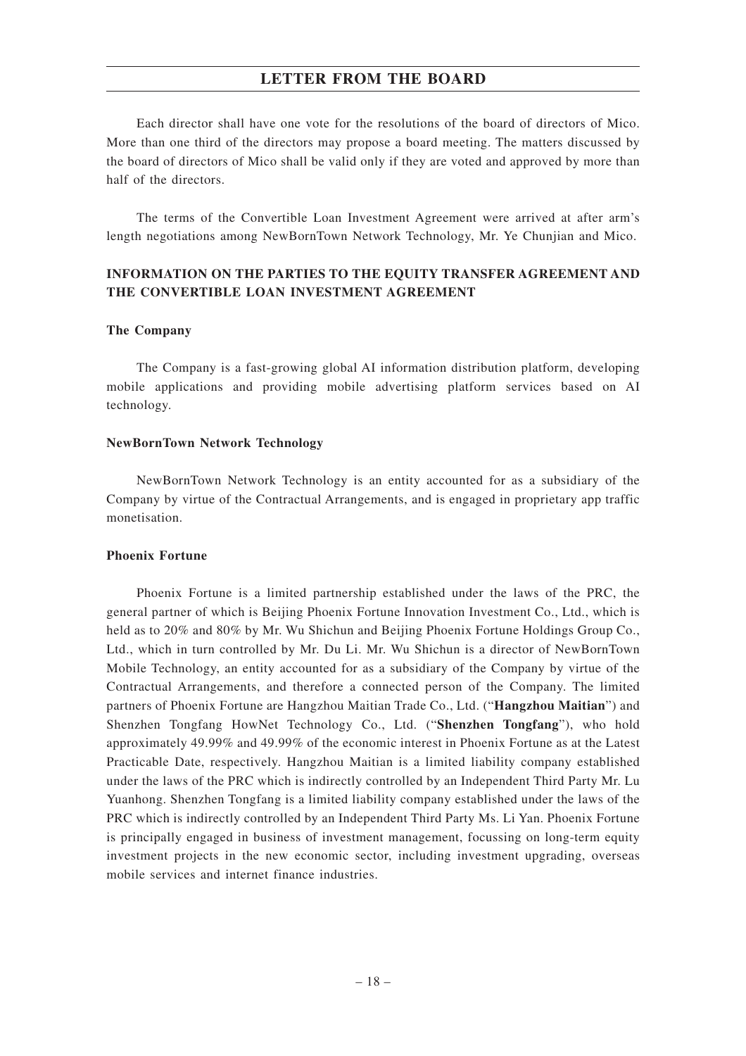Each director shall have one vote for the resolutions of the board of directors of Mico. More than one third of the directors may propose a board meeting. The matters discussed by the board of directors of Mico shall be valid only if they are voted and approved by more than half of the directors.

The terms of the Convertible Loan Investment Agreement were arrived at after arm's length negotiations among NewBornTown Network Technology, Mr. Ye Chunjian and Mico.

## INFORMATION ON THE PARTIES TO THE EQUITY TRANSFER AGREEMENT AND THE CONVERTIBLE LOAN INVESTMENT AGREEMENT

### The Company

The Company is a fast-growing global AI information distribution platform, developing mobile applications and providing mobile advertising platform services based on AI technology.

### NewBornTown Network Technology

NewBornTown Network Technology is an entity accounted for as a subsidiary of the Company by virtue of the Contractual Arrangements, and is engaged in proprietary app traffic monetisation.

### Phoenix Fortune

Phoenix Fortune is a limited partnership established under the laws of the PRC, the general partner of which is Beijing Phoenix Fortune Innovation Investment Co., Ltd., which is held as to 20% and 80% by Mr. Wu Shichun and Beijing Phoenix Fortune Holdings Group Co., Ltd., which in turn controlled by Mr. Du Li. Mr. Wu Shichun is a director of NewBornTown Mobile Technology, an entity accounted for as a subsidiary of the Company by virtue of the Contractual Arrangements, and therefore a connected person of the Company. The limited partners of Phoenix Fortune are Hangzhou Maitian Trade Co., Ltd. ("**Hangzhou Maitian**") and Shenzhen Tongfang HowNet Technology Co., Ltd. ("**Shenzhen Tongfang**"), who hold approximately 49.99% and 49.99% of the economic interest in Phoenix Fortune as at the Latest Practicable Date, respectively. Hangzhou Maitian is a limited liability company established under the laws of the PRC which is indirectly controlled by an Independent Third Party Mr. Lu Yuanhong. Shenzhen Tongfang is a limited liability company established under the laws of the PRC which is indirectly controlled by an Independent Third Party Ms. Li Yan. Phoenix Fortune is principally engaged in business of investment management, focussing on long-term equity investment projects in the new economic sector, including investment upgrading, overseas mobile services and internet finance industries.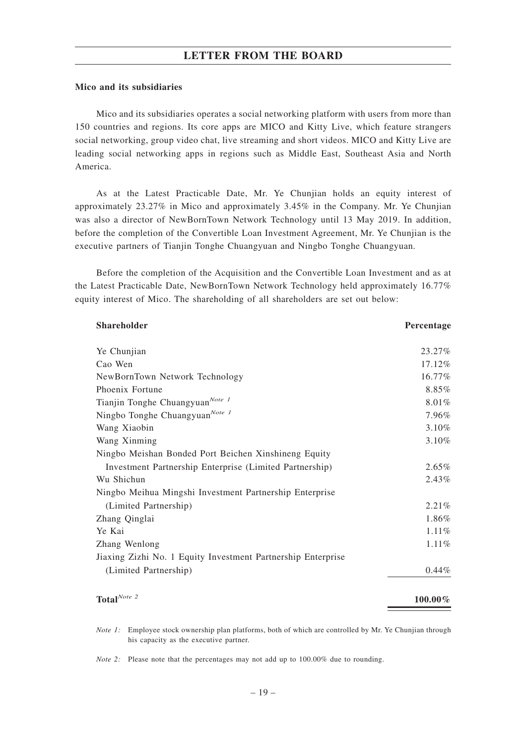## LETTER FROM THE BOARD

**Mico and its subsidiaries**

Mico and its subsidiaries operates a social networking platform with users from more than 150 countries and regions. Its core apps are MICO and Kitty Live, which feature strangers social networking, group video chat, live streaming and short videos. MICO and Kitty Live are leading social networking apps in regions such as Middle East, Southeast Asia and North America.

As at the Latest Practicable Date, Mr. Ye Chunjian holds an equity interest of approximately 23.27% in Mico and approximately 3.45% in the Company. Mr. Ye Chunjian was also a director of NewBornTown Network Technology until 13 May 2019. In addition, before the completion of the Convertible Loan Investment Agreement, Mr. Ye Chunjian is the executive partners of Tianjin Tonghe Chuangyuan and Ningbo Tonghe Chuangyuan.

Before the completion of the Acquisition and the Convertible Loan Investment and as at the Latest Practicable Date, NewBornTown Network Technology held approximately 16.77% equity interest of Mico. The shareholding of all shareholders are set out below:

| Shareholder | Percentage |
|---|---|
| Ye Chunjian | 23.27% |
| Cao Wen | 17.12% |
| NewBornTown Network Technology | 16.77% |
| Phoenix Fortune | 8.85% |
| Tianjin Tonghe Chuangyuan *Note 1* | 8.01% |
| Ningbo Tonghe Chuangyuan *Note 1* | 7.96% |
| Wang Xiaobin | 3.10% |
| Wang Xinming | 3.10% |
| Ningbo Meishan Bonded Port Beichen Xinshineng Equity Investment Partnership Enterprise (Limited Partnership) | 2.65% |
| Wu Shichun | 2.43% |
| Ningbo Meihua Mingshi Investment Partnership Enterprise (Limited Partnership) | 2.21% |
| Zhang Qinglai | 1.86% |
| Ye Kai | 1.11% |
| Zhang Wenlong | 1.11% |
| Jiaxing Zizhi No. 1 Equity Investment Partnership Enterprise (Limited Partnership) | 0.44% |
| **Total** *Note 2* | **100.00%** |

*Note 1:* Employee stock ownership plan platforms, both of which are controlled by Mr. Ye Chunjian through his capacity as the executive partner.

*Note 2:* Please note that the percentages may not add up to 100.00% due to rounding.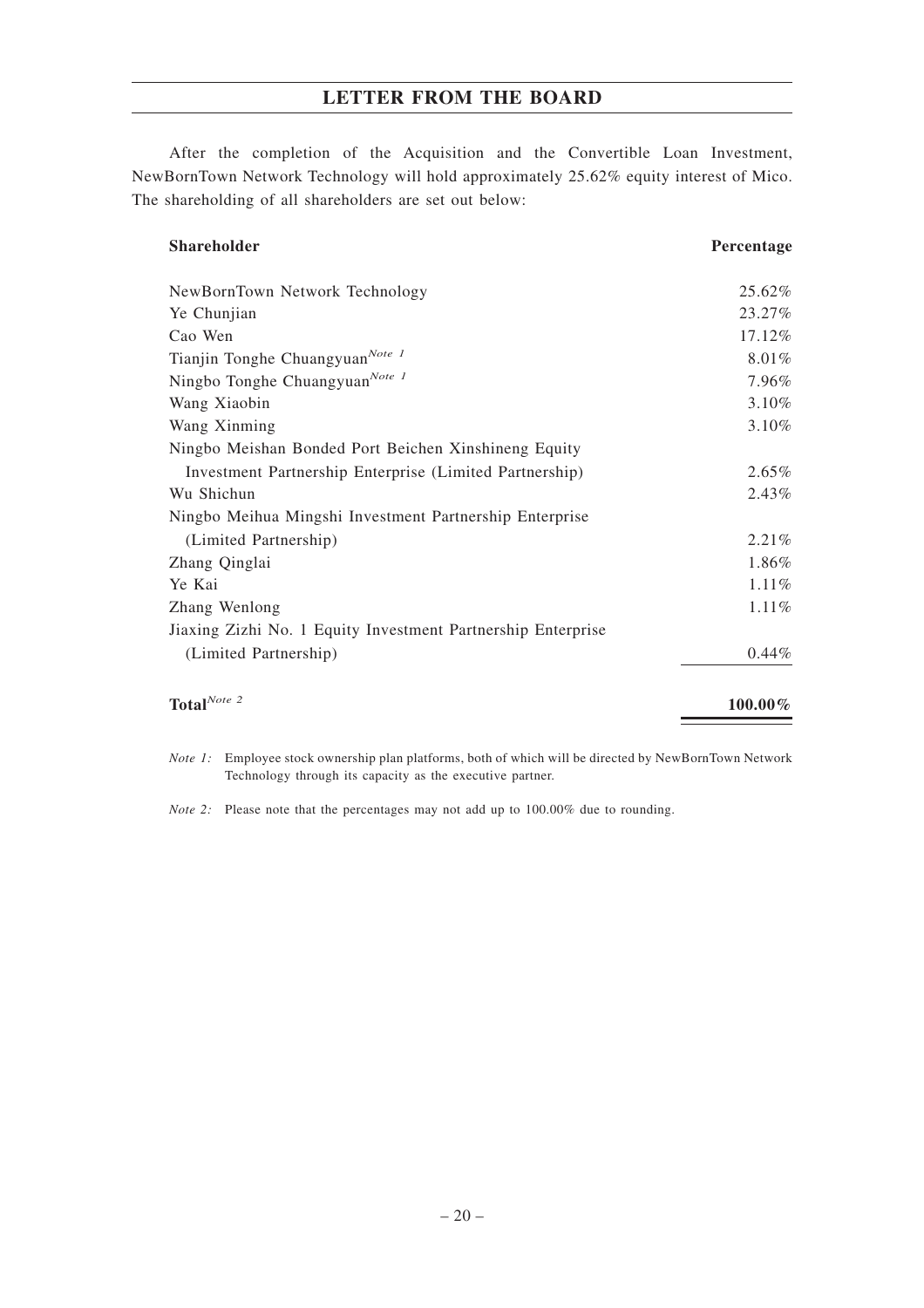After the completion of the Acquisition and the Convertible Loan Investment, NewBornTown Network Technology will hold approximately 25.62% equity interest of Mico. The shareholding of all shareholders are set out below:

| Shareholder | Percentage |
|---|---|
| NewBornTown Network Technology | 25.62% |
| Ye Chunjian | 23.27% |
| Cao Wen | 17.12% |
| Tianjin Tonghe Chuangyuan[Note 1] | 8.01% |
| Ningbo Tonghe Chuangyuan[Note 1] | 7.96% |
| Wang Xiaobin | 3.10% |
| Wang Xinming | 3.10% |
| Ningbo Meishan Bonded Port Beichen Xinshineng Equity Investment Partnership Enterprise (Limited Partnership) | 2.65% |
| Wu Shichun | 2.43% |
| Ningbo Meihua Mingshi Investment Partnership Enterprise (Limited Partnership) | 2.21% |
| Zhang Qinglai | 1.86% |
| Ye Kai | 1.11% |
| Zhang Wenlong | 1.11% |
| Jiaxing Zizhi No. 1 Equity Investment Partnership Enterprise (Limited Partnership) | 0.44% |
| **Total[Note 2]** | **100.00%** |

*Note 1:* Employee stock ownership plan platforms, both of which will be directed by NewBornTown Network Technology through its capacity as the executive partner.

*Note 2:* Please note that the percentages may not add up to 100.00% due to rounding.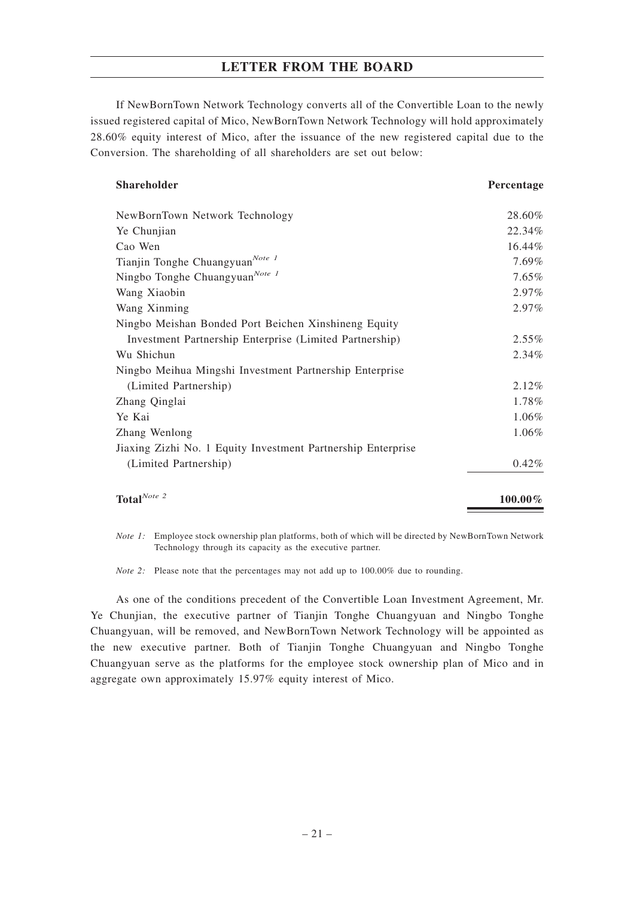## LETTER FROM THE BOARD

If NewBornTown Network Technology converts all of the Convertible Loan to the newly issued registered capital of Mico, NewBornTown Network Technology will hold approximately 28.60% equity interest of Mico, after the issuance of the new registered capital due to the Conversion. The shareholding of all shareholders are set out below:

| Shareholder | Percentage |
|---|---|
| NewBornTown Network Technology | 28.60% |
| Ye Chunjian | 22.34% |
| Cao Wen | 16.44% |
| Tianjin Tonghe Chuangyuan*Note 1* | 7.69% |
| Ningbo Tonghe Chuangyuan*Note 1* | 7.65% |
| Wang Xiaobin | 2.97% |
| Wang Xinming | 2.97% |
| Ningbo Meishan Bonded Port Beichen Xinshineng Equity Investment Partnership Enterprise (Limited Partnership) | 2.55% |
| Wu Shichun | 2.34% |
| Ningbo Meihua Mingshi Investment Partnership Enterprise (Limited Partnership) | 2.12% |
| Zhang Qinglai | 1.78% |
| Ye Kai | 1.06% |
| Zhang Wenlong | 1.06% |
| Jiaxing Zizhi No. 1 Equity Investment Partnership Enterprise (Limited Partnership) | 0.42% |
| **Total***Note 2* | **100.00%** |

*Note 1:* Employee stock ownership plan platforms, both of which will be directed by NewBornTown Network Technology through its capacity as the executive partner.

*Note 2:* Please note that the percentages may not add up to 100.00% due to rounding.

As one of the conditions precedent of the Convertible Loan Investment Agreement, Mr. Ye Chunjian, the executive partner of Tianjin Tonghe Chuangyuan and Ningbo Tonghe Chuangyuan, will be removed, and NewBornTown Network Technology will be appointed as the new executive partner. Both of Tianjin Tonghe Chuangyuan and Ningbo Tonghe Chuangyuan serve as the platforms for the employee stock ownership plan of Mico and in aggregate own approximately 15.97% equity interest of Mico.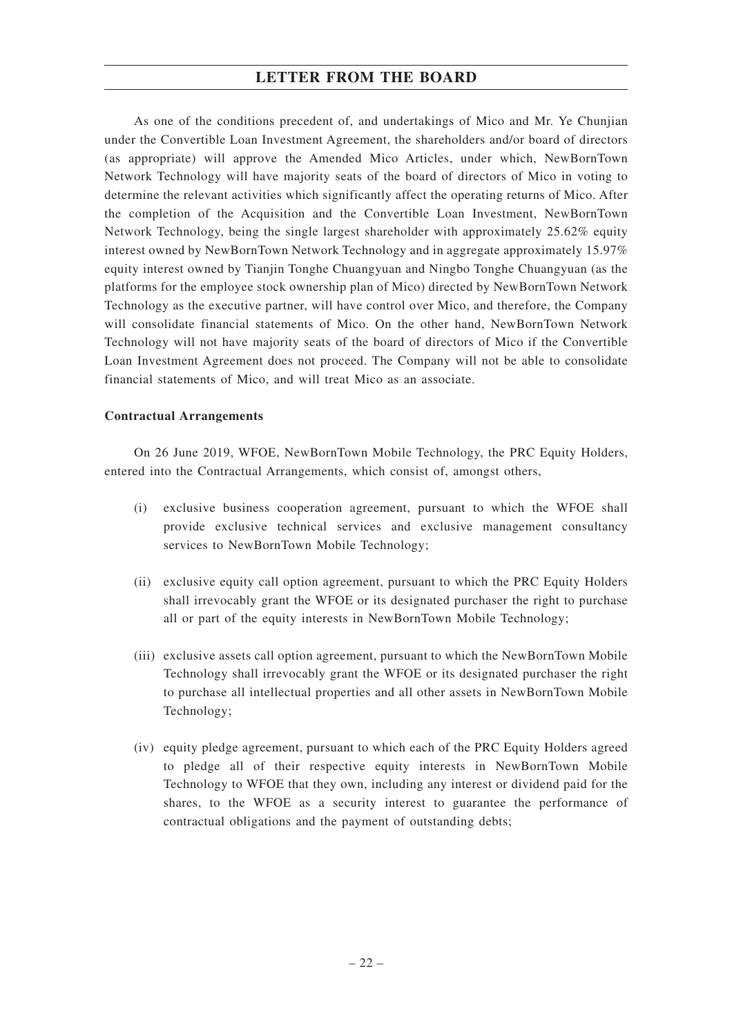As one of the conditions precedent of, and undertakings of Mico and Mr. Ye Chunjian under the Convertible Loan Investment Agreement, the shareholders and/or board of directors (as appropriate) will approve the Amended Mico Articles, under which, NewBornTown Network Technology will have majority seats of the board of directors of Mico in voting to determine the relevant activities which significantly affect the operating returns of Mico. After the completion of the Acquisition and the Convertible Loan Investment, NewBornTown Network Technology, being the single largest shareholder with approximately 25.62% equity interest owned by NewBornTown Network Technology and in aggregate approximately 15.97% equity interest owned by Tianjin Tonghe Chuangyuan and Ningbo Tonghe Chuangyuan (as the platforms for the employee stock ownership plan of Mico) directed by NewBornTown Network Technology as the executive partner, will have control over Mico, and therefore, the Company will consolidate financial statements of Mico. On the other hand, NewBornTown Network Technology will not have majority seats of the board of directors of Mico if the Convertible Loan Investment Agreement does not proceed. The Company will not be able to consolidate financial statements of Mico, and will treat Mico as an associate.

**Contractual Arrangements**

On 26 June 2019, WFOE, NewBornTown Mobile Technology, the PRC Equity Holders, entered into the Contractual Arrangements, which consist of, amongst others,

(i) exclusive business cooperation agreement, pursuant to which the WFOE shall provide exclusive technical services and exclusive management consultancy services to NewBornTown Mobile Technology;

(ii) exclusive equity call option agreement, pursuant to which the PRC Equity Holders shall irrevocably grant the WFOE or its designated purchaser the right to purchase all or part of the equity interests in NewBornTown Mobile Technology;

(iii) exclusive assets call option agreement, pursuant to which the NewBornTown Mobile Technology shall irrevocably grant the WFOE or its designated purchaser the right to purchase all intellectual properties and all other assets in NewBornTown Mobile Technology;

(iv) equity pledge agreement, pursuant to which each of the PRC Equity Holders agreed to pledge all of their respective equity interests in NewBornTown Mobile Technology to WFOE that they own, including any interest or dividend paid for the shares, to the WFOE as a security interest to guarantee the performance of contractual obligations and the payment of outstanding debts;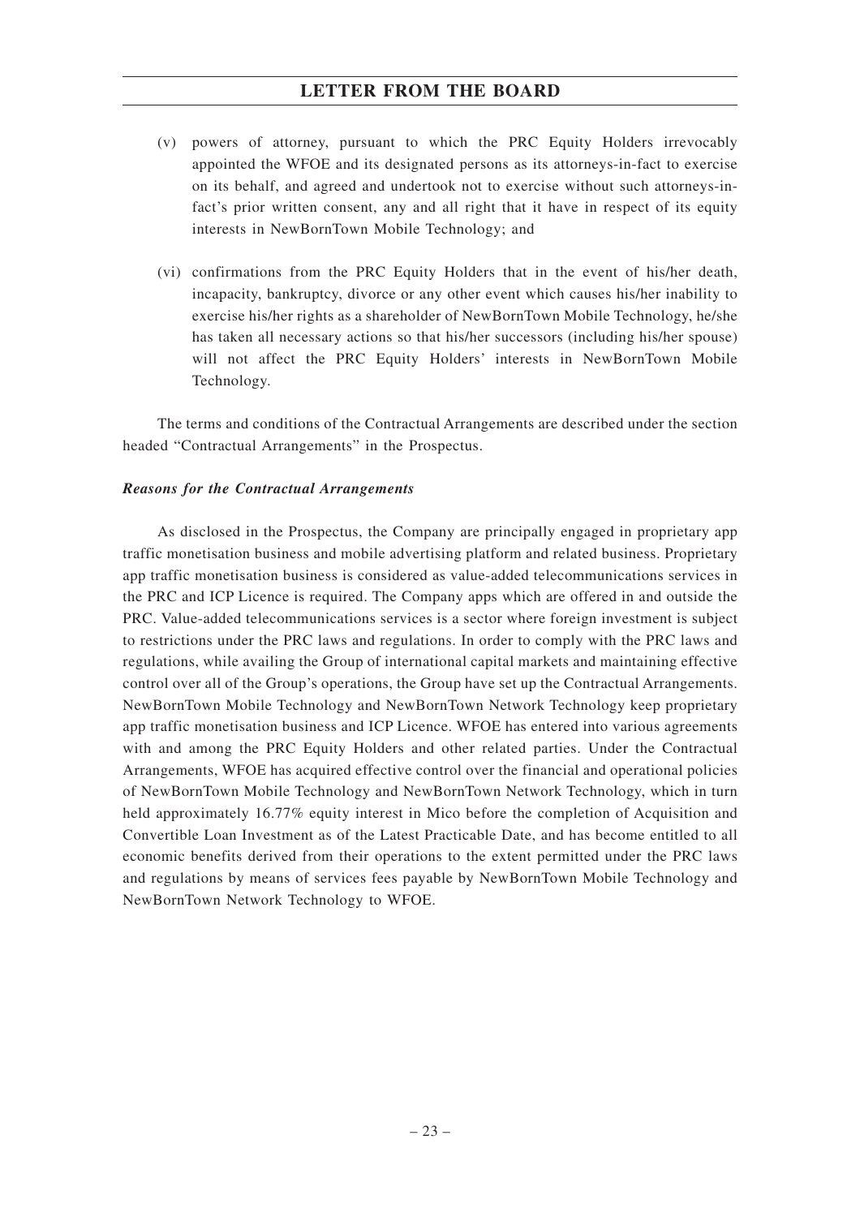(v) powers of attorney, pursuant to which the PRC Equity Holders irrevocably appointed the WFOE and its designated persons as its attorneys-in-fact to exercise on its behalf, and agreed and undertook not to exercise without such attorneys-in-fact's prior written consent, any and all right that it have in respect of its equity interests in NewBornTown Mobile Technology; and

(vi) confirmations from the PRC Equity Holders that in the event of his/her death, incapacity, bankruptcy, divorce or any other event which causes his/her inability to exercise his/her rights as a shareholder of NewBornTown Mobile Technology, he/she has taken all necessary actions so that his/her successors (including his/her spouse) will not affect the PRC Equity Holders' interests in NewBornTown Mobile Technology.

The terms and conditions of the Contractual Arrangements are described under the section headed "Contractual Arrangements" in the Prospectus.

***Reasons for the Contractual Arrangements***

As disclosed in the Prospectus, the Company are principally engaged in proprietary app traffic monetisation business and mobile advertising platform and related business. Proprietary app traffic monetisation business is considered as value-added telecommunications services in the PRC and ICP Licence is required. The Company apps which are offered in and outside the PRC. Value-added telecommunications services is a sector where foreign investment is subject to restrictions under the PRC laws and regulations. In order to comply with the PRC laws and regulations, while availing the Group of international capital markets and maintaining effective control over all of the Group's operations, the Group have set up the Contractual Arrangements. NewBornTown Mobile Technology and NewBornTown Network Technology keep proprietary app traffic monetisation business and ICP Licence. WFOE has entered into various agreements with and among the PRC Equity Holders and other related parties. Under the Contractual Arrangements, WFOE has acquired effective control over the financial and operational policies of NewBornTown Mobile Technology and NewBornTown Network Technology, which in turn held approximately 16.77% equity interest in Mico before the completion of Acquisition and Convertible Loan Investment as of the Latest Practicable Date, and has become entitled to all economic benefits derived from their operations to the extent permitted under the PRC laws and regulations by means of services fees payable by NewBornTown Mobile Technology and NewBornTown Network Technology to WFOE.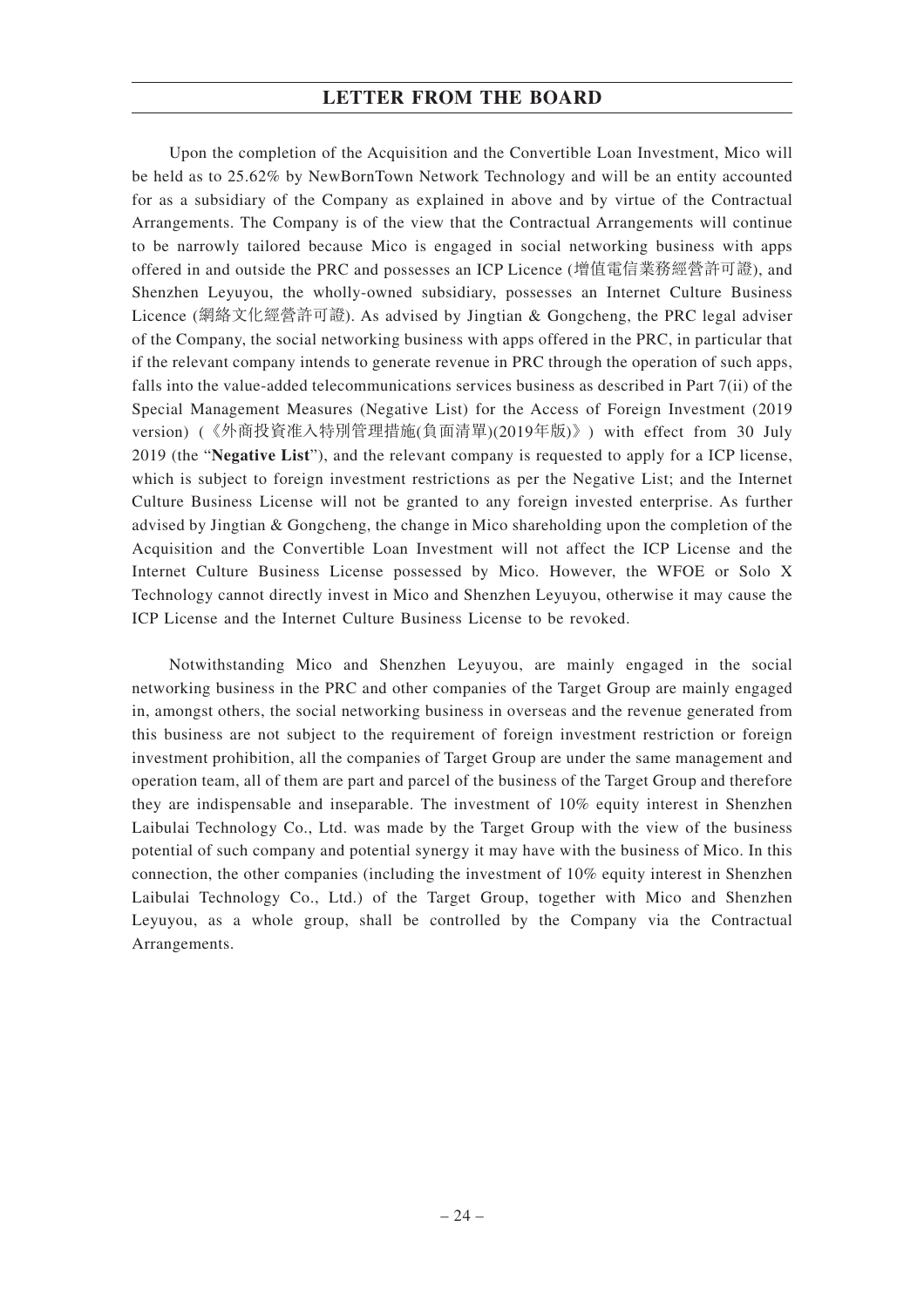Upon the completion of the Acquisition and the Convertible Loan Investment, Mico will be held as to 25.62% by NewBornTown Network Technology and will be an entity accounted for as a subsidiary of the Company as explained in above and by virtue of the Contractual Arrangements. The Company is of the view that the Contractual Arrangements will continue to be narrowly tailored because Mico is engaged in social networking business with apps offered in and outside the PRC and possesses an ICP Licence (增值電信業務經營許可證), and Shenzhen Leyuyou, the wholly-owned subsidiary, possesses an Internet Culture Business Licence (網絡文化經營許可證). As advised by Jingtian & Gongcheng, the PRC legal adviser of the Company, the social networking business with apps offered in the PRC, in particular that if the relevant company intends to generate revenue in PRC through the operation of such apps, falls into the value-added telecommunications services business as described in Part 7(ii) of the Special Management Measures (Negative List) for the Access of Foreign Investment (2019 version) (《外商投資准入特別管理措施(負面清單)(2019年版)》) with effect from 30 July 2019 (the "**Negative List**"), and the relevant company is requested to apply for a ICP license, which is subject to foreign investment restrictions as per the Negative List; and the Internet Culture Business License will not be granted to any foreign invested enterprise. As further advised by Jingtian & Gongcheng, the change in Mico shareholding upon the completion of the Acquisition and the Convertible Loan Investment will not affect the ICP License and the Internet Culture Business License possessed by Mico. However, the WFOE or Solo X Technology cannot directly invest in Mico and Shenzhen Leyuyou, otherwise it may cause the ICP License and the Internet Culture Business License to be revoked.

Notwithstanding Mico and Shenzhen Leyuyou, are mainly engaged in the social networking business in the PRC and other companies of the Target Group are mainly engaged in, amongst others, the social networking business in overseas and the revenue generated from this business are not subject to the requirement of foreign investment restriction or foreign investment prohibition, all the companies of Target Group are under the same management and operation team, all of them are part and parcel of the business of the Target Group and therefore they are indispensable and inseparable. The investment of 10% equity interest in Shenzhen Laibulai Technology Co., Ltd. was made by the Target Group with the view of the business potential of such company and potential synergy it may have with the business of Mico. In this connection, the other companies (including the investment of 10% equity interest in Shenzhen Laibulai Technology Co., Ltd.) of the Target Group, together with Mico and Shenzhen Leyuyou, as a whole group, shall be controlled by the Company via the Contractual Arrangements.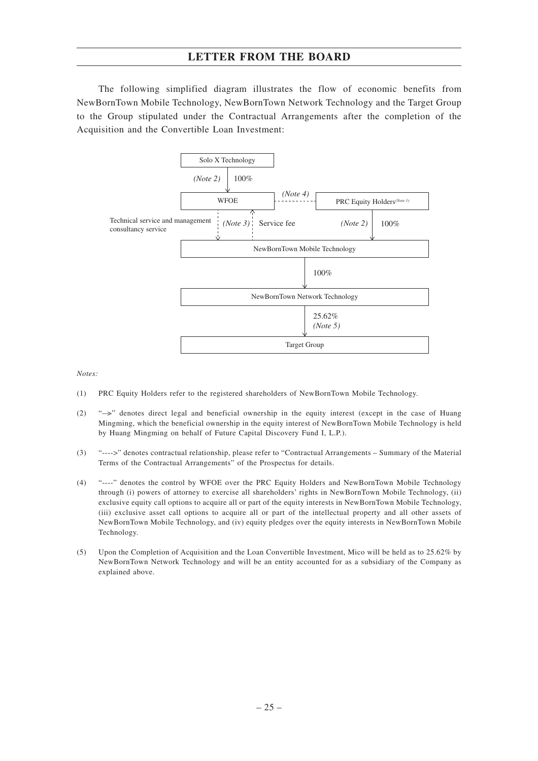## LETTER FROM THE BOARD

The following simplified diagram illustrates the flow of economic benefits from NewBornTown Mobile Technology, NewBornTown Network Technology and the Target Group to the Group stipulated under the Contractual Arrangements after the completion of the Acquisition and the Convertible Loan Investment:

```
Solo X Technology
    |
    | (Note 2) 100%
    v
  WFOE  - - - - - (Note 4) - - - - -  PRC Equity Holders(Note 1)
   :  ^                                      |
   :  : Service fee                          | (Note 2) 100%
   v  : (Note 3)                             v
Technical service and management
consultancy service
          NewBornTown Mobile Technology
                    |
                    | 100%
                    v
          NewBornTown Network Technology
                    |
                    | 25.62% (Note 5)
                    v
               Target Group
```

*Notes:*

(1) PRC Equity Holders refer to the registered shareholders of NewBornTown Mobile Technology.

(2) "—>" denotes direct legal and beneficial ownership in the equity interest (except in the case of Huang Mingming, which the beneficial ownership in the equity interest of NewBornTown Mobile Technology is held by Huang Mingming on behalf of Future Capital Discovery Fund I, L.P.).

(3) "---->" denotes contractual relationship, please refer to "Contractual Arrangements – Summary of the Material Terms of the Contractual Arrangements" of the Prospectus for details.

(4) "----" denotes the control by WFOE over the PRC Equity Holders and NewBornTown Mobile Technology through (i) powers of attorney to exercise all shareholders' rights in NewBornTown Mobile Technology, (ii) exclusive equity call options to acquire all or part of the equity interests in NewBornTown Mobile Technology, (iii) exclusive asset call options to acquire all or part of the intellectual property and all other assets of NewBornTown Mobile Technology, and (iv) equity pledges over the equity interests in NewBornTown Mobile Technology.

(5) Upon the Completion of Acquisition and the Loan Convertible Investment, Mico will be held as to 25.62% by NewBornTown Network Technology and will be an entity accounted for as a subsidiary of the Company as explained above.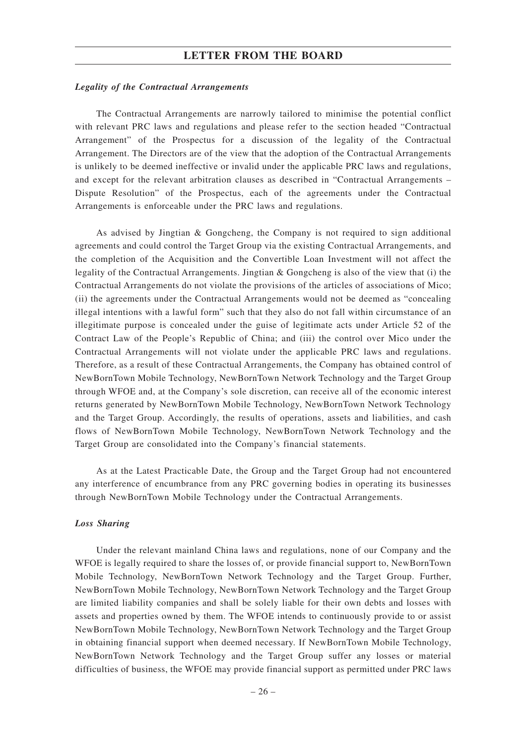***Legality of the Contractual Arrangements***

The Contractual Arrangements are narrowly tailored to minimise the potential conflict with relevant PRC laws and regulations and please refer to the section headed "Contractual Arrangement" of the Prospectus for a discussion of the legality of the Contractual Arrangement. The Directors are of the view that the adoption of the Contractual Arrangements is unlikely to be deemed ineffective or invalid under the applicable PRC laws and regulations, and except for the relevant arbitration clauses as described in "Contractual Arrangements – Dispute Resolution" of the Prospectus, each of the agreements under the Contractual Arrangements is enforceable under the PRC laws and regulations.

As advised by Jingtian & Gongcheng, the Company is not required to sign additional agreements and could control the Target Group via the existing Contractual Arrangements, and the completion of the Acquisition and the Convertible Loan Investment will not affect the legality of the Contractual Arrangements. Jingtian & Gongcheng is also of the view that (i) the Contractual Arrangements do not violate the provisions of the articles of associations of Mico; (ii) the agreements under the Contractual Arrangements would not be deemed as "concealing illegal intentions with a lawful form" such that they also do not fall within circumstance of an illegitimate purpose is concealed under the guise of legitimate acts under Article 52 of the Contract Law of the People's Republic of China; and (iii) the control over Mico under the Contractual Arrangements will not violate under the applicable PRC laws and regulations. Therefore, as a result of these Contractual Arrangements, the Company has obtained control of NewBornTown Mobile Technology, NewBornTown Network Technology and the Target Group through WFOE and, at the Company's sole discretion, can receive all of the economic interest returns generated by NewBornTown Mobile Technology, NewBornTown Network Technology and the Target Group. Accordingly, the results of operations, assets and liabilities, and cash flows of NewBornTown Mobile Technology, NewBornTown Network Technology and the Target Group are consolidated into the Company's financial statements.

As at the Latest Practicable Date, the Group and the Target Group had not encountered any interference of encumbrance from any PRC governing bodies in operating its businesses through NewBornTown Mobile Technology under the Contractual Arrangements.

***Loss Sharing***

Under the relevant mainland China laws and regulations, none of our Company and the WFOE is legally required to share the losses of, or provide financial support to, NewBornTown Mobile Technology, NewBornTown Network Technology and the Target Group. Further, NewBornTown Mobile Technology, NewBornTown Network Technology and the Target Group are limited liability companies and shall be solely liable for their own debts and losses with assets and properties owned by them. The WFOE intends to continuously provide to or assist NewBornTown Mobile Technology, NewBornTown Network Technology and the Target Group in obtaining financial support when deemed necessary. If NewBornTown Mobile Technology, NewBornTown Network Technology and the Target Group suffer any losses or material difficulties of business, the WFOE may provide financial support as permitted under PRC laws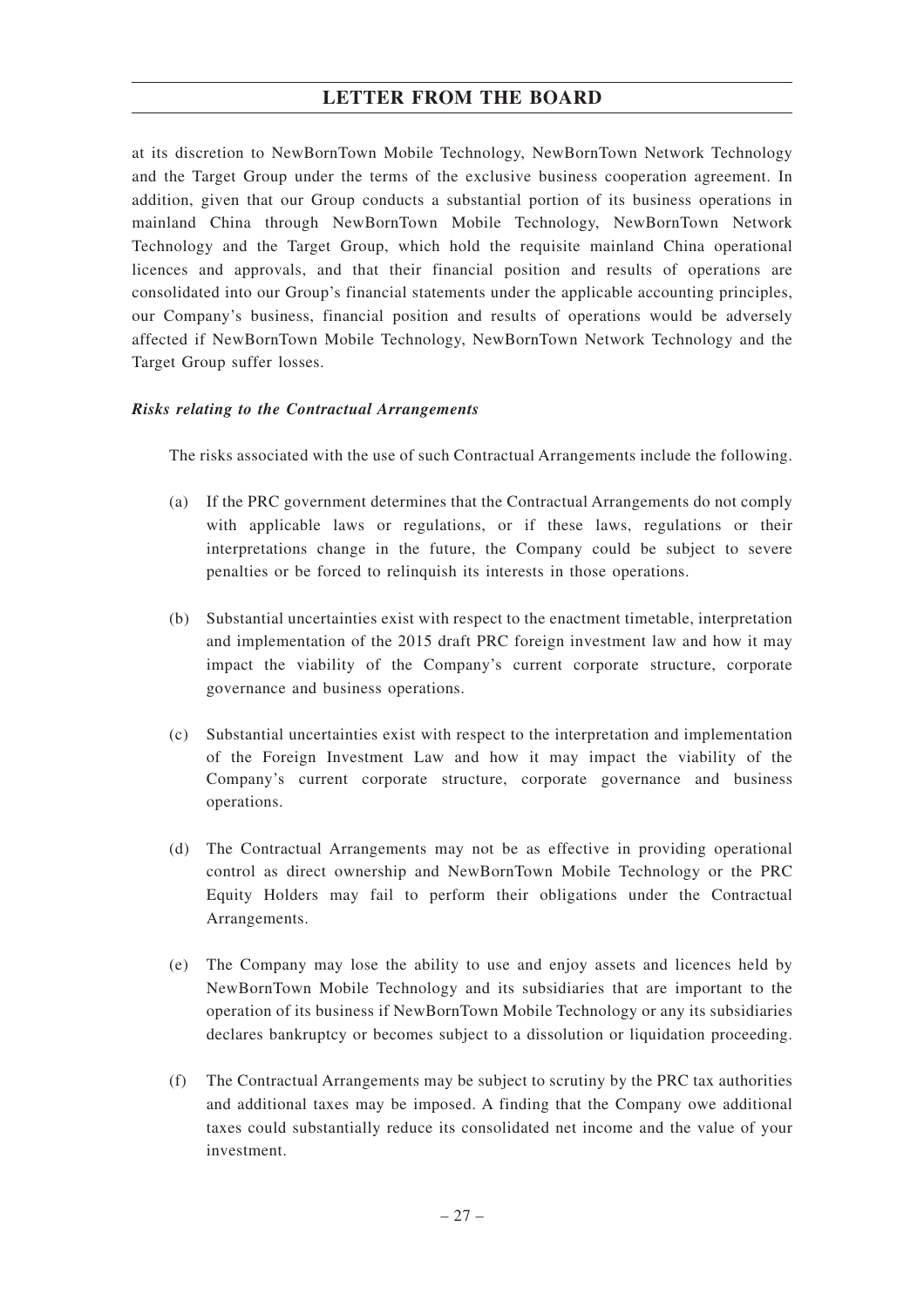at its discretion to NewBornTown Mobile Technology, NewBornTown Network Technology and the Target Group under the terms of the exclusive business cooperation agreement. In addition, given that our Group conducts a substantial portion of its business operations in mainland China through NewBornTown Mobile Technology, NewBornTown Network Technology and the Target Group, which hold the requisite mainland China operational licences and approvals, and that their financial position and results of operations are consolidated into our Group's financial statements under the applicable accounting principles, our Company's business, financial position and results of operations would be adversely affected if NewBornTown Mobile Technology, NewBornTown Network Technology and the Target Group suffer losses.

***Risks relating to the Contractual Arrangements***

The risks associated with the use of such Contractual Arrangements include the following.

(a) If the PRC government determines that the Contractual Arrangements do not comply with applicable laws or regulations, or if these laws, regulations or their interpretations change in the future, the Company could be subject to severe penalties or be forced to relinquish its interests in those operations.

(b) Substantial uncertainties exist with respect to the enactment timetable, interpretation and implementation of the 2015 draft PRC foreign investment law and how it may impact the viability of the Company's current corporate structure, corporate governance and business operations.

(c) Substantial uncertainties exist with respect to the interpretation and implementation of the Foreign Investment Law and how it may impact the viability of the Company's current corporate structure, corporate governance and business operations.

(d) The Contractual Arrangements may not be as effective in providing operational control as direct ownership and NewBornTown Mobile Technology or the PRC Equity Holders may fail to perform their obligations under the Contractual Arrangements.

(e) The Company may lose the ability to use and enjoy assets and licences held by NewBornTown Mobile Technology and its subsidiaries that are important to the operation of its business if NewBornTown Mobile Technology or any its subsidiaries declares bankruptcy or becomes subject to a dissolution or liquidation proceeding.

(f) The Contractual Arrangements may be subject to scrutiny by the PRC tax authorities and additional taxes may be imposed. A finding that the Company owe additional taxes could substantially reduce its consolidated net income and the value of your investment.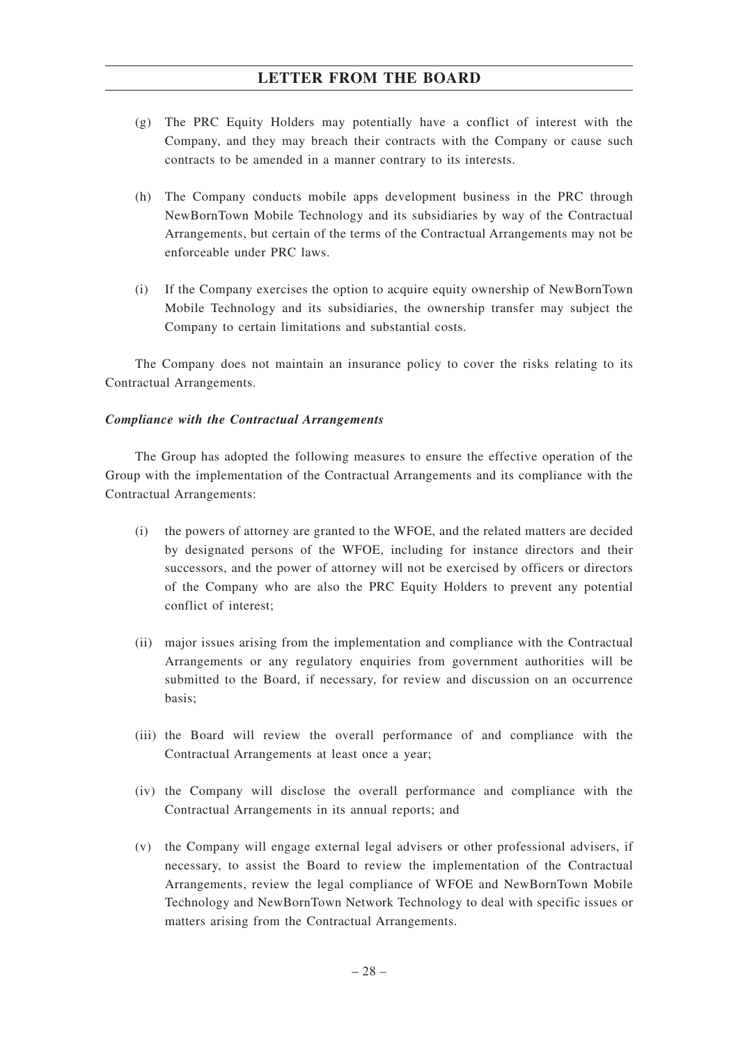(g) The PRC Equity Holders may potentially have a conflict of interest with the Company, and they may breach their contracts with the Company or cause such contracts to be amended in a manner contrary to its interests.

(h) The Company conducts mobile apps development business in the PRC through NewBornTown Mobile Technology and its subsidiaries by way of the Contractual Arrangements, but certain of the terms of the Contractual Arrangements may not be enforceable under PRC laws.

(i) If the Company exercises the option to acquire equity ownership of NewBornTown Mobile Technology and its subsidiaries, the ownership transfer may subject the Company to certain limitations and substantial costs.

The Company does not maintain an insurance policy to cover the risks relating to its Contractual Arrangements.

***Compliance with the Contractual Arrangements***

The Group has adopted the following measures to ensure the effective operation of the Group with the implementation of the Contractual Arrangements and its compliance with the Contractual Arrangements:

(i) the powers of attorney are granted to the WFOE, and the related matters are decided by designated persons of the WFOE, including for instance directors and their successors, and the power of attorney will not be exercised by officers or directors of the Company who are also the PRC Equity Holders to prevent any potential conflict of interest;

(ii) major issues arising from the implementation and compliance with the Contractual Arrangements or any regulatory enquiries from government authorities will be submitted to the Board, if necessary, for review and discussion on an occurrence basis;

(iii) the Board will review the overall performance of and compliance with the Contractual Arrangements at least once a year;

(iv) the Company will disclose the overall performance and compliance with the Contractual Arrangements in its annual reports; and

(v) the Company will engage external legal advisers or other professional advisers, if necessary, to assist the Board to review the implementation of the Contractual Arrangements, review the legal compliance of WFOE and NewBornTown Mobile Technology and NewBornTown Network Technology to deal with specific issues or matters arising from the Contractual Arrangements.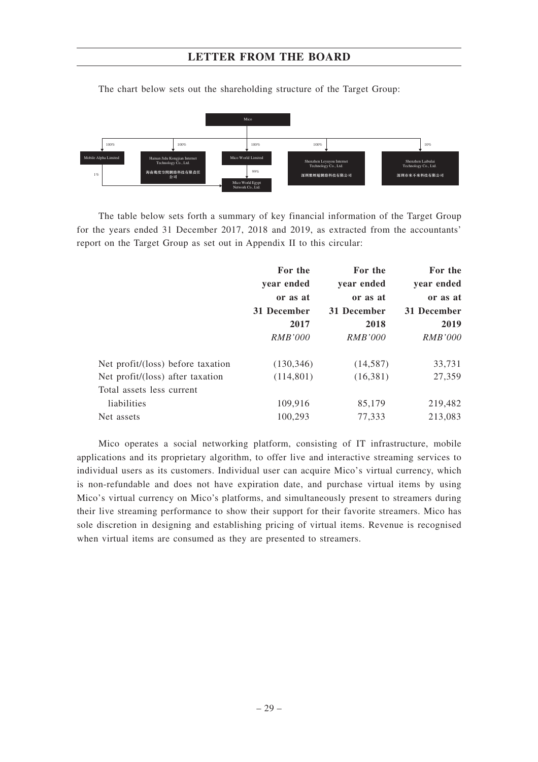The chart below sets out the shareholding structure of the Target Group:

Mico

- 100% → Mobile Alpha Limited
- 100% → Hainan Jidu Kongjian Internet Technology Co., Ltd. 海南佹度空間網絡科技有限責任公司
- 100% → Mico World Limited
- 100% → Shenzhen Leyuyou Internet Technology Co., Ltd. 深圳樂娛遊網絡科技有限公司
- 10% → Shenzhen Laibulai Technology Co., Ltd. 深圳市來不來科技有限公司

Mico World Limited (99%) and Mobile Alpha Limited (1%) → Mico World Egypt Network Co., Ltd.

The table below sets forth a summary of key financial information of the Target Group for the years ended 31 December 2017, 2018 and 2019, as extracted from the accountants' report on the Target Group as set out in Appendix II to this circular:

| | For the year ended or as at 31 December 2017 | For the year ended or as at 31 December 2018 | For the year ended or as at 31 December 2019 |
|---|---|---|---|
| | *RMB'000* | *RMB'000* | *RMB'000* |
| Net profit/(loss) before taxation | (130,346) | (14,587) | 33,731 |
| Net profit/(loss) after taxation | (114,801) | (16,381) | 27,359 |
| Total assets less current liabilities | 109,916 | 85,179 | 219,482 |
| Net assets | 100,293 | 77,333 | 213,083 |

Mico operates a social networking platform, consisting of IT infrastructure, mobile applications and its proprietary algorithm, to offer live and interactive streaming services to individual users as its customers. Individual user can acquire Mico's virtual currency, which is non-refundable and does not have expiration date, and purchase virtual items by using Mico's virtual currency on Mico's platforms, and simultaneously present to streamers during their live streaming performance to show their support for their favorite streamers. Mico has sole discretion in designing and establishing pricing of virtual items. Revenue is recognised when virtual items are consumed as they are presented to streamers.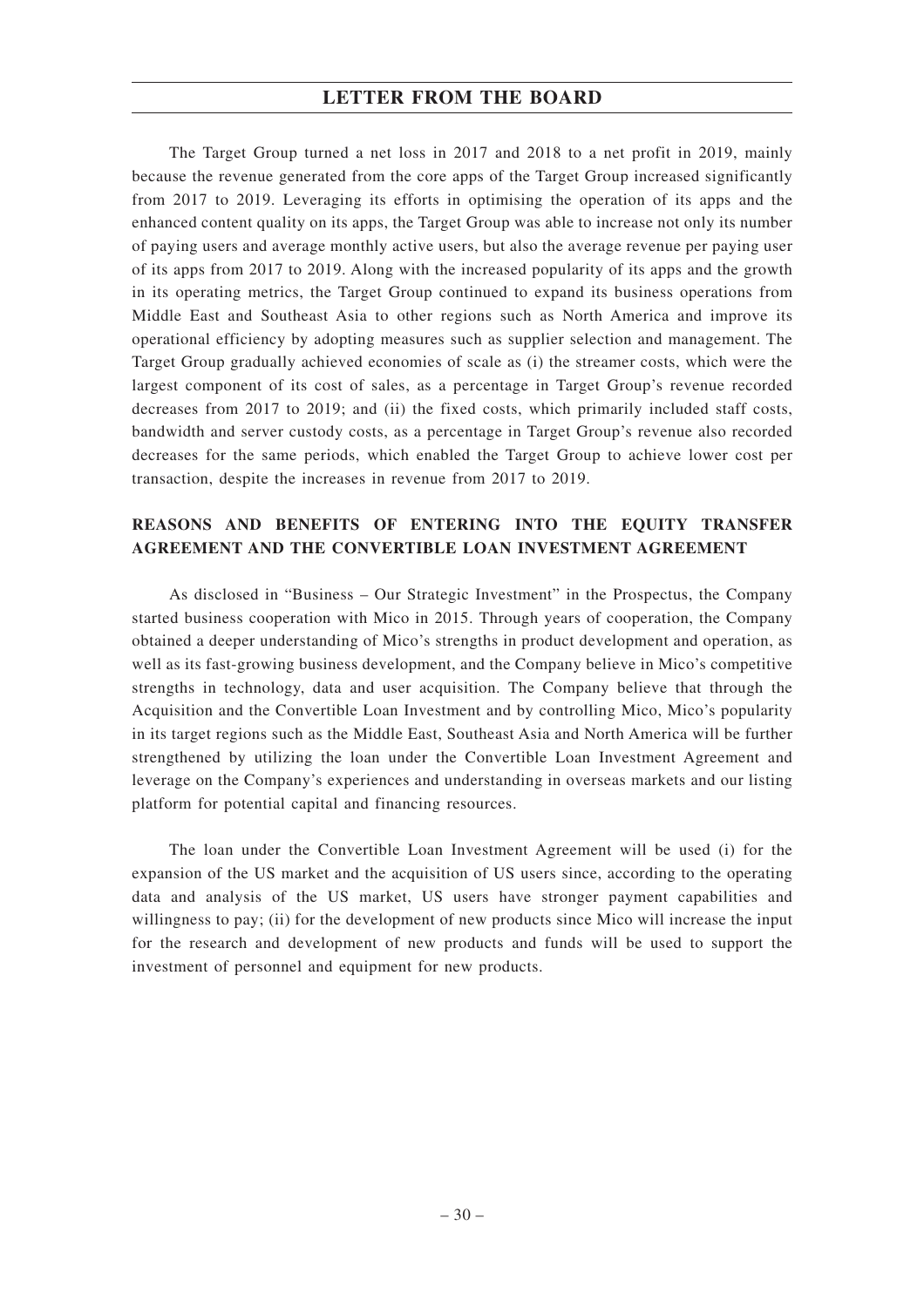The Target Group turned a net loss in 2017 and 2018 to a net profit in 2019, mainly because the revenue generated from the core apps of the Target Group increased significantly from 2017 to 2019. Leveraging its efforts in optimising the operation of its apps and the enhanced content quality on its apps, the Target Group was able to increase not only its number of paying users and average monthly active users, but also the average revenue per paying user of its apps from 2017 to 2019. Along with the increased popularity of its apps and the growth in its operating metrics, the Target Group continued to expand its business operations from Middle East and Southeast Asia to other regions such as North America and improve its operational efficiency by adopting measures such as supplier selection and management. The Target Group gradually achieved economies of scale as (i) the streamer costs, which were the largest component of its cost of sales, as a percentage in Target Group's revenue recorded decreases from 2017 to 2019; and (ii) the fixed costs, which primarily included staff costs, bandwidth and server custody costs, as a percentage in Target Group's revenue also recorded decreases for the same periods, which enabled the Target Group to achieve lower cost per transaction, despite the increases in revenue from 2017 to 2019.

## REASONS AND BENEFITS OF ENTERING INTO THE EQUITY TRANSFER AGREEMENT AND THE CONVERTIBLE LOAN INVESTMENT AGREEMENT

As disclosed in "Business – Our Strategic Investment" in the Prospectus, the Company started business cooperation with Mico in 2015. Through years of cooperation, the Company obtained a deeper understanding of Mico's strengths in product development and operation, as well as its fast-growing business development, and the Company believe in Mico's competitive strengths in technology, data and user acquisition. The Company believe that through the Acquisition and the Convertible Loan Investment and by controlling Mico, Mico's popularity in its target regions such as the Middle East, Southeast Asia and North America will be further strengthened by utilizing the loan under the Convertible Loan Investment Agreement and leverage on the Company's experiences and understanding in overseas markets and our listing platform for potential capital and financing resources.

The loan under the Convertible Loan Investment Agreement will be used (i) for the expansion of the US market and the acquisition of US users since, according to the operating data and analysis of the US market, US users have stronger payment capabilities and willingness to pay; (ii) for the development of new products since Mico will increase the input for the research and development of new products and funds will be used to support the investment of personnel and equipment for new products.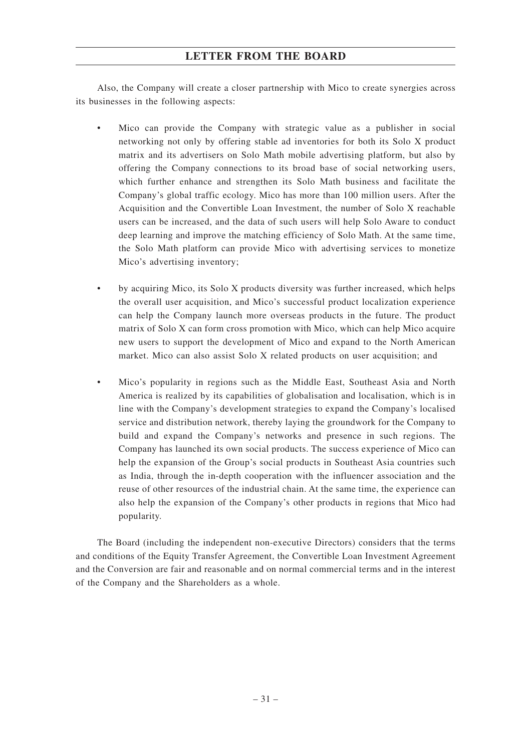Also, the Company will create a closer partnership with Mico to create synergies across its businesses in the following aspects:

- Mico can provide the Company with strategic value as a publisher in social networking not only by offering stable ad inventories for both its Solo X product matrix and its advertisers on Solo Math mobile advertising platform, but also by offering the Company connections to its broad base of social networking users, which further enhance and strengthen its Solo Math business and facilitate the Company's global traffic ecology. Mico has more than 100 million users. After the Acquisition and the Convertible Loan Investment, the number of Solo X reachable users can be increased, and the data of such users will help Solo Aware to conduct deep learning and improve the matching efficiency of Solo Math. At the same time, the Solo Math platform can provide Mico with advertising services to monetize Mico's advertising inventory;

- by acquiring Mico, its Solo X products diversity was further increased, which helps the overall user acquisition, and Mico's successful product localization experience can help the Company launch more overseas products in the future. The product matrix of Solo X can form cross promotion with Mico, which can help Mico acquire new users to support the development of Mico and expand to the North American market. Mico can also assist Solo X related products on user acquisition; and

- Mico's popularity in regions such as the Middle East, Southeast Asia and North America is realized by its capabilities of globalisation and localisation, which is in line with the Company's development strategies to expand the Company's localised service and distribution network, thereby laying the groundwork for the Company to build and expand the Company's networks and presence in such regions. The Company has launched its own social products. The success experience of Mico can help the expansion of the Group's social products in Southeast Asia countries such as India, through the in-depth cooperation with the influencer association and the reuse of other resources of the industrial chain. At the same time, the experience can also help the expansion of the Company's other products in regions that Mico had popularity.

The Board (including the independent non-executive Directors) considers that the terms and conditions of the Equity Transfer Agreement, the Convertible Loan Investment Agreement and the Conversion are fair and reasonable and on normal commercial terms and in the interest of the Company and the Shareholders as a whole.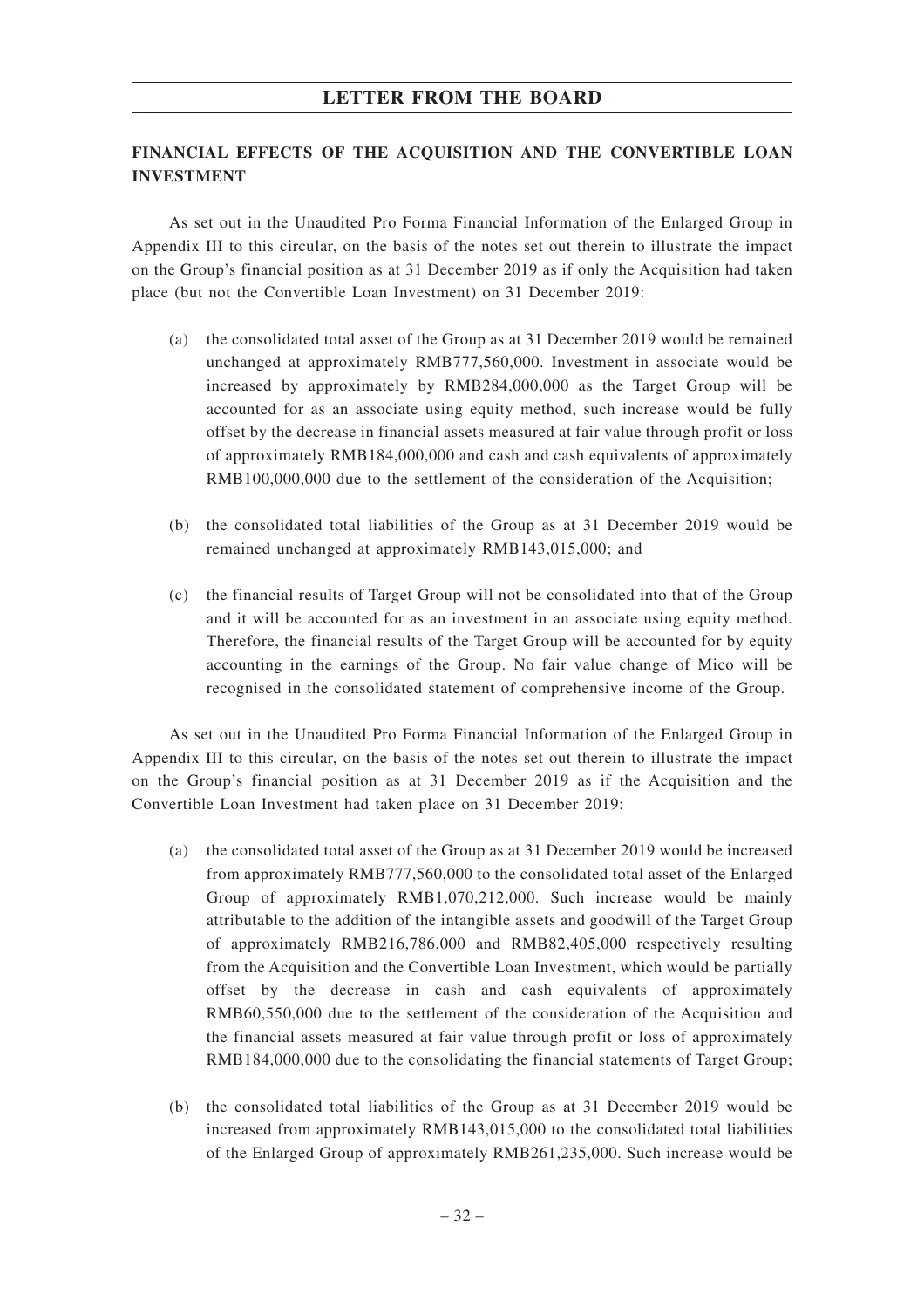## FINANCIAL EFFECTS OF THE ACQUISITION AND THE CONVERTIBLE LOAN INVESTMENT

As set out in the Unaudited Pro Forma Financial Information of the Enlarged Group in Appendix III to this circular, on the basis of the notes set out therein to illustrate the impact on the Group's financial position as at 31 December 2019 as if only the Acquisition had taken place (but not the Convertible Loan Investment) on 31 December 2019:

(a) the consolidated total asset of the Group as at 31 December 2019 would be remained unchanged at approximately RMB777,560,000. Investment in associate would be increased by approximately by RMB284,000,000 as the Target Group will be accounted for as an associate using equity method, such increase would be fully offset by the decrease in financial assets measured at fair value through profit or loss of approximately RMB184,000,000 and cash and cash equivalents of approximately RMB100,000,000 due to the settlement of the consideration of the Acquisition;

(b) the consolidated total liabilities of the Group as at 31 December 2019 would be remained unchanged at approximately RMB143,015,000; and

(c) the financial results of Target Group will not be consolidated into that of the Group and it will be accounted for as an investment in an associate using equity method. Therefore, the financial results of the Target Group will be accounted for by equity accounting in the earnings of the Group. No fair value change of Mico will be recognised in the consolidated statement of comprehensive income of the Group.

As set out in the Unaudited Pro Forma Financial Information of the Enlarged Group in Appendix III to this circular, on the basis of the notes set out therein to illustrate the impact on the Group's financial position as at 31 December 2019 as if the Acquisition and the Convertible Loan Investment had taken place on 31 December 2019:

(a) the consolidated total asset of the Group as at 31 December 2019 would be increased from approximately RMB777,560,000 to the consolidated total asset of the Enlarged Group of approximately RMB1,070,212,000. Such increase would be mainly attributable to the addition of the intangible assets and goodwill of the Target Group of approximately RMB216,786,000 and RMB82,405,000 respectively resulting from the Acquisition and the Convertible Loan Investment, which would be partially offset by the decrease in cash and cash equivalents of approximately RMB60,550,000 due to the settlement of the consideration of the Acquisition and the financial assets measured at fair value through profit or loss of approximately RMB184,000,000 due to the consolidating the financial statements of Target Group;

(b) the consolidated total liabilities of the Group as at 31 December 2019 would be increased from approximately RMB143,015,000 to the consolidated total liabilities of the Enlarged Group of approximately RMB261,235,000. Such increase would be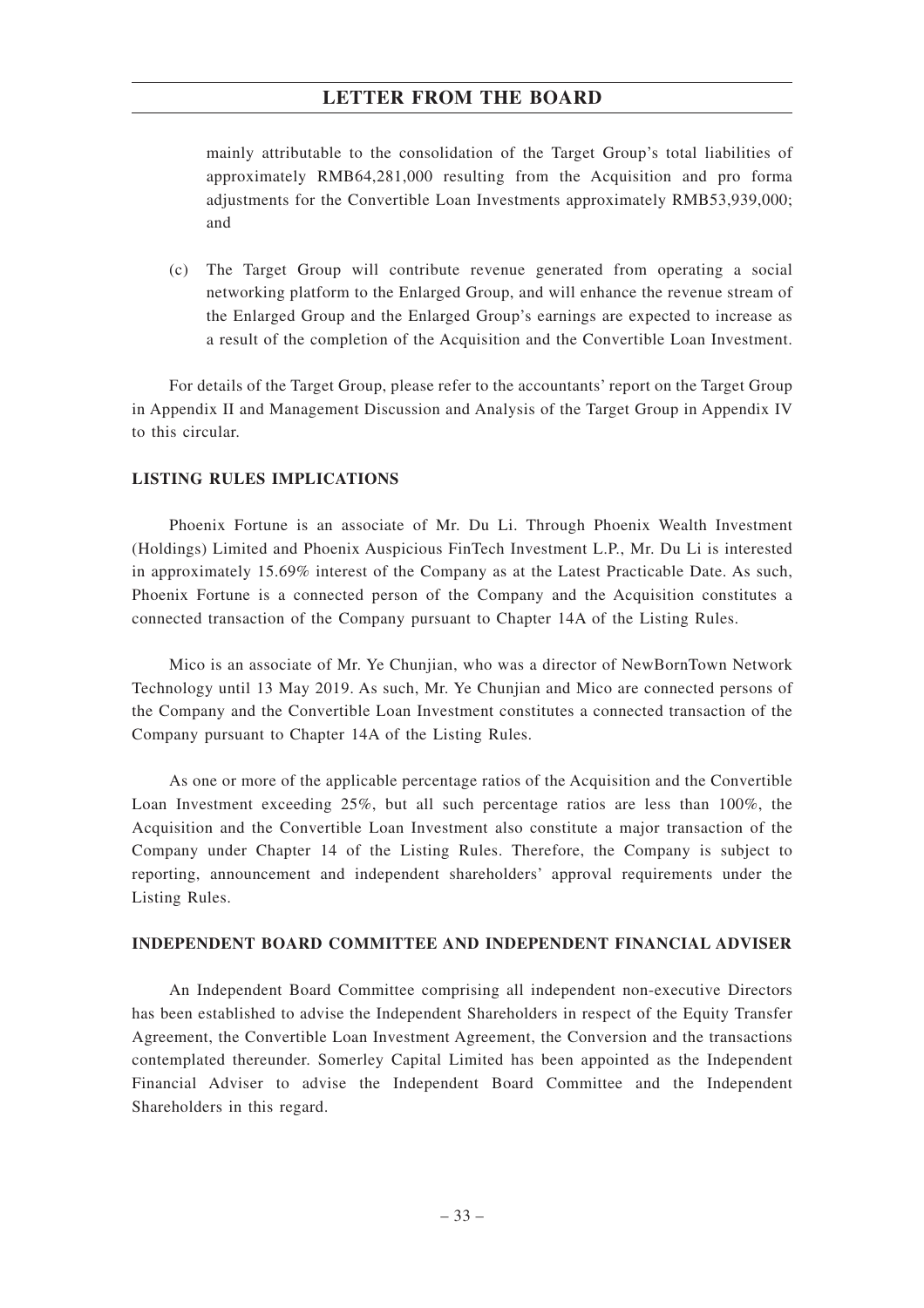mainly attributable to the consolidation of the Target Group's total liabilities of approximately RMB64,281,000 resulting from the Acquisition and pro forma adjustments for the Convertible Loan Investments approximately RMB53,939,000; and

(c) The Target Group will contribute revenue generated from operating a social networking platform to the Enlarged Group, and will enhance the revenue stream of the Enlarged Group and the Enlarged Group's earnings are expected to increase as a result of the completion of the Acquisition and the Convertible Loan Investment.

For details of the Target Group, please refer to the accountants' report on the Target Group in Appendix II and Management Discussion and Analysis of the Target Group in Appendix IV to this circular.

## LISTING RULES IMPLICATIONS

Phoenix Fortune is an associate of Mr. Du Li. Through Phoenix Wealth Investment (Holdings) Limited and Phoenix Auspicious FinTech Investment L.P., Mr. Du Li is interested in approximately 15.69% interest of the Company as at the Latest Practicable Date. As such, Phoenix Fortune is a connected person of the Company and the Acquisition constitutes a connected transaction of the Company pursuant to Chapter 14A of the Listing Rules.

Mico is an associate of Mr. Ye Chunjian, who was a director of NewBornTown Network Technology until 13 May 2019. As such, Mr. Ye Chunjian and Mico are connected persons of the Company and the Convertible Loan Investment constitutes a connected transaction of the Company pursuant to Chapter 14A of the Listing Rules.

As one or more of the applicable percentage ratios of the Acquisition and the Convertible Loan Investment exceeding 25%, but all such percentage ratios are less than 100%, the Acquisition and the Convertible Loan Investment also constitute a major transaction of the Company under Chapter 14 of the Listing Rules. Therefore, the Company is subject to reporting, announcement and independent shareholders' approval requirements under the Listing Rules.

## INDEPENDENT BOARD COMMITTEE AND INDEPENDENT FINANCIAL ADVISER

An Independent Board Committee comprising all independent non-executive Directors has been established to advise the Independent Shareholders in respect of the Equity Transfer Agreement, the Convertible Loan Investment Agreement, the Conversion and the transactions contemplated thereunder. Somerley Capital Limited has been appointed as the Independent Financial Adviser to advise the Independent Board Committee and the Independent Shareholders in this regard.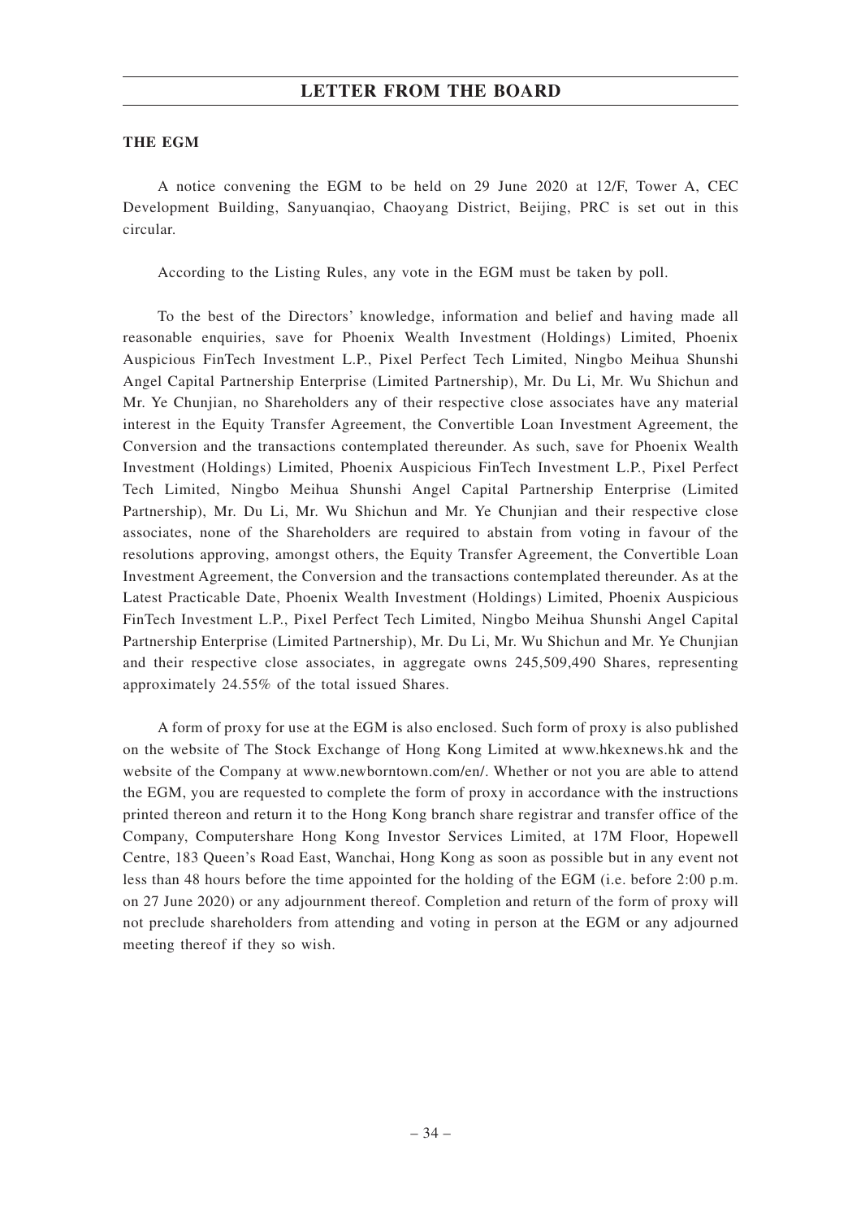## THE EGM

A notice convening the EGM to be held on 29 June 2020 at 12/F, Tower A, CEC Development Building, Sanyuanqiao, Chaoyang District, Beijing, PRC is set out in this circular.

According to the Listing Rules, any vote in the EGM must be taken by poll.

To the best of the Directors' knowledge, information and belief and having made all reasonable enquiries, save for Phoenix Wealth Investment (Holdings) Limited, Phoenix Auspicious FinTech Investment L.P., Pixel Perfect Tech Limited, Ningbo Meihua Shunshi Angel Capital Partnership Enterprise (Limited Partnership), Mr. Du Li, Mr. Wu Shichun and Mr. Ye Chunjian, no Shareholders any of their respective close associates have any material interest in the Equity Transfer Agreement, the Convertible Loan Investment Agreement, the Conversion and the transactions contemplated thereunder. As such, save for Phoenix Wealth Investment (Holdings) Limited, Phoenix Auspicious FinTech Investment L.P., Pixel Perfect Tech Limited, Ningbo Meihua Shunshi Angel Capital Partnership Enterprise (Limited Partnership), Mr. Du Li, Mr. Wu Shichun and Mr. Ye Chunjian and their respective close associates, none of the Shareholders are required to abstain from voting in favour of the resolutions approving, amongst others, the Equity Transfer Agreement, the Convertible Loan Investment Agreement, the Conversion and the transactions contemplated thereunder. As at the Latest Practicable Date, Phoenix Wealth Investment (Holdings) Limited, Phoenix Auspicious FinTech Investment L.P., Pixel Perfect Tech Limited, Ningbo Meihua Shunshi Angel Capital Partnership Enterprise (Limited Partnership), Mr. Du Li, Mr. Wu Shichun and Mr. Ye Chunjian and their respective close associates, in aggregate owns 245,509,490 Shares, representing approximately 24.55% of the total issued Shares.

A form of proxy for use at the EGM is also enclosed. Such form of proxy is also published on the website of The Stock Exchange of Hong Kong Limited at www.hkexnews.hk and the website of the Company at www.newborntown.com/en/. Whether or not you are able to attend the EGM, you are requested to complete the form of proxy in accordance with the instructions printed thereon and return it to the Hong Kong branch share registrar and transfer office of the Company, Computershare Hong Kong Investor Services Limited, at 17M Floor, Hopewell Centre, 183 Queen's Road East, Wanchai, Hong Kong as soon as possible but in any event not less than 48 hours before the time appointed for the holding of the EGM (i.e. before 2:00 p.m. on 27 June 2020) or any adjournment thereof. Completion and return of the form of proxy will not preclude shareholders from attending and voting in person at the EGM or any adjourned meeting thereof if they so wish.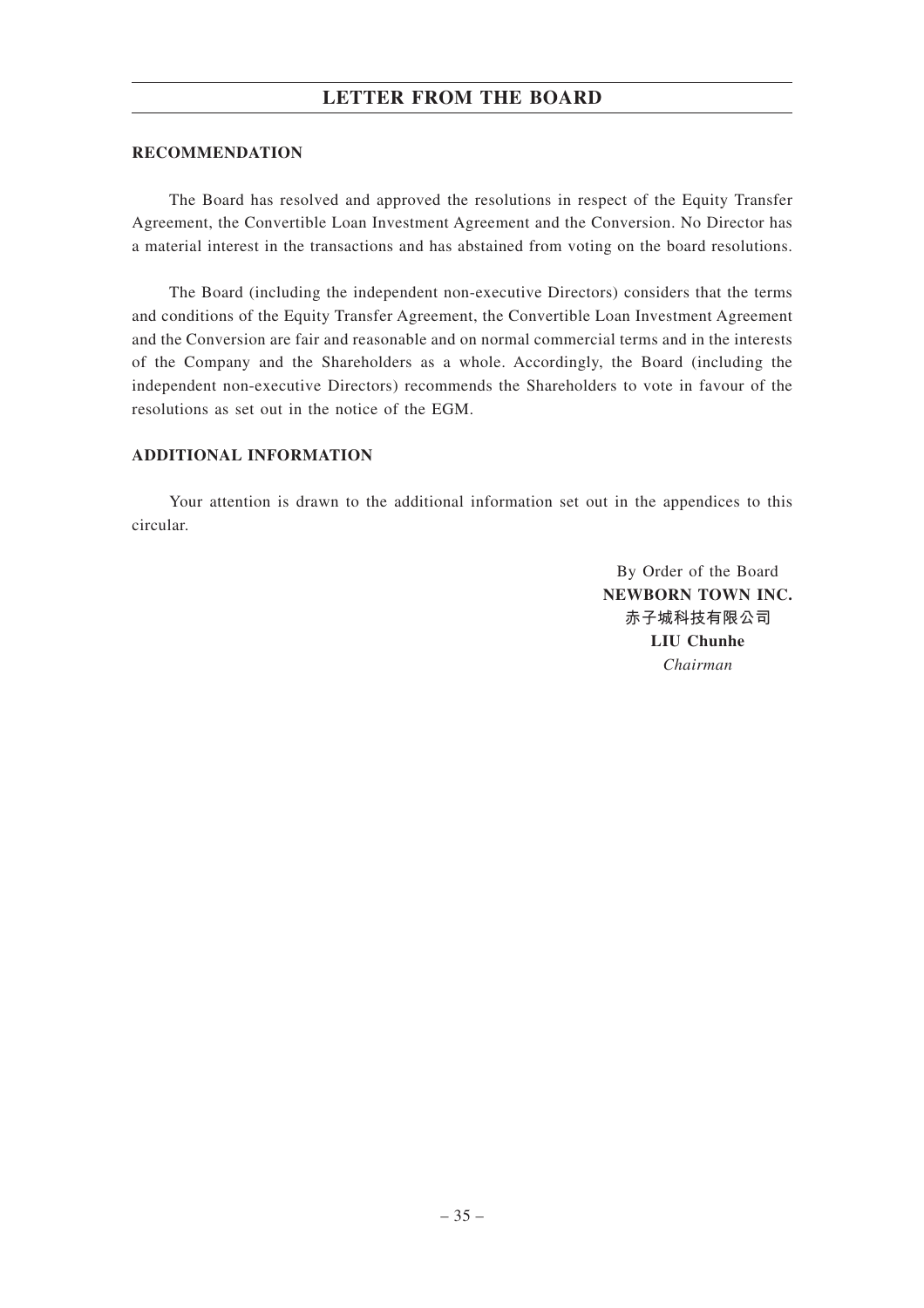## RECOMMENDATION

The Board has resolved and approved the resolutions in respect of the Equity Transfer Agreement, the Convertible Loan Investment Agreement and the Conversion. No Director has a material interest in the transactions and has abstained from voting on the board resolutions.

The Board (including the independent non-executive Directors) considers that the terms and conditions of the Equity Transfer Agreement, the Convertible Loan Investment Agreement and the Conversion are fair and reasonable and on normal commercial terms and in the interests of the Company and the Shareholders as a whole. Accordingly, the Board (including the independent non-executive Directors) recommends the Shareholders to vote in favour of the resolutions as set out in the notice of the EGM.

## ADDITIONAL INFORMATION

Your attention is drawn to the additional information set out in the appendices to this circular.

By Order of the Board
**NEWBORN TOWN INC.**
**赤子城科技有限公司**
**LIU Chunhe**
*Chairman*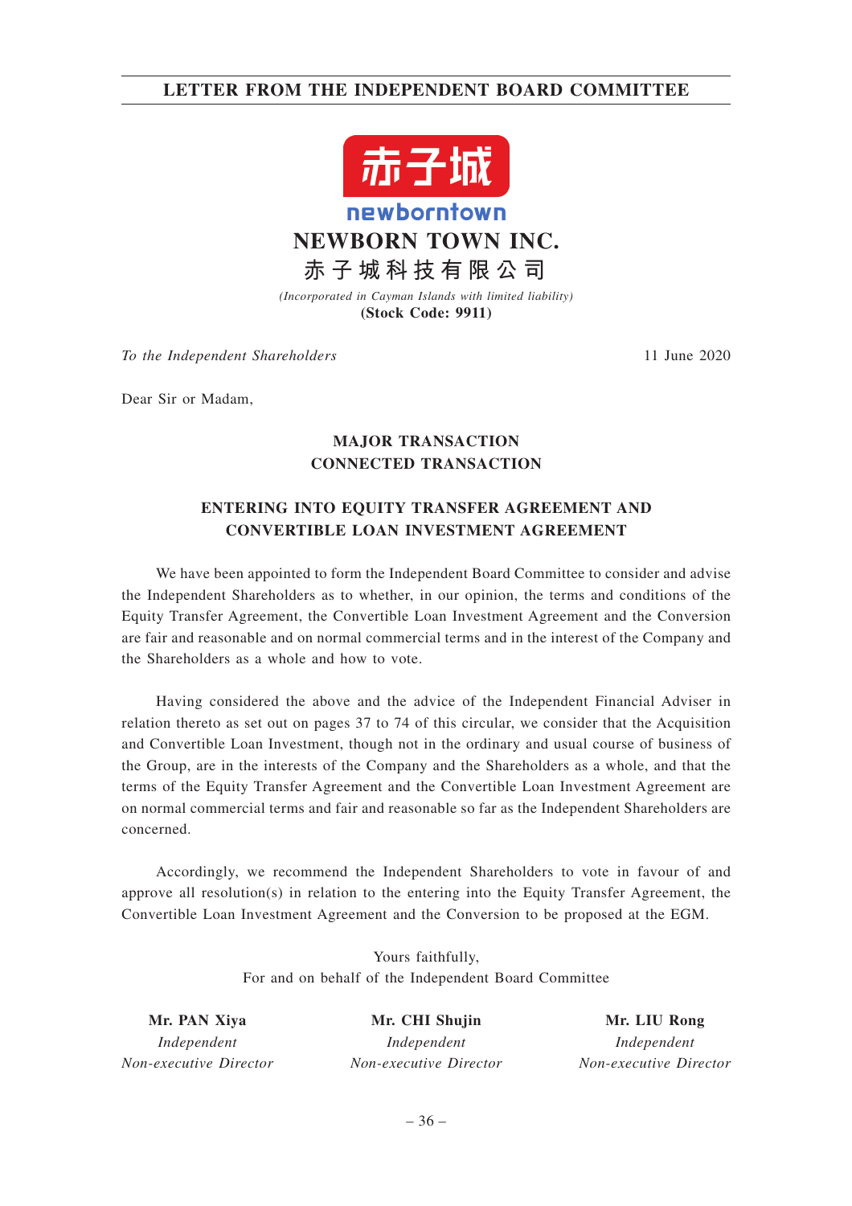# LETTER FROM THE INDEPENDENT BOARD COMMITTEE

赤子城

newborntown

**NEWBORN TOWN INC.**

**赤子城科技有限公司**

*(Incorporated in Cayman Islands with limited liability)*

**(Stock Code: 9911)**

*To the Independent Shareholders* 11 June 2020

Dear Sir or Madam,

**MAJOR TRANSACTION**
**CONNECTED TRANSACTION**

**ENTERING INTO EQUITY TRANSFER AGREEMENT AND CONVERTIBLE LOAN INVESTMENT AGREEMENT**

We have been appointed to form the Independent Board Committee to consider and advise the Independent Shareholders as to whether, in our opinion, the terms and conditions of the Equity Transfer Agreement, the Convertible Loan Investment Agreement and the Conversion are fair and reasonable and on normal commercial terms and in the interest of the Company and the Shareholders as a whole and how to vote.

Having considered the above and the advice of the Independent Financial Adviser in relation thereto as set out on pages 37 to 74 of this circular, we consider that the Acquisition and Convertible Loan Investment, though not in the ordinary and usual course of business of the Group, are in the interests of the Company and the Shareholders as a whole, and that the terms of the Equity Transfer Agreement and the Convertible Loan Investment Agreement are on normal commercial terms and fair and reasonable so far as the Independent Shareholders are concerned.

Accordingly, we recommend the Independent Shareholders to vote in favour of and approve all resolution(s) in relation to the entering into the Equity Transfer Agreement, the Convertible Loan Investment Agreement and the Conversion to be proposed at the EGM.

Yours faithfully,
For and on behalf of the Independent Board Committee

| **Mr. PAN Xiya** | **Mr. CHI Shujin** | **Mr. LIU Rong** |
|---|---|---|
| *Independent Non-executive Director* | *Independent Non-executive Director* | *Independent Non-executive Director* |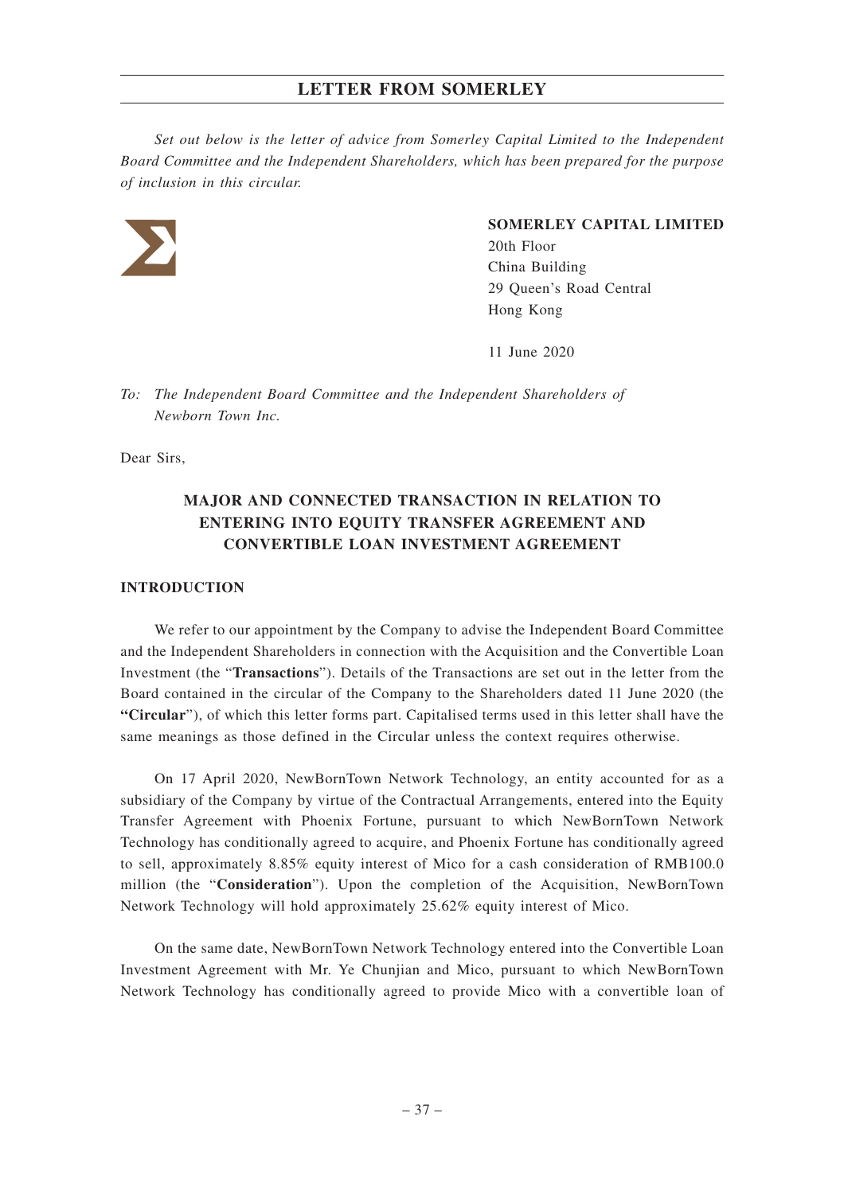# LETTER FROM SOMERLEY

*Set out below is the letter of advice from Somerley Capital Limited to the Independent Board Committee and the Independent Shareholders, which has been prepared for the purpose of inclusion in this circular.*

**SOMERLEY CAPITAL LIMITED**
20th Floor
China Building
29 Queen's Road Central
Hong Kong

11 June 2020

*To: The Independent Board Committee and the Independent Shareholders of Newborn Town Inc.*

Dear Sirs,

## MAJOR AND CONNECTED TRANSACTION IN RELATION TO ENTERING INTO EQUITY TRANSFER AGREEMENT AND CONVERTIBLE LOAN INVESTMENT AGREEMENT

### INTRODUCTION

We refer to our appointment by the Company to advise the Independent Board Committee and the Independent Shareholders in connection with the Acquisition and the Convertible Loan Investment (the "**Transactions**"). Details of the Transactions are set out in the letter from the Board contained in the circular of the Company to the Shareholders dated 11 June 2020 (the **"Circular**"), of which this letter forms part. Capitalised terms used in this letter shall have the same meanings as those defined in the Circular unless the context requires otherwise.

On 17 April 2020, NewBornTown Network Technology, an entity accounted for as a subsidiary of the Company by virtue of the Contractual Arrangements, entered into the Equity Transfer Agreement with Phoenix Fortune, pursuant to which NewBornTown Network Technology has conditionally agreed to acquire, and Phoenix Fortune has conditionally agreed to sell, approximately 8.85% equity interest of Mico for a cash consideration of RMB100.0 million (the "**Consideration**"). Upon the completion of the Acquisition, NewBornTown Network Technology will hold approximately 25.62% equity interest of Mico.

On the same date, NewBornTown Network Technology entered into the Convertible Loan Investment Agreement with Mr. Ye Chunjian and Mico, pursuant to which NewBornTown Network Technology has conditionally agreed to provide Mico with a convertible loan of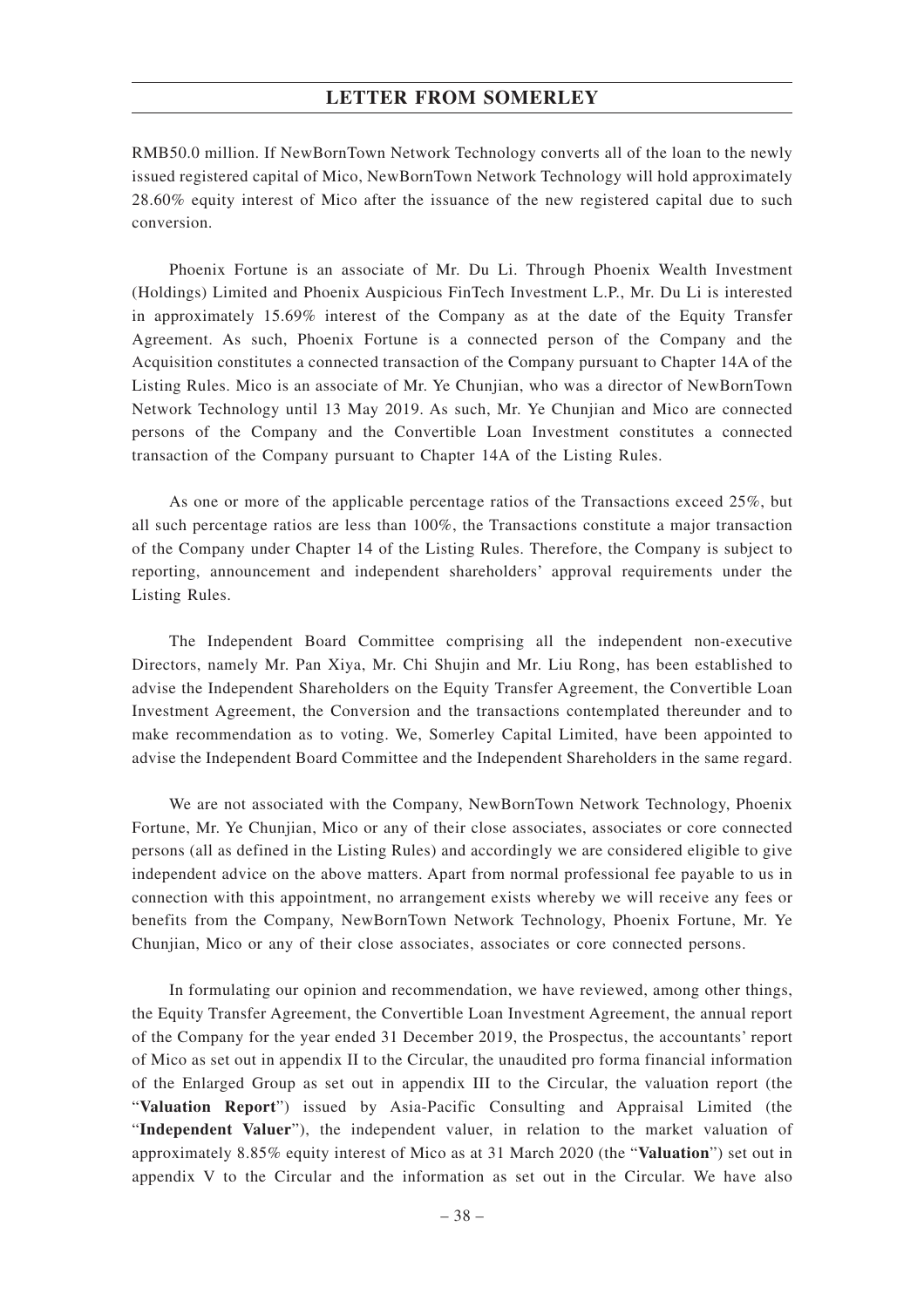RMB50.0 million. If NewBornTown Network Technology converts all of the loan to the newly issued registered capital of Mico, NewBornTown Network Technology will hold approximately 28.60% equity interest of Mico after the issuance of the new registered capital due to such conversion.

Phoenix Fortune is an associate of Mr. Du Li. Through Phoenix Wealth Investment (Holdings) Limited and Phoenix Auspicious FinTech Investment L.P., Mr. Du Li is interested in approximately 15.69% interest of the Company as at the date of the Equity Transfer Agreement. As such, Phoenix Fortune is a connected person of the Company and the Acquisition constitutes a connected transaction of the Company pursuant to Chapter 14A of the Listing Rules. Mico is an associate of Mr. Ye Chunjian, who was a director of NewBornTown Network Technology until 13 May 2019. As such, Mr. Ye Chunjian and Mico are connected persons of the Company and the Convertible Loan Investment constitutes a connected transaction of the Company pursuant to Chapter 14A of the Listing Rules.

As one or more of the applicable percentage ratios of the Transactions exceed 25%, but all such percentage ratios are less than 100%, the Transactions constitute a major transaction of the Company under Chapter 14 of the Listing Rules. Therefore, the Company is subject to reporting, announcement and independent shareholders' approval requirements under the Listing Rules.

The Independent Board Committee comprising all the independent non-executive Directors, namely Mr. Pan Xiya, Mr. Chi Shujin and Mr. Liu Rong, has been established to advise the Independent Shareholders on the Equity Transfer Agreement, the Convertible Loan Investment Agreement, the Conversion and the transactions contemplated thereunder and to make recommendation as to voting. We, Somerley Capital Limited, have been appointed to advise the Independent Board Committee and the Independent Shareholders in the same regard.

We are not associated with the Company, NewBornTown Network Technology, Phoenix Fortune, Mr. Ye Chunjian, Mico or any of their close associates, associates or core connected persons (all as defined in the Listing Rules) and accordingly we are considered eligible to give independent advice on the above matters. Apart from normal professional fee payable to us in connection with this appointment, no arrangement exists whereby we will receive any fees or benefits from the Company, NewBornTown Network Technology, Phoenix Fortune, Mr. Ye Chunjian, Mico or any of their close associates, associates or core connected persons.

In formulating our opinion and recommendation, we have reviewed, among other things, the Equity Transfer Agreement, the Convertible Loan Investment Agreement, the annual report of the Company for the year ended 31 December 2019, the Prospectus, the accountants' report of Mico as set out in appendix II to the Circular, the unaudited pro forma financial information of the Enlarged Group as set out in appendix III to the Circular, the valuation report (the "**Valuation Report**") issued by Asia-Pacific Consulting and Appraisal Limited (the "**Independent Valuer**"), the independent valuer, in relation to the market valuation of approximately 8.85% equity interest of Mico as at 31 March 2020 (the "**Valuation**") set out in appendix V to the Circular and the information as set out in the Circular. We have also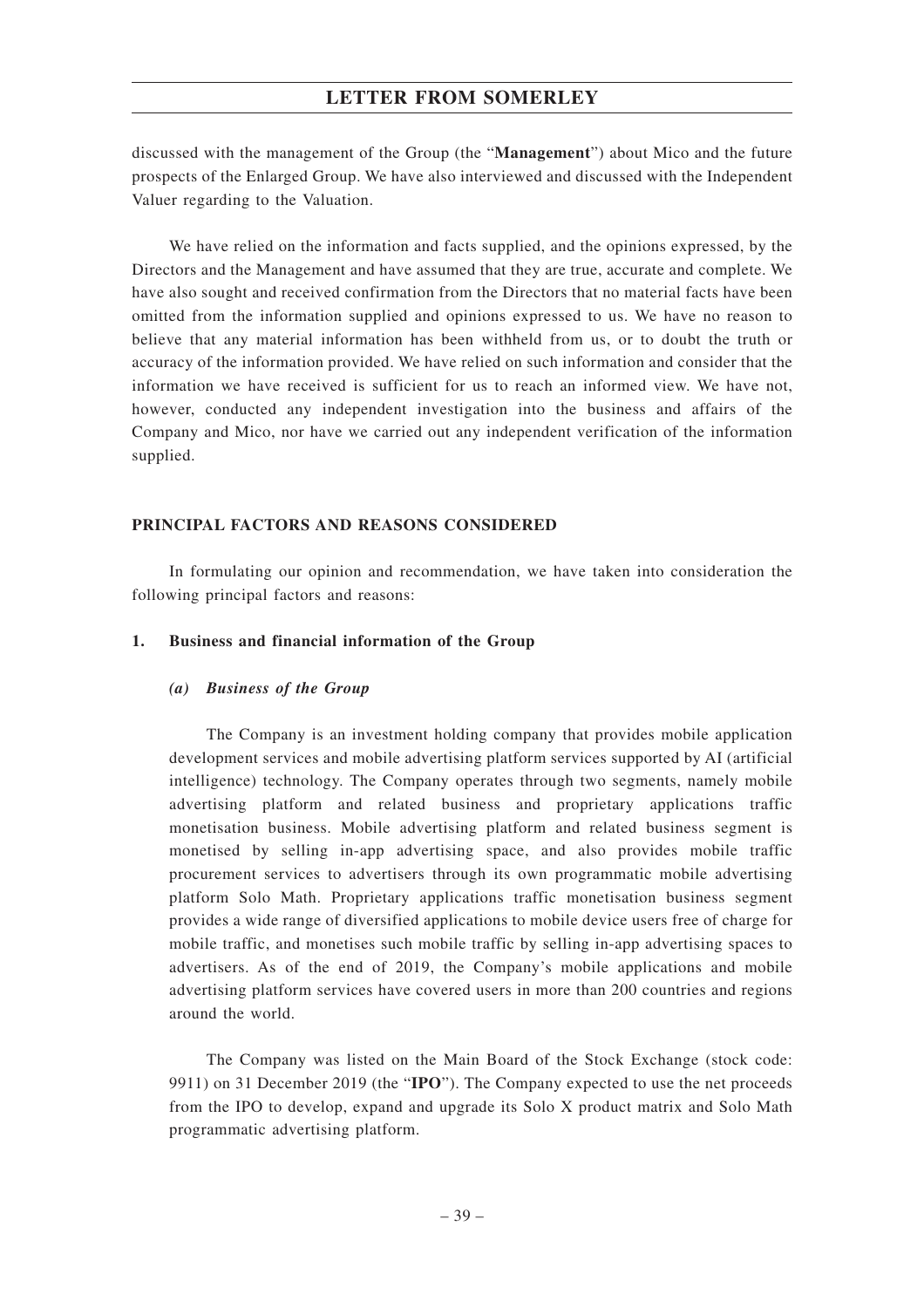discussed with the management of the Group (the "**Management**") about Mico and the future prospects of the Enlarged Group. We have also interviewed and discussed with the Independent Valuer regarding to the Valuation.

We have relied on the information and facts supplied, and the opinions expressed, by the Directors and the Management and have assumed that they are true, accurate and complete. We have also sought and received confirmation from the Directors that no material facts have been omitted from the information supplied and opinions expressed to us. We have no reason to believe that any material information has been withheld from us, or to doubt the truth or accuracy of the information provided. We have relied on such information and consider that the information we have received is sufficient for us to reach an informed view. We have not, however, conducted any independent investigation into the business and affairs of the Company and Mico, nor have we carried out any independent verification of the information supplied.

## PRINCIPAL FACTORS AND REASONS CONSIDERED

In formulating our opinion and recommendation, we have taken into consideration the following principal factors and reasons:

### 1. Business and financial information of the Group

#### *(a) Business of the Group*

The Company is an investment holding company that provides mobile application development services and mobile advertising platform services supported by AI (artificial intelligence) technology. The Company operates through two segments, namely mobile advertising platform and related business and proprietary applications traffic monetisation business. Mobile advertising platform and related business segment is monetised by selling in-app advertising space, and also provides mobile traffic procurement services to advertisers through its own programmatic mobile advertising platform Solo Math. Proprietary applications traffic monetisation business segment provides a wide range of diversified applications to mobile device users free of charge for mobile traffic, and monetises such mobile traffic by selling in-app advertising spaces to advertisers. As of the end of 2019, the Company's mobile applications and mobile advertising platform services have covered users in more than 200 countries and regions around the world.

The Company was listed on the Main Board of the Stock Exchange (stock code: 9911) on 31 December 2019 (the "**IPO**"). The Company expected to use the net proceeds from the IPO to develop, expand and upgrade its Solo X product matrix and Solo Math programmatic advertising platform.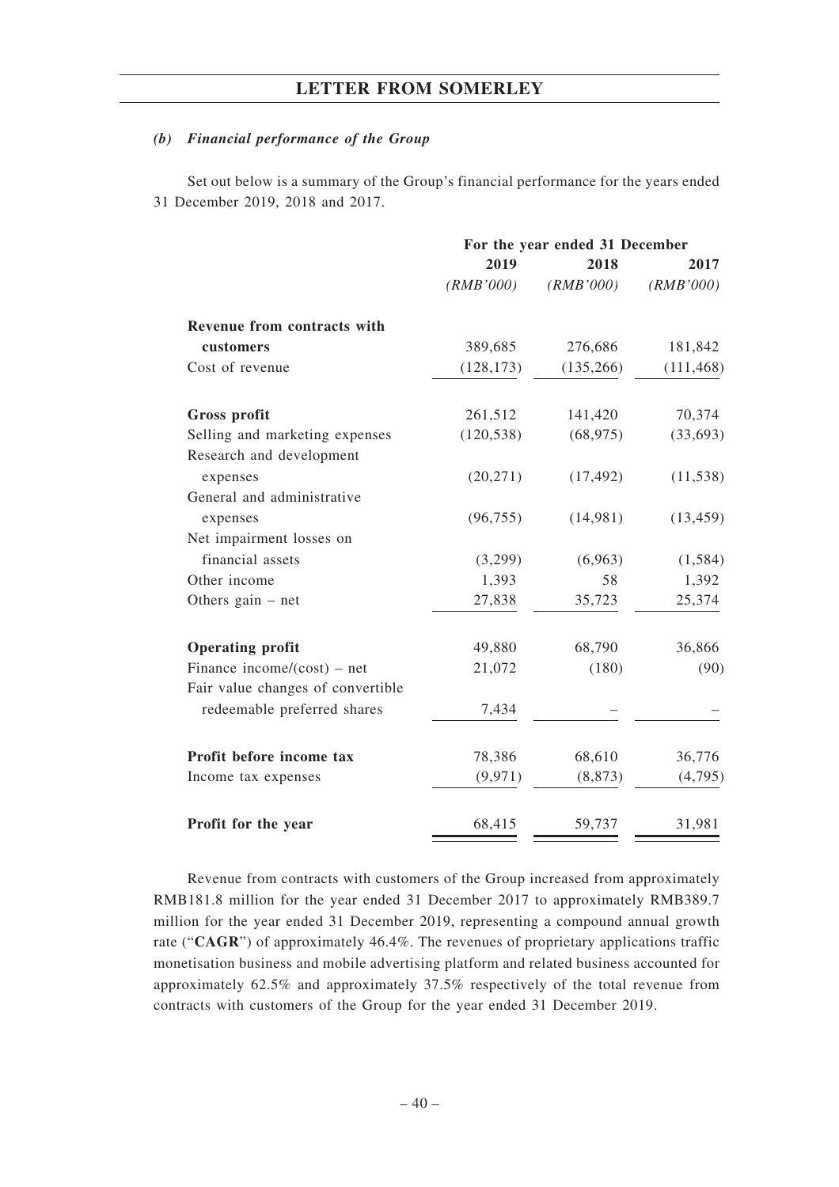### *(b) Financial performance of the Group*

Set out below is a summary of the Group's financial performance for the years ended 31 December 2019, 2018 and 2017.

| | For the year ended 31 December | | |
|---|---|---|---|
| | 2019 | 2018 | 2017 |
| | *(RMB'000)* | *(RMB'000)* | *(RMB'000)* |
| **Revenue from contracts with customers** | 389,685 | 276,686 | 181,842 |
| Cost of revenue | (128,173) | (135,266) | (111,468) |
| **Gross profit** | 261,512 | 141,420 | 70,374 |
| Selling and marketing expenses | (120,538) | (68,975) | (33,693) |
| Research and development expenses | (20,271) | (17,492) | (11,538) |
| General and administrative expenses | (96,755) | (14,981) | (13,459) |
| Net impairment losses on financial assets | (3,299) | (6,963) | (1,584) |
| Other income | 1,393 | 58 | 1,392 |
| Others gain – net | 27,838 | 35,723 | 25,374 |
| **Operating profit** | 49,880 | 68,790 | 36,866 |
| Finance income/(cost) – net | 21,072 | (180) | (90) |
| Fair value changes of convertible redeemable preferred shares | 7,434 | – | – |
| **Profit before income tax** | 78,386 | 68,610 | 36,776 |
| Income tax expenses | (9,971) | (8,873) | (4,795) |
| **Profit for the year** | 68,415 | 59,737 | 31,981 |

Revenue from contracts with customers of the Group increased from approximately RMB181.8 million for the year ended 31 December 2017 to approximately RMB389.7 million for the year ended 31 December 2019, representing a compound annual growth rate ("**CAGR**") of approximately 46.4%. The revenues of proprietary applications traffic monetisation business and mobile advertising platform and related business accounted for approximately 62.5% and approximately 37.5% respectively of the total revenue from contracts with customers of the Group for the year ended 31 December 2019.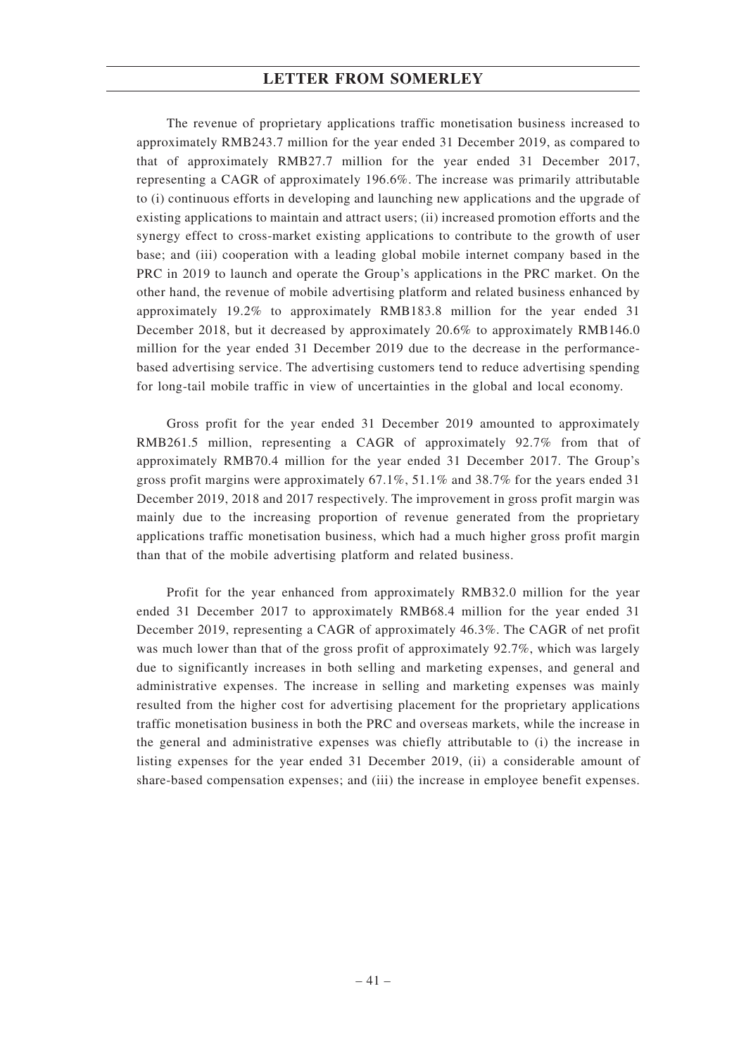The revenue of proprietary applications traffic monetisation business increased to approximately RMB243.7 million for the year ended 31 December 2019, as compared to that of approximately RMB27.7 million for the year ended 31 December 2017, representing a CAGR of approximately 196.6%. The increase was primarily attributable to (i) continuous efforts in developing and launching new applications and the upgrade of existing applications to maintain and attract users; (ii) increased promotion efforts and the synergy effect to cross-market existing applications to contribute to the growth of user base; and (iii) cooperation with a leading global mobile internet company based in the PRC in 2019 to launch and operate the Group's applications in the PRC market. On the other hand, the revenue of mobile advertising platform and related business enhanced by approximately 19.2% to approximately RMB183.8 million for the year ended 31 December 2018, but it decreased by approximately 20.6% to approximately RMB146.0 million for the year ended 31 December 2019 due to the decrease in the performance-based advertising service. The advertising customers tend to reduce advertising spending for long-tail mobile traffic in view of uncertainties in the global and local economy.

Gross profit for the year ended 31 December 2019 amounted to approximately RMB261.5 million, representing a CAGR of approximately 92.7% from that of approximately RMB70.4 million for the year ended 31 December 2017. The Group's gross profit margins were approximately 67.1%, 51.1% and 38.7% for the years ended 31 December 2019, 2018 and 2017 respectively. The improvement in gross profit margin was mainly due to the increasing proportion of revenue generated from the proprietary applications traffic monetisation business, which had a much higher gross profit margin than that of the mobile advertising platform and related business.

Profit for the year enhanced from approximately RMB32.0 million for the year ended 31 December 2017 to approximately RMB68.4 million for the year ended 31 December 2019, representing a CAGR of approximately 46.3%. The CAGR of net profit was much lower than that of the gross profit of approximately 92.7%, which was largely due to significantly increases in both selling and marketing expenses, and general and administrative expenses. The increase in selling and marketing expenses was mainly resulted from the higher cost for advertising placement for the proprietary applications traffic monetisation business in both the PRC and overseas markets, while the increase in the general and administrative expenses was chiefly attributable to (i) the increase in listing expenses for the year ended 31 December 2019, (ii) a considerable amount of share-based compensation expenses; and (iii) the increase in employee benefit expenses.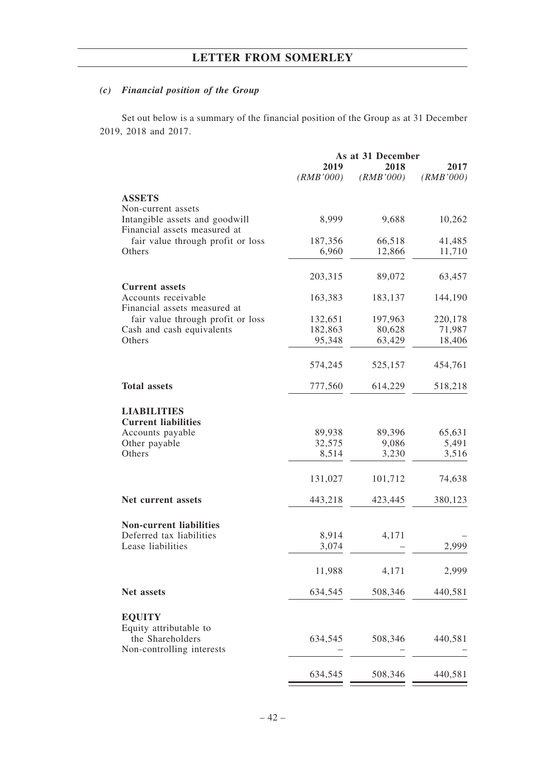### *(c) Financial position of the Group*

Set out below is a summary of the financial position of the Group as at 31 December 2019, 2018 and 2017.

| | As at 31 December | | |
|---|---|---|---|
| | 2019 | 2018 | 2017 |
| | *(RMB'000)* | *(RMB'000)* | *(RMB'000)* |
| **ASSETS** | | | |
| Non-current assets | | | |
| Intangible assets and goodwill | 8,999 | 9,688 | 10,262 |
| Financial assets measured at fair value through profit or loss | 187,356 | 66,518 | 41,485 |
| Others | 6,960 | 12,866 | 11,710 |
| | 203,315 | 89,072 | 63,457 |
| **Current assets** | | | |
| Accounts receivable | 163,383 | 183,137 | 144,190 |
| Financial assets measured at fair value through profit or loss | 132,651 | 197,963 | 220,178 |
| Cash and cash equivalents | 182,863 | 80,628 | 71,987 |
| Others | 95,348 | 63,429 | 18,406 |
| | 574,245 | 525,157 | 454,761 |
| **Total assets** | 777,560 | 614,229 | 518,218 |
| **LIABILITIES** | | | |
| **Current liabilities** | | | |
| Accounts payable | 89,938 | 89,396 | 65,631 |
| Other payable | 32,575 | 9,086 | 5,491 |
| Others | 8,514 | 3,230 | 3,516 |
| | 131,027 | 101,712 | 74,638 |
| **Net current assets** | 443,218 | 423,445 | 380,123 |
| **Non-current liabilities** | | | |
| Deferred tax liabilities | 8,914 | 4,171 | – |
| Lease liabilities | 3,074 | – | 2,999 |
| | 11,988 | 4,171 | 2,999 |
| **Net assets** | 634,545 | 508,346 | 440,581 |
| **EQUITY** | | | |
| Equity attributable to the Shareholders | 634,545 | 508,346 | 440,581 |
| Non-controlling interests | – | – | – |
| | 634,545 | 508,346 | 440,581 |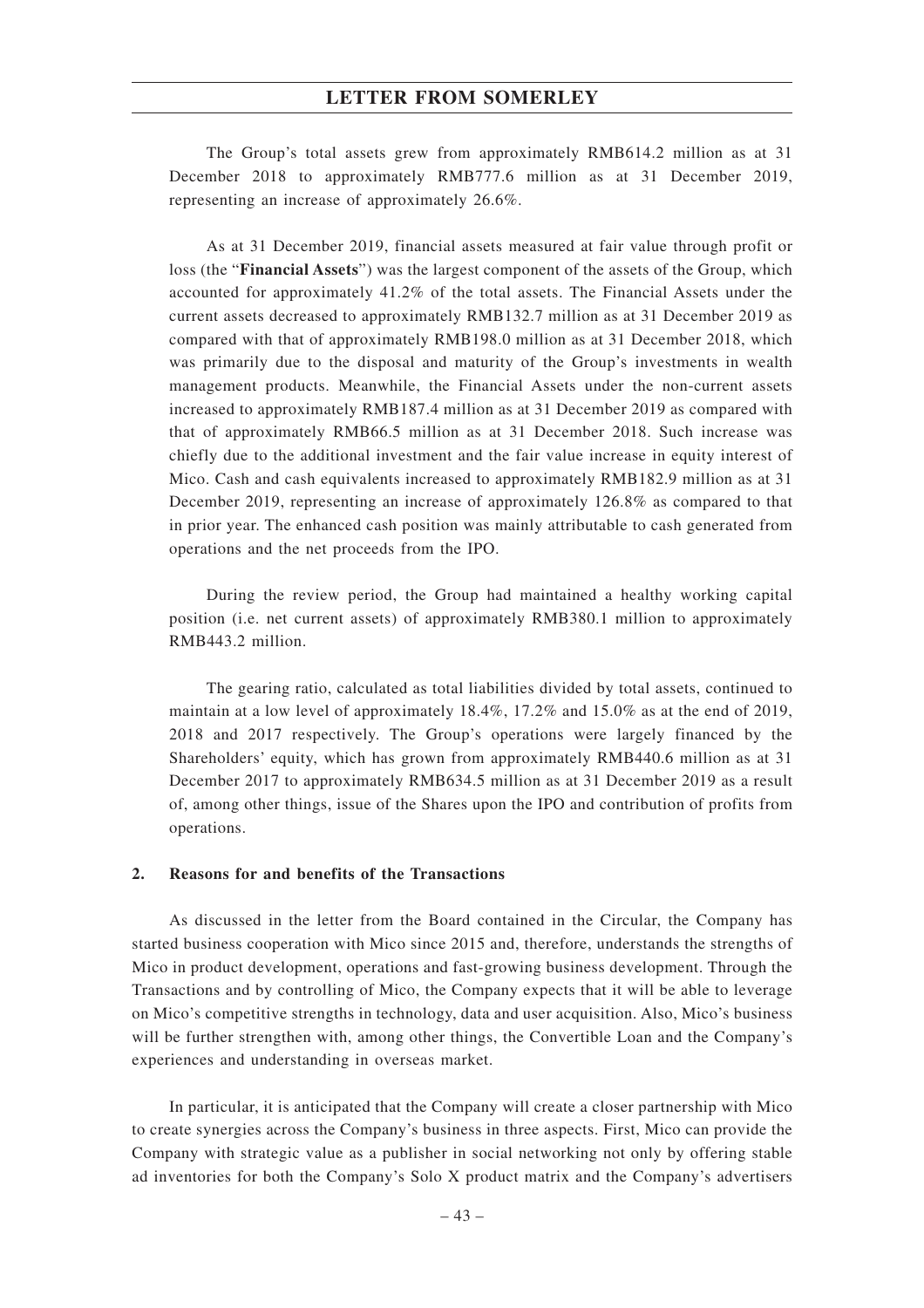The Group's total assets grew from approximately RMB614.2 million as at 31 December 2018 to approximately RMB777.6 million as at 31 December 2019, representing an increase of approximately 26.6%.

As at 31 December 2019, financial assets measured at fair value through profit or loss (the "**Financial Assets**") was the largest component of the assets of the Group, which accounted for approximately 41.2% of the total assets. The Financial Assets under the current assets decreased to approximately RMB132.7 million as at 31 December 2019 as compared with that of approximately RMB198.0 million as at 31 December 2018, which was primarily due to the disposal and maturity of the Group's investments in wealth management products. Meanwhile, the Financial Assets under the non-current assets increased to approximately RMB187.4 million as at 31 December 2019 as compared with that of approximately RMB66.5 million as at 31 December 2018. Such increase was chiefly due to the additional investment and the fair value increase in equity interest of Mico. Cash and cash equivalents increased to approximately RMB182.9 million as at 31 December 2019, representing an increase of approximately 126.8% as compared to that in prior year. The enhanced cash position was mainly attributable to cash generated from operations and the net proceeds from the IPO.

During the review period, the Group had maintained a healthy working capital position (i.e. net current assets) of approximately RMB380.1 million to approximately RMB443.2 million.

The gearing ratio, calculated as total liabilities divided by total assets, continued to maintain at a low level of approximately 18.4%, 17.2% and 15.0% as at the end of 2019, 2018 and 2017 respectively. The Group's operations were largely financed by the Shareholders' equity, which has grown from approximately RMB440.6 million as at 31 December 2017 to approximately RMB634.5 million as at 31 December 2019 as a result of, among other things, issue of the Shares upon the IPO and contribution of profits from operations.

## 2. Reasons for and benefits of the Transactions

As discussed in the letter from the Board contained in the Circular, the Company has started business cooperation with Mico since 2015 and, therefore, understands the strengths of Mico in product development, operations and fast-growing business development. Through the Transactions and by controlling of Mico, the Company expects that it will be able to leverage on Mico's competitive strengths in technology, data and user acquisition. Also, Mico's business will be further strengthen with, among other things, the Convertible Loan and the Company's experiences and understanding in overseas market.

In particular, it is anticipated that the Company will create a closer partnership with Mico to create synergies across the Company's business in three aspects. First, Mico can provide the Company with strategic value as a publisher in social networking not only by offering stable ad inventories for both the Company's Solo X product matrix and the Company's advertisers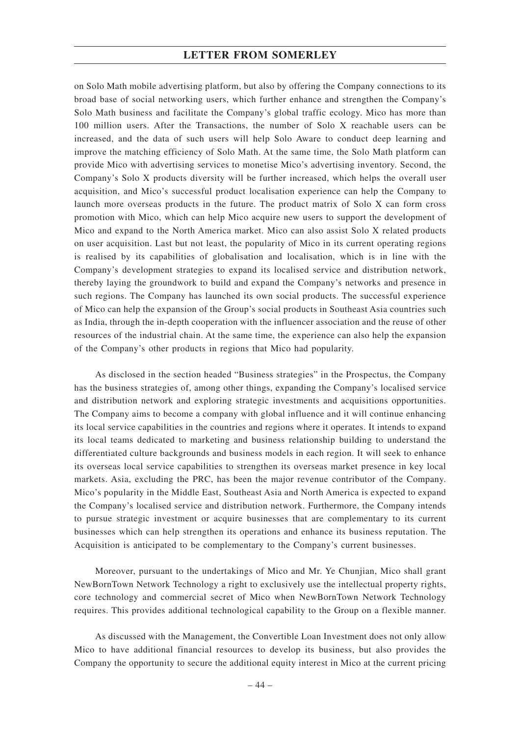on Solo Math mobile advertising platform, but also by offering the Company connections to its broad base of social networking users, which further enhance and strengthen the Company's Solo Math business and facilitate the Company's global traffic ecology. Mico has more than 100 million users. After the Transactions, the number of Solo X reachable users can be increased, and the data of such users will help Solo Aware to conduct deep learning and improve the matching efficiency of Solo Math. At the same time, the Solo Math platform can provide Mico with advertising services to monetise Mico's advertising inventory. Second, the Company's Solo X products diversity will be further increased, which helps the overall user acquisition, and Mico's successful product localisation experience can help the Company to launch more overseas products in the future. The product matrix of Solo X can form cross promotion with Mico, which can help Mico acquire new users to support the development of Mico and expand to the North America market. Mico can also assist Solo X related products on user acquisition. Last but not least, the popularity of Mico in its current operating regions is realised by its capabilities of globalisation and localisation, which is in line with the Company's development strategies to expand its localised service and distribution network, thereby laying the groundwork to build and expand the Company's networks and presence in such regions. The Company has launched its own social products. The successful experience of Mico can help the expansion of the Group's social products in Southeast Asia countries such as India, through the in-depth cooperation with the influencer association and the reuse of other resources of the industrial chain. At the same time, the experience can also help the expansion of the Company's other products in regions that Mico had popularity.

As disclosed in the section headed "Business strategies" in the Prospectus, the Company has the business strategies of, among other things, expanding the Company's localised service and distribution network and exploring strategic investments and acquisitions opportunities. The Company aims to become a company with global influence and it will continue enhancing its local service capabilities in the countries and regions where it operates. It intends to expand its local teams dedicated to marketing and business relationship building to understand the differentiated culture backgrounds and business models in each region. It will seek to enhance its overseas local service capabilities to strengthen its overseas market presence in key local markets. Asia, excluding the PRC, has been the major revenue contributor of the Company. Mico's popularity in the Middle East, Southeast Asia and North America is expected to expand the Company's localised service and distribution network. Furthermore, the Company intends to pursue strategic investment or acquire businesses that are complementary to its current businesses which can help strengthen its operations and enhance its business reputation. The Acquisition is anticipated to be complementary to the Company's current businesses.

Moreover, pursuant to the undertakings of Mico and Mr. Ye Chunjian, Mico shall grant NewBornTown Network Technology a right to exclusively use the intellectual property rights, core technology and commercial secret of Mico when NewBornTown Network Technology requires. This provides additional technological capability to the Group on a flexible manner.

As discussed with the Management, the Convertible Loan Investment does not only allow Mico to have additional financial resources to develop its business, but also provides the Company the opportunity to secure the additional equity interest in Mico at the current pricing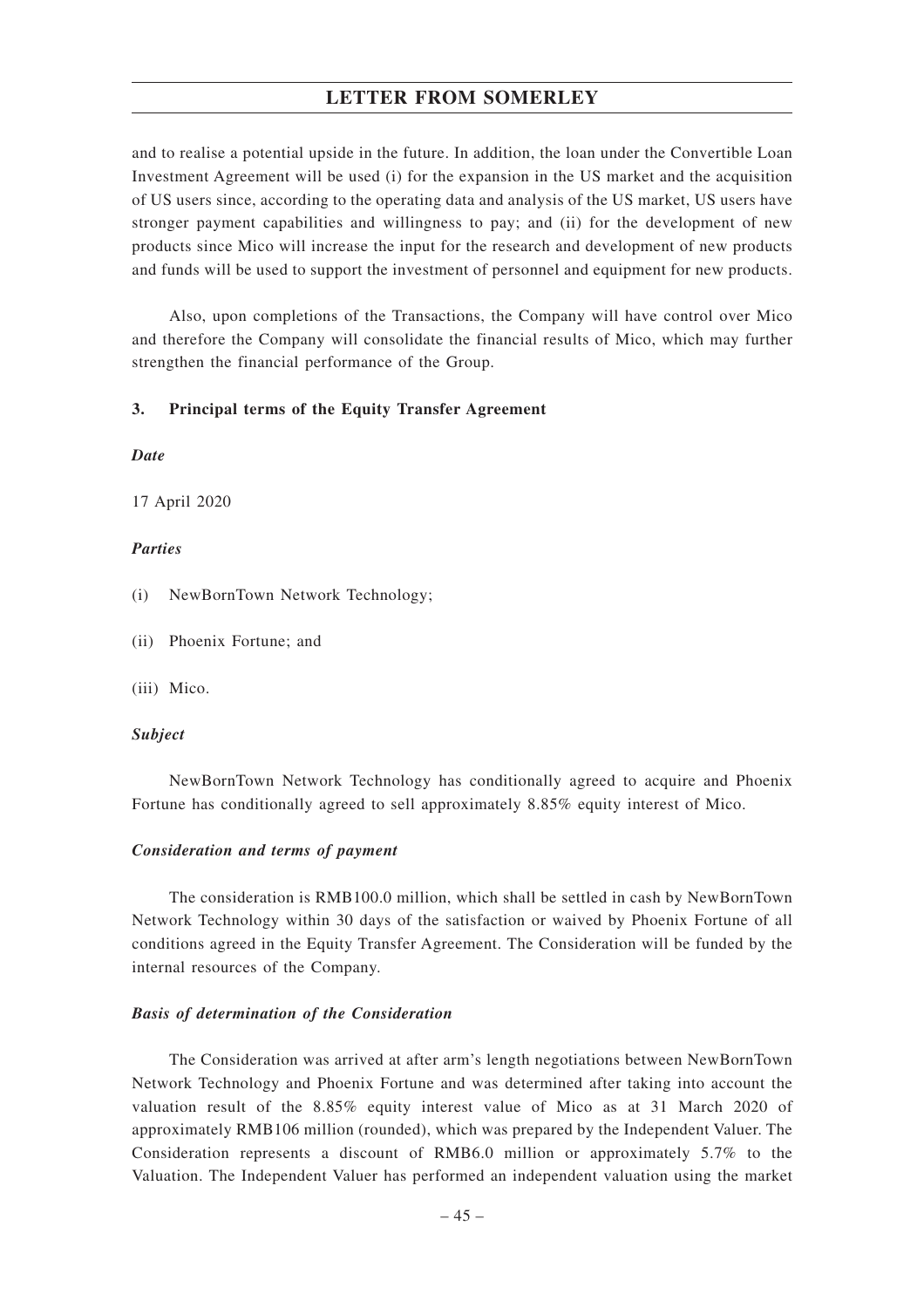and to realise a potential upside in the future. In addition, the loan under the Convertible Loan Investment Agreement will be used (i) for the expansion in the US market and the acquisition of US users since, according to the operating data and analysis of the US market, US users have stronger payment capabilities and willingness to pay; and (ii) for the development of new products since Mico will increase the input for the research and development of new products and funds will be used to support the investment of personnel and equipment for new products.

Also, upon completions of the Transactions, the Company will have control over Mico and therefore the Company will consolidate the financial results of Mico, which may further strengthen the financial performance of the Group.

**3. Principal terms of the Equity Transfer Agreement**

***Date***

17 April 2020

***Parties***

(i) NewBornTown Network Technology;

(ii) Phoenix Fortune; and

(iii) Mico.

***Subject***

NewBornTown Network Technology has conditionally agreed to acquire and Phoenix Fortune has conditionally agreed to sell approximately 8.85% equity interest of Mico.

***Consideration and terms of payment***

The consideration is RMB100.0 million, which shall be settled in cash by NewBornTown Network Technology within 30 days of the satisfaction or waived by Phoenix Fortune of all conditions agreed in the Equity Transfer Agreement. The Consideration will be funded by the internal resources of the Company.

***Basis of determination of the Consideration***

The Consideration was arrived at after arm's length negotiations between NewBornTown Network Technology and Phoenix Fortune and was determined after taking into account the valuation result of the 8.85% equity interest value of Mico as at 31 March 2020 of approximately RMB106 million (rounded), which was prepared by the Independent Valuer. The Consideration represents a discount of RMB6.0 million or approximately 5.7% to the Valuation. The Independent Valuer has performed an independent valuation using the market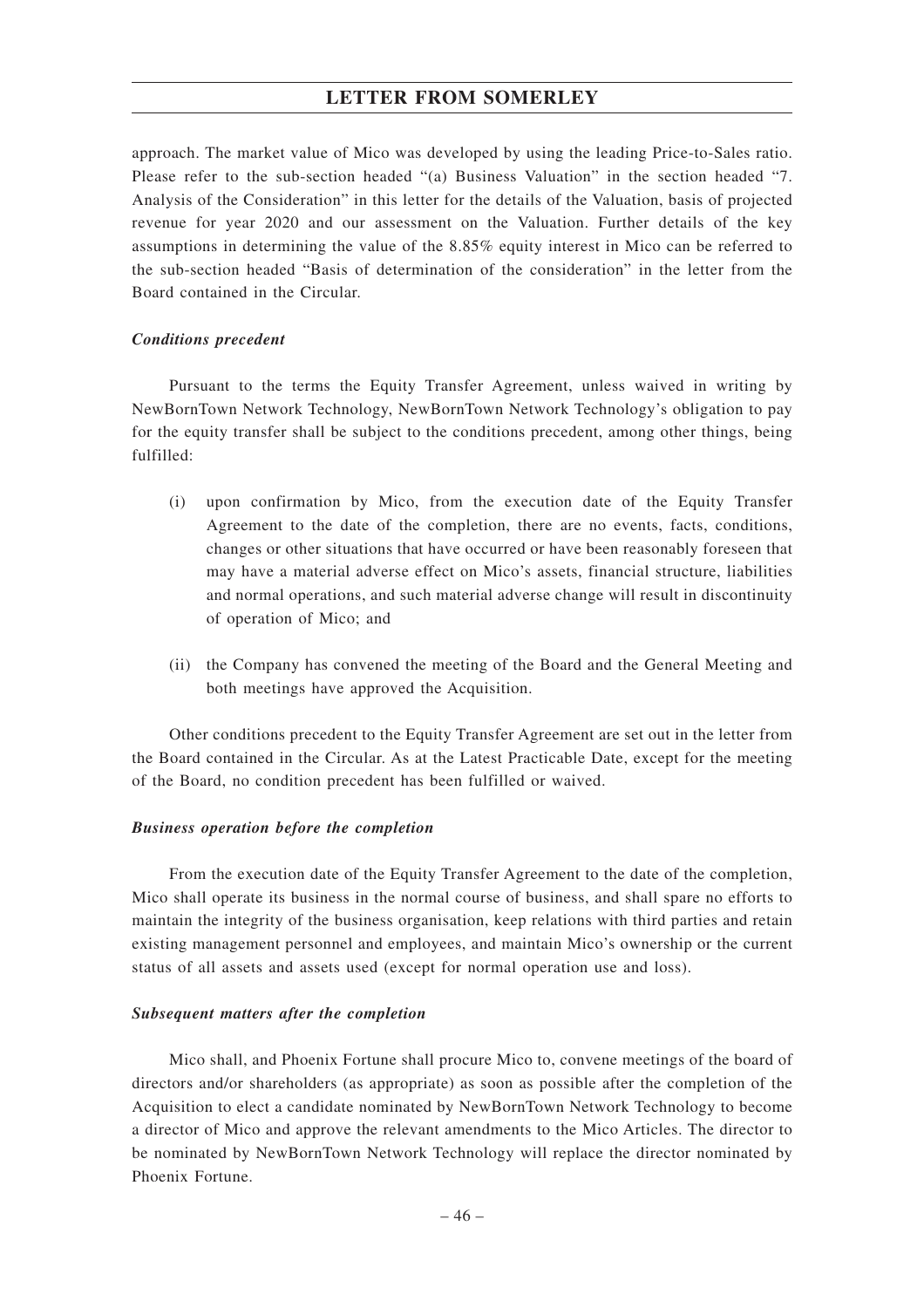approach. The market value of Mico was developed by using the leading Price-to-Sales ratio. Please refer to the sub-section headed "(a) Business Valuation" in the section headed "7. Analysis of the Consideration" in this letter for the details of the Valuation, basis of projected revenue for year 2020 and our assessment on the Valuation. Further details of the key assumptions in determining the value of the 8.85% equity interest in Mico can be referred to the sub-section headed "Basis of determination of the consideration" in the letter from the Board contained in the Circular.

***Conditions precedent***

Pursuant to the terms the Equity Transfer Agreement, unless waived in writing by NewBornTown Network Technology, NewBornTown Network Technology's obligation to pay for the equity transfer shall be subject to the conditions precedent, among other things, being fulfilled:

(i) upon confirmation by Mico, from the execution date of the Equity Transfer Agreement to the date of the completion, there are no events, facts, conditions, changes or other situations that have occurred or have been reasonably foreseen that may have a material adverse effect on Mico's assets, financial structure, liabilities and normal operations, and such material adverse change will result in discontinuity of operation of Mico; and

(ii) the Company has convened the meeting of the Board and the General Meeting and both meetings have approved the Acquisition.

Other conditions precedent to the Equity Transfer Agreement are set out in the letter from the Board contained in the Circular. As at the Latest Practicable Date, except for the meeting of the Board, no condition precedent has been fulfilled or waived.

***Business operation before the completion***

From the execution date of the Equity Transfer Agreement to the date of the completion, Mico shall operate its business in the normal course of business, and shall spare no efforts to maintain the integrity of the business organisation, keep relations with third parties and retain existing management personnel and employees, and maintain Mico's ownership or the current status of all assets and assets used (except for normal operation use and loss).

***Subsequent matters after the completion***

Mico shall, and Phoenix Fortune shall procure Mico to, convene meetings of the board of directors and/or shareholders (as appropriate) as soon as possible after the completion of the Acquisition to elect a candidate nominated by NewBornTown Network Technology to become a director of Mico and approve the relevant amendments to the Mico Articles. The director to be nominated by NewBornTown Network Technology will replace the director nominated by Phoenix Fortune.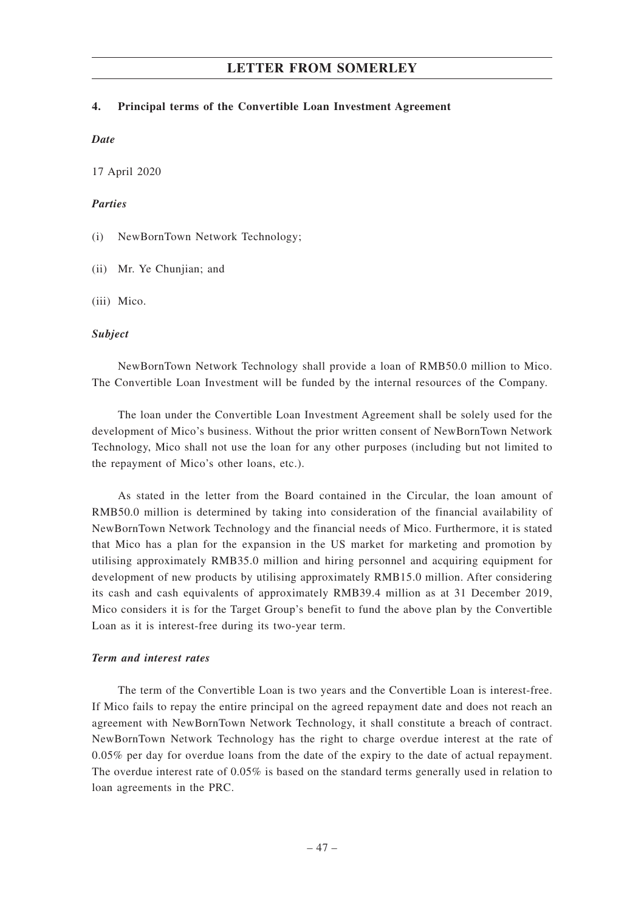#### 4. Principal terms of the Convertible Loan Investment Agreement

*Date*

17 April 2020

*Parties*

(i) NewBornTown Network Technology;

(ii) Mr. Ye Chunjian; and

(iii) Mico.

*Subject*

NewBornTown Network Technology shall provide a loan of RMB50.0 million to Mico. The Convertible Loan Investment will be funded by the internal resources of the Company.

The loan under the Convertible Loan Investment Agreement shall be solely used for the development of Mico's business. Without the prior written consent of NewBornTown Network Technology, Mico shall not use the loan for any other purposes (including but not limited to the repayment of Mico's other loans, etc.).

As stated in the letter from the Board contained in the Circular, the loan amount of RMB50.0 million is determined by taking into consideration of the financial availability of NewBornTown Network Technology and the financial needs of Mico. Furthermore, it is stated that Mico has a plan for the expansion in the US market for marketing and promotion by utilising approximately RMB35.0 million and hiring personnel and acquiring equipment for development of new products by utilising approximately RMB15.0 million. After considering its cash and cash equivalents of approximately RMB39.4 million as at 31 December 2019, Mico considers it is for the Target Group's benefit to fund the above plan by the Convertible Loan as it is interest-free during its two-year term.

*Term and interest rates*

The term of the Convertible Loan is two years and the Convertible Loan is interest-free. If Mico fails to repay the entire principal on the agreed repayment date and does not reach an agreement with NewBornTown Network Technology, it shall constitute a breach of contract. NewBornTown Network Technology has the right to charge overdue interest at the rate of 0.05% per day for overdue loans from the date of the expiry to the date of actual repayment. The overdue interest rate of 0.05% is based on the standard terms generally used in relation to loan agreements in the PRC.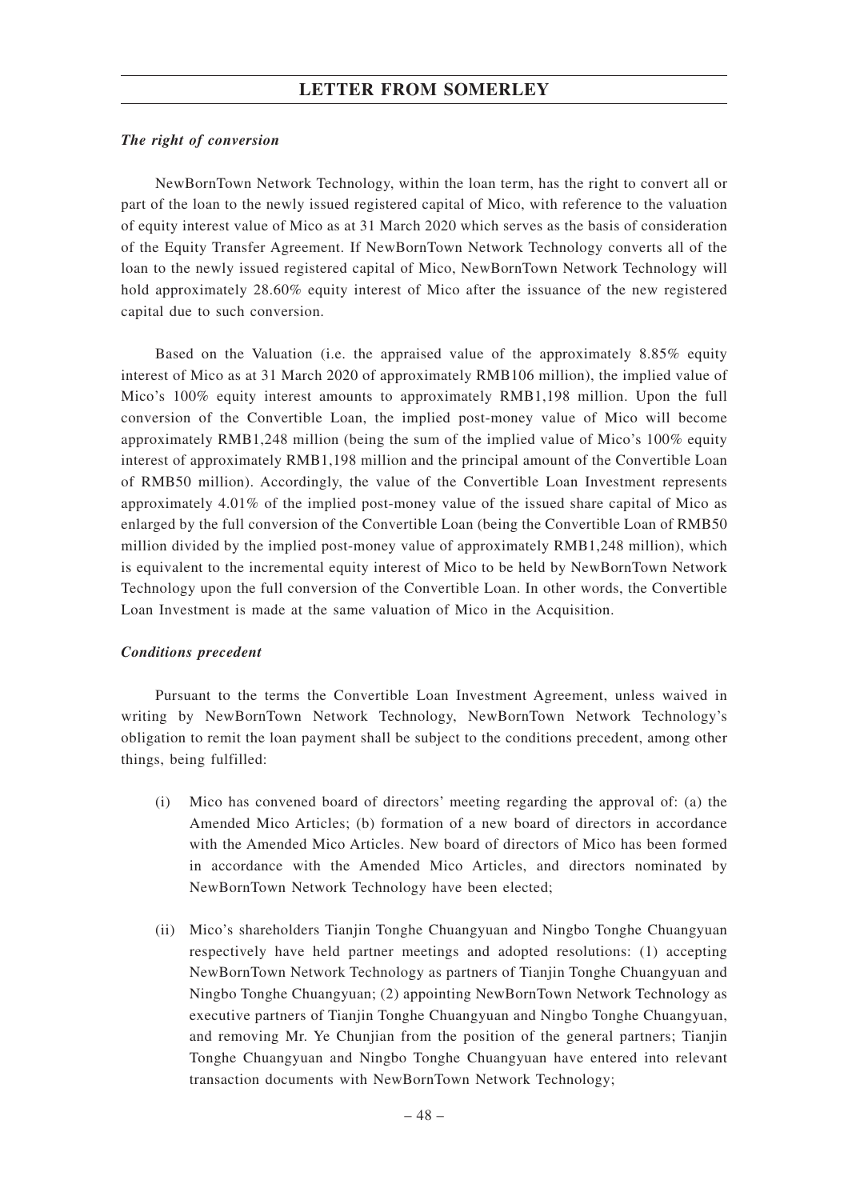### *The right of conversion*

NewBornTown Network Technology, within the loan term, has the right to convert all or part of the loan to the newly issued registered capital of Mico, with reference to the valuation of equity interest value of Mico as at 31 March 2020 which serves as the basis of consideration of the Equity Transfer Agreement. If NewBornTown Network Technology converts all of the loan to the newly issued registered capital of Mico, NewBornTown Network Technology will hold approximately 28.60% equity interest of Mico after the issuance of the new registered capital due to such conversion.

Based on the Valuation (i.e. the appraised value of the approximately 8.85% equity interest of Mico as at 31 March 2020 of approximately RMB106 million), the implied value of Mico's 100% equity interest amounts to approximately RMB1,198 million. Upon the full conversion of the Convertible Loan, the implied post-money value of Mico will become approximately RMB1,248 million (being the sum of the implied value of Mico's 100% equity interest of approximately RMB1,198 million and the principal amount of the Convertible Loan of RMB50 million). Accordingly, the value of the Convertible Loan Investment represents approximately 4.01% of the implied post-money value of the issued share capital of Mico as enlarged by the full conversion of the Convertible Loan (being the Convertible Loan of RMB50 million divided by the implied post-money value of approximately RMB1,248 million), which is equivalent to the incremental equity interest of Mico to be held by NewBornTown Network Technology upon the full conversion of the Convertible Loan. In other words, the Convertible Loan Investment is made at the same valuation of Mico in the Acquisition.

### *Conditions precedent*

Pursuant to the terms the Convertible Loan Investment Agreement, unless waived in writing by NewBornTown Network Technology, NewBornTown Network Technology's obligation to remit the loan payment shall be subject to the conditions precedent, among other things, being fulfilled:

(i) Mico has convened board of directors' meeting regarding the approval of: (a) the Amended Mico Articles; (b) formation of a new board of directors in accordance with the Amended Mico Articles. New board of directors of Mico has been formed in accordance with the Amended Mico Articles, and directors nominated by NewBornTown Network Technology have been elected;

(ii) Mico's shareholders Tianjin Tonghe Chuangyuan and Ningbo Tonghe Chuangyuan respectively have held partner meetings and adopted resolutions: (1) accepting NewBornTown Network Technology as partners of Tianjin Tonghe Chuangyuan and Ningbo Tonghe Chuangyuan; (2) appointing NewBornTown Network Technology as executive partners of Tianjin Tonghe Chuangyuan and Ningbo Tonghe Chuangyuan, and removing Mr. Ye Chunjian from the position of the general partners; Tianjin Tonghe Chuangyuan and Ningbo Tonghe Chuangyuan have entered into relevant transaction documents with NewBornTown Network Technology;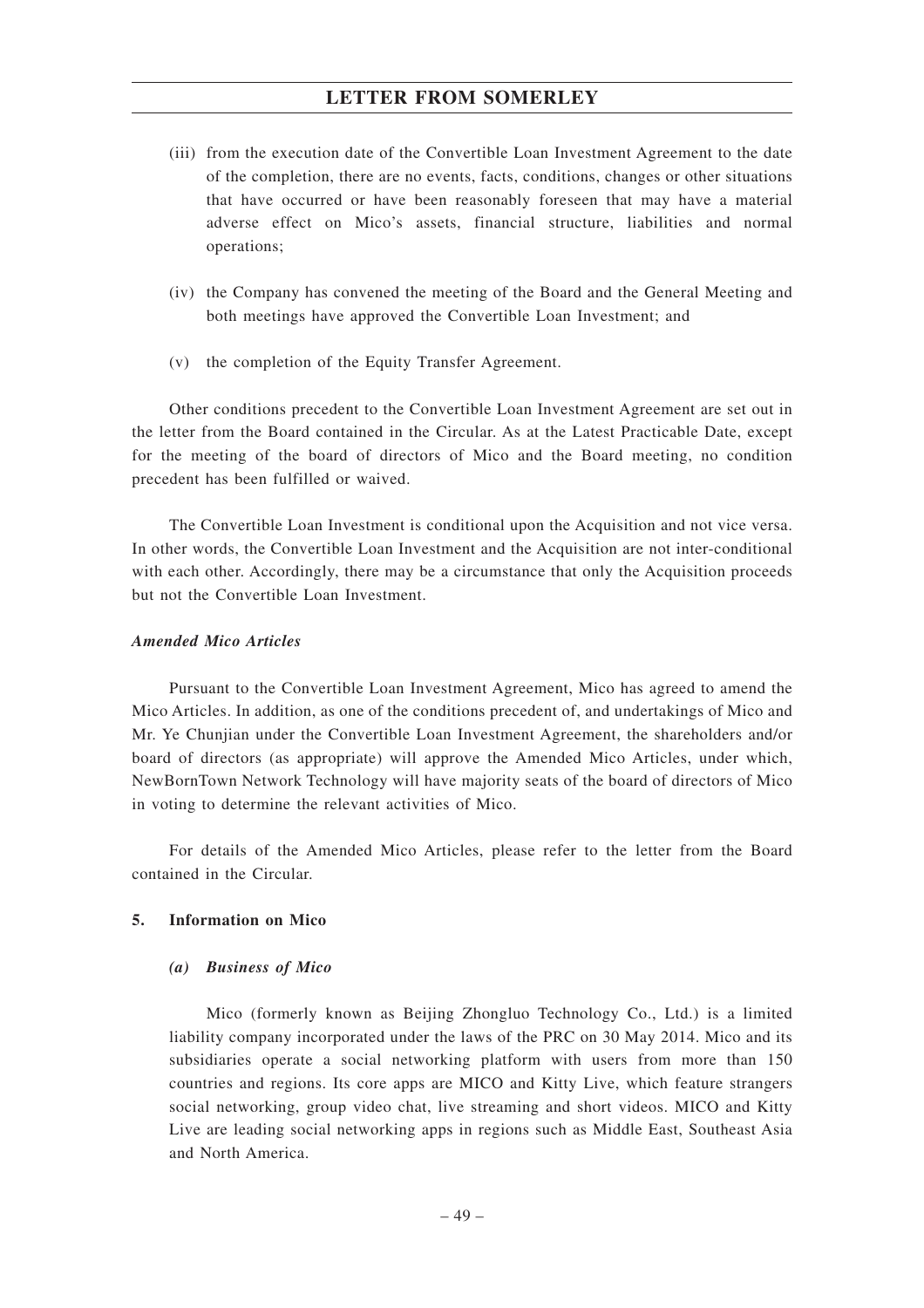(iii) from the execution date of the Convertible Loan Investment Agreement to the date of the completion, there are no events, facts, conditions, changes or other situations that have occurred or have been reasonably foreseen that may have a material adverse effect on Mico's assets, financial structure, liabilities and normal operations;

(iv) the Company has convened the meeting of the Board and the General Meeting and both meetings have approved the Convertible Loan Investment; and

(v) the completion of the Equity Transfer Agreement.

Other conditions precedent to the Convertible Loan Investment Agreement are set out in the letter from the Board contained in the Circular. As at the Latest Practicable Date, except for the meeting of the board of directors of Mico and the Board meeting, no condition precedent has been fulfilled or waived.

The Convertible Loan Investment is conditional upon the Acquisition and not vice versa. In other words, the Convertible Loan Investment and the Acquisition are not inter-conditional with each other. Accordingly, there may be a circumstance that only the Acquisition proceeds but not the Convertible Loan Investment.

***Amended Mico Articles***

Pursuant to the Convertible Loan Investment Agreement, Mico has agreed to amend the Mico Articles. In addition, as one of the conditions precedent of, and undertakings of Mico and Mr. Ye Chunjian under the Convertible Loan Investment Agreement, the shareholders and/or board of directors (as appropriate) will approve the Amended Mico Articles, under which, NewBornTown Network Technology will have majority seats of the board of directors of Mico in voting to determine the relevant activities of Mico.

For details of the Amended Mico Articles, please refer to the letter from the Board contained in the Circular.

## 5. Information on Mico

### *(a) Business of Mico*

Mico (formerly known as Beijing Zhongluo Technology Co., Ltd.) is a limited liability company incorporated under the laws of the PRC on 30 May 2014. Mico and its subsidiaries operate a social networking platform with users from more than 150 countries and regions. Its core apps are MICO and Kitty Live, which feature strangers social networking, group video chat, live streaming and short videos. MICO and Kitty Live are leading social networking apps in regions such as Middle East, Southeast Asia and North America.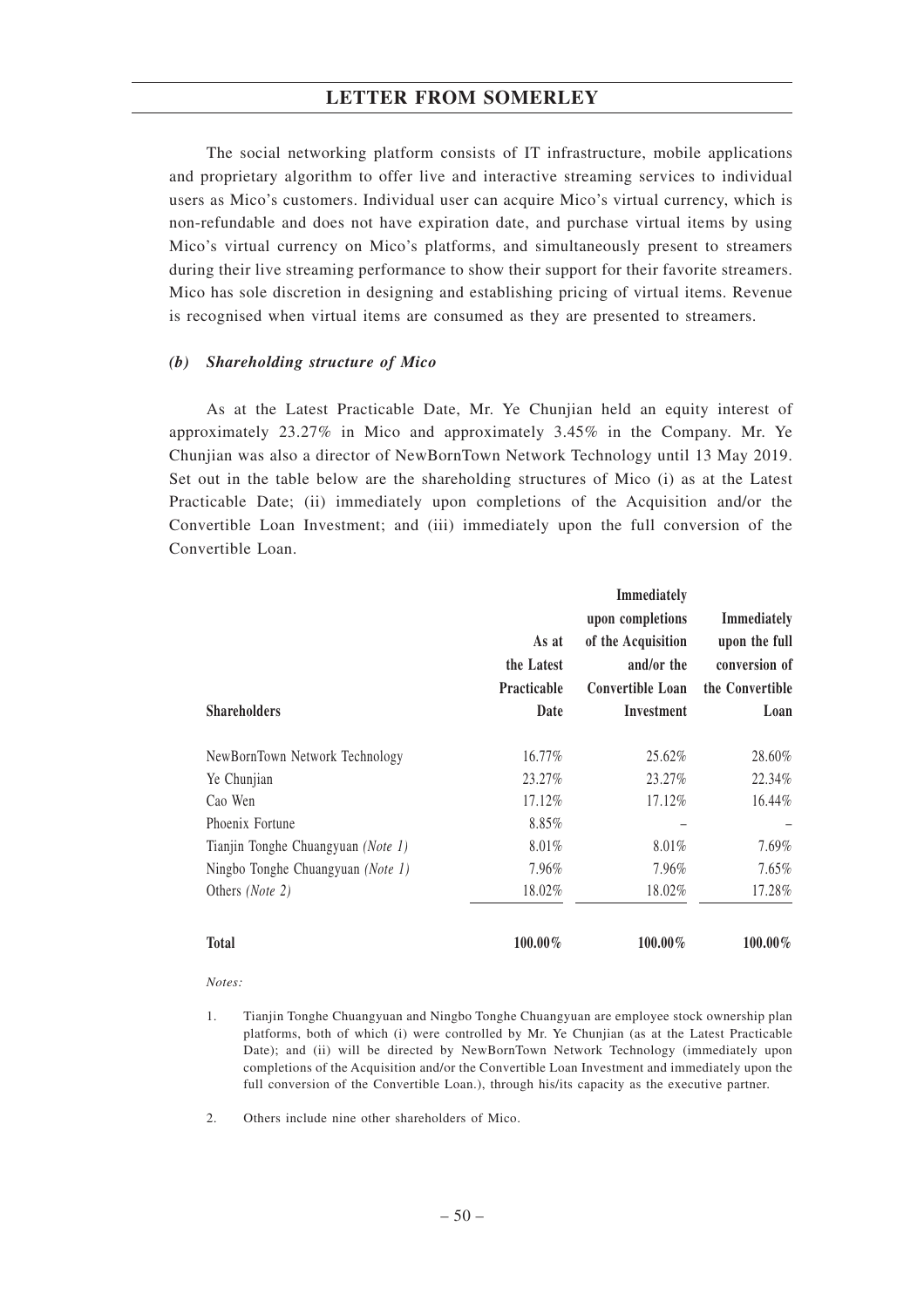The social networking platform consists of IT infrastructure, mobile applications and proprietary algorithm to offer live and interactive streaming services to individual users as Mico's customers. Individual user can acquire Mico's virtual currency, which is non-refundable and does not have expiration date, and purchase virtual items by using Mico's virtual currency on Mico's platforms, and simultaneously present to streamers during their live streaming performance to show their support for their favorite streamers. Mico has sole discretion in designing and establishing pricing of virtual items. Revenue is recognised when virtual items are consumed as they are presented to streamers.

### *(b) Shareholding structure of Mico*

As at the Latest Practicable Date, Mr. Ye Chunjian held an equity interest of approximately 23.27% in Mico and approximately 3.45% in the Company. Mr. Ye Chunjian was also a director of NewBornTown Network Technology until 13 May 2019. Set out in the table below are the shareholding structures of Mico (i) as at the Latest Practicable Date; (ii) immediately upon completions of the Acquisition and/or the Convertible Loan Investment; and (iii) immediately upon the full conversion of the Convertible Loan.

| Shareholders | As at the Latest Practicable Date | Immediately upon completions of the Acquisition and/or the Convertible Loan Investment | Immediately upon the full conversion of the Convertible Loan |
|---|---|---|---|
| NewBornTown Network Technology | 16.77% | 25.62% | 28.60% |
| Ye Chunjian | 23.27% | 23.27% | 22.34% |
| Cao Wen | 17.12% | 17.12% | 16.44% |
| Phoenix Fortune | 8.85% | – | – |
| Tianjin Tonghe Chuangyuan *(Note 1)* | 8.01% | 8.01% | 7.69% |
| Ningbo Tonghe Chuangyuan *(Note 1)* | 7.96% | 7.96% | 7.65% |
| Others *(Note 2)* | 18.02% | 18.02% | 17.28% |
| **Total** | **100.00%** | **100.00%** | **100.00%** |

*Notes:*

1. Tianjin Tonghe Chuangyuan and Ningbo Tonghe Chuangyuan are employee stock ownership plan platforms, both of which (i) were controlled by Mr. Ye Chunjian (as at the Latest Practicable Date); and (ii) will be directed by NewBornTown Network Technology (immediately upon completions of the Acquisition and/or the Convertible Loan Investment and immediately upon the full conversion of the Convertible Loan.), through his/its capacity as the executive partner.

2. Others include nine other shareholders of Mico.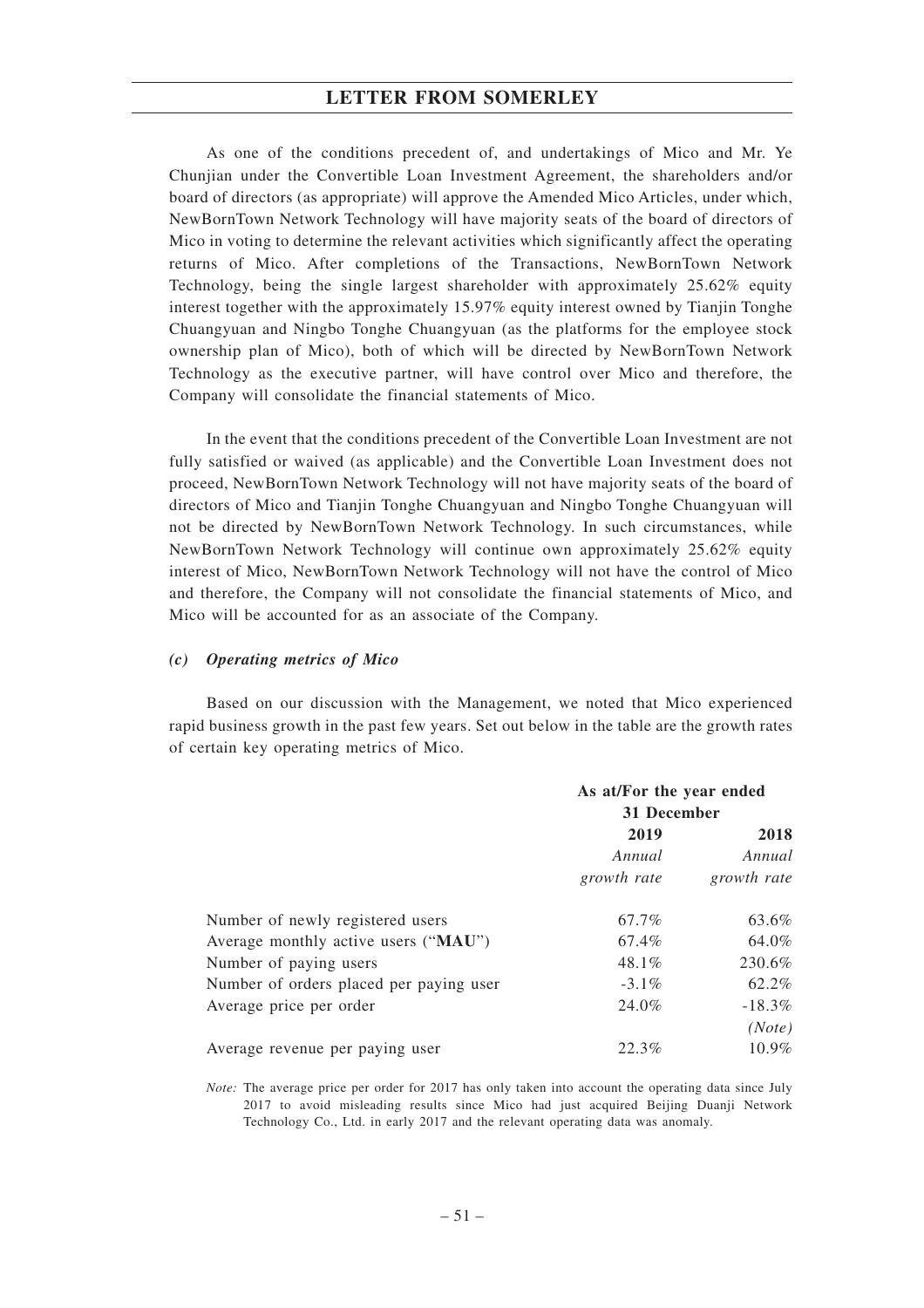As one of the conditions precedent of, and undertakings of Mico and Mr. Ye Chunjian under the Convertible Loan Investment Agreement, the shareholders and/or board of directors (as appropriate) will approve the Amended Mico Articles, under which, NewBornTown Network Technology will have majority seats of the board of directors of Mico in voting to determine the relevant activities which significantly affect the operating returns of Mico. After completions of the Transactions, NewBornTown Network Technology, being the single largest shareholder with approximately 25.62% equity interest together with the approximately 15.97% equity interest owned by Tianjin Tonghe Chuangyuan and Ningbo Tonghe Chuangyuan (as the platforms for the employee stock ownership plan of Mico), both of which will be directed by NewBornTown Network Technology as the executive partner, will have control over Mico and therefore, the Company will consolidate the financial statements of Mico.

In the event that the conditions precedent of the Convertible Loan Investment are not fully satisfied or waived (as applicable) and the Convertible Loan Investment does not proceed, NewBornTown Network Technology will not have majority seats of the board of directors of Mico and Tianjin Tonghe Chuangyuan and Ningbo Tonghe Chuangyuan will not be directed by NewBornTown Network Technology. In such circumstances, while NewBornTown Network Technology will continue own approximately 25.62% equity interest of Mico, NewBornTown Network Technology will not have the control of Mico and therefore, the Company will not consolidate the financial statements of Mico, and Mico will be accounted for as an associate of the Company.

### *(c) Operating metrics of Mico*

Based on our discussion with the Management, we noted that Mico experienced rapid business growth in the past few years. Set out below in the table are the growth rates of certain key operating metrics of Mico.

| | As at/For the year ended 31 December | |
|---|---|---|
| | **2019** | **2018** |
| | *Annual growth rate* | *Annual growth rate* |
| Number of newly registered users | 67.7% | 63.6% |
| Average monthly active users ("**MAU**") | 67.4% | 64.0% |
| Number of paying users | 48.1% | 230.6% |
| Number of orders placed per paying user | -3.1% | 62.2% |
| Average price per order | 24.0% | -18.3% *(Note)* |
| Average revenue per paying user | 22.3% | 10.9% |

*Note:* The average price per order for 2017 has only taken into account the operating data since July 2017 to avoid misleading results since Mico had just acquired Beijing Duanji Network Technology Co., Ltd. in early 2017 and the relevant operating data was anomaly.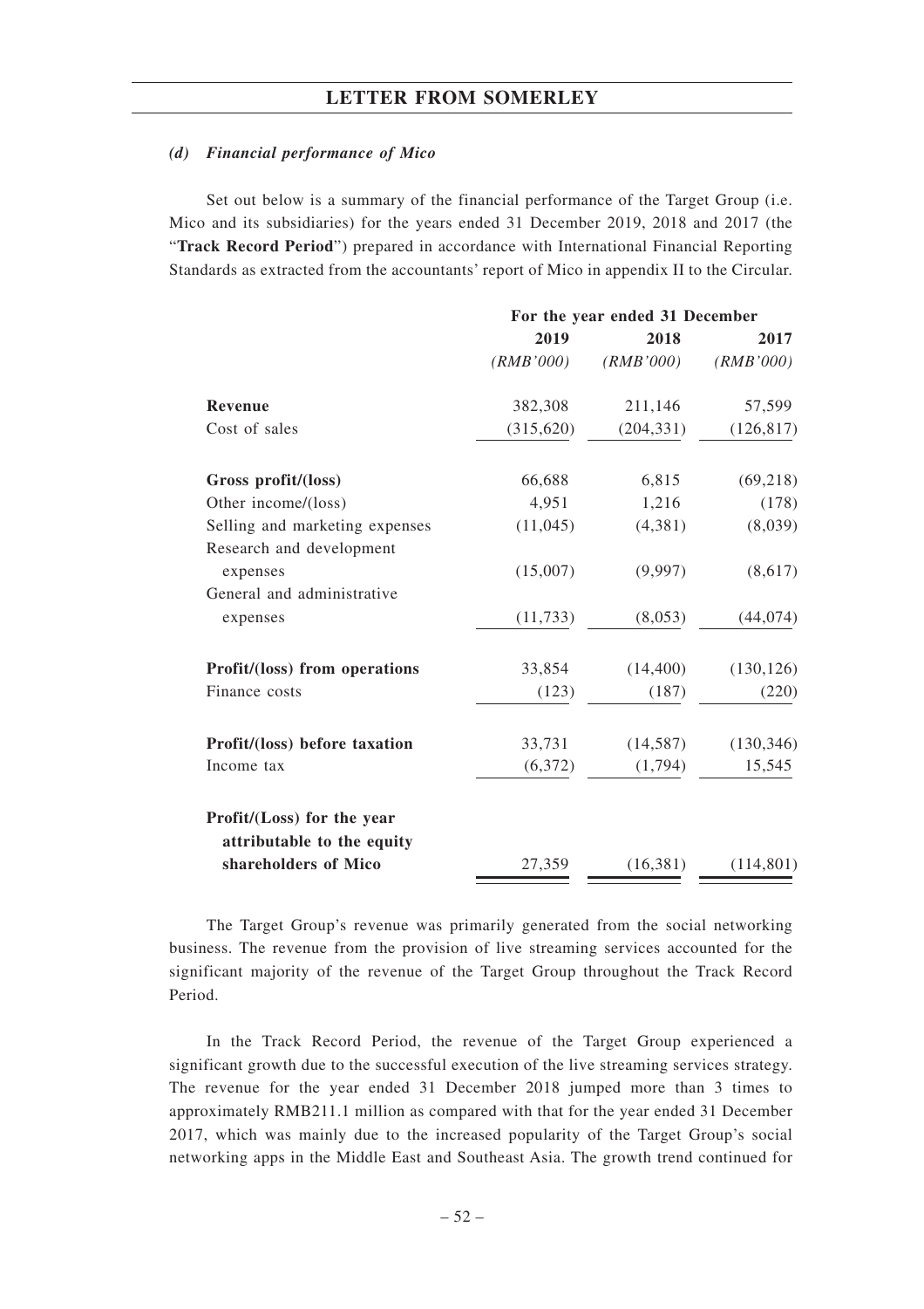#### *(d) Financial performance of Mico*

Set out below is a summary of the financial performance of the Target Group (i.e. Mico and its subsidiaries) for the years ended 31 December 2019, 2018 and 2017 (the "**Track Record Period**") prepared in accordance with International Financial Reporting Standards as extracted from the accountants' report of Mico in appendix II to the Circular.

| | For the year ended 31 December | | |
|---|---|---|---|
| | **2019** | **2018** | **2017** |
| | *(RMB'000)* | *(RMB'000)* | *(RMB'000)* |
| **Revenue** | 382,308 | 211,146 | 57,599 |
| Cost of sales | (315,620) | (204,331) | (126,817) |
| **Gross profit/(loss)** | 66,688 | 6,815 | (69,218) |
| Other income/(loss) | 4,951 | 1,216 | (178) |
| Selling and marketing expenses | (11,045) | (4,381) | (8,039) |
| Research and development expenses | (15,007) | (9,997) | (8,617) |
| General and administrative expenses | (11,733) | (8,053) | (44,074) |
| **Profit/(loss) from operations** | 33,854 | (14,400) | (130,126) |
| Finance costs | (123) | (187) | (220) |
| **Profit/(loss) before taxation** | 33,731 | (14,587) | (130,346) |
| Income tax | (6,372) | (1,794) | 15,545 |
| **Profit/(Loss) for the year attributable to the equity shareholders of Mico** | 27,359 | (16,381) | (114,801) |

The Target Group's revenue was primarily generated from the social networking business. The revenue from the provision of live streaming services accounted for the significant majority of the revenue of the Target Group throughout the Track Record Period.

In the Track Record Period, the revenue of the Target Group experienced a significant growth due to the successful execution of the live streaming services strategy. The revenue for the year ended 31 December 2018 jumped more than 3 times to approximately RMB211.1 million as compared with that for the year ended 31 December 2017, which was mainly due to the increased popularity of the Target Group's social networking apps in the Middle East and Southeast Asia. The growth trend continued for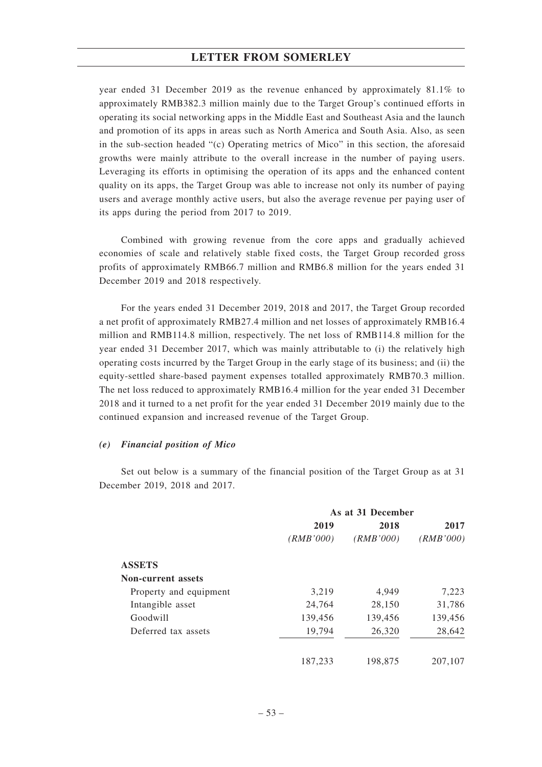year ended 31 December 2019 as the revenue enhanced by approximately 81.1% to approximately RMB382.3 million mainly due to the Target Group's continued efforts in operating its social networking apps in the Middle East and Southeast Asia and the launch and promotion of its apps in areas such as North America and South Asia. Also, as seen in the sub-section headed "(c) Operating metrics of Mico" in this section, the aforesaid growths were mainly attribute to the overall increase in the number of paying users. Leveraging its efforts in optimising the operation of its apps and the enhanced content quality on its apps, the Target Group was able to increase not only its number of paying users and average monthly active users, but also the average revenue per paying user of its apps during the period from 2017 to 2019.

Combined with growing revenue from the core apps and gradually achieved economies of scale and relatively stable fixed costs, the Target Group recorded gross profits of approximately RMB66.7 million and RMB6.8 million for the years ended 31 December 2019 and 2018 respectively.

For the years ended 31 December 2019, 2018 and 2017, the Target Group recorded a net profit of approximately RMB27.4 million and net losses of approximately RMB16.4 million and RMB114.8 million, respectively. The net loss of RMB114.8 million for the year ended 31 December 2017, which was mainly attributable to (i) the relatively high operating costs incurred by the Target Group in the early stage of its business; and (ii) the equity-settled share-based payment expenses totalled approximately RMB70.3 million. The net loss reduced to approximately RMB16.4 million for the year ended 31 December 2018 and it turned to a net profit for the year ended 31 December 2019 mainly due to the continued expansion and increased revenue of the Target Group.

***(e) Financial position of Mico***

Set out below is a summary of the financial position of the Target Group as at 31 December 2019, 2018 and 2017.

| | As at 31 December | | |
|---|---|---|---|
| | 2019 | 2018 | 2017 |
| | *(RMB'000)* | *(RMB'000)* | *(RMB'000)* |
| **ASSETS** | | | |
| **Non-current assets** | | | |
| Property and equipment | 3,219 | 4,949 | 7,223 |
| Intangible asset | 24,764 | 28,150 | 31,786 |
| Goodwill | 139,456 | 139,456 | 139,456 |
| Deferred tax assets | 19,794 | 26,320 | 28,642 |
| | 187,233 | 198,875 | 207,107 |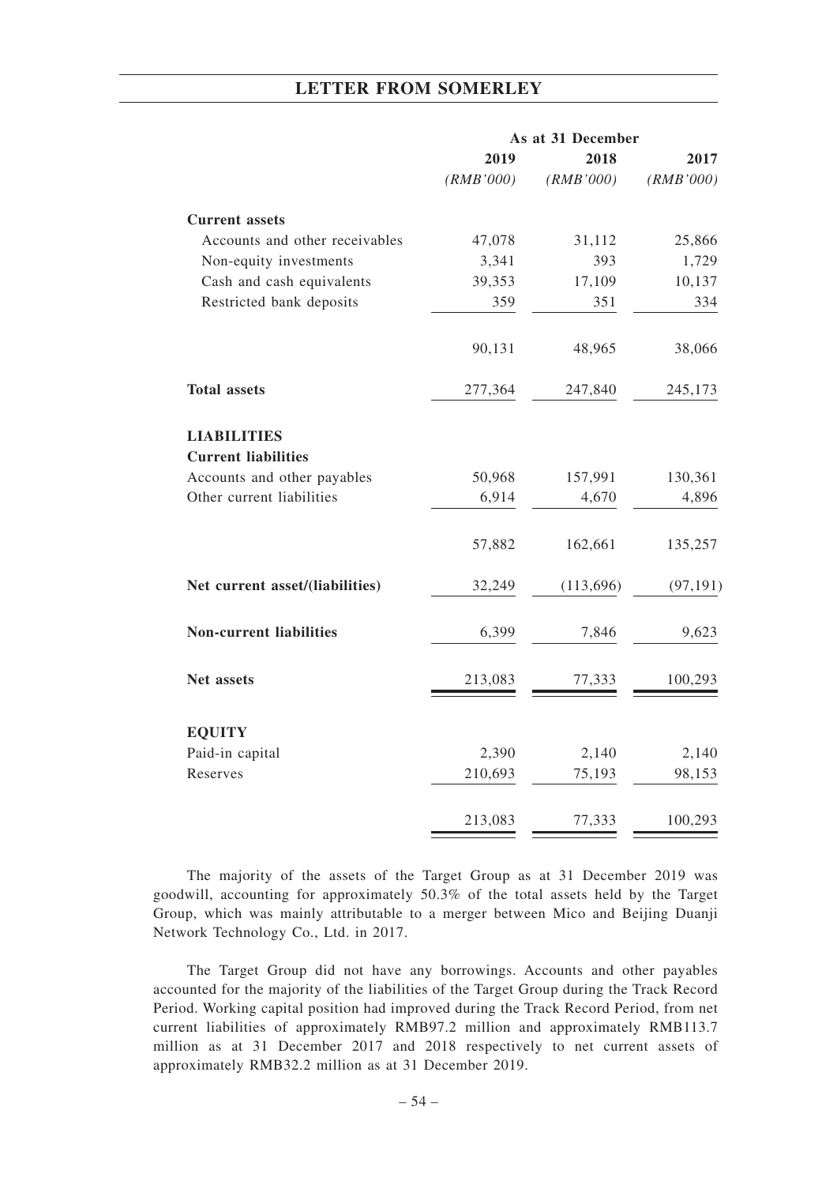| | As at 31 December | | |
|---|---|---|---|
| | 2019 | 2018 | 2017 |
| | *(RMB'000)* | *(RMB'000)* | *(RMB'000)* |
| **Current assets** | | | |
| Accounts and other receivables | 47,078 | 31,112 | 25,866 |
| Non-equity investments | 3,341 | 393 | 1,729 |
| Cash and cash equivalents | 39,353 | 17,109 | 10,137 |
| Restricted bank deposits | 359 | 351 | 334 |
| | 90,131 | 48,965 | 38,066 |
| **Total assets** | 277,364 | 247,840 | 245,173 |
| **LIABILITIES** | | | |
| **Current liabilities** | | | |
| Accounts and other payables | 50,968 | 157,991 | 130,361 |
| Other current liabilities | 6,914 | 4,670 | 4,896 |
| | 57,882 | 162,661 | 135,257 |
| **Net current asset/(liabilities)** | 32,249 | (113,696) | (97,191) |
| **Non-current liabilities** | 6,399 | 7,846 | 9,623 |
| **Net assets** | 213,083 | 77,333 | 100,293 |
| **EQUITY** | | | |
| Paid-in capital | 2,390 | 2,140 | 2,140 |
| Reserves | 210,693 | 75,193 | 98,153 |
| | 213,083 | 77,333 | 100,293 |

The majority of the assets of the Target Group as at 31 December 2019 was goodwill, accounting for approximately 50.3% of the total assets held by the Target Group, which was mainly attributable to a merger between Mico and Beijing Duanji Network Technology Co., Ltd. in 2017.

The Target Group did not have any borrowings. Accounts and other payables accounted for the majority of the liabilities of the Target Group during the Track Record Period. Working capital position had improved during the Track Record Period, from net current liabilities of approximately RMB97.2 million and approximately RMB113.7 million as at 31 December 2017 and 2018 respectively to net current assets of approximately RMB32.2 million as at 31 December 2019.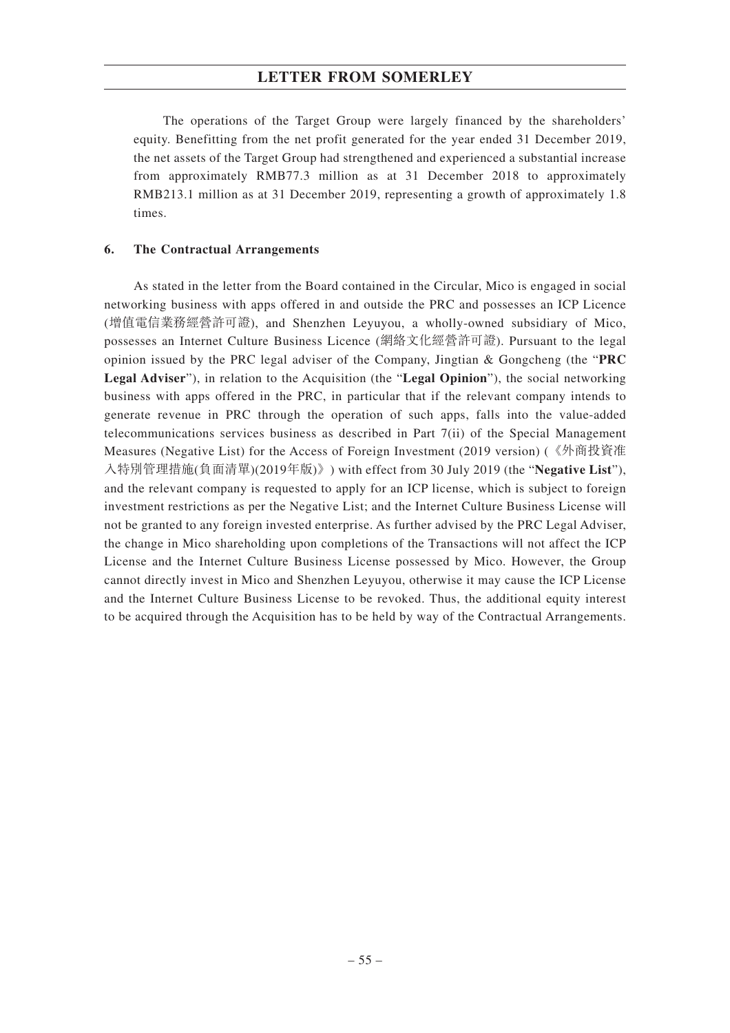The operations of the Target Group were largely financed by the shareholders' equity. Benefitting from the net profit generated for the year ended 31 December 2019, the net assets of the Target Group had strengthened and experienced a substantial increase from approximately RMB77.3 million as at 31 December 2018 to approximately RMB213.1 million as at 31 December 2019, representing a growth of approximately 1.8 times.

**6. The Contractual Arrangements**

As stated in the letter from the Board contained in the Circular, Mico is engaged in social networking business with apps offered in and outside the PRC and possesses an ICP Licence (增值電信業務經營許可證), and Shenzhen Leyuyou, a wholly-owned subsidiary of Mico, possesses an Internet Culture Business Licence (網絡文化經營許可證). Pursuant to the legal opinion issued by the PRC legal adviser of the Company, Jingtian & Gongcheng (the "**PRC Legal Adviser**"), in relation to the Acquisition (the "**Legal Opinion**"), the social networking business with apps offered in the PRC, in particular that if the relevant company intends to generate revenue in PRC through the operation of such apps, falls into the value-added telecommunications services business as described in Part 7(ii) of the Special Management Measures (Negative List) for the Access of Foreign Investment (2019 version) (《外商投資准入特別管理措施(負面清單)(2019年版)》) with effect from 30 July 2019 (the "**Negative List**"), and the relevant company is requested to apply for an ICP license, which is subject to foreign investment restrictions as per the Negative List; and the Internet Culture Business License will not be granted to any foreign invested enterprise. As further advised by the PRC Legal Adviser, the change in Mico shareholding upon completions of the Transactions will not affect the ICP License and the Internet Culture Business License possessed by Mico. However, the Group cannot directly invest in Mico and Shenzhen Leyuyou, otherwise it may cause the ICP License and the Internet Culture Business License to be revoked. Thus, the additional equity interest to be acquired through the Acquisition has to be held by way of the Contractual Arrangements.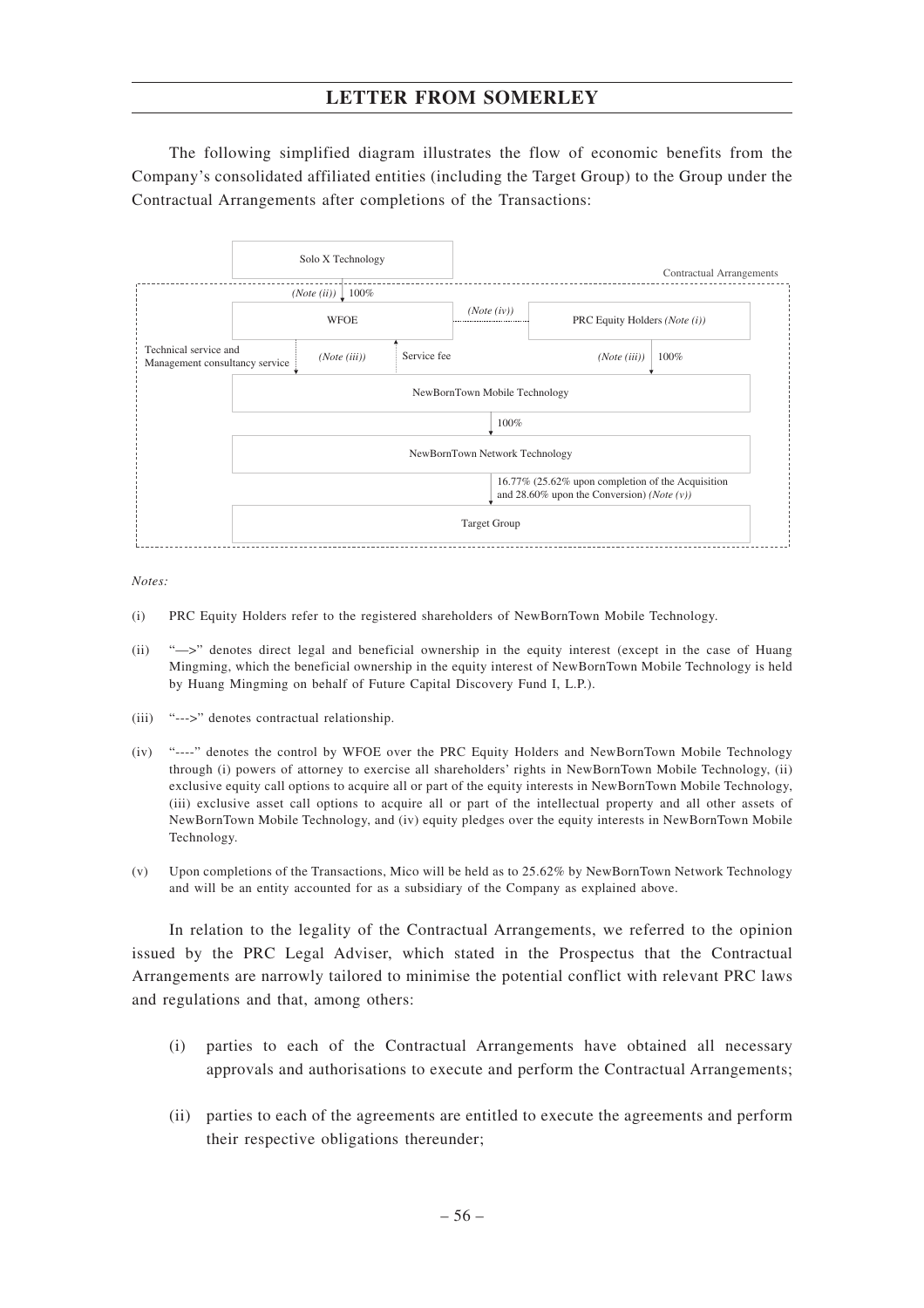The following simplified diagram illustrates the flow of economic benefits from the Company's consolidated affiliated entities (including the Target Group) to the Group under the Contractual Arrangements after completions of the Transactions:

Solo X Technology

*(Note (ii))* 100%

Contractual Arrangements

WFOE — *(Note (iv))* — PRC Equity Holders *(Note (i))*

Technical service and Management consultancy service *(Note (iii))* | Service fee | *(Note (iii))* 100%

NewBornTown Mobile Technology

100%

NewBornTown Network Technology

16.77% (25.62% upon completion of the Acquisition and 28.60% upon the Conversion) *(Note (v))*

Target Group

*Notes:*

(i) PRC Equity Holders refer to the registered shareholders of NewBornTown Mobile Technology.

(ii) "—>" denotes direct legal and beneficial ownership in the equity interest (except in the case of Huang Mingming, which the beneficial ownership in the equity interest of NewBornTown Mobile Technology is held by Huang Mingming on behalf of Future Capital Discovery Fund I, L.P.).

(iii) "--->" denotes contractual relationship.

(iv) "----" denotes the control by WFOE over the PRC Equity Holders and NewBornTown Mobile Technology through (i) powers of attorney to exercise all shareholders' rights in NewBornTown Mobile Technology, (ii) exclusive equity call options to acquire all or part of the equity interests in NewBornTown Mobile Technology, (iii) exclusive asset call options to acquire all or part of the intellectual property and all other assets of NewBornTown Mobile Technology, and (iv) equity pledges over the equity interests in NewBornTown Mobile Technology.

(v) Upon completions of the Transactions, Mico will be held as to 25.62% by NewBornTown Network Technology and will be an entity accounted for as a subsidiary of the Company as explained above.

In relation to the legality of the Contractual Arrangements, we referred to the opinion issued by the PRC Legal Adviser, which stated in the Prospectus that the Contractual Arrangements are narrowly tailored to minimise the potential conflict with relevant PRC laws and regulations and that, among others:

(i) parties to each of the Contractual Arrangements have obtained all necessary approvals and authorisations to execute and perform the Contractual Arrangements;

(ii) parties to each of the agreements are entitled to execute the agreements and perform their respective obligations thereunder;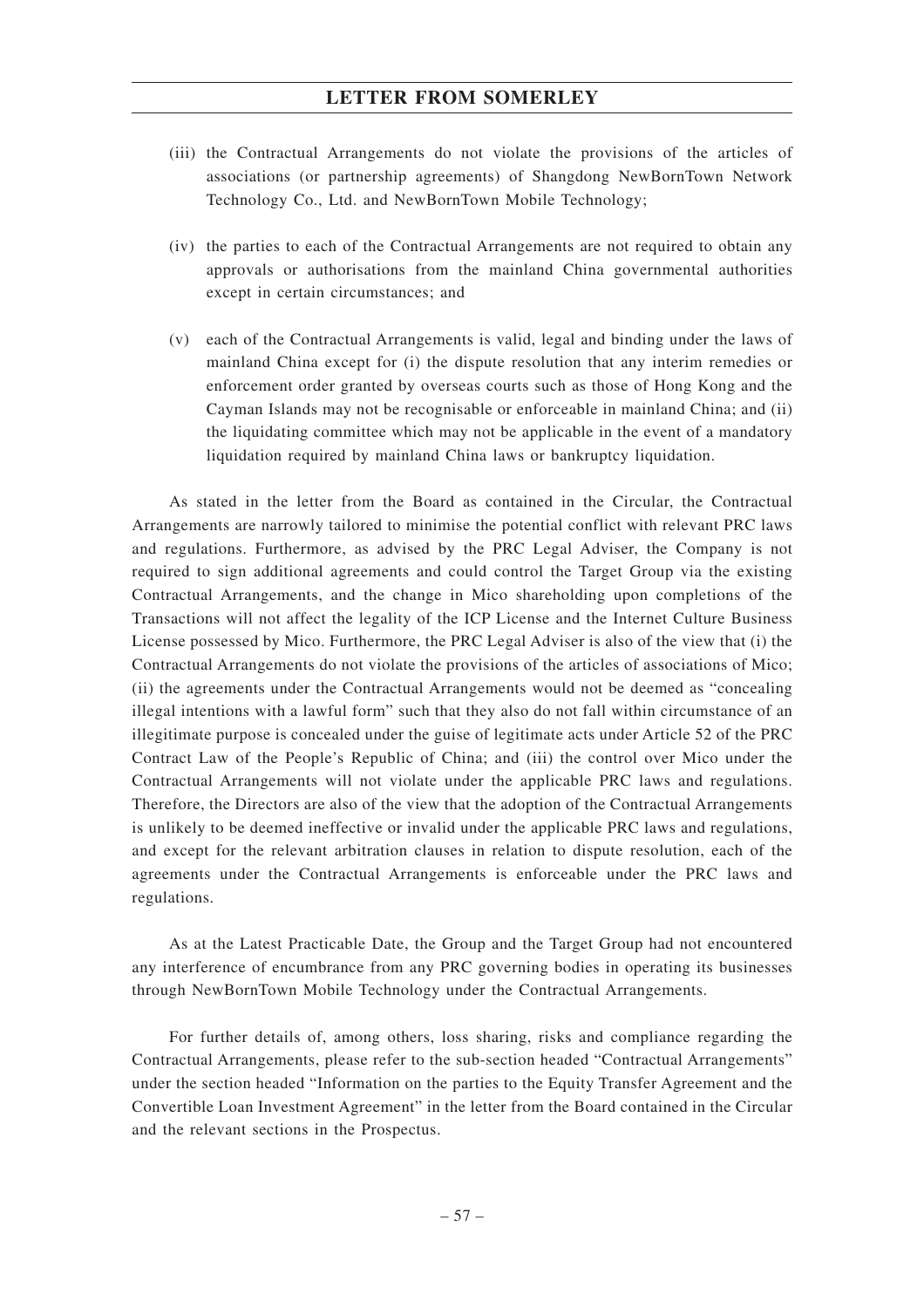(iii) the Contractual Arrangements do not violate the provisions of the articles of associations (or partnership agreements) of Shangdong NewBornTown Network Technology Co., Ltd. and NewBornTown Mobile Technology;

(iv) the parties to each of the Contractual Arrangements are not required to obtain any approvals or authorisations from the mainland China governmental authorities except in certain circumstances; and

(v) each of the Contractual Arrangements is valid, legal and binding under the laws of mainland China except for (i) the dispute resolution that any interim remedies or enforcement order granted by overseas courts such as those of Hong Kong and the Cayman Islands may not be recognisable or enforceable in mainland China; and (ii) the liquidating committee which may not be applicable in the event of a mandatory liquidation required by mainland China laws or bankruptcy liquidation.

As stated in the letter from the Board as contained in the Circular, the Contractual Arrangements are narrowly tailored to minimise the potential conflict with relevant PRC laws and regulations. Furthermore, as advised by the PRC Legal Adviser, the Company is not required to sign additional agreements and could control the Target Group via the existing Contractual Arrangements, and the change in Mico shareholding upon completions of the Transactions will not affect the legality of the ICP License and the Internet Culture Business License possessed by Mico. Furthermore, the PRC Legal Adviser is also of the view that (i) the Contractual Arrangements do not violate the provisions of the articles of associations of Mico; (ii) the agreements under the Contractual Arrangements would not be deemed as "concealing illegal intentions with a lawful form" such that they also do not fall within circumstance of an illegitimate purpose is concealed under the guise of legitimate acts under Article 52 of the PRC Contract Law of the People's Republic of China; and (iii) the control over Mico under the Contractual Arrangements will not violate under the applicable PRC laws and regulations. Therefore, the Directors are also of the view that the adoption of the Contractual Arrangements is unlikely to be deemed ineffective or invalid under the applicable PRC laws and regulations, and except for the relevant arbitration clauses in relation to dispute resolution, each of the agreements under the Contractual Arrangements is enforceable under the PRC laws and regulations.

As at the Latest Practicable Date, the Group and the Target Group had not encountered any interference of encumbrance from any PRC governing bodies in operating its businesses through NewBornTown Mobile Technology under the Contractual Arrangements.

For further details of, among others, loss sharing, risks and compliance regarding the Contractual Arrangements, please refer to the sub-section headed "Contractual Arrangements" under the section headed "Information on the parties to the Equity Transfer Agreement and the Convertible Loan Investment Agreement" in the letter from the Board contained in the Circular and the relevant sections in the Prospectus.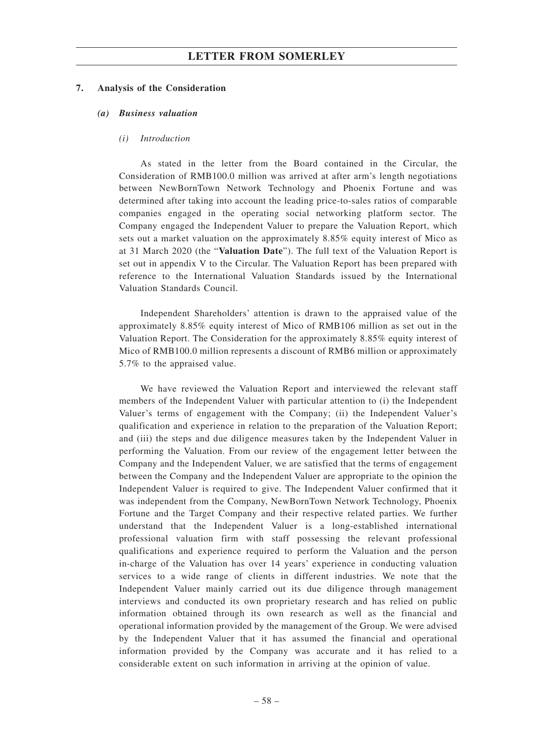## 7. Analysis of the Consideration

### *(a) Business valuation*

#### *(i) Introduction*

As stated in the letter from the Board contained in the Circular, the Consideration of RMB100.0 million was arrived at after arm's length negotiations between NewBornTown Network Technology and Phoenix Fortune and was determined after taking into account the leading price-to-sales ratios of comparable companies engaged in the operating social networking platform sector. The Company engaged the Independent Valuer to prepare the Valuation Report, which sets out a market valuation on the approximately 8.85% equity interest of Mico as at 31 March 2020 (the "**Valuation Date**"). The full text of the Valuation Report is set out in appendix V to the Circular. The Valuation Report has been prepared with reference to the International Valuation Standards issued by the International Valuation Standards Council.

Independent Shareholders' attention is drawn to the appraised value of the approximately 8.85% equity interest of Mico of RMB106 million as set out in the Valuation Report. The Consideration for the approximately 8.85% equity interest of Mico of RMB100.0 million represents a discount of RMB6 million or approximately 5.7% to the appraised value.

We have reviewed the Valuation Report and interviewed the relevant staff members of the Independent Valuer with particular attention to (i) the Independent Valuer's terms of engagement with the Company; (ii) the Independent Valuer's qualification and experience in relation to the preparation of the Valuation Report; and (iii) the steps and due diligence measures taken by the Independent Valuer in performing the Valuation. From our review of the engagement letter between the Company and the Independent Valuer, we are satisfied that the terms of engagement between the Company and the Independent Valuer are appropriate to the opinion the Independent Valuer is required to give. The Independent Valuer confirmed that it was independent from the Company, NewBornTown Network Technology, Phoenix Fortune and the Target Company and their respective related parties. We further understand that the Independent Valuer is a long-established international professional valuation firm with staff possessing the relevant professional qualifications and experience required to perform the Valuation and the person in-charge of the Valuation has over 14 years' experience in conducting valuation services to a wide range of clients in different industries. We note that the Independent Valuer mainly carried out its due diligence through management interviews and conducted its own proprietary research and has relied on public information obtained through its own research as well as the financial and operational information provided by the management of the Group. We were advised by the Independent Valuer that it has assumed the financial and operational information provided by the Company was accurate and it has relied to a considerable extent on such information in arriving at the opinion of value.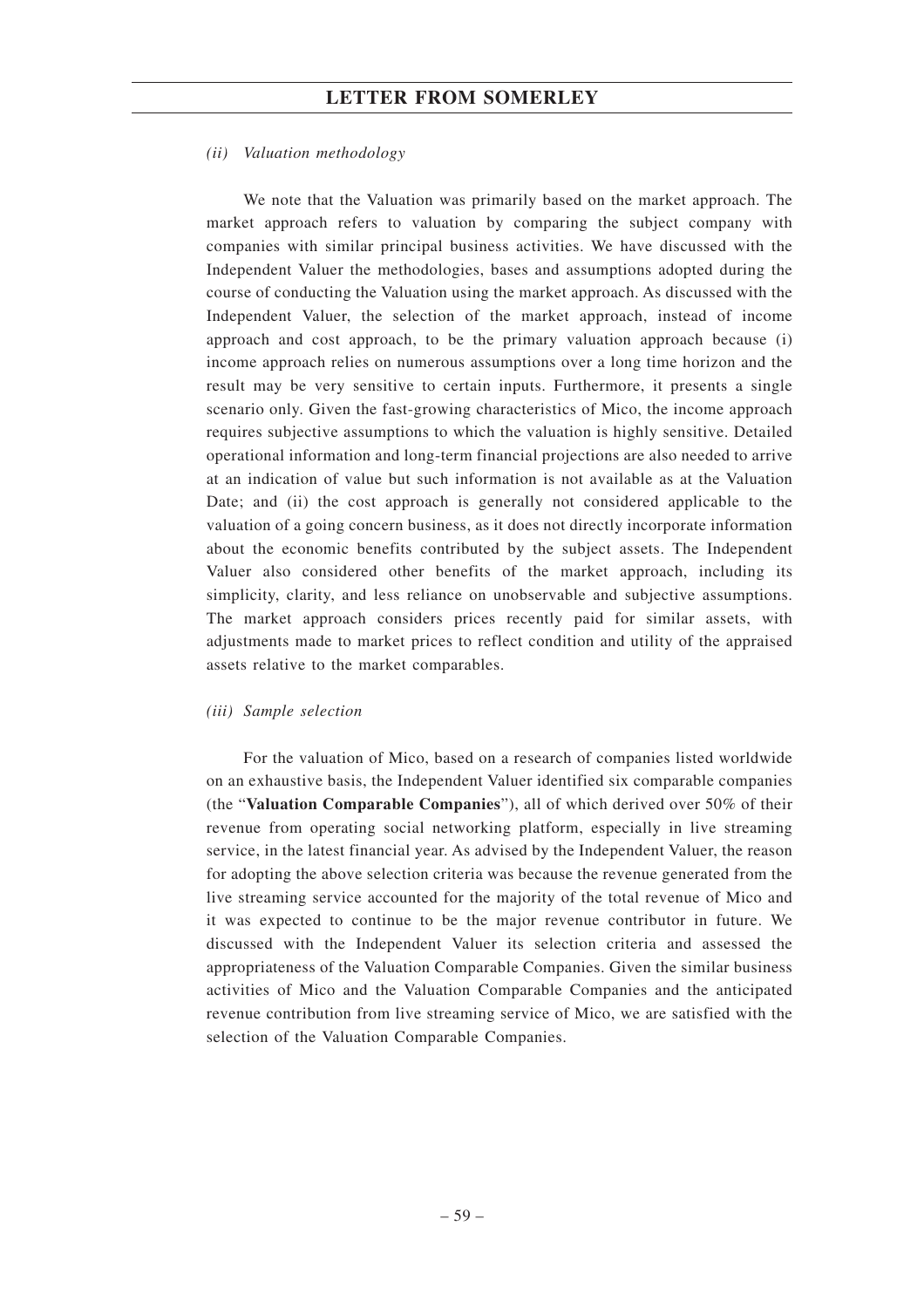*(ii) Valuation methodology*

We note that the Valuation was primarily based on the market approach. The market approach refers to valuation by comparing the subject company with companies with similar principal business activities. We have discussed with the Independent Valuer the methodologies, bases and assumptions adopted during the course of conducting the Valuation using the market approach. As discussed with the Independent Valuer, the selection of the market approach, instead of income approach and cost approach, to be the primary valuation approach because (i) income approach relies on numerous assumptions over a long time horizon and the result may be very sensitive to certain inputs. Furthermore, it presents a single scenario only. Given the fast-growing characteristics of Mico, the income approach requires subjective assumptions to which the valuation is highly sensitive. Detailed operational information and long-term financial projections are also needed to arrive at an indication of value but such information is not available as at the Valuation Date; and (ii) the cost approach is generally not considered applicable to the valuation of a going concern business, as it does not directly incorporate information about the economic benefits contributed by the subject assets. The Independent Valuer also considered other benefits of the market approach, including its simplicity, clarity, and less reliance on unobservable and subjective assumptions. The market approach considers prices recently paid for similar assets, with adjustments made to market prices to reflect condition and utility of the appraised assets relative to the market comparables.

*(iii) Sample selection*

For the valuation of Mico, based on a research of companies listed worldwide on an exhaustive basis, the Independent Valuer identified six comparable companies (the "**Valuation Comparable Companies**"), all of which derived over 50% of their revenue from operating social networking platform, especially in live streaming service, in the latest financial year. As advised by the Independent Valuer, the reason for adopting the above selection criteria was because the revenue generated from the live streaming service accounted for the majority of the total revenue of Mico and it was expected to continue to be the major revenue contributor in future. We discussed with the Independent Valuer its selection criteria and assessed the appropriateness of the Valuation Comparable Companies. Given the similar business activities of Mico and the Valuation Comparable Companies and the anticipated revenue contribution from live streaming service of Mico, we are satisfied with the selection of the Valuation Comparable Companies.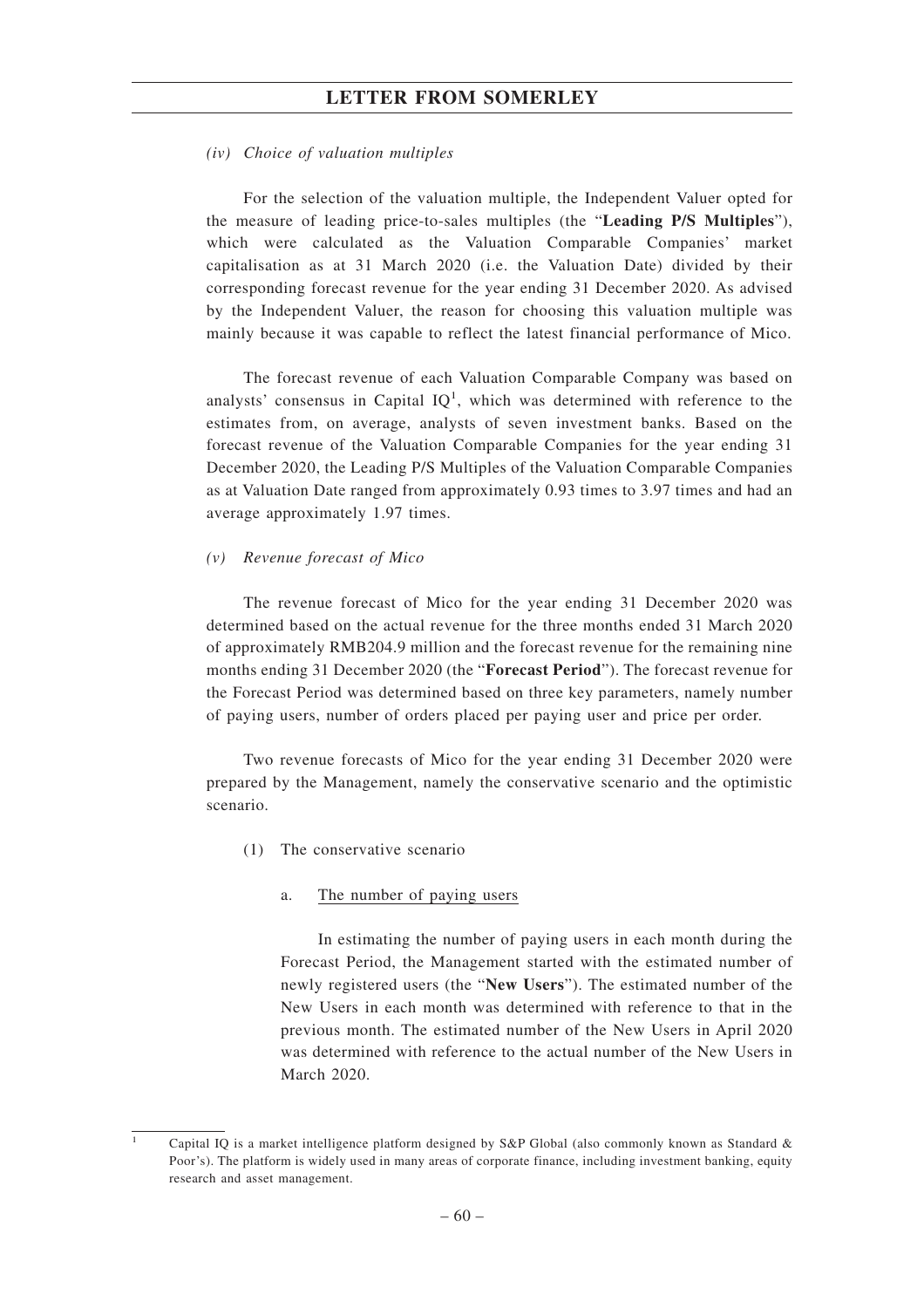*(iv) Choice of valuation multiples*

For the selection of the valuation multiple, the Independent Valuer opted for the measure of leading price-to-sales multiples (the "**Leading P/S Multiples**"), which were calculated as the Valuation Comparable Companies' market capitalisation as at 31 March 2020 (i.e. the Valuation Date) divided by their corresponding forecast revenue for the year ending 31 December 2020. As advised by the Independent Valuer, the reason for choosing this valuation multiple was mainly because it was capable to reflect the latest financial performance of Mico.

The forecast revenue of each Valuation Comparable Company was based on analysts' consensus in Capital IQ[1], which was determined with reference to the estimates from, on average, analysts of seven investment banks. Based on the forecast revenue of the Valuation Comparable Companies for the year ending 31 December 2020, the Leading P/S Multiples of the Valuation Comparable Companies as at Valuation Date ranged from approximately 0.93 times to 3.97 times and had an average approximately 1.97 times.

*(v) Revenue forecast of Mico*

The revenue forecast of Mico for the year ending 31 December 2020 was determined based on the actual revenue for the three months ended 31 March 2020 of approximately RMB204.9 million and the forecast revenue for the remaining nine months ending 31 December 2020 (the "**Forecast Period**"). The forecast revenue for the Forecast Period was determined based on three key parameters, namely number of paying users, number of orders placed per paying user and price per order.

Two revenue forecasts of Mico for the year ending 31 December 2020 were prepared by the Management, namely the conservative scenario and the optimistic scenario.

(1) The conservative scenario

a. The number of paying users

In estimating the number of paying users in each month during the Forecast Period, the Management started with the estimated number of newly registered users (the "**New Users**"). The estimated number of the New Users in each month was determined with reference to that in the previous month. The estimated number of the New Users in April 2020 was determined with reference to the actual number of the New Users in March 2020.

---

[1] Capital IQ is a market intelligence platform designed by S&P Global (also commonly known as Standard & Poor's). The platform is widely used in many areas of corporate finance, including investment banking, equity research and asset management.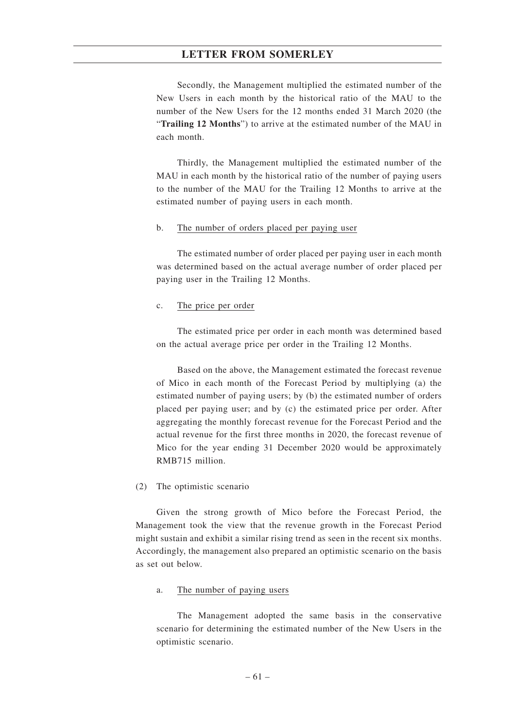Secondly, the Management multiplied the estimated number of the New Users in each month by the historical ratio of the MAU to the number of the New Users for the 12 months ended 31 March 2020 (the "**Trailing 12 Months**") to arrive at the estimated number of the MAU in each month.

Thirdly, the Management multiplied the estimated number of the MAU in each month by the historical ratio of the number of paying users to the number of the MAU for the Trailing 12 Months to arrive at the estimated number of paying users in each month.

b. The number of orders placed per paying user

The estimated number of order placed per paying user in each month was determined based on the actual average number of order placed per paying user in the Trailing 12 Months.

c. The price per order

The estimated price per order in each month was determined based on the actual average price per order in the Trailing 12 Months.

Based on the above, the Management estimated the forecast revenue of Mico in each month of the Forecast Period by multiplying (a) the estimated number of paying users; by (b) the estimated number of orders placed per paying user; and by (c) the estimated price per order. After aggregating the monthly forecast revenue for the Forecast Period and the actual revenue for the first three months in 2020, the forecast revenue of Mico for the year ending 31 December 2020 would be approximately RMB715 million.

(2) The optimistic scenario

Given the strong growth of Mico before the Forecast Period, the Management took the view that the revenue growth in the Forecast Period might sustain and exhibit a similar rising trend as seen in the recent six months. Accordingly, the management also prepared an optimistic scenario on the basis as set out below.

a. The number of paying users

The Management adopted the same basis in the conservative scenario for determining the estimated number of the New Users in the optimistic scenario.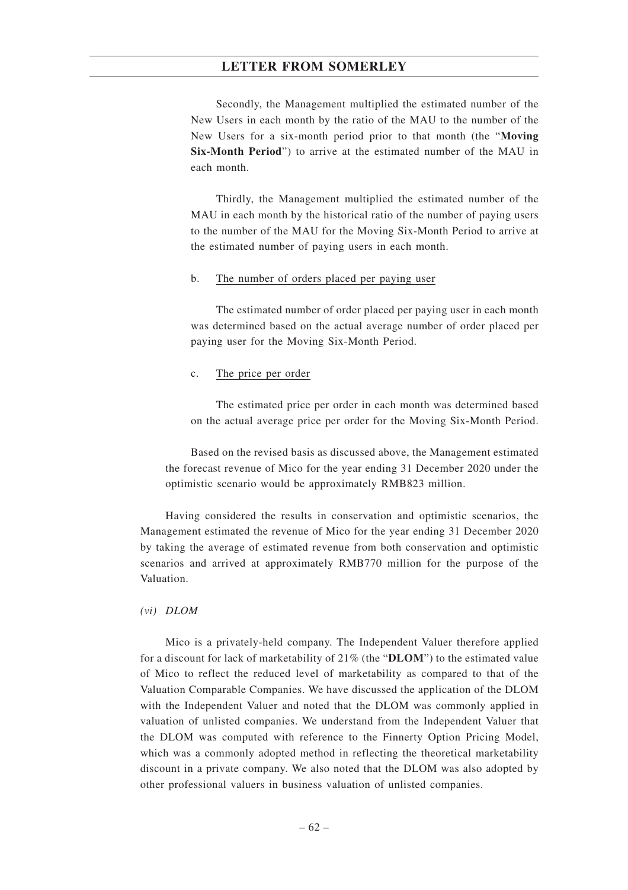Secondly, the Management multiplied the estimated number of the New Users in each month by the ratio of the MAU to the number of the New Users for a six-month period prior to that month (the "**Moving Six-Month Period**") to arrive at the estimated number of the MAU in each month.

Thirdly, the Management multiplied the estimated number of the MAU in each month by the historical ratio of the number of paying users to the number of the MAU for the Moving Six-Month Period to arrive at the estimated number of paying users in each month.

b. The number of orders placed per paying user

The estimated number of order placed per paying user in each month was determined based on the actual average number of order placed per paying user for the Moving Six-Month Period.

c. The price per order

The estimated price per order in each month was determined based on the actual average price per order for the Moving Six-Month Period.

Based on the revised basis as discussed above, the Management estimated the forecast revenue of Mico for the year ending 31 December 2020 under the optimistic scenario would be approximately RMB823 million.

Having considered the results in conservation and optimistic scenarios, the Management estimated the revenue of Mico for the year ending 31 December 2020 by taking the average of estimated revenue from both conservation and optimistic scenarios and arrived at approximately RMB770 million for the purpose of the Valuation.

*(vi) DLOM*

Mico is a privately-held company. The Independent Valuer therefore applied for a discount for lack of marketability of 21% (the "**DLOM**") to the estimated value of Mico to reflect the reduced level of marketability as compared to that of the Valuation Comparable Companies. We have discussed the application of the DLOM with the Independent Valuer and noted that the DLOM was commonly applied in valuation of unlisted companies. We understand from the Independent Valuer that the DLOM was computed with reference to the Finnerty Option Pricing Model, which was a commonly adopted method in reflecting the theoretical marketability discount in a private company. We also noted that the DLOM was also adopted by other professional valuers in business valuation of unlisted companies.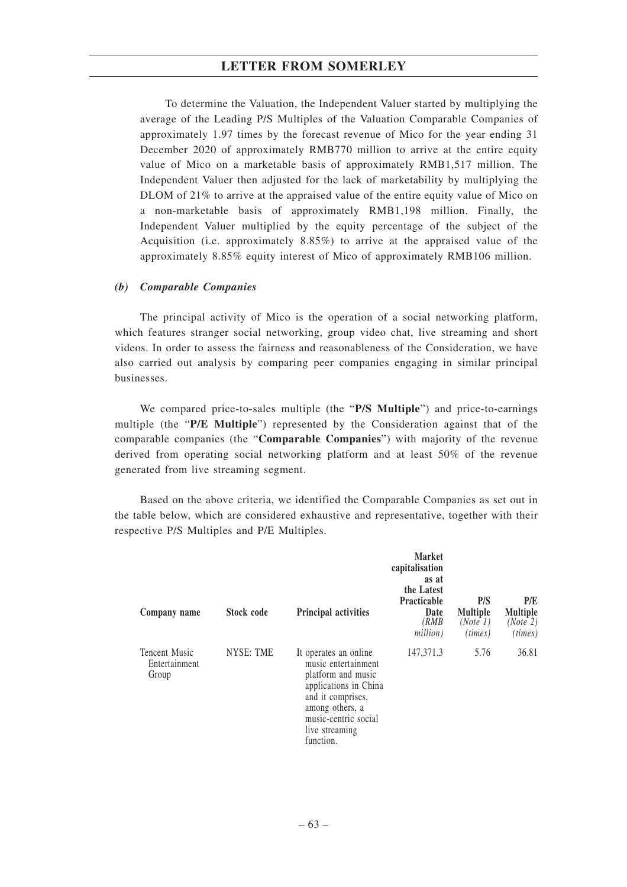To determine the Valuation, the Independent Valuer started by multiplying the average of the Leading P/S Multiples of the Valuation Comparable Companies of approximately 1.97 times by the forecast revenue of Mico for the year ending 31 December 2020 of approximately RMB770 million to arrive at the entire equity value of Mico on a marketable basis of approximately RMB1,517 million. The Independent Valuer then adjusted for the lack of marketability by multiplying the DLOM of 21% to arrive at the appraised value of the entire equity value of Mico on a non-marketable basis of approximately RMB1,198 million. Finally, the Independent Valuer multiplied by the equity percentage of the subject of the Acquisition (i.e. approximately 8.85%) to arrive at the appraised value of the approximately 8.85% equity interest of Mico of approximately RMB106 million.

### *(b) Comparable Companies*

The principal activity of Mico is the operation of a social networking platform, which features stranger social networking, group video chat, live streaming and short videos. In order to assess the fairness and reasonableness of the Consideration, we have also carried out analysis by comparing peer companies engaging in similar principal businesses.

We compared price-to-sales multiple (the "**P/S Multiple**") and price-to-earnings multiple (the "**P/E Multiple**") represented by the Consideration against that of the comparable companies (the "**Comparable Companies**") with majority of the revenue derived from operating social networking platform and at least 50% of the revenue generated from live streaming segment.

Based on the above criteria, we identified the Comparable Companies as set out in the table below, which are considered exhaustive and representative, together with their respective P/S Multiples and P/E Multiples.

| Company name | Stock code | Principal activities | Market capitalisation as at the Latest Practicable Date *(RMB million)* | P/S Multiple *(Note 1)* *(times)* | P/E Multiple *(Note 2)* *(times)* |
|---|---|---|---|---|---|
| Tencent Music Entertainment Group | NYSE: TME | It operates an online music entertainment platform and music applications in China and it comprises, among others, a music-centric social live streaming function. | 147,371.3 | 5.76 | 36.81 |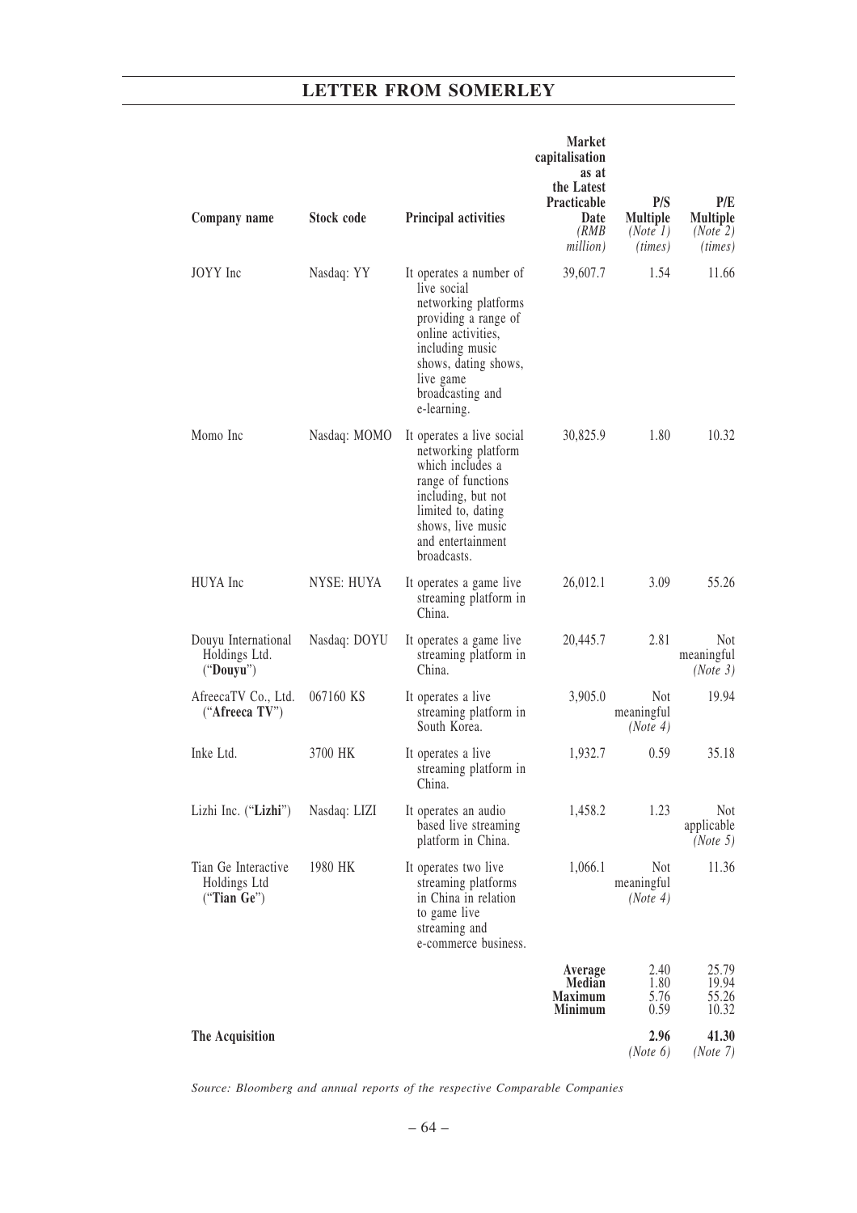| Company name | Stock code | Principal activities | Market capitalisation as at the Latest Practicable Date *(RMB million)* | P/S Multiple *(Note 1)* *(times)* | P/E Multiple *(Note 2)* *(times)* |
|---|---|---|---|---|---|
| JOYY Inc | Nasdaq: YY | It operates a number of live social networking platforms providing a range of online activities, including music shows, dating shows, live game broadcasting and e-learning. | 39,607.7 | 1.54 | 11.66 |
| Momo Inc | Nasdaq: MOMO | It operates a live social networking platform which includes a range of functions including, but not limited to, dating shows, live music and entertainment broadcasts. | 30,825.9 | 1.80 | 10.32 |
| HUYA Inc | NYSE: HUYA | It operates a game live streaming platform in China. | 26,012.1 | 3.09 | 55.26 |
| Douyu International Holdings Ltd. ("**Douyu**") | Nasdaq: DOYU | It operates a game live streaming platform in China. | 20,445.7 | 2.81 | Not meaningful *(Note 3)* |
| AfreecaTV Co., Ltd. ("**Afreeca TV**") | 067160 KS | It operates a live streaming platform in South Korea. | 3,905.0 | Not meaningful *(Note 4)* | 19.94 |
| Inke Ltd. | 3700 HK | It operates a live streaming platform in China. | 1,932.7 | 0.59 | 35.18 |
| Lizhi Inc. ("**Lizhi**") | Nasdaq: LIZI | It operates an audio based live streaming platform in China. | 1,458.2 | 1.23 | Not applicable *(Note 5)* |
| Tian Ge Interactive Holdings Ltd ("**Tian Ge**") | 1980 HK | It operates two live streaming platforms in China in relation to game live streaming and e-commerce business. | 1,066.1 | Not meaningful *(Note 4)* | 11.36 |
| | | | **Average** | 2.40 | 25.79 |
| | | | **Median** | 1.80 | 19.94 |
| | | | **Maximum** | 5.76 | 55.26 |
| | | | **Minimum** | 0.59 | 10.32 |
| **The Acquisition** | | | | **2.96** *(Note 6)* | **41.30** *(Note 7)* |

*Source: Bloomberg and annual reports of the respective Comparable Companies*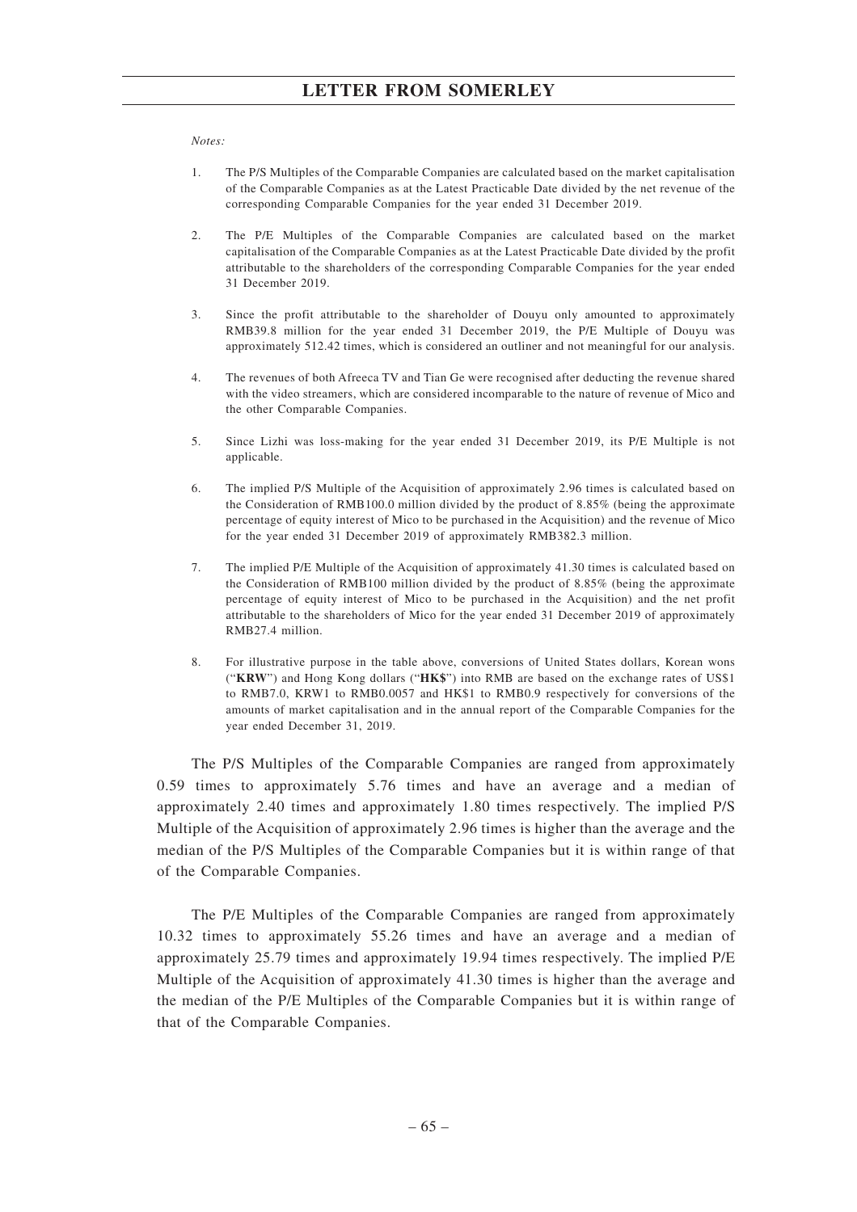*Notes:*

1. The P/S Multiples of the Comparable Companies are calculated based on the market capitalisation of the Comparable Companies as at the Latest Practicable Date divided by the net revenue of the corresponding Comparable Companies for the year ended 31 December 2019.

2. The P/E Multiples of the Comparable Companies are calculated based on the market capitalisation of the Comparable Companies as at the Latest Practicable Date divided by the profit attributable to the shareholders of the corresponding Comparable Companies for the year ended 31 December 2019.

3. Since the profit attributable to the shareholder of Douyu only amounted to approximately RMB39.8 million for the year ended 31 December 2019, the P/E Multiple of Douyu was approximately 512.42 times, which is considered an outliner and not meaningful for our analysis.

4. The revenues of both Afreeca TV and Tian Ge were recognised after deducting the revenue shared with the video streamers, which are considered incomparable to the nature of revenue of Mico and the other Comparable Companies.

5. Since Lizhi was loss-making for the year ended 31 December 2019, its P/E Multiple is not applicable.

6. The implied P/S Multiple of the Acquisition of approximately 2.96 times is calculated based on the Consideration of RMB100.0 million divided by the product of 8.85% (being the approximate percentage of equity interest of Mico to be purchased in the Acquisition) and the revenue of Mico for the year ended 31 December 2019 of approximately RMB382.3 million.

7. The implied P/E Multiple of the Acquisition of approximately 41.30 times is calculated based on the Consideration of RMB100 million divided by the product of 8.85% (being the approximate percentage of equity interest of Mico to be purchased in the Acquisition) and the net profit attributable to the shareholders of Mico for the year ended 31 December 2019 of approximately RMB27.4 million.

8. For illustrative purpose in the table above, conversions of United States dollars, Korean wons ("**KRW**") and Hong Kong dollars ("**HK$**") into RMB are based on the exchange rates of US$1 to RMB7.0, KRW1 to RMB0.0057 and HK$1 to RMB0.9 respectively for conversions of the amounts of market capitalisation and in the annual report of the Comparable Companies for the year ended December 31, 2019.

The P/S Multiples of the Comparable Companies are ranged from approximately 0.59 times to approximately 5.76 times and have an average and a median of approximately 2.40 times and approximately 1.80 times respectively. The implied P/S Multiple of the Acquisition of approximately 2.96 times is higher than the average and the median of the P/S Multiples of the Comparable Companies but it is within range of that of the Comparable Companies.

The P/E Multiples of the Comparable Companies are ranged from approximately 10.32 times to approximately 55.26 times and have an average and a median of approximately 25.79 times and approximately 19.94 times respectively. The implied P/E Multiple of the Acquisition of approximately 41.30 times is higher than the average and the median of the P/E Multiples of the Comparable Companies but it is within range of that of the Comparable Companies.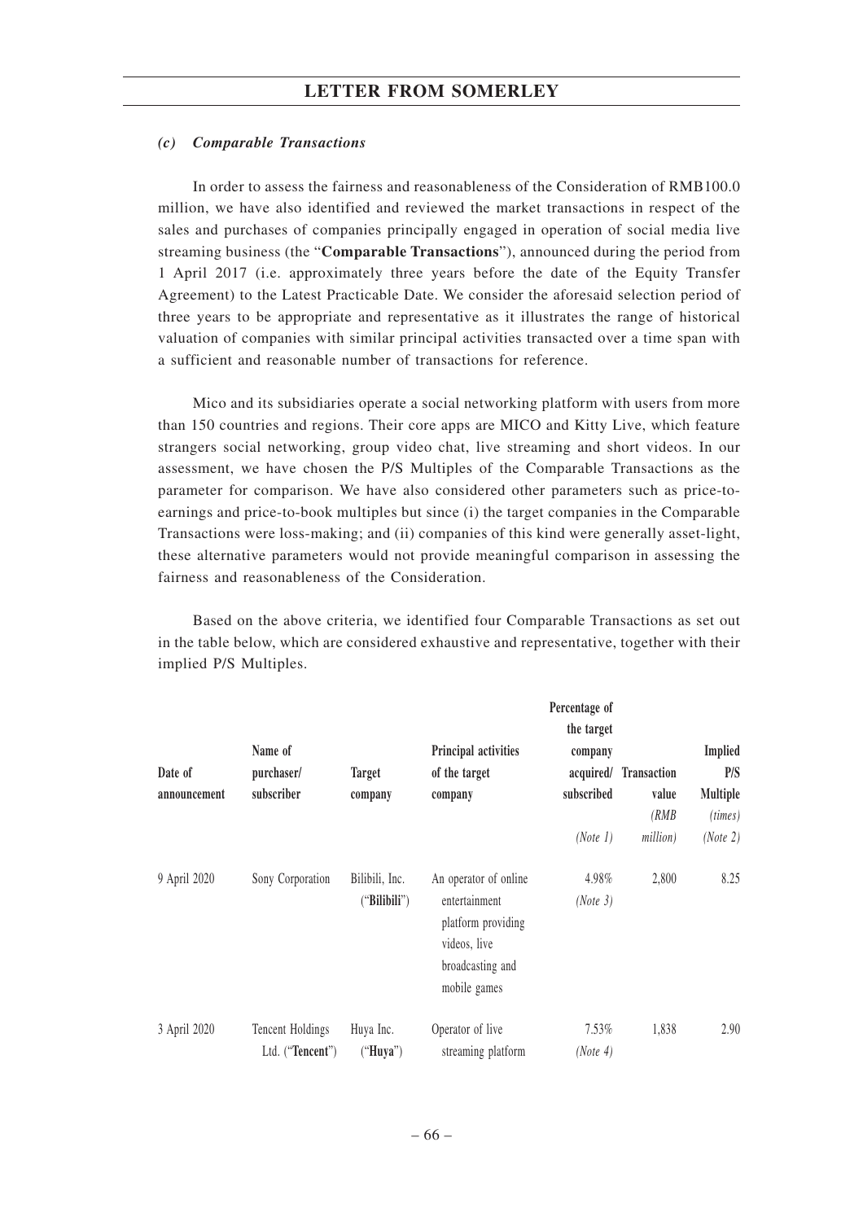### *(c) Comparable Transactions*

In order to assess the fairness and reasonableness of the Consideration of RMB100.0 million, we have also identified and reviewed the market transactions in respect of the sales and purchases of companies principally engaged in operation of social media live streaming business (the "**Comparable Transactions**"), announced during the period from 1 April 2017 (i.e. approximately three years before the date of the Equity Transfer Agreement) to the Latest Practicable Date. We consider the aforesaid selection period of three years to be appropriate and representative as it illustrates the range of historical valuation of companies with similar principal activities transacted over a time span with a sufficient and reasonable number of transactions for reference.

Mico and its subsidiaries operate a social networking platform with users from more than 150 countries and regions. Their core apps are MICO and Kitty Live, which feature strangers social networking, group video chat, live streaming and short videos. In our assessment, we have chosen the P/S Multiples of the Comparable Transactions as the parameter for comparison. We have also considered other parameters such as price-to-earnings and price-to-book multiples but since (i) the target companies in the Comparable Transactions were loss-making; and (ii) companies of this kind were generally asset-light, these alternative parameters would not provide meaningful comparison in assessing the fairness and reasonableness of the Consideration.

Based on the above criteria, we identified four Comparable Transactions as set out in the table below, which are considered exhaustive and representative, together with their implied P/S Multiples.

| Date of announcement | Name of purchaser/ subscriber | Target company | Principal activities of the target company | Percentage of the target company acquired/ subscribed *(Note 1)* | Transaction value *(RMB million)* | Implied P/S Multiple *(times)* *(Note 2)* |
|---|---|---|---|---|---|---|
| 9 April 2020 | Sony Corporation | Bilibili, Inc. ("**Bilibili**") | An operator of online entertainment platform providing videos, live broadcasting and mobile games | 4.98% *(Note 3)* | 2,800 | 8.25 |
| 3 April 2020 | Tencent Holdings Ltd. ("**Tencent**") | Huya Inc. ("**Huya**") | Operator of live streaming platform | 7.53% *(Note 4)* | 1,838 | 2.90 |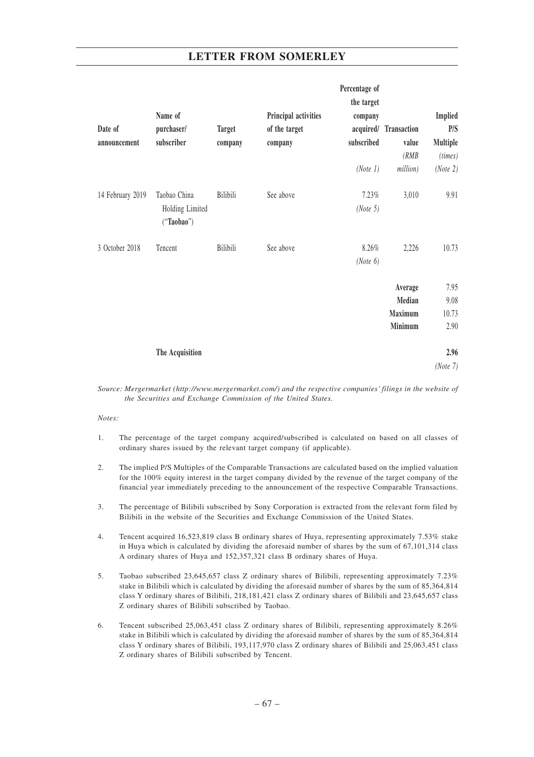| Date of announcement | Name of purchaser/ subscriber | Target company | Principal activities of the target company | Percentage of the target company acquired/ subscribed *(Note 1)* | Transaction value *(RMB million)* | Implied P/S Multiple *(times)* *(Note 2)* |
|---|---|---|---|---|---|---|
| 14 February 2019 | Taobao China Holding Limited ("**Taobao**") | Bilibili | See above | 7.23% *(Note 5)* | 3,010 | 9.91 |
| 3 October 2018 | Tencent | Bilibili | See above | 8.26% *(Note 6)* | 2,226 | 10.73 |
| | | | | | **Average** | 7.95 |
| | | | | | **Median** | 9.08 |
| | | | | | **Maximum** | 10.73 |
| | | | | | **Minimum** | 2.90 |
| | **The Acquisition** | | | | | **2.96** *(Note 7)* |

*Source: Mergermarket (http://www.mergermarket.com/) and the respective companies' filings in the website of the Securities and Exchange Commission of the United States.*

*Notes:*

1. The percentage of the target company acquired/subscribed is calculated on based on all classes of ordinary shares issued by the relevant target company (if applicable).

2. The implied P/S Multiples of the Comparable Transactions are calculated based on the implied valuation for the 100% equity interest in the target company divided by the revenue of the target company of the financial year immediately preceding to the announcement of the respective Comparable Transactions.

3. The percentage of Bilibili subscribed by Sony Corporation is extracted from the relevant form filed by Bilibili in the website of the Securities and Exchange Commission of the United States.

4. Tencent acquired 16,523,819 class B ordinary shares of Huya, representing approximately 7.53% stake in Huya which is calculated by dividing the aforesaid number of shares by the sum of 67,101,314 class A ordinary shares of Huya and 152,357,321 class B ordinary shares of Huya.

5. Taobao subscribed 23,645,657 class Z ordinary shares of Bilibili, representing approximately 7.23% stake in Bilibili which is calculated by dividing the aforesaid number of shares by the sum of 85,364,814 class Y ordinary shares of Bilibili, 218,181,421 class Z ordinary shares of Bilibili and 23,645,657 class Z ordinary shares of Bilibili subscribed by Taobao.

6. Tencent subscribed 25,063,451 class Z ordinary shares of Bilibili, representing approximately 8.26% stake in Bilibili which is calculated by dividing the aforesaid number of shares by the sum of 85,364,814 class Y ordinary shares of Bilibili, 193,117,970 class Z ordinary shares of Bilibili and 25,063,451 class Z ordinary shares of Bilibili subscribed by Tencent.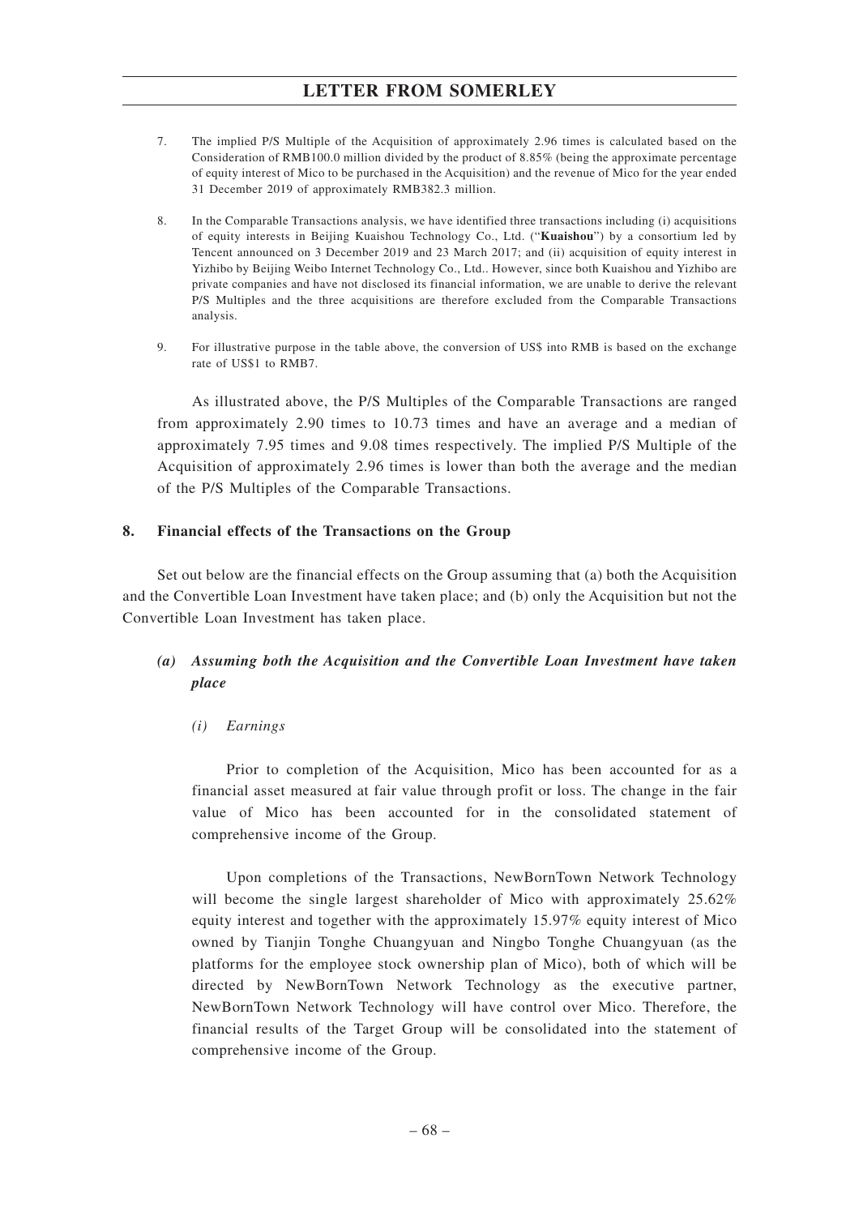7. The implied P/S Multiple of the Acquisition of approximately 2.96 times is calculated based on the Consideration of RMB100.0 million divided by the product of 8.85% (being the approximate percentage of equity interest of Mico to be purchased in the Acquisition) and the revenue of Mico for the year ended 31 December 2019 of approximately RMB382.3 million.

8. In the Comparable Transactions analysis, we have identified three transactions including (i) acquisitions of equity interests in Beijing Kuaishou Technology Co., Ltd. ("**Kuaishou**") by a consortium led by Tencent announced on 3 December 2019 and 23 March 2017; and (ii) acquisition of equity interest in Yizhibo by Beijing Weibo Internet Technology Co., Ltd.. However, since both Kuaishou and Yizhibo are private companies and have not disclosed its financial information, we are unable to derive the relevant P/S Multiples and the three acquisitions are therefore excluded from the Comparable Transactions analysis.

9. For illustrative purpose in the table above, the conversion of US$ into RMB is based on the exchange rate of US$1 to RMB7.

As illustrated above, the P/S Multiples of the Comparable Transactions are ranged from approximately 2.90 times to 10.73 times and have an average and a median of approximately 7.95 times and 9.08 times respectively. The implied P/S Multiple of the Acquisition of approximately 2.96 times is lower than both the average and the median of the P/S Multiples of the Comparable Transactions.

## 8. Financial effects of the Transactions on the Group

Set out below are the financial effects on the Group assuming that (a) both the Acquisition and the Convertible Loan Investment have taken place; and (b) only the Acquisition but not the Convertible Loan Investment has taken place.

### *(a) Assuming both the Acquisition and the Convertible Loan Investment have taken place*

#### *(i) Earnings*

Prior to completion of the Acquisition, Mico has been accounted for as a financial asset measured at fair value through profit or loss. The change in the fair value of Mico has been accounted for in the consolidated statement of comprehensive income of the Group.

Upon completions of the Transactions, NewBornTown Network Technology will become the single largest shareholder of Mico with approximately 25.62% equity interest and together with the approximately 15.97% equity interest of Mico owned by Tianjin Tonghe Chuangyuan and Ningbo Tonghe Chuangyuan (as the platforms for the employee stock ownership plan of Mico), both of which will be directed by NewBornTown Network Technology as the executive partner, NewBornTown Network Technology will have control over Mico. Therefore, the financial results of the Target Group will be consolidated into the statement of comprehensive income of the Group.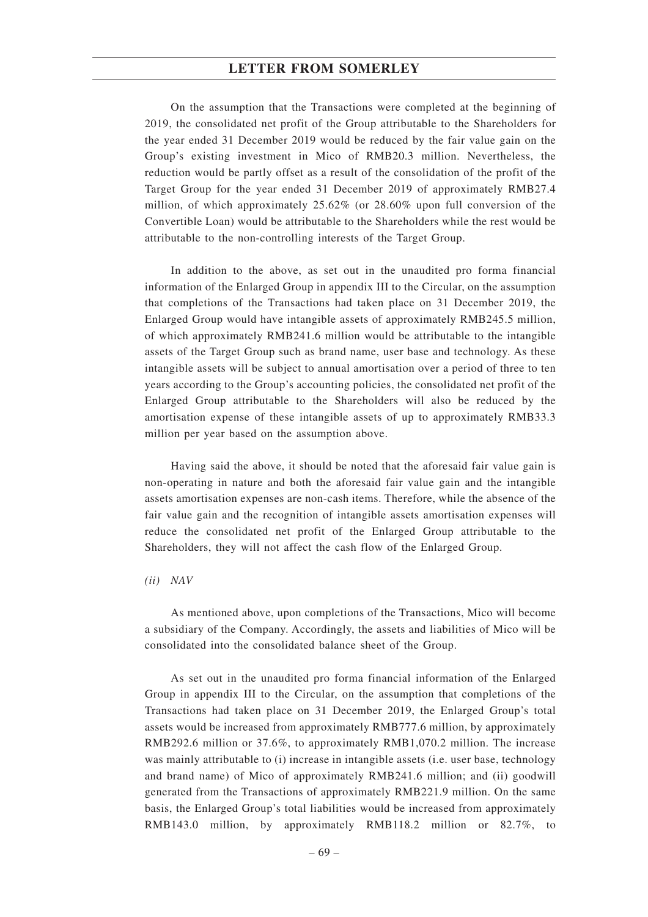On the assumption that the Transactions were completed at the beginning of 2019, the consolidated net profit of the Group attributable to the Shareholders for the year ended 31 December 2019 would be reduced by the fair value gain on the Group's existing investment in Mico of RMB20.3 million. Nevertheless, the reduction would be partly offset as a result of the consolidation of the profit of the Target Group for the year ended 31 December 2019 of approximately RMB27.4 million, of which approximately 25.62% (or 28.60% upon full conversion of the Convertible Loan) would be attributable to the Shareholders while the rest would be attributable to the non-controlling interests of the Target Group.

In addition to the above, as set out in the unaudited pro forma financial information of the Enlarged Group in appendix III to the Circular, on the assumption that completions of the Transactions had taken place on 31 December 2019, the Enlarged Group would have intangible assets of approximately RMB245.5 million, of which approximately RMB241.6 million would be attributable to the intangible assets of the Target Group such as brand name, user base and technology. As these intangible assets will be subject to annual amortisation over a period of three to ten years according to the Group's accounting policies, the consolidated net profit of the Enlarged Group attributable to the Shareholders will also be reduced by the amortisation expense of these intangible assets of up to approximately RMB33.3 million per year based on the assumption above.

Having said the above, it should be noted that the aforesaid fair value gain is non-operating in nature and both the aforesaid fair value gain and the intangible assets amortisation expenses are non-cash items. Therefore, while the absence of the fair value gain and the recognition of intangible assets amortisation expenses will reduce the consolidated net profit of the Enlarged Group attributable to the Shareholders, they will not affect the cash flow of the Enlarged Group.

*(ii) NAV*

As mentioned above, upon completions of the Transactions, Mico will become a subsidiary of the Company. Accordingly, the assets and liabilities of Mico will be consolidated into the consolidated balance sheet of the Group.

As set out in the unaudited pro forma financial information of the Enlarged Group in appendix III to the Circular, on the assumption that completions of the Transactions had taken place on 31 December 2019, the Enlarged Group's total assets would be increased from approximately RMB777.6 million, by approximately RMB292.6 million or 37.6%, to approximately RMB1,070.2 million. The increase was mainly attributable to (i) increase in intangible assets (i.e. user base, technology and brand name) of Mico of approximately RMB241.6 million; and (ii) goodwill generated from the Transactions of approximately RMB221.9 million. On the same basis, the Enlarged Group's total liabilities would be increased from approximately RMB143.0 million, by approximately RMB118.2 million or 82.7%, to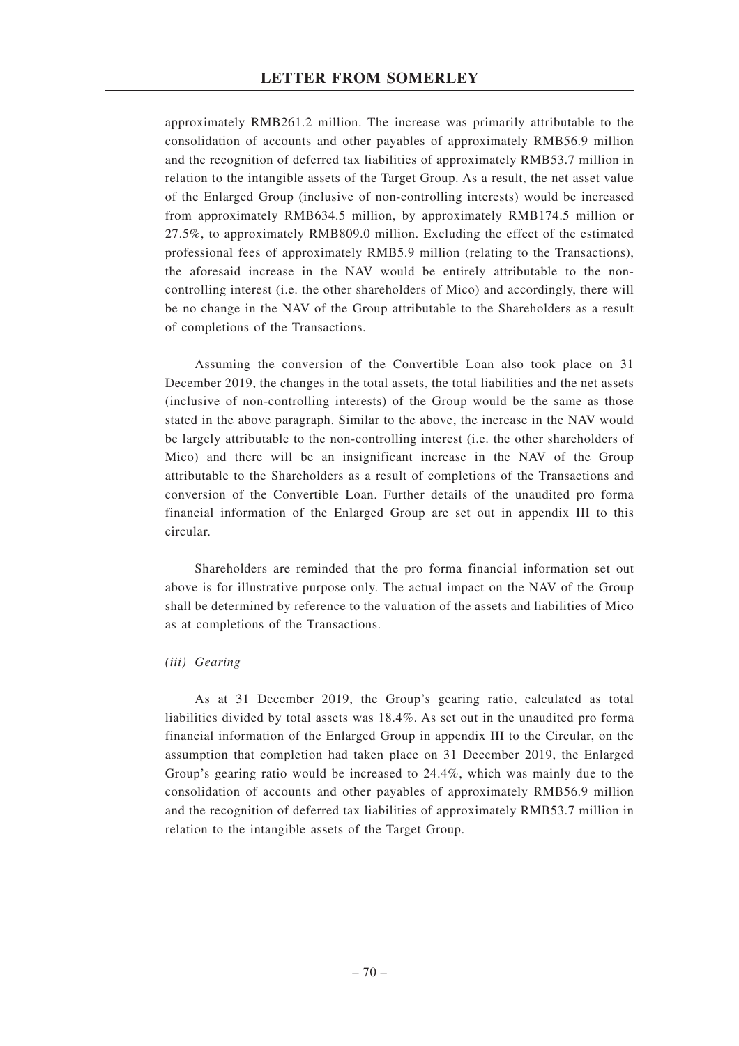approximately RMB261.2 million. The increase was primarily attributable to the consolidation of accounts and other payables of approximately RMB56.9 million and the recognition of deferred tax liabilities of approximately RMB53.7 million in relation to the intangible assets of the Target Group. As a result, the net asset value of the Enlarged Group (inclusive of non-controlling interests) would be increased from approximately RMB634.5 million, by approximately RMB174.5 million or 27.5%, to approximately RMB809.0 million. Excluding the effect of the estimated professional fees of approximately RMB5.9 million (relating to the Transactions), the aforesaid increase in the NAV would be entirely attributable to the non-controlling interest (i.e. the other shareholders of Mico) and accordingly, there will be no change in the NAV of the Group attributable to the Shareholders as a result of completions of the Transactions.

Assuming the conversion of the Convertible Loan also took place on 31 December 2019, the changes in the total assets, the total liabilities and the net assets (inclusive of non-controlling interests) of the Group would be the same as those stated in the above paragraph. Similar to the above, the increase in the NAV would be largely attributable to the non-controlling interest (i.e. the other shareholders of Mico) and there will be an insignificant increase in the NAV of the Group attributable to the Shareholders as a result of completions of the Transactions and conversion of the Convertible Loan. Further details of the unaudited pro forma financial information of the Enlarged Group are set out in appendix III to this circular.

Shareholders are reminded that the pro forma financial information set out above is for illustrative purpose only. The actual impact on the NAV of the Group shall be determined by reference to the valuation of the assets and liabilities of Mico as at completions of the Transactions.

*(iii) Gearing*

As at 31 December 2019, the Group's gearing ratio, calculated as total liabilities divided by total assets was 18.4%. As set out in the unaudited pro forma financial information of the Enlarged Group in appendix III to the Circular, on the assumption that completion had taken place on 31 December 2019, the Enlarged Group's gearing ratio would be increased to 24.4%, which was mainly due to the consolidation of accounts and other payables of approximately RMB56.9 million and the recognition of deferred tax liabilities of approximately RMB53.7 million in relation to the intangible assets of the Target Group.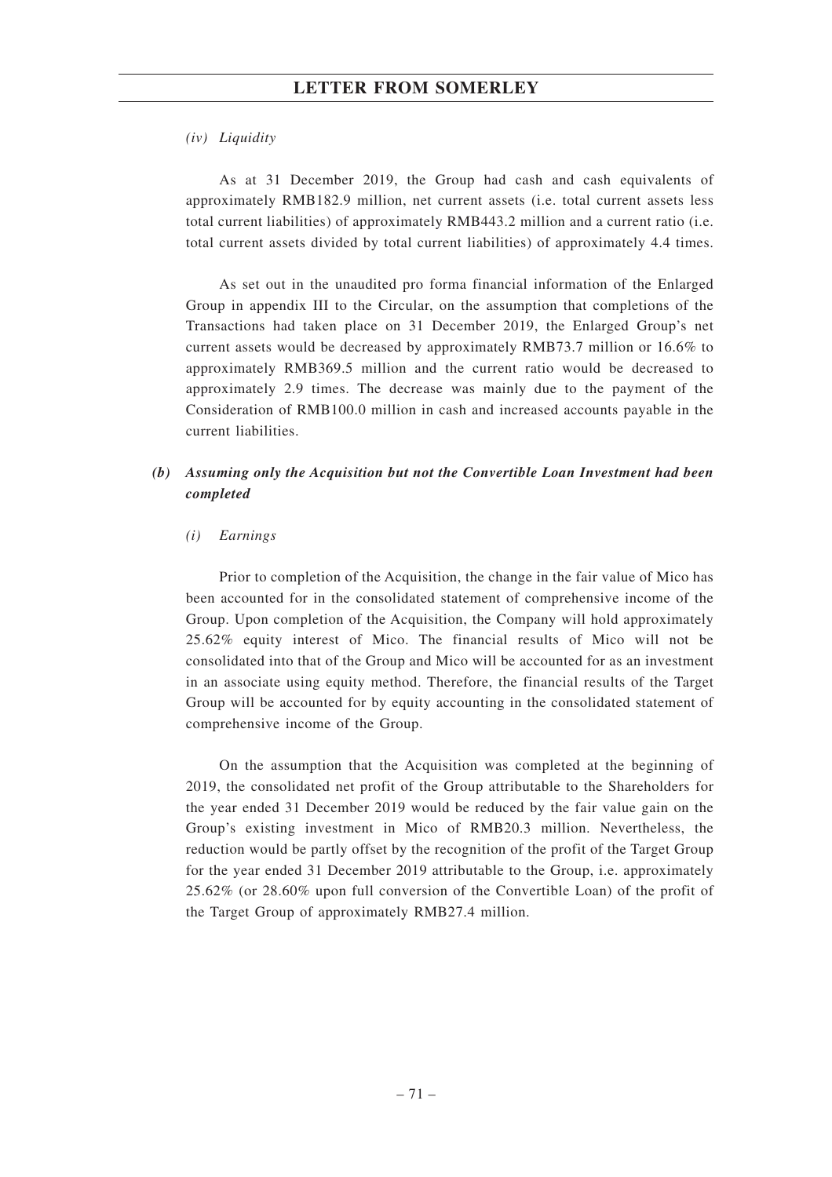*(iv) Liquidity*

As at 31 December 2019, the Group had cash and cash equivalents of approximately RMB182.9 million, net current assets (i.e. total current assets less total current liabilities) of approximately RMB443.2 million and a current ratio (i.e. total current assets divided by total current liabilities) of approximately 4.4 times.

As set out in the unaudited pro forma financial information of the Enlarged Group in appendix III to the Circular, on the assumption that completions of the Transactions had taken place on 31 December 2019, the Enlarged Group's net current assets would be decreased by approximately RMB73.7 million or 16.6% to approximately RMB369.5 million and the current ratio would be decreased to approximately 2.9 times. The decrease was mainly due to the payment of the Consideration of RMB100.0 million in cash and increased accounts payable in the current liabilities.

***(b) Assuming only the Acquisition but not the Convertible Loan Investment had been completed***

*(i) Earnings*

Prior to completion of the Acquisition, the change in the fair value of Mico has been accounted for in the consolidated statement of comprehensive income of the Group. Upon completion of the Acquisition, the Company will hold approximately 25.62% equity interest of Mico. The financial results of Mico will not be consolidated into that of the Group and Mico will be accounted for as an investment in an associate using equity method. Therefore, the financial results of the Target Group will be accounted for by equity accounting in the consolidated statement of comprehensive income of the Group.

On the assumption that the Acquisition was completed at the beginning of 2019, the consolidated net profit of the Group attributable to the Shareholders for the year ended 31 December 2019 would be reduced by the fair value gain on the Group's existing investment in Mico of RMB20.3 million. Nevertheless, the reduction would be partly offset by the recognition of the profit of the Target Group for the year ended 31 December 2019 attributable to the Group, i.e. approximately 25.62% (or 28.60% upon full conversion of the Convertible Loan) of the profit of the Target Group of approximately RMB27.4 million.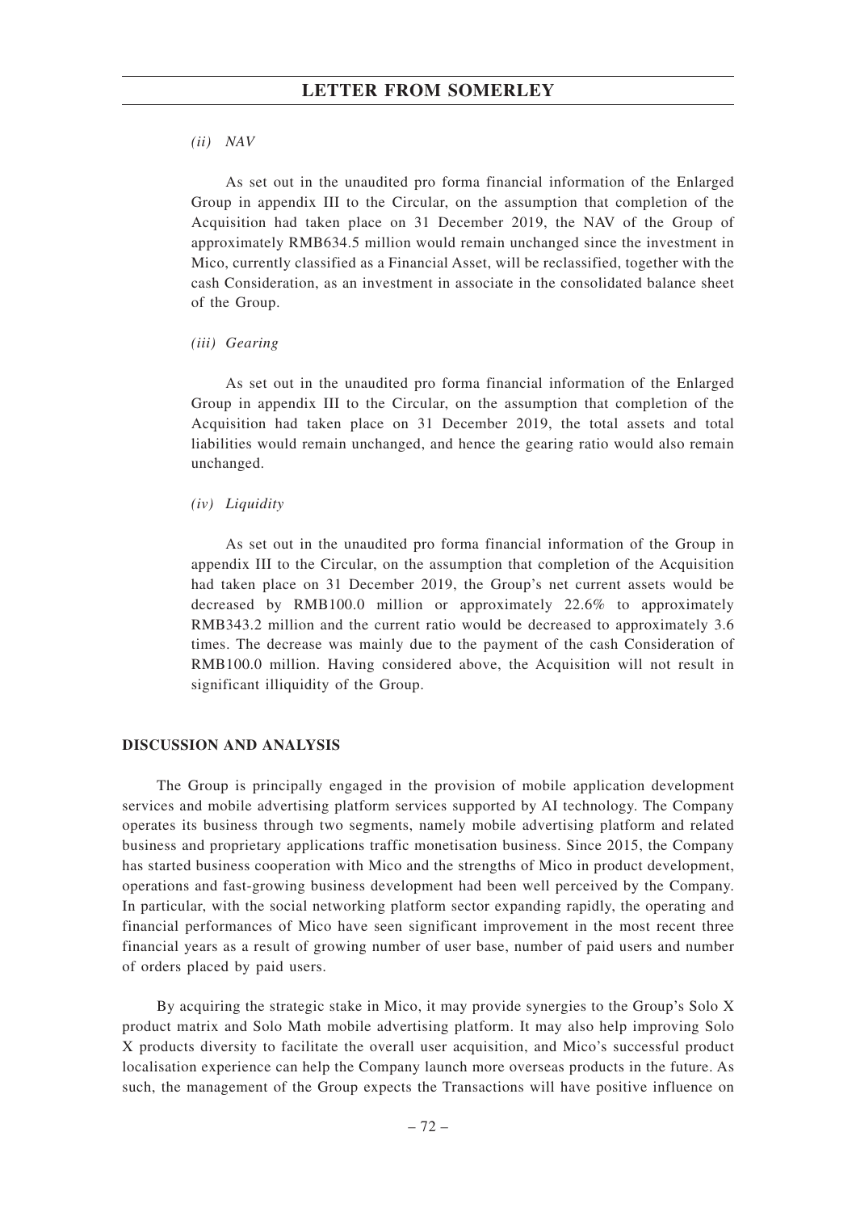*(ii) NAV*

As set out in the unaudited pro forma financial information of the Enlarged Group in appendix III to the Circular, on the assumption that completion of the Acquisition had taken place on 31 December 2019, the NAV of the Group of approximately RMB634.5 million would remain unchanged since the investment in Mico, currently classified as a Financial Asset, will be reclassified, together with the cash Consideration, as an investment in associate in the consolidated balance sheet of the Group.

*(iii) Gearing*

As set out in the unaudited pro forma financial information of the Enlarged Group in appendix III to the Circular, on the assumption that completion of the Acquisition had taken place on 31 December 2019, the total assets and total liabilities would remain unchanged, and hence the gearing ratio would also remain unchanged.

*(iv) Liquidity*

As set out in the unaudited pro forma financial information of the Group in appendix III to the Circular, on the assumption that completion of the Acquisition had taken place on 31 December 2019, the Group's net current assets would be decreased by RMB100.0 million or approximately 22.6% to approximately RMB343.2 million and the current ratio would be decreased to approximately 3.6 times. The decrease was mainly due to the payment of the cash Consideration of RMB100.0 million. Having considered above, the Acquisition will not result in significant illiquidity of the Group.

**DISCUSSION AND ANALYSIS**

The Group is principally engaged in the provision of mobile application development services and mobile advertising platform services supported by AI technology. The Company operates its business through two segments, namely mobile advertising platform and related business and proprietary applications traffic monetisation business. Since 2015, the Company has started business cooperation with Mico and the strengths of Mico in product development, operations and fast-growing business development had been well perceived by the Company. In particular, with the social networking platform sector expanding rapidly, the operating and financial performances of Mico have seen significant improvement in the most recent three financial years as a result of growing number of user base, number of paid users and number of orders placed by paid users.

By acquiring the strategic stake in Mico, it may provide synergies to the Group's Solo X product matrix and Solo Math mobile advertising platform. It may also help improving Solo X products diversity to facilitate the overall user acquisition, and Mico's successful product localisation experience can help the Company launch more overseas products in the future. As such, the management of the Group expects the Transactions will have positive influence on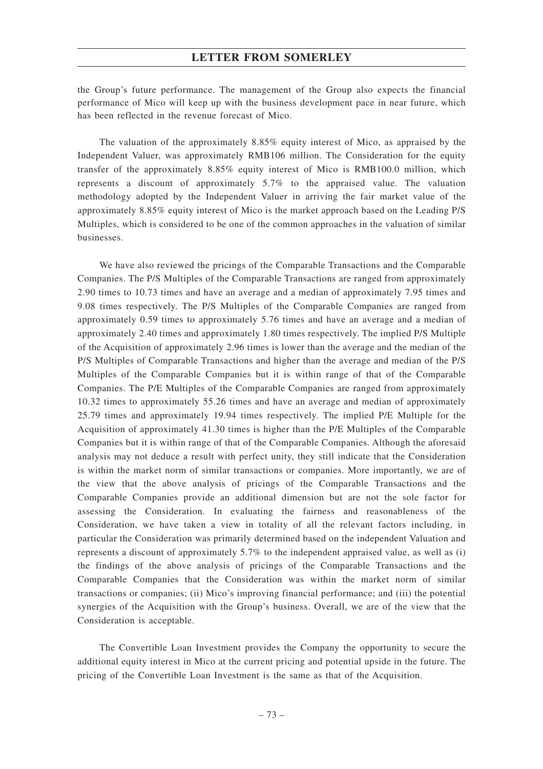the Group's future performance. The management of the Group also expects the financial performance of Mico will keep up with the business development pace in near future, which has been reflected in the revenue forecast of Mico.

The valuation of the approximately 8.85% equity interest of Mico, as appraised by the Independent Valuer, was approximately RMB106 million. The Consideration for the equity transfer of the approximately 8.85% equity interest of Mico is RMB100.0 million, which represents a discount of approximately 5.7% to the appraised value. The valuation methodology adopted by the Independent Valuer in arriving the fair market value of the approximately 8.85% equity interest of Mico is the market approach based on the Leading P/S Multiples, which is considered to be one of the common approaches in the valuation of similar businesses.

We have also reviewed the pricings of the Comparable Transactions and the Comparable Companies. The P/S Multiples of the Comparable Transactions are ranged from approximately 2.90 times to 10.73 times and have an average and a median of approximately 7.95 times and 9.08 times respectively. The P/S Multiples of the Comparable Companies are ranged from approximately 0.59 times to approximately 5.76 times and have an average and a median of approximately 2.40 times and approximately 1.80 times respectively. The implied P/S Multiple of the Acquisition of approximately 2.96 times is lower than the average and the median of the P/S Multiples of Comparable Transactions and higher than the average and median of the P/S Multiples of the Comparable Companies but it is within range of that of the Comparable Companies. The P/E Multiples of the Comparable Companies are ranged from approximately 10.32 times to approximately 55.26 times and have an average and median of approximately 25.79 times and approximately 19.94 times respectively. The implied P/E Multiple for the Acquisition of approximately 41.30 times is higher than the P/E Multiples of the Comparable Companies but it is within range of that of the Comparable Companies. Although the aforesaid analysis may not deduce a result with perfect unity, they still indicate that the Consideration is within the market norm of similar transactions or companies. More importantly, we are of the view that the above analysis of pricings of the Comparable Transactions and the Comparable Companies provide an additional dimension but are not the sole factor for assessing the Consideration. In evaluating the fairness and reasonableness of the Consideration, we have taken a view in totality of all the relevant factors including, in particular the Consideration was primarily determined based on the independent Valuation and represents a discount of approximately 5.7% to the independent appraised value, as well as (i) the findings of the above analysis of pricings of the Comparable Transactions and the Comparable Companies that the Consideration was within the market norm of similar transactions or companies; (ii) Mico's improving financial performance; and (iii) the potential synergies of the Acquisition with the Group's business. Overall, we are of the view that the Consideration is acceptable.

The Convertible Loan Investment provides the Company the opportunity to secure the additional equity interest in Mico at the current pricing and potential upside in the future. The pricing of the Convertible Loan Investment is the same as that of the Acquisition.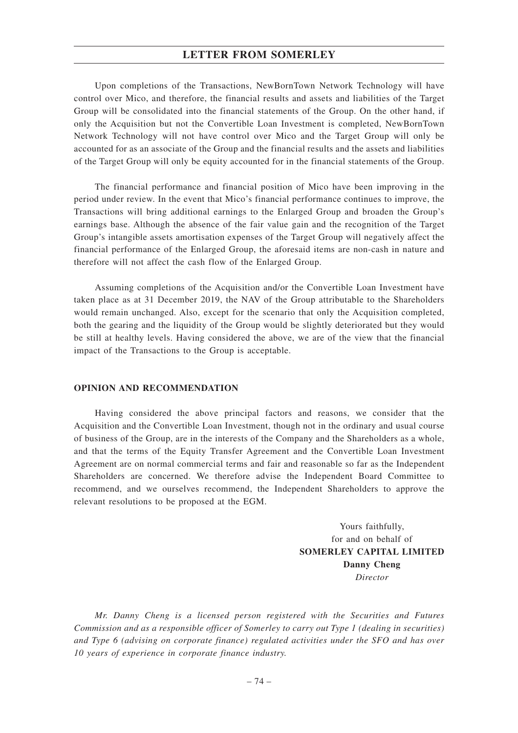Upon completions of the Transactions, NewBornTown Network Technology will have control over Mico, and therefore, the financial results and assets and liabilities of the Target Group will be consolidated into the financial statements of the Group. On the other hand, if only the Acquisition but not the Convertible Loan Investment is completed, NewBornTown Network Technology will not have control over Mico and the Target Group will only be accounted for as an associate of the Group and the financial results and the assets and liabilities of the Target Group will only be equity accounted for in the financial statements of the Group.

The financial performance and financial position of Mico have been improving in the period under review. In the event that Mico's financial performance continues to improve, the Transactions will bring additional earnings to the Enlarged Group and broaden the Group's earnings base. Although the absence of the fair value gain and the recognition of the Target Group's intangible assets amortisation expenses of the Target Group will negatively affect the financial performance of the Enlarged Group, the aforesaid items are non-cash in nature and therefore will not affect the cash flow of the Enlarged Group.

Assuming completions of the Acquisition and/or the Convertible Loan Investment have taken place as at 31 December 2019, the NAV of the Group attributable to the Shareholders would remain unchanged. Also, except for the scenario that only the Acquisition completed, both the gearing and the liquidity of the Group would be slightly deteriorated but they would be still at healthy levels. Having considered the above, we are of the view that the financial impact of the Transactions to the Group is acceptable.

## OPINION AND RECOMMENDATION

Having considered the above principal factors and reasons, we consider that the Acquisition and the Convertible Loan Investment, though not in the ordinary and usual course of business of the Group, are in the interests of the Company and the Shareholders as a whole, and that the terms of the Equity Transfer Agreement and the Convertible Loan Investment Agreement are on normal commercial terms and fair and reasonable so far as the Independent Shareholders are concerned. We therefore advise the Independent Board Committee to recommend, and we ourselves recommend, the Independent Shareholders to approve the relevant resolutions to be proposed at the EGM.

Yours faithfully,
for and on behalf of
**SOMERLEY CAPITAL LIMITED**
**Danny Cheng**
*Director*

*Mr. Danny Cheng is a licensed person registered with the Securities and Futures Commission and as a responsible officer of Somerley to carry out Type 1 (dealing in securities) and Type 6 (advising on corporate finance) regulated activities under the SFO and has over 10 years of experience in corporate finance industry.*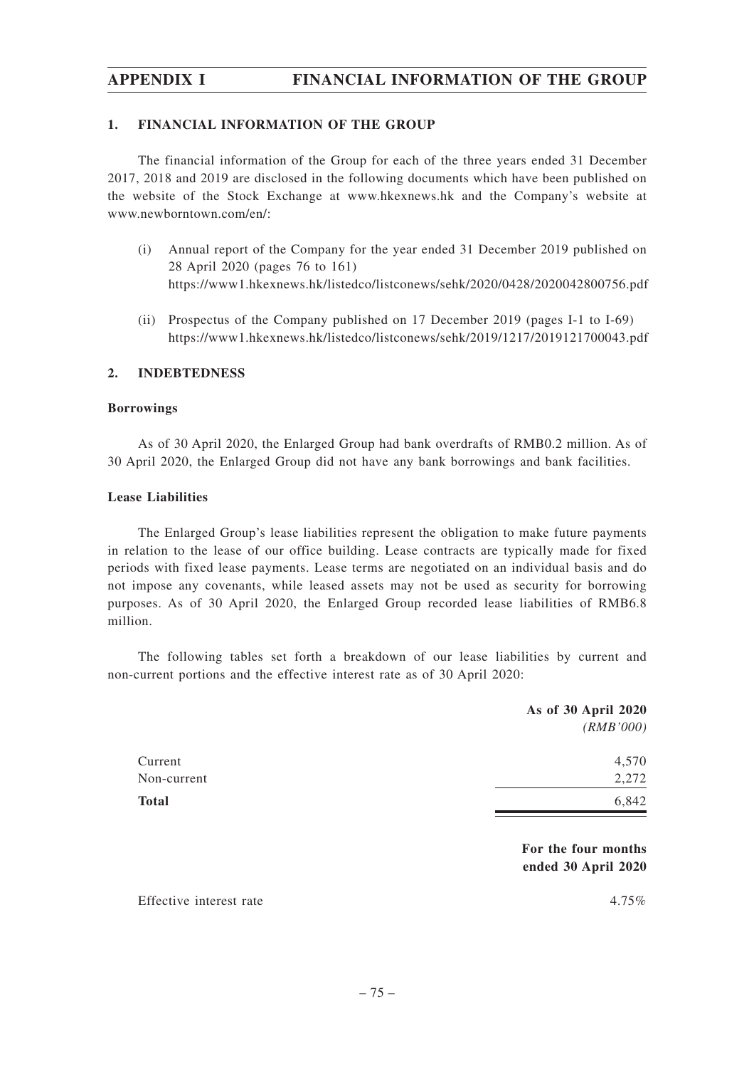## 1. FINANCIAL INFORMATION OF THE GROUP

The financial information of the Group for each of the three years ended 31 December 2017, 2018 and 2019 are disclosed in the following documents which have been published on the website of the Stock Exchange at www.hkexnews.hk and the Company's website at www.newborntown.com/en/:

(i) Annual report of the Company for the year ended 31 December 2019 published on 28 April 2020 (pages 76 to 161)
https://www1.hkexnews.hk/listedco/listconews/sehk/2020/0428/2020042800756.pdf

(ii) Prospectus of the Company published on 17 December 2019 (pages I-1 to I-69)
https://www1.hkexnews.hk/listedco/listconews/sehk/2019/1217/2019121700043.pdf

## 2. INDEBTEDNESS

**Borrowings**

As of 30 April 2020, the Enlarged Group had bank overdrafts of RMB0.2 million. As of 30 April 2020, the Enlarged Group did not have any bank borrowings and bank facilities.

**Lease Liabilities**

The Enlarged Group's lease liabilities represent the obligation to make future payments in relation to the lease of our office building. Lease contracts are typically made for fixed periods with fixed lease payments. Lease terms are negotiated on an individual basis and do not impose any covenants, while leased assets may not be used as security for borrowing purposes. As of 30 April 2020, the Enlarged Group recorded lease liabilities of RMB6.8 million.

The following tables set forth a breakdown of our lease liabilities by current and non-current portions and the effective interest rate as of 30 April 2020:

| | **As of 30 April 2020** *(RMB'000)* |
|---|---|
| Current | 4,570 |
| Non-current | 2,272 |
| **Total** | 6,842 |

| | **For the four months ended 30 April 2020** |
|---|---|
| Effective interest rate | 4.75% |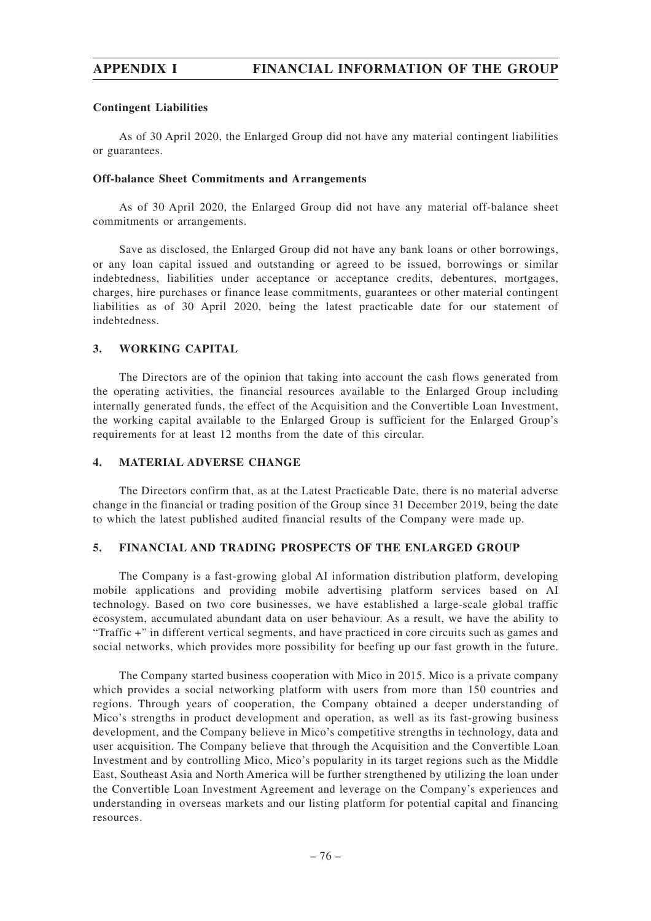**Contingent Liabilities**

As of 30 April 2020, the Enlarged Group did not have any material contingent liabilities or guarantees.

**Off-balance Sheet Commitments and Arrangements**

As of 30 April 2020, the Enlarged Group did not have any material off-balance sheet commitments or arrangements.

Save as disclosed, the Enlarged Group did not have any bank loans or other borrowings, or any loan capital issued and outstanding or agreed to be issued, borrowings or similar indebtedness, liabilities under acceptance or acceptance credits, debentures, mortgages, charges, hire purchases or finance lease commitments, guarantees or other material contingent liabilities as of 30 April 2020, being the latest practicable date for our statement of indebtedness.

## 3. WORKING CAPITAL

The Directors are of the opinion that taking into account the cash flows generated from the operating activities, the financial resources available to the Enlarged Group including internally generated funds, the effect of the Acquisition and the Convertible Loan Investment, the working capital available to the Enlarged Group is sufficient for the Enlarged Group's requirements for at least 12 months from the date of this circular.

## 4. MATERIAL ADVERSE CHANGE

The Directors confirm that, as at the Latest Practicable Date, there is no material adverse change in the financial or trading position of the Group since 31 December 2019, being the date to which the latest published audited financial results of the Company were made up.

## 5. FINANCIAL AND TRADING PROSPECTS OF THE ENLARGED GROUP

The Company is a fast-growing global AI information distribution platform, developing mobile applications and providing mobile advertising platform services based on AI technology. Based on two core businesses, we have established a large-scale global traffic ecosystem, accumulated abundant data on user behaviour. As a result, we have the ability to "Traffic +" in different vertical segments, and have practiced in core circuits such as games and social networks, which provides more possibility for beefing up our fast growth in the future.

The Company started business cooperation with Mico in 2015. Mico is a private company which provides a social networking platform with users from more than 150 countries and regions. Through years of cooperation, the Company obtained a deeper understanding of Mico's strengths in product development and operation, as well as its fast-growing business development, and the Company believe in Mico's competitive strengths in technology, data and user acquisition. The Company believe that through the Acquisition and the Convertible Loan Investment and by controlling Mico, Mico's popularity in its target regions such as the Middle East, Southeast Asia and North America will be further strengthened by utilizing the loan under the Convertible Loan Investment Agreement and leverage on the Company's experiences and understanding in overseas markets and our listing platform for potential capital and financing resources.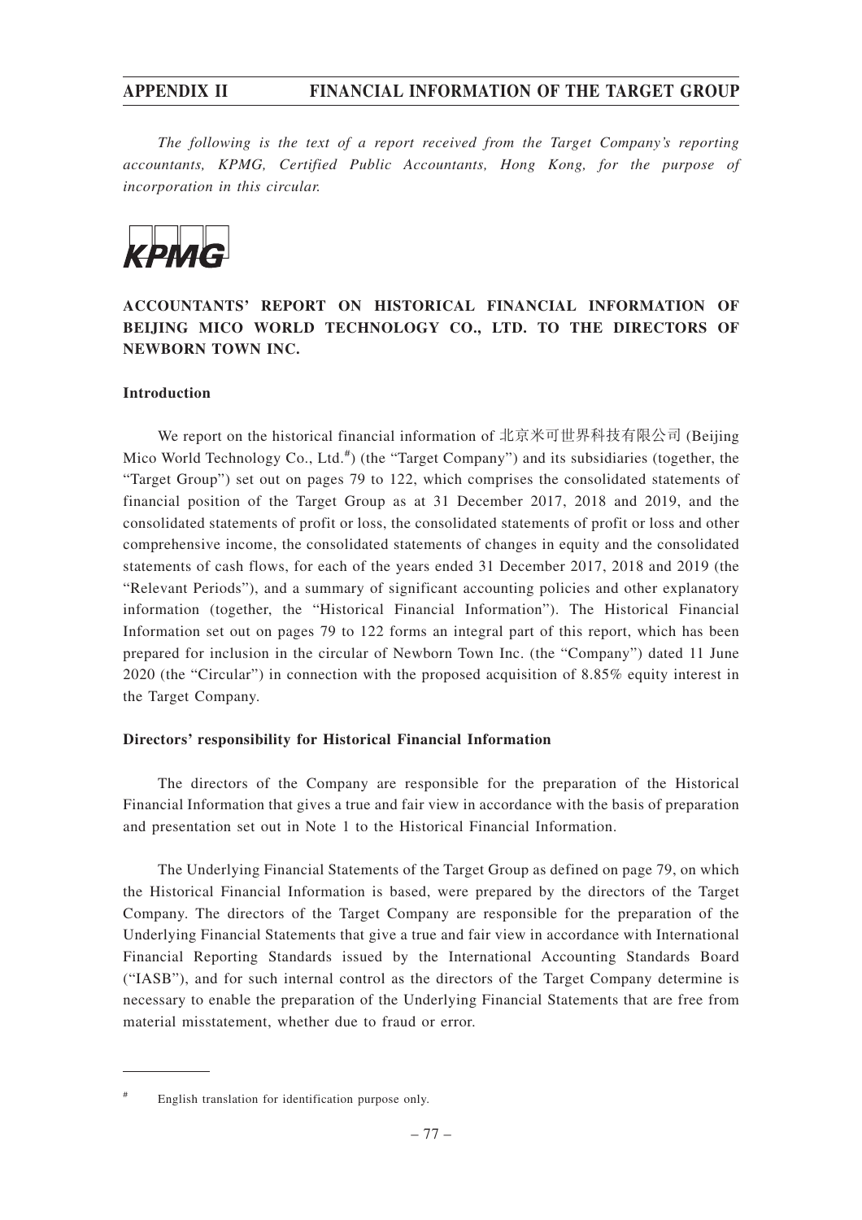*The following is the text of a report received from the Target Company's reporting accountants, KPMG, Certified Public Accountants, Hong Kong, for the purpose of incorporation in this circular.*

KPMG

## ACCOUNTANTS' REPORT ON HISTORICAL FINANCIAL INFORMATION OF BEIJING MICO WORLD TECHNOLOGY CO., LTD. TO THE DIRECTORS OF NEWBORN TOWN INC.

### Introduction

We report on the historical financial information of 北京米可世界科技有限公司 (Beijing Mico World Technology Co., Ltd.#) (the "Target Company") and its subsidiaries (together, the "Target Group") set out on pages 79 to 122, which comprises the consolidated statements of financial position of the Target Group as at 31 December 2017, 2018 and 2019, and the consolidated statements of profit or loss, the consolidated statements of profit or loss and other comprehensive income, the consolidated statements of changes in equity and the consolidated statements of cash flows, for each of the years ended 31 December 2017, 2018 and 2019 (the "Relevant Periods"), and a summary of significant accounting policies and other explanatory information (together, the "Historical Financial Information"). The Historical Financial Information set out on pages 79 to 122 forms an integral part of this report, which has been prepared for inclusion in the circular of Newborn Town Inc. (the "Company") dated 11 June 2020 (the "Circular") in connection with the proposed acquisition of 8.85% equity interest in the Target Company.

### Directors' responsibility for Historical Financial Information

The directors of the Company are responsible for the preparation of the Historical Financial Information that gives a true and fair view in accordance with the basis of preparation and presentation set out in Note 1 to the Historical Financial Information.

The Underlying Financial Statements of the Target Group as defined on page 79, on which the Historical Financial Information is based, were prepared by the directors of the Target Company. The directors of the Target Company are responsible for the preparation of the Underlying Financial Statements that give a true and fair view in accordance with International Financial Reporting Standards issued by the International Accounting Standards Board ("IASB"), and for such internal control as the directors of the Target Company determine is necessary to enable the preparation of the Underlying Financial Statements that are free from material misstatement, whether due to fraud or error.

---

# English translation for identification purpose only.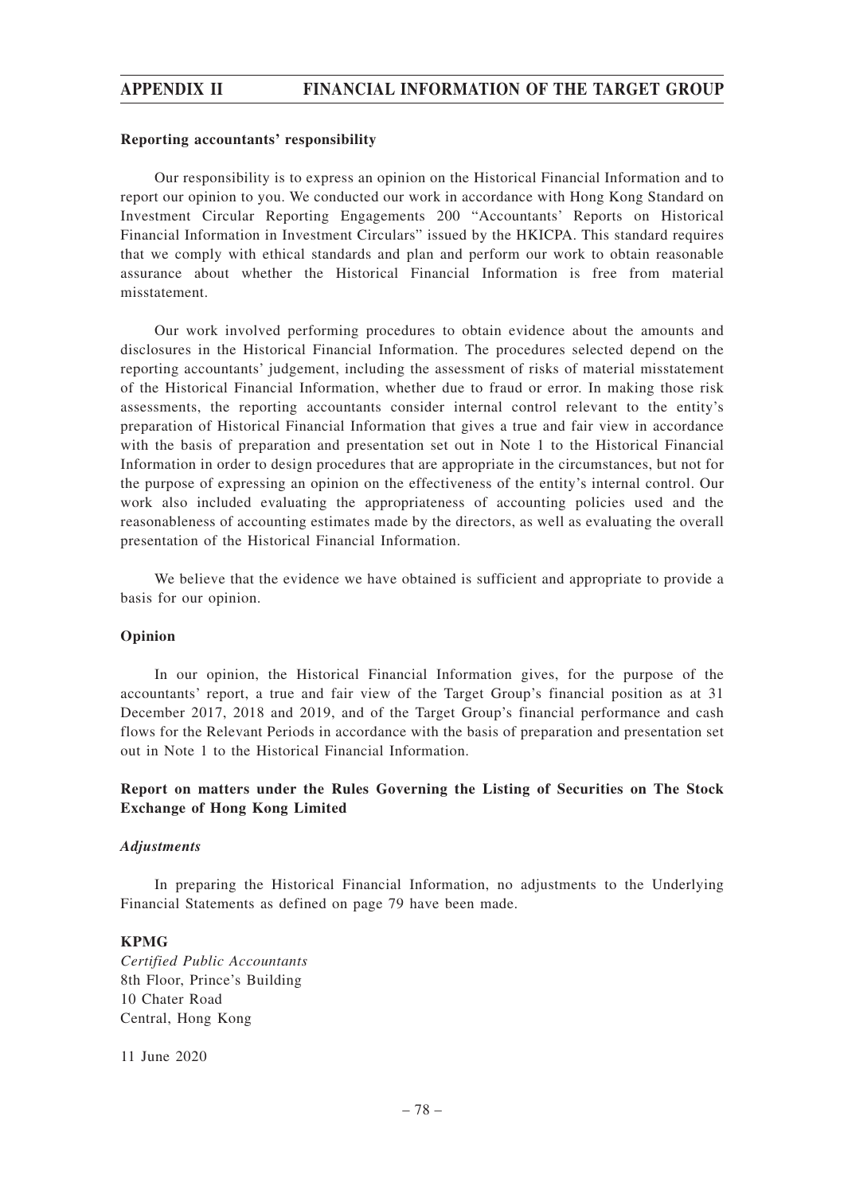**Reporting accountants' responsibility**

Our responsibility is to express an opinion on the Historical Financial Information and to report our opinion to you. We conducted our work in accordance with Hong Kong Standard on Investment Circular Reporting Engagements 200 "Accountants' Reports on Historical Financial Information in Investment Circulars" issued by the HKICPA. This standard requires that we comply with ethical standards and plan and perform our work to obtain reasonable assurance about whether the Historical Financial Information is free from material misstatement.

Our work involved performing procedures to obtain evidence about the amounts and disclosures in the Historical Financial Information. The procedures selected depend on the reporting accountants' judgement, including the assessment of risks of material misstatement of the Historical Financial Information, whether due to fraud or error. In making those risk assessments, the reporting accountants consider internal control relevant to the entity's preparation of Historical Financial Information that gives a true and fair view in accordance with the basis of preparation and presentation set out in Note 1 to the Historical Financial Information in order to design procedures that are appropriate in the circumstances, but not for the purpose of expressing an opinion on the effectiveness of the entity's internal control. Our work also included evaluating the appropriateness of accounting policies used and the reasonableness of accounting estimates made by the directors, as well as evaluating the overall presentation of the Historical Financial Information.

We believe that the evidence we have obtained is sufficient and appropriate to provide a basis for our opinion.

**Opinion**

In our opinion, the Historical Financial Information gives, for the purpose of the accountants' report, a true and fair view of the Target Group's financial position as at 31 December 2017, 2018 and 2019, and of the Target Group's financial performance and cash flows for the Relevant Periods in accordance with the basis of preparation and presentation set out in Note 1 to the Historical Financial Information.

**Report on matters under the Rules Governing the Listing of Securities on The Stock Exchange of Hong Kong Limited**

***Adjustments***

In preparing the Historical Financial Information, no adjustments to the Underlying Financial Statements as defined on page 79 have been made.

**KPMG**
*Certified Public Accountants*
8th Floor, Prince's Building
10 Chater Road
Central, Hong Kong

11 June 2020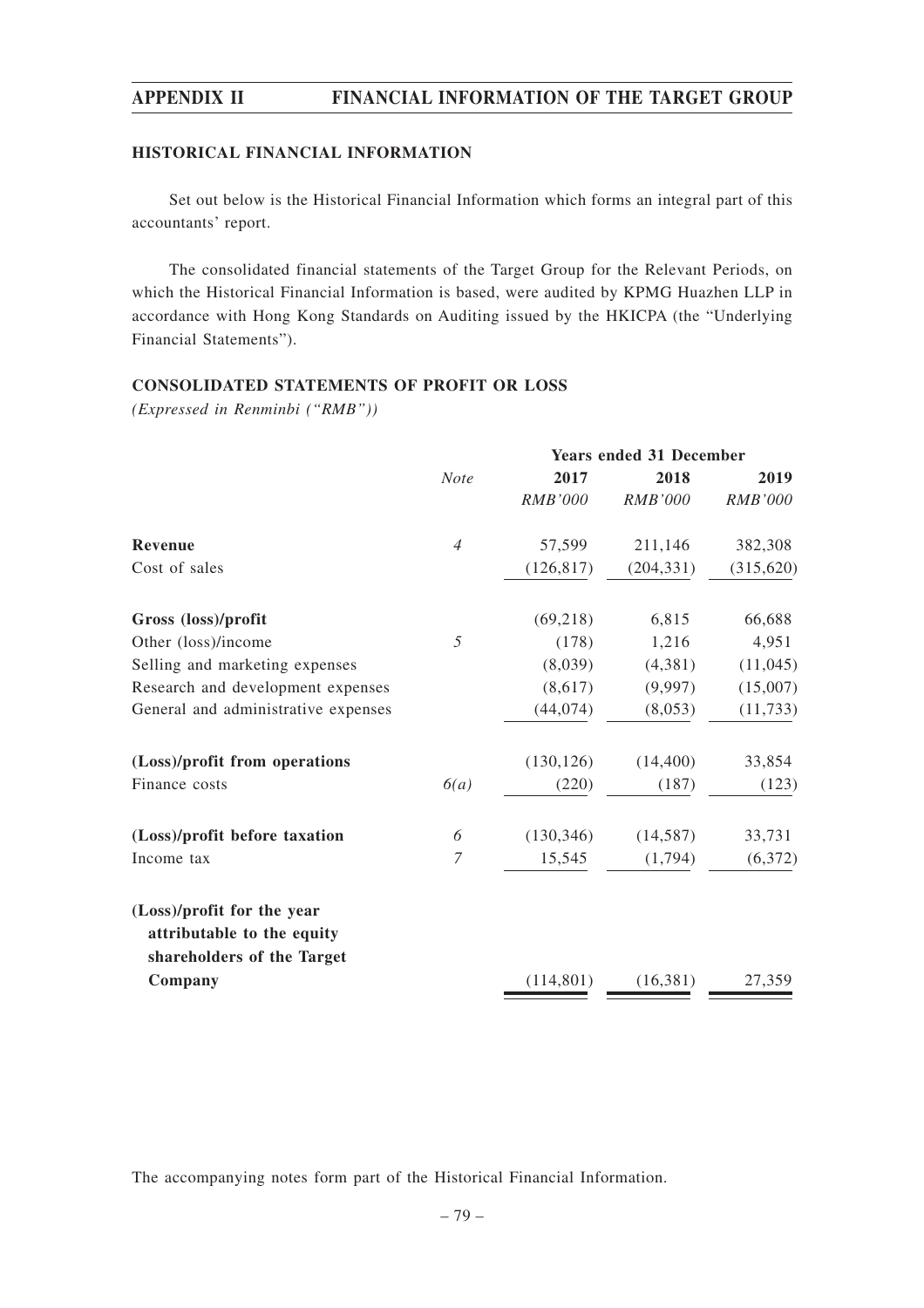## HISTORICAL FINANCIAL INFORMATION

Set out below is the Historical Financial Information which forms an integral part of this accountants' report.

The consolidated financial statements of the Target Group for the Relevant Periods, on which the Historical Financial Information is based, were audited by KPMG Huazhen LLP in accordance with Hong Kong Standards on Auditing issued by the HKICPA (the "Underlying Financial Statements").

### CONSOLIDATED STATEMENTS OF PROFIT OR LOSS

*(Expressed in Renminbi ("RMB"))*

| | | Years ended 31 December | | |
|---|---|---|---|---|
| | *Note* | **2017** | **2018** | **2019** |
| | | *RMB'000* | *RMB'000* | *RMB'000* |
| **Revenue** | *4* | 57,599 | 211,146 | 382,308 |
| Cost of sales | | (126,817) | (204,331) | (315,620) |
| **Gross (loss)/profit** | | (69,218) | 6,815 | 66,688 |
| Other (loss)/income | *5* | (178) | 1,216 | 4,951 |
| Selling and marketing expenses | | (8,039) | (4,381) | (11,045) |
| Research and development expenses | | (8,617) | (9,997) | (15,007) |
| General and administrative expenses | | (44,074) | (8,053) | (11,733) |
| **(Loss)/profit from operations** | | (130,126) | (14,400) | 33,854 |
| Finance costs | *6(a)* | (220) | (187) | (123) |
| **(Loss)/profit before taxation** | *6* | (130,346) | (14,587) | 33,731 |
| Income tax | *7* | 15,545 | (1,794) | (6,372) |
| **(Loss)/profit for the year attributable to the equity shareholders of the Target Company** | | (114,801) | (16,381) | 27,359 |

The accompanying notes form part of the Historical Financial Information.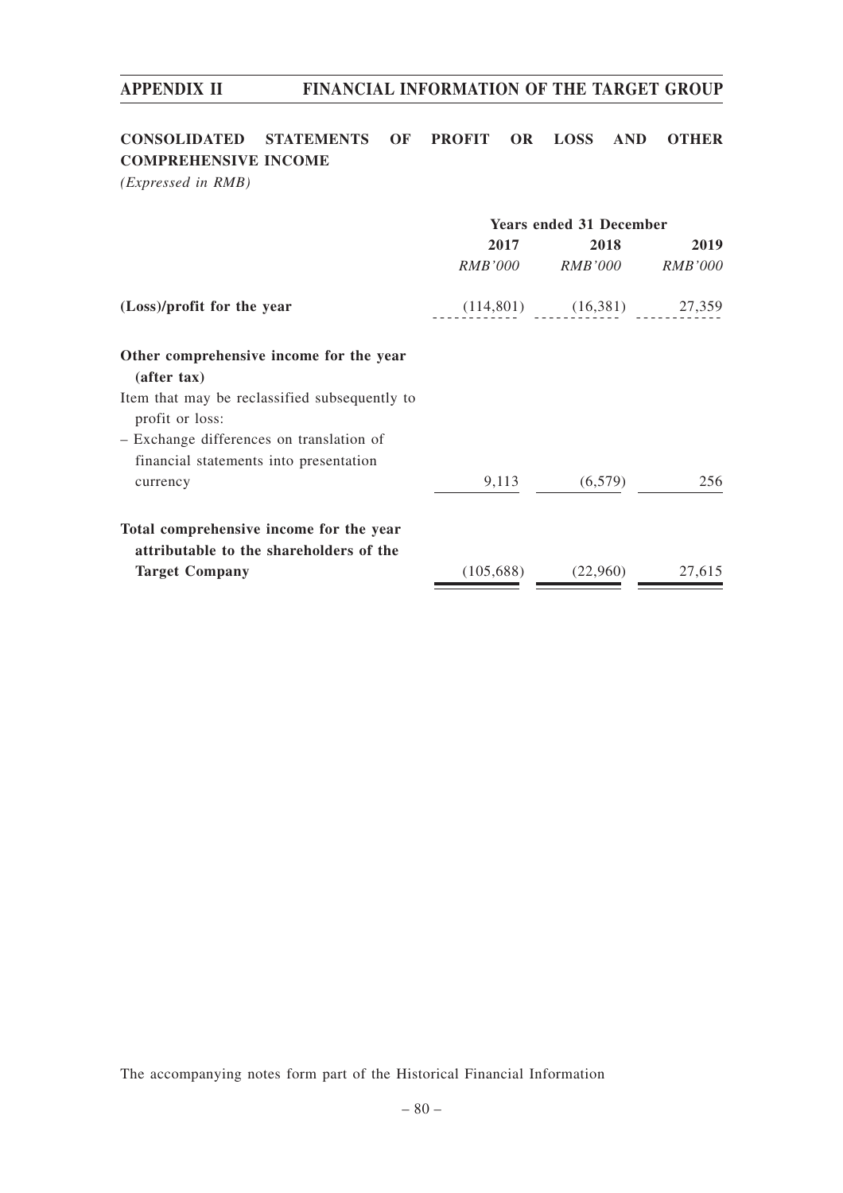## CONSOLIDATED STATEMENTS OF PROFIT OR LOSS AND OTHER COMPREHENSIVE INCOME

*(Expressed in RMB)*

| | Years ended 31 December | | |
|---|---|---|---|
| | 2017 | 2018 | 2019 |
| | *RMB'000* | *RMB'000* | *RMB'000* |
| **(Loss)/profit for the year** | (114,801) | (16,381) | 27,359 |
| **Other comprehensive income for the year (after tax)** | | | |
| Item that may be reclassified subsequently to profit or loss: | | | |
| – Exchange differences on translation of financial statements into presentation currency | 9,113 | (6,579) | 256 |
| **Total comprehensive income for the year attributable to the shareholders of the Target Company** | (105,688) | (22,960) | 27,615 |

The accompanying notes form part of the Historical Financial Information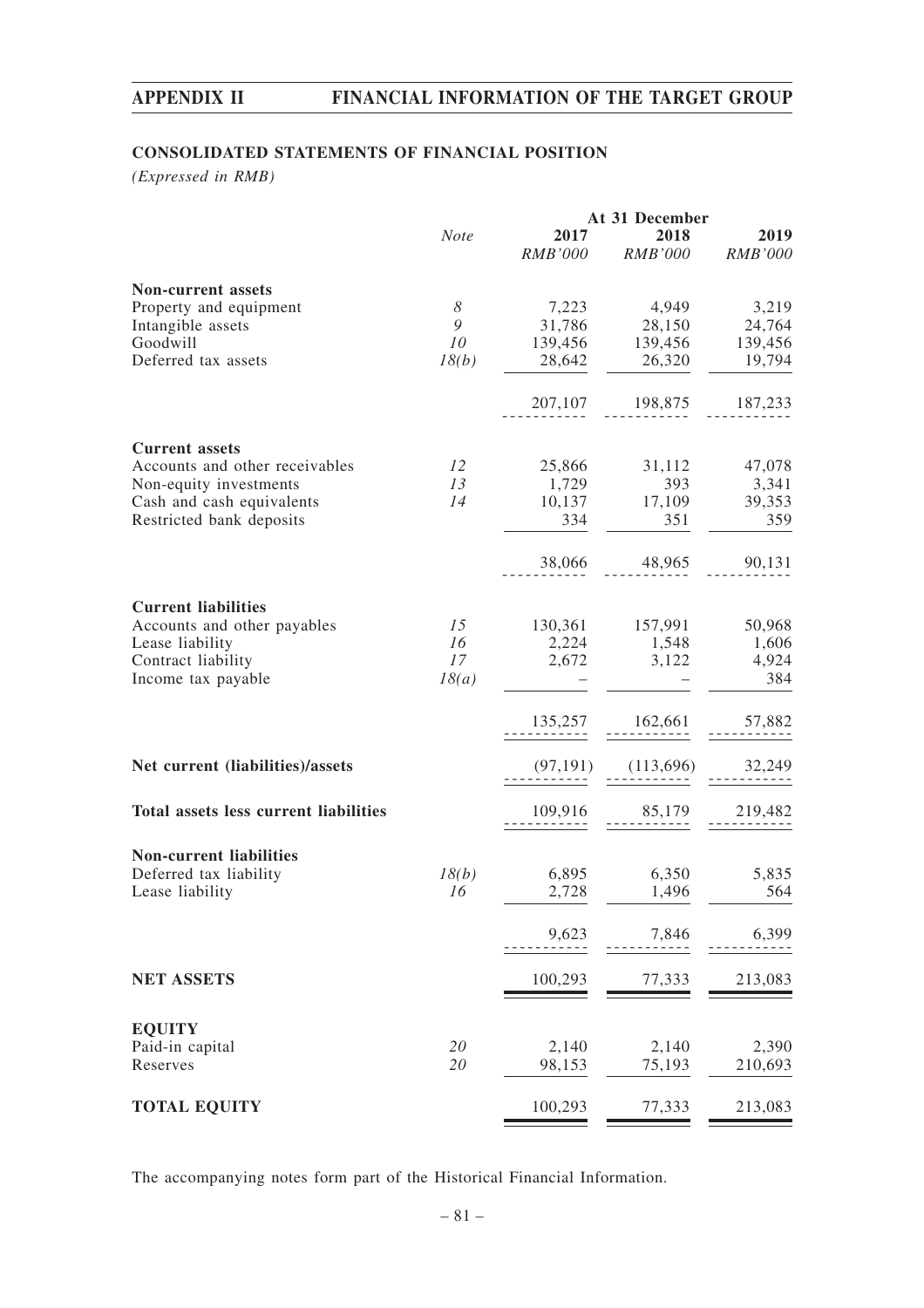## CONSOLIDATED STATEMENTS OF FINANCIAL POSITION

*(Expressed in RMB)*

| | Note | At 31 December 2017 | 2018 | 2019 |
|---|---|---|---|---|
| | | *RMB'000* | *RMB'000* | *RMB'000* |
| **Non-current assets** | | | | |
| Property and equipment | *8* | 7,223 | 4,949 | 3,219 |
| Intangible assets | *9* | 31,786 | 28,150 | 24,764 |
| Goodwill | *10* | 139,456 | 139,456 | 139,456 |
| Deferred tax assets | *18(b)* | 28,642 | 26,320 | 19,794 |
| | | 207,107 | 198,875 | 187,233 |
| **Current assets** | | | | |
| Accounts and other receivables | *12* | 25,866 | 31,112 | 47,078 |
| Non-equity investments | *13* | 1,729 | 393 | 3,341 |
| Cash and cash equivalents | *14* | 10,137 | 17,109 | 39,353 |
| Restricted bank deposits | | 334 | 351 | 359 |
| | | 38,066 | 48,965 | 90,131 |
| **Current liabilities** | | | | |
| Accounts and other payables | *15* | 130,361 | 157,991 | 50,968 |
| Lease liability | *16* | 2,224 | 1,548 | 1,606 |
| Contract liability | *17* | 2,672 | 3,122 | 4,924 |
| Income tax payable | *18(a)* | – | – | 384 |
| | | 135,257 | 162,661 | 57,882 |
| **Net current (liabilities)/assets** | | (97,191) | (113,696) | 32,249 |
| **Total assets less current liabilities** | | 109,916 | 85,179 | 219,482 |
| **Non-current liabilities** | | | | |
| Deferred tax liability | *18(b)* | 6,895 | 6,350 | 5,835 |
| Lease liability | *16* | 2,728 | 1,496 | 564 |
| | | 9,623 | 7,846 | 6,399 |
| **NET ASSETS** | | 100,293 | 77,333 | 213,083 |
| **EQUITY** | | | | |
| Paid-in capital | *20* | 2,140 | 2,140 | 2,390 |
| Reserves | *20* | 98,153 | 75,193 | 210,693 |
| **TOTAL EQUITY** | | 100,293 | 77,333 | 213,083 |

The accompanying notes form part of the Historical Financial Information.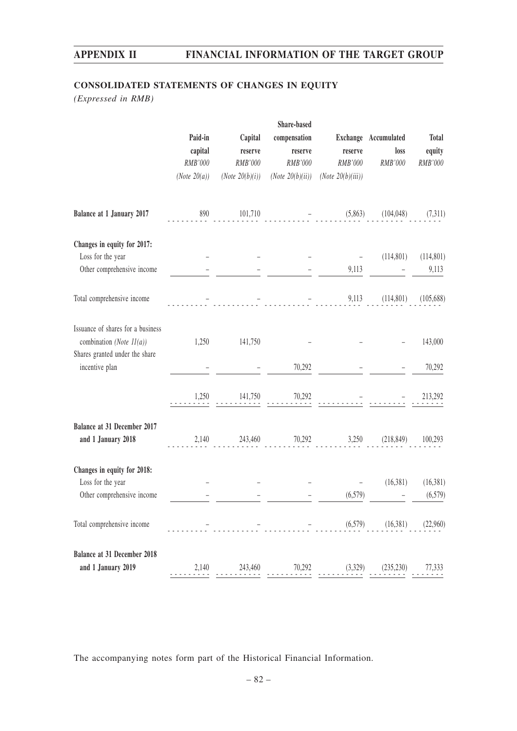## CONSOLIDATED STATEMENTS OF CHANGES IN EQUITY

*(Expressed in RMB)*

| | Paid-in capital | Capital reserve | Share-based compensation reserve | Exchange reserve | Accumulated loss | Total equity |
|---|---|---|---|---|---|---|
| | *RMB'000* | *RMB'000* | *RMB'000* | *RMB'000* | *RMB'000* | *RMB'000* |
| | *(Note 20(a))* | *(Note 20(b)(i))* | *(Note 20(b)(ii))* | *(Note 20(b)(iii))* | | |
| **Balance at 1 January 2017** | 890 | 101,710 | – | (5,863) | (104,048) | (7,311) |
| **Changes in equity for 2017:** | | | | | | |
| Loss for the year | – | – | – | – | (114,801) | (114,801) |
| Other comprehensive income | – | – | – | 9,113 | – | 9,113 |
| Total comprehensive income | – | – | – | 9,113 | (114,801) | (105,688) |
| Issuance of shares for a business combination *(Note 11(a))* | 1,250 | 141,750 | – | – | – | 143,000 |
| Shares granted under the share incentive plan | – | – | 70,292 | – | – | 70,292 |
| | 1,250 | 141,750 | 70,292 | – | – | 213,292 |
| **Balance at 31 December 2017 and 1 January 2018** | 2,140 | 243,460 | 70,292 | 3,250 | (218,849) | 100,293 |
| **Changes in equity for 2018:** | | | | | | |
| Loss for the year | – | – | – | – | (16,381) | (16,381) |
| Other comprehensive income | – | – | – | (6,579) | – | (6,579) |
| Total comprehensive income | – | – | – | (6,579) | (16,381) | (22,960) |
| **Balance at 31 December 2018 and 1 January 2019** | 2,140 | 243,460 | 70,292 | (3,329) | (235,230) | 77,333 |

The accompanying notes form part of the Historical Financial Information.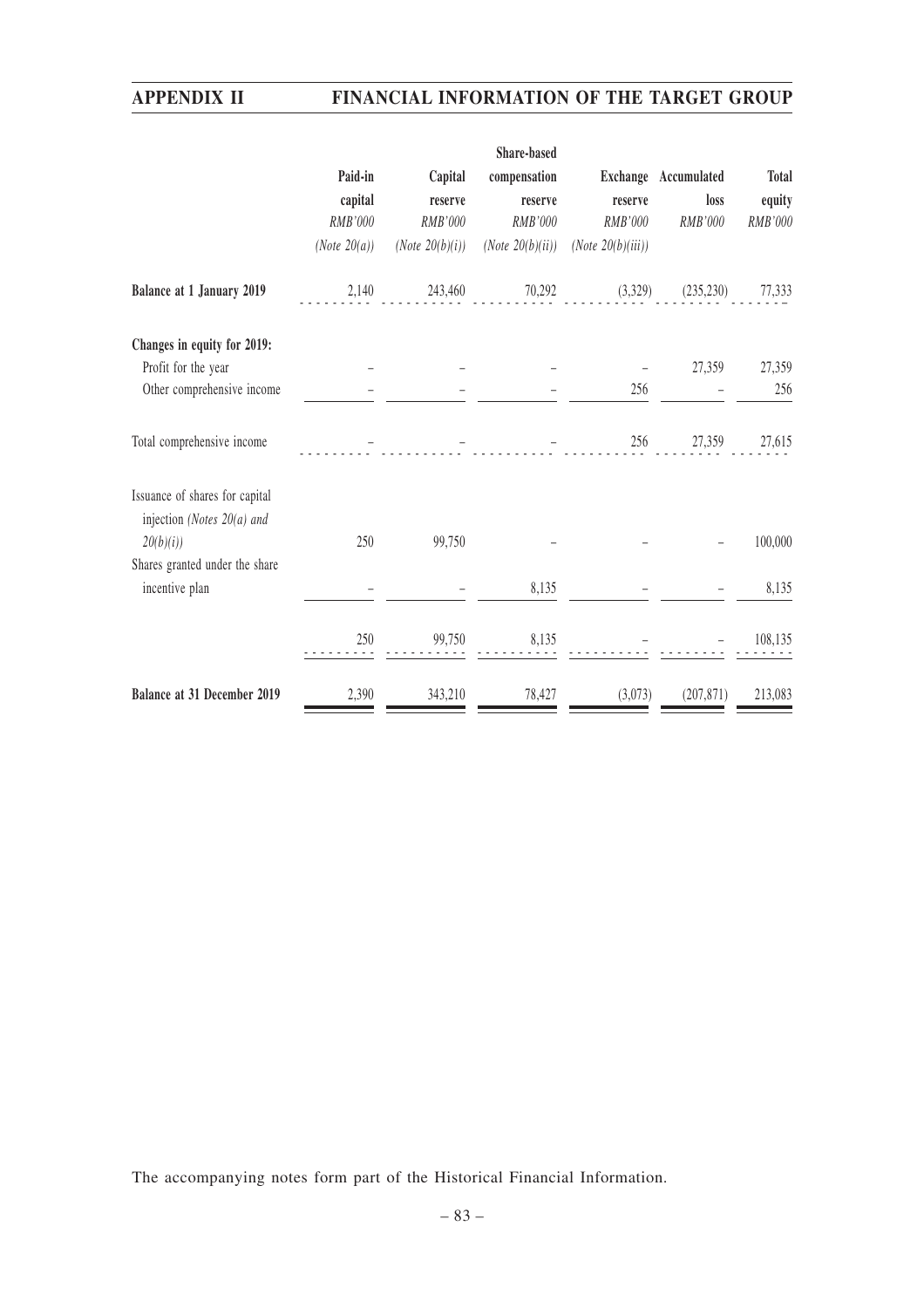| | Paid-in capital | Capital reserve | Share-based compensation reserve | Exchange reserve | Accumulated loss | Total equity |
|---|---|---|---|---|---|---|
| | *RMB'000* | *RMB'000* | *RMB'000* | *RMB'000* | *RMB'000* | *RMB'000* |
| | *(Note 20(a))* | *(Note 20(b)(i))* | *(Note 20(b)(ii))* | *(Note 20(b)(iii))* | | |
| **Balance at 1 January 2019** | 2,140 | 243,460 | 70,292 | (3,329) | (235,230) | 77,333 |
| **Changes in equity for 2019:** | | | | | | |
| Profit for the year | – | – | – | – | 27,359 | 27,359 |
| Other comprehensive income | – | – | – | 256 | – | 256 |
| Total comprehensive income | – | – | – | 256 | 27,359 | 27,615 |
| Issuance of shares for capital injection *(Notes 20(a) and 20(b)(i))* | 250 | 99,750 | – | – | – | 100,000 |
| Shares granted under the share incentive plan | – | – | 8,135 | – | – | 8,135 |
| | 250 | 99,750 | 8,135 | – | – | 108,135 |
| **Balance at 31 December 2019** | 2,390 | 343,210 | 78,427 | (3,073) | (207,871) | 213,083 |

The accompanying notes form part of the Historical Financial Information.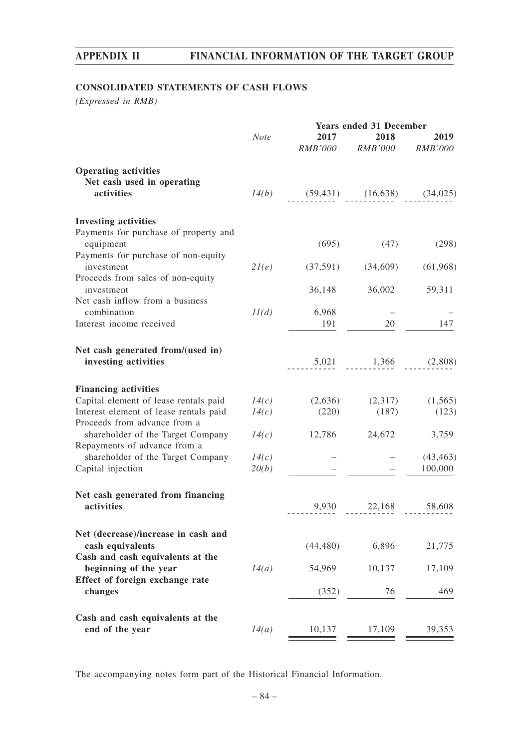## CONSOLIDATED STATEMENTS OF CASH FLOWS

*(Expressed in RMB)*

| | *Note* | Years ended 31 December | | |
|---|---|---|---|---|
| | | **2017** | **2018** | **2019** |
| | | *RMB'000* | *RMB'000* | *RMB'000* |
| **Operating activities** | | | | |
| **Net cash used in operating activities** | *14(b)* | (59,431) | (16,638) | (34,025) |
| **Investing activities** | | | | |
| Payments for purchase of property and equipment | | (695) | (47) | (298) |
| Payments for purchase of non-equity investment | *21(e)* | (37,591) | (34,609) | (61,968) |
| Proceeds from sales of non-equity investment | | 36,148 | 36,002 | 59,311 |
| Net cash inflow from a business combination | *11(d)* | 6,968 | – | – |
| Interest income received | | 191 | 20 | 147 |
| **Net cash generated from/(used in) investing activities** | | 5,021 | 1,366 | (2,808) |
| **Financing activities** | | | | |
| Capital element of lease rentals paid | *14(c)* | (2,636) | (2,317) | (1,565) |
| Interest element of lease rentals paid | *14(c)* | (220) | (187) | (123) |
| Proceeds from advance from a shareholder of the Target Company | *14(c)* | 12,786 | 24,672 | 3,759 |
| Repayments of advance from a shareholder of the Target Company | *14(c)* | – | – | (43,463) |
| Capital injection | *20(b)* | – | – | 100,000 |
| **Net cash generated from financing activities** | | 9,930 | 22,168 | 58,608 |
| **Net (decrease)/increase in cash and cash equivalents** | | (44,480) | 6,896 | 21,775 |
| **Cash and cash equivalents at the beginning of the year** | *14(a)* | 54,969 | 10,137 | 17,109 |
| **Effect of foreign exchange rate changes** | | (352) | 76 | 469 |
| **Cash and cash equivalents at the end of the year** | *14(a)* | 10,137 | 17,109 | 39,353 |

The accompanying notes form part of the Historical Financial Information.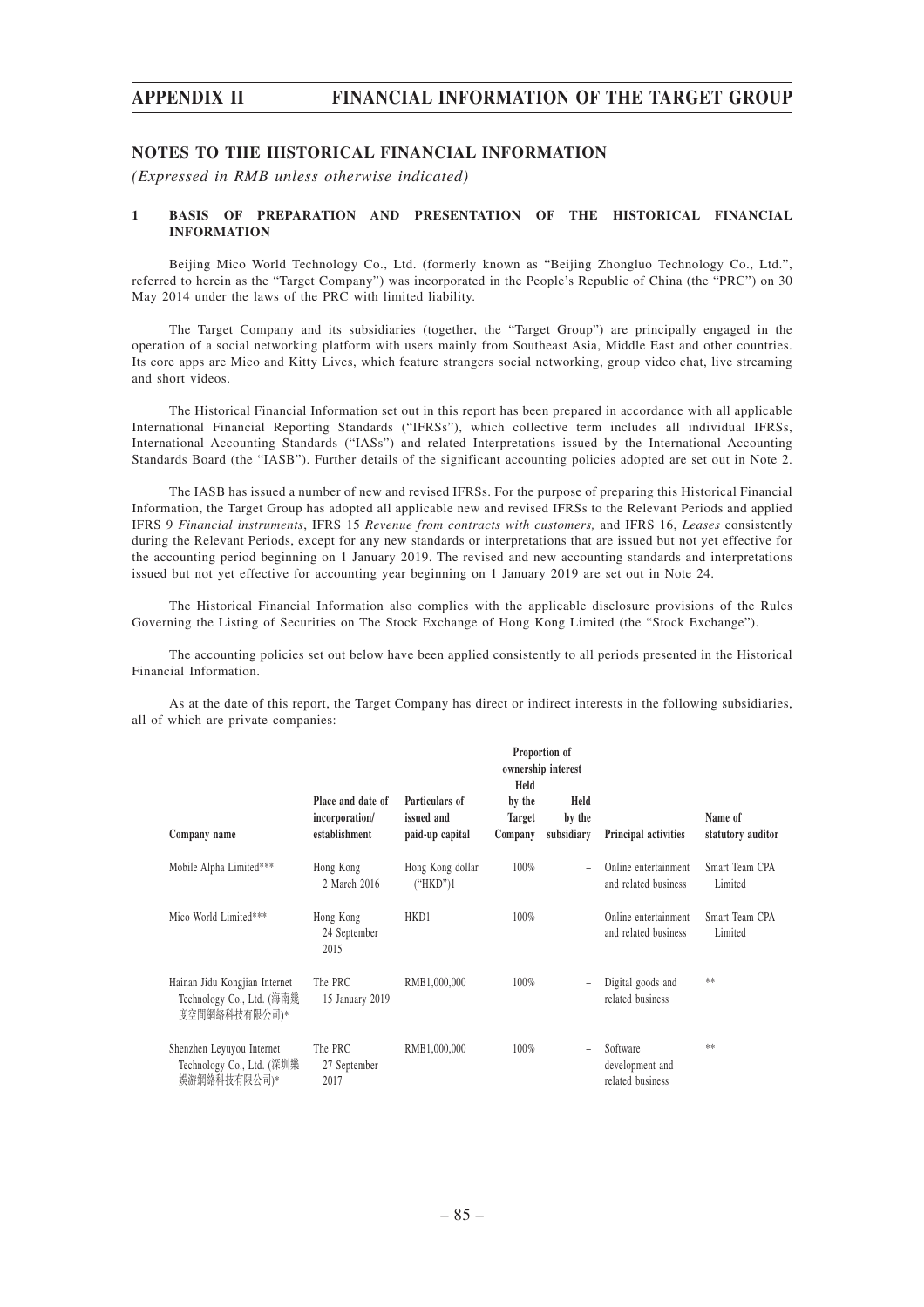## NOTES TO THE HISTORICAL FINANCIAL INFORMATION

*(Expressed in RMB unless otherwise indicated)*

### 1 BASIS OF PREPARATION AND PRESENTATION OF THE HISTORICAL FINANCIAL INFORMATION

Beijing Mico World Technology Co., Ltd. (formerly known as "Beijing Zhongluo Technology Co., Ltd.", referred to herein as the "Target Company") was incorporated in the People's Republic of China (the "PRC") on 30 May 2014 under the laws of the PRC with limited liability.

The Target Company and its subsidiaries (together, the "Target Group") are principally engaged in the operation of a social networking platform with users mainly from Southeast Asia, Middle East and other countries. Its core apps are Mico and Kitty Lives, which feature strangers social networking, group video chat, live streaming and short videos.

The Historical Financial Information set out in this report has been prepared in accordance with all applicable International Financial Reporting Standards ("IFRSs"), which collective term includes all individual IFRSs, International Accounting Standards ("IASs") and related Interpretations issued by the International Accounting Standards Board (the "IASB"). Further details of the significant accounting policies adopted are set out in Note 2.

The IASB has issued a number of new and revised IFRSs. For the purpose of preparing this Historical Financial Information, the Target Group has adopted all applicable new and revised IFRSs to the Relevant Periods and applied IFRS 9 *Financial instruments*, IFRS 15 *Revenue from contracts with customers,* and IFRS 16, *Leases* consistently during the Relevant Periods, except for any new standards or interpretations that are issued but not yet effective for the accounting period beginning on 1 January 2019. The revised and new accounting standards and interpretations issued but not yet effective for accounting year beginning on 1 January 2019 are set out in Note 24.

The Historical Financial Information also complies with the applicable disclosure provisions of the Rules Governing the Listing of Securities on The Stock Exchange of Hong Kong Limited (the "Stock Exchange").

The accounting policies set out below have been applied consistently to all periods presented in the Historical Financial Information.

As at the date of this report, the Target Company has direct or indirect interests in the following subsidiaries, all of which are private companies:

| Company name | Place and date of incorporation/ establishment | Particulars of issued and paid-up capital | Proportion of ownership interest Held by the Target Company | Held by the subsidiary | Principal activities | Name of statutory auditor |
|---|---|---|---|---|---|---|
| Mobile Alpha Limited*** | Hong Kong 2 March 2016 | Hong Kong dollar ("HKD")1 | 100% | – | Online entertainment and related business | Smart Team CPA Limited |
| Mico World Limited*** | Hong Kong 24 September 2015 | HKD1 | 100% | – | Online entertainment and related business | Smart Team CPA Limited |
| Hainan Jidu Kongjian Internet Technology Co., Ltd. (海南幾度空間網絡科技有限公司)* | The PRC 15 January 2019 | RMB1,000,000 | 100% | – | Digital goods and related business | ** |
| Shenzhen Leyuyou Internet Technology Co., Ltd. (深圳樂娛遊網絡科技有限公司)* | The PRC 27 September 2017 | RMB1,000,000 | 100% | – | Software development and related business | ** |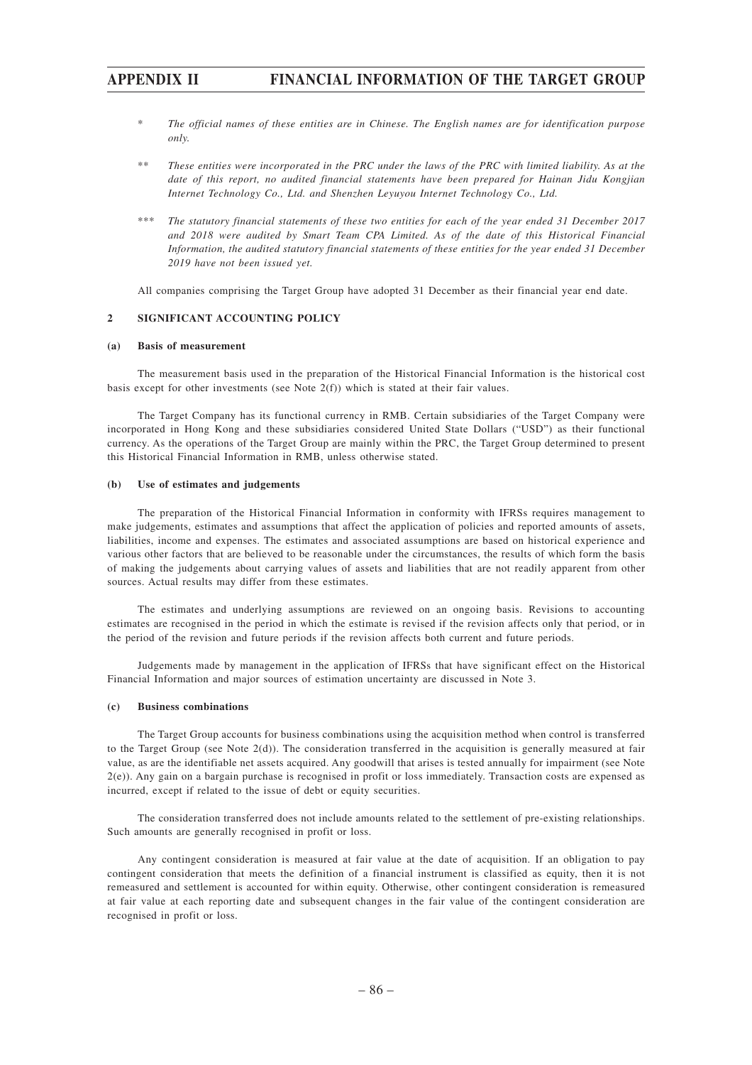*	*The official names of these entities are in Chinese. The English names are for identification purpose only.*

**	*These entities were incorporated in the PRC under the laws of the PRC with limited liability. As at the date of this report, no audited financial statements have been prepared for Hainan Jidu Kongjian Internet Technology Co., Ltd. and Shenzhen Leyuyou Internet Technology Co., Ltd.*

***	*The statutory financial statements of these two entities for each of the year ended 31 December 2017 and 2018 were audited by Smart Team CPA Limited. As of the date of this Historical Financial Information, the audited statutory financial statements of these entities for the year ended 31 December 2019 have not been issued yet.*

All companies comprising the Target Group have adopted 31 December as their financial year end date.

## 2 SIGNIFICANT ACCOUNTING POLICY

### (a) Basis of measurement

The measurement basis used in the preparation of the Historical Financial Information is the historical cost basis except for other investments (see Note 2(f)) which is stated at their fair values.

The Target Company has its functional currency in RMB. Certain subsidiaries of the Target Company were incorporated in Hong Kong and these subsidiaries considered United State Dollars ("USD") as their functional currency. As the operations of the Target Group are mainly within the PRC, the Target Group determined to present this Historical Financial Information in RMB, unless otherwise stated.

### (b) Use of estimates and judgements

The preparation of the Historical Financial Information in conformity with IFRSs requires management to make judgements, estimates and assumptions that affect the application of policies and reported amounts of assets, liabilities, income and expenses. The estimates and associated assumptions are based on historical experience and various other factors that are believed to be reasonable under the circumstances, the results of which form the basis of making the judgements about carrying values of assets and liabilities that are not readily apparent from other sources. Actual results may differ from these estimates.

The estimates and underlying assumptions are reviewed on an ongoing basis. Revisions to accounting estimates are recognised in the period in which the estimate is revised if the revision affects only that period, or in the period of the revision and future periods if the revision affects both current and future periods.

Judgements made by management in the application of IFRSs that have significant effect on the Historical Financial Information and major sources of estimation uncertainty are discussed in Note 3.

### (c) Business combinations

The Target Group accounts for business combinations using the acquisition method when control is transferred to the Target Group (see Note 2(d)). The consideration transferred in the acquisition is generally measured at fair value, as are the identifiable net assets acquired. Any goodwill that arises is tested annually for impairment (see Note 2(e)). Any gain on a bargain purchase is recognised in profit or loss immediately. Transaction costs are expensed as incurred, except if related to the issue of debt or equity securities.

The consideration transferred does not include amounts related to the settlement of pre-existing relationships. Such amounts are generally recognised in profit or loss.

Any contingent consideration is measured at fair value at the date of acquisition. If an obligation to pay contingent consideration that meets the definition of a financial instrument is classified as equity, then it is not remeasured and settlement is accounted for within equity. Otherwise, other contingent consideration is remeasured at fair value at each reporting date and subsequent changes in the fair value of the contingent consideration are recognised in profit or loss.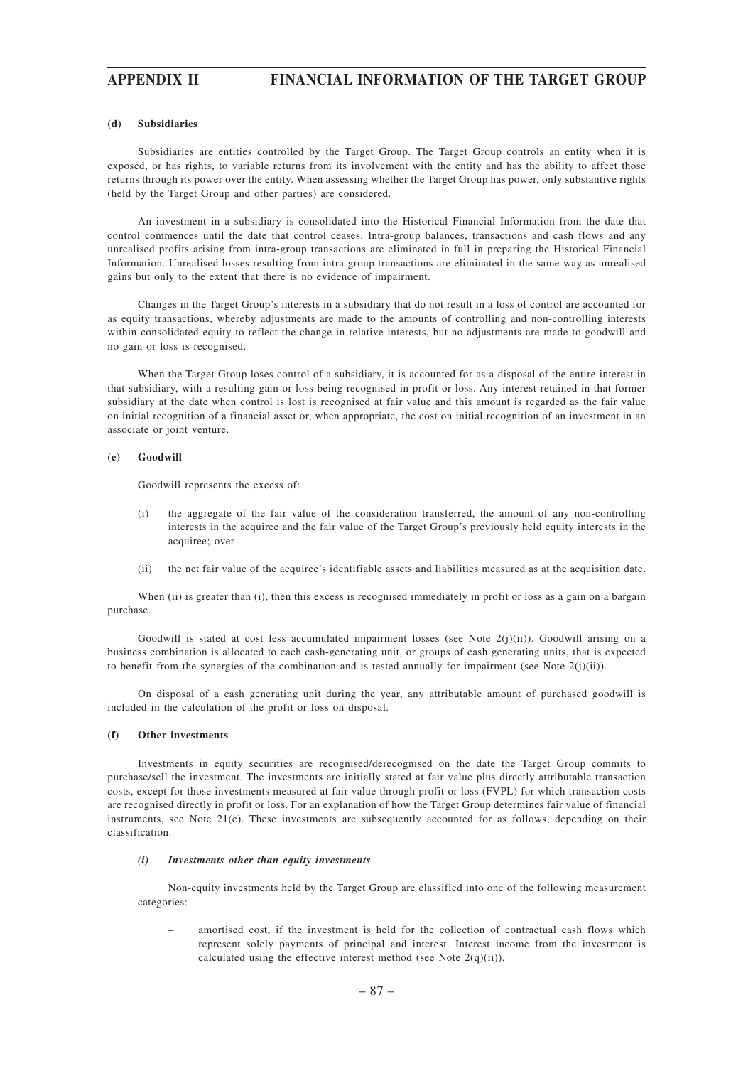#### (d) Subsidiaries

Subsidiaries are entities controlled by the Target Group. The Target Group controls an entity when it is exposed, or has rights, to variable returns from its involvement with the entity and has the ability to affect those returns through its power over the entity. When assessing whether the Target Group has power, only substantive rights (held by the Target Group and other parties) are considered.

An investment in a subsidiary is consolidated into the Historical Financial Information from the date that control commences until the date that control ceases. Intra-group balances, transactions and cash flows and any unrealised profits arising from intra-group transactions are eliminated in full in preparing the Historical Financial Information. Unrealised losses resulting from intra-group transactions are eliminated in the same way as unrealised gains but only to the extent that there is no evidence of impairment.

Changes in the Target Group's interests in a subsidiary that do not result in a loss of control are accounted for as equity transactions, whereby adjustments are made to the amounts of controlling and non-controlling interests within consolidated equity to reflect the change in relative interests, but no adjustments are made to goodwill and no gain or loss is recognised.

When the Target Group loses control of a subsidiary, it is accounted for as a disposal of the entire interest in that subsidiary, with a resulting gain or loss being recognised in profit or loss. Any interest retained in that former subsidiary at the date when control is lost is recognised at fair value and this amount is regarded as the fair value on initial recognition of a financial asset or, when appropriate, the cost on initial recognition of an investment in an associate or joint venture.

#### (e) Goodwill

Goodwill represents the excess of:

(i) the aggregate of the fair value of the consideration transferred, the amount of any non-controlling interests in the acquiree and the fair value of the Target Group's previously held equity interests in the acquiree; over

(ii) the net fair value of the acquiree's identifiable assets and liabilities measured as at the acquisition date.

When (ii) is greater than (i), then this excess is recognised immediately in profit or loss as a gain on a bargain purchase.

Goodwill is stated at cost less accumulated impairment losses (see Note 2(j)(ii)). Goodwill arising on a business combination is allocated to each cash-generating unit, or groups of cash generating units, that is expected to benefit from the synergies of the combination and is tested annually for impairment (see Note 2(j)(ii)).

On disposal of a cash generating unit during the year, any attributable amount of purchased goodwill is included in the calculation of the profit or loss on disposal.

#### (f) Other investments

Investments in equity securities are recognised/derecognised on the date the Target Group commits to purchase/sell the investment. The investments are initially stated at fair value plus directly attributable transaction costs, except for those investments measured at fair value through profit or loss (FVPL) for which transaction costs are recognised directly in profit or loss. For an explanation of how the Target Group determines fair value of financial instruments, see Note 21(e). These investments are subsequently accounted for as follows, depending on their classification.

##### *(i) Investments other than equity investments*

Non-equity investments held by the Target Group are classified into one of the following measurement categories:

– amortised cost, if the investment is held for the collection of contractual cash flows which represent solely payments of principal and interest. Interest income from the investment is calculated using the effective interest method (see Note 2(q)(ii)).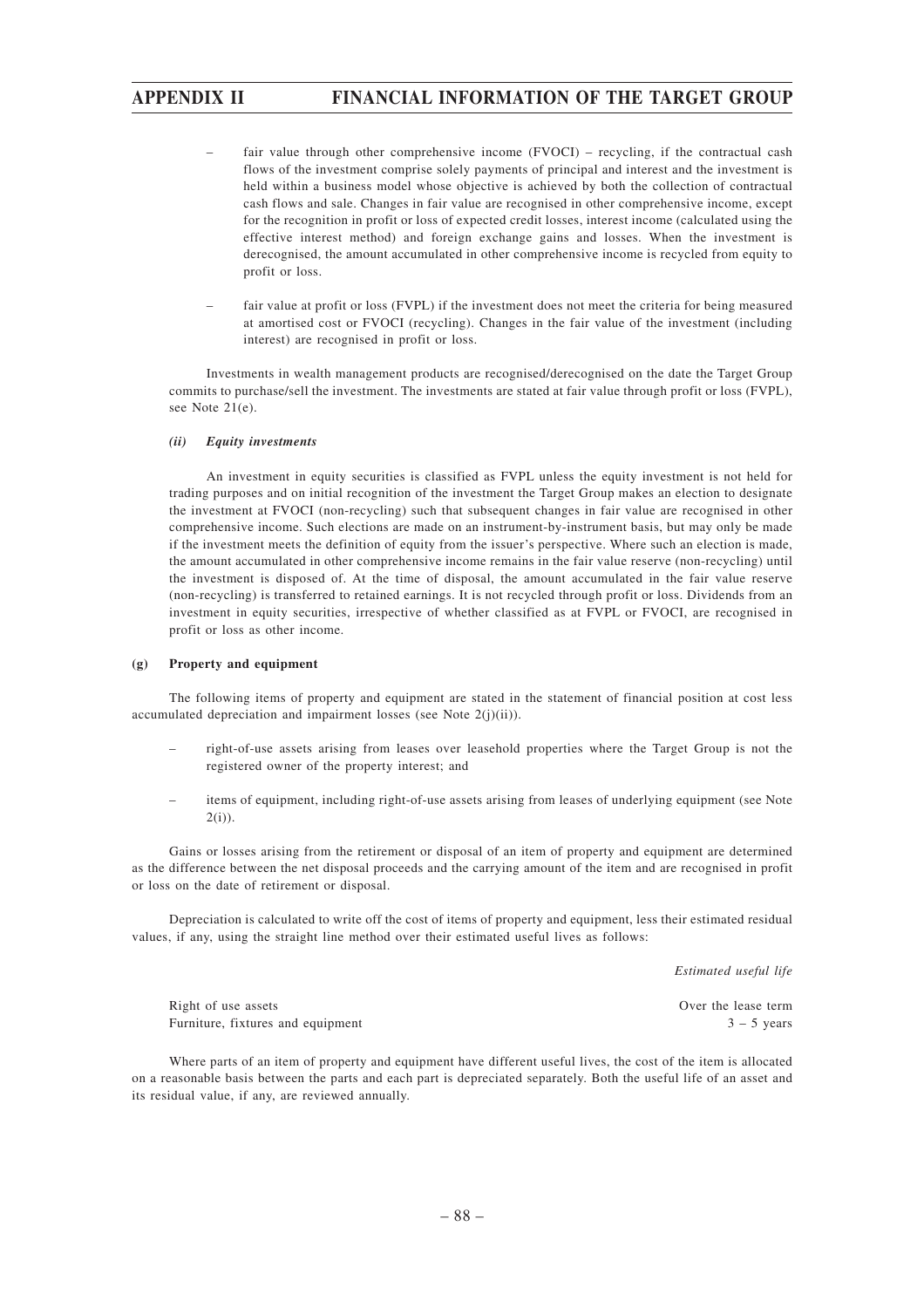- fair value through other comprehensive income (FVOCI) – recycling, if the contractual cash flows of the investment comprise solely payments of principal and interest and the investment is held within a business model whose objective is achieved by both the collection of contractual cash flows and sale. Changes in fair value are recognised in other comprehensive income, except for the recognition in profit or loss of expected credit losses, interest income (calculated using the effective interest method) and foreign exchange gains and losses. When the investment is derecognised, the amount accumulated in other comprehensive income is recycled from equity to profit or loss.

- fair value at profit or loss (FVPL) if the investment does not meet the criteria for being measured at amortised cost or FVOCI (recycling). Changes in the fair value of the investment (including interest) are recognised in profit or loss.

Investments in wealth management products are recognised/derecognised on the date the Target Group commits to purchase/sell the investment. The investments are stated at fair value through profit or loss (FVPL), see Note 21(e).

*(ii) Equity investments*

An investment in equity securities is classified as FVPL unless the equity investment is not held for trading purposes and on initial recognition of the investment the Target Group makes an election to designate the investment at FVOCI (non-recycling) such that subsequent changes in fair value are recognised in other comprehensive income. Such elections are made on an instrument-by-instrument basis, but may only be made if the investment meets the definition of equity from the issuer's perspective. Where such an election is made, the amount accumulated in other comprehensive income remains in the fair value reserve (non-recycling) until the investment is disposed of. At the time of disposal, the amount accumulated in the fair value reserve (non-recycling) is transferred to retained earnings. It is not recycled through profit or loss. Dividends from an investment in equity securities, irrespective of whether classified as at FVPL or FVOCI, are recognised in profit or loss as other income.

**(g) Property and equipment**

The following items of property and equipment are stated in the statement of financial position at cost less accumulated depreciation and impairment losses (see Note 2(j)(ii)).

- right-of-use assets arising from leases over leasehold properties where the Target Group is not the registered owner of the property interest; and

- items of equipment, including right-of-use assets arising from leases of underlying equipment (see Note 2(i)).

Gains or losses arising from the retirement or disposal of an item of property and equipment are determined as the difference between the net disposal proceeds and the carrying amount of the item and are recognised in profit or loss on the date of retirement or disposal.

Depreciation is calculated to write off the cost of items of property and equipment, less their estimated residual values, if any, using the straight line method over their estimated useful lives as follows:

| | *Estimated useful life* |
|---|---|
| Right of use assets | Over the lease term |
| Furniture, fixtures and equipment | 3 – 5 years |

Where parts of an item of property and equipment have different useful lives, the cost of the item is allocated on a reasonable basis between the parts and each part is depreciated separately. Both the useful life of an asset and its residual value, if any, are reviewed annually.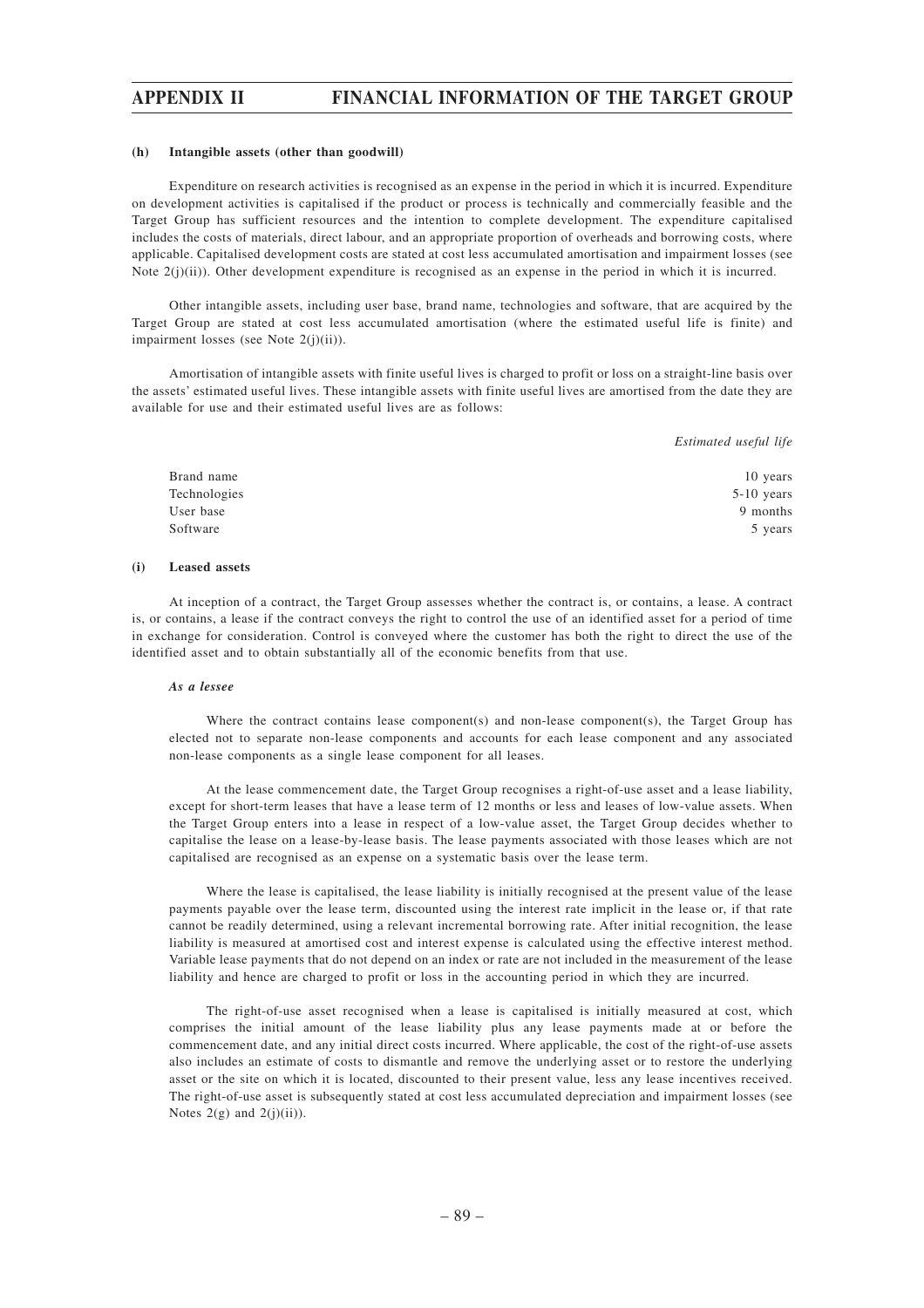#### (h) Intangible assets (other than goodwill)

Expenditure on research activities is recognised as an expense in the period in which it is incurred. Expenditure on development activities is capitalised if the product or process is technically and commercially feasible and the Target Group has sufficient resources and the intention to complete development. The expenditure capitalised includes the costs of materials, direct labour, and an appropriate proportion of overheads and borrowing costs, where applicable. Capitalised development costs are stated at cost less accumulated amortisation and impairment losses (see Note 2(j)(ii)). Other development expenditure is recognised as an expense in the period in which it is incurred.

Other intangible assets, including user base, brand name, technologies and software, that are acquired by the Target Group are stated at cost less accumulated amortisation (where the estimated useful life is finite) and impairment losses (see Note 2(j)(ii)).

Amortisation of intangible assets with finite useful lives is charged to profit or loss on a straight-line basis over the assets' estimated useful lives. These intangible assets with finite useful lives are amortised from the date they are available for use and their estimated useful lives are as follows:

| | *Estimated useful life* |
|---|---|
| Brand name | 10 years |
| Technologies | 5-10 years |
| User base | 9 months |
| Software | 5 years |

#### (i) Leased assets

At inception of a contract, the Target Group assesses whether the contract is, or contains, a lease. A contract is, or contains, a lease if the contract conveys the right to control the use of an identified asset for a period of time in exchange for consideration. Control is conveyed where the customer has both the right to direct the use of the identified asset and to obtain substantially all of the economic benefits from that use.

***As a lessee***

Where the contract contains lease component(s) and non-lease component(s), the Target Group has elected not to separate non-lease components and accounts for each lease component and any associated non-lease components as a single lease component for all leases.

At the lease commencement date, the Target Group recognises a right-of-use asset and a lease liability, except for short-term leases that have a lease term of 12 months or less and leases of low-value assets. When the Target Group enters into a lease in respect of a low-value asset, the Target Group decides whether to capitalise the lease on a lease-by-lease basis. The lease payments associated with those leases which are not capitalised are recognised as an expense on a systematic basis over the lease term.

Where the lease is capitalised, the lease liability is initially recognised at the present value of the lease payments payable over the lease term, discounted using the interest rate implicit in the lease or, if that rate cannot be readily determined, using a relevant incremental borrowing rate. After initial recognition, the lease liability is measured at amortised cost and interest expense is calculated using the effective interest method. Variable lease payments that do not depend on an index or rate are not included in the measurement of the lease liability and hence are charged to profit or loss in the accounting period in which they are incurred.

The right-of-use asset recognised when a lease is capitalised is initially measured at cost, which comprises the initial amount of the lease liability plus any lease payments made at or before the commencement date, and any initial direct costs incurred. Where applicable, the cost of the right-of-use assets also includes an estimate of costs to dismantle and remove the underlying asset or to restore the underlying asset or the site on which it is located, discounted to their present value, less any lease incentives received. The right-of-use asset is subsequently stated at cost less accumulated depreciation and impairment losses (see Notes 2(g) and 2(j)(ii)).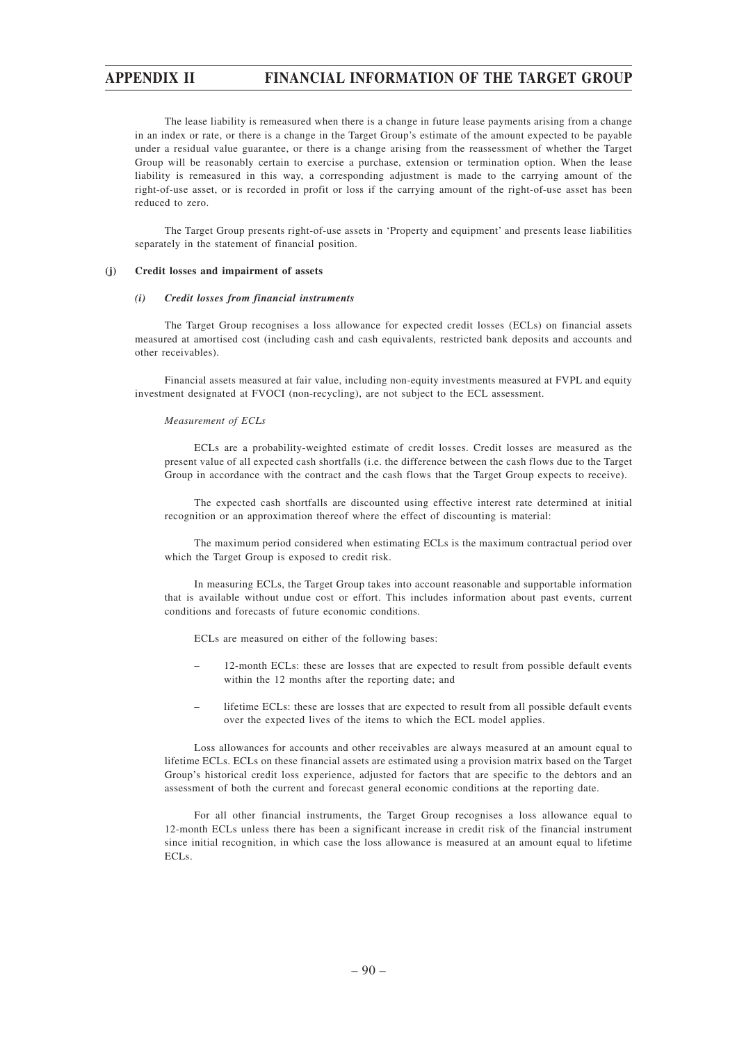The lease liability is remeasured when there is a change in future lease payments arising from a change in an index or rate, or there is a change in the Target Group's estimate of the amount expected to be payable under a residual value guarantee, or there is a change arising from the reassessment of whether the Target Group will be reasonably certain to exercise a purchase, extension or termination option. When the lease liability is remeasured in this way, a corresponding adjustment is made to the carrying amount of the right-of-use asset, or is recorded in profit or loss if the carrying amount of the right-of-use asset has been reduced to zero.

The Target Group presents right-of-use assets in 'Property and equipment' and presents lease liabilities separately in the statement of financial position.

**(j) Credit losses and impairment of assets**

***(i) Credit losses from financial instruments***

The Target Group recognises a loss allowance for expected credit losses (ECLs) on financial assets measured at amortised cost (including cash and cash equivalents, restricted bank deposits and accounts and other receivables).

Financial assets measured at fair value, including non-equity investments measured at FVPL and equity investment designated at FVOCI (non-recycling), are not subject to the ECL assessment.

*Measurement of ECLs*

ECLs are a probability-weighted estimate of credit losses. Credit losses are measured as the present value of all expected cash shortfalls (i.e. the difference between the cash flows due to the Target Group in accordance with the contract and the cash flows that the Target Group expects to receive).

The expected cash shortfalls are discounted using effective interest rate determined at initial recognition or an approximation thereof where the effect of discounting is material:

The maximum period considered when estimating ECLs is the maximum contractual period over which the Target Group is exposed to credit risk.

In measuring ECLs, the Target Group takes into account reasonable and supportable information that is available without undue cost or effort. This includes information about past events, current conditions and forecasts of future economic conditions.

ECLs are measured on either of the following bases:

– 12-month ECLs: these are losses that are expected to result from possible default events within the 12 months after the reporting date; and

– lifetime ECLs: these are losses that are expected to result from all possible default events over the expected lives of the items to which the ECL model applies.

Loss allowances for accounts and other receivables are always measured at an amount equal to lifetime ECLs. ECLs on these financial assets are estimated using a provision matrix based on the Target Group's historical credit loss experience, adjusted for factors that are specific to the debtors and an assessment of both the current and forecast general economic conditions at the reporting date.

For all other financial instruments, the Target Group recognises a loss allowance equal to 12-month ECLs unless there has been a significant increase in credit risk of the financial instrument since initial recognition, in which case the loss allowance is measured at an amount equal to lifetime ECLs.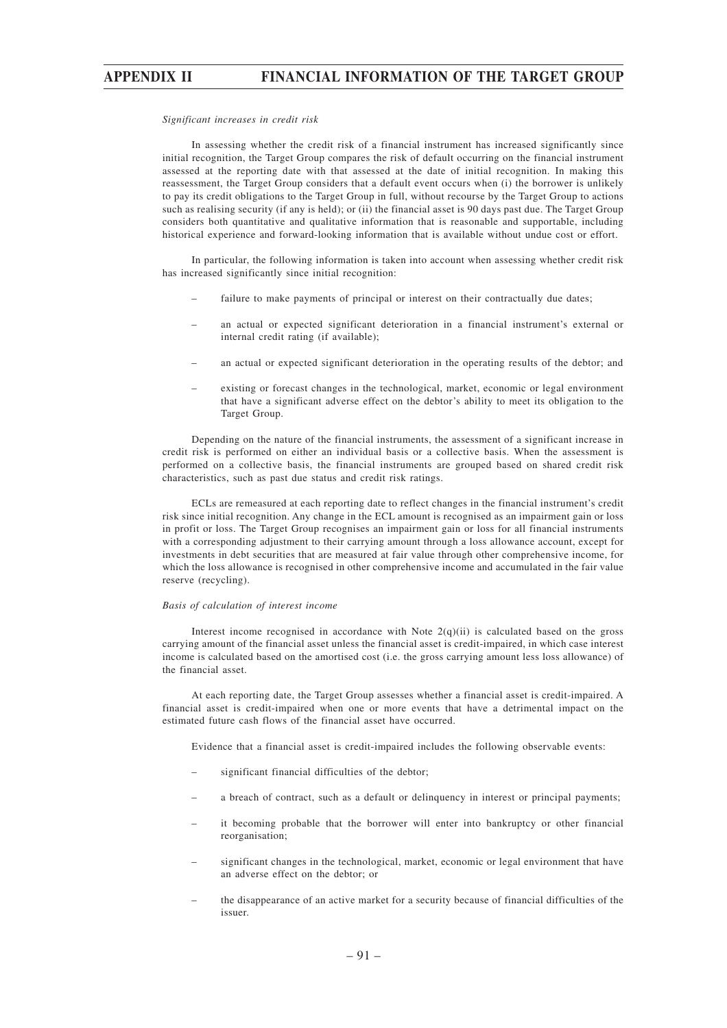*Significant increases in credit risk*

In assessing whether the credit risk of a financial instrument has increased significantly since initial recognition, the Target Group compares the risk of default occurring on the financial instrument assessed at the reporting date with that assessed at the date of initial recognition. In making this reassessment, the Target Group considers that a default event occurs when (i) the borrower is unlikely to pay its credit obligations to the Target Group in full, without recourse by the Target Group to actions such as realising security (if any is held); or (ii) the financial asset is 90 days past due. The Target Group considers both quantitative and qualitative information that is reasonable and supportable, including historical experience and forward-looking information that is available without undue cost or effort.

In particular, the following information is taken into account when assessing whether credit risk has increased significantly since initial recognition:

– failure to make payments of principal or interest on their contractually due dates;

– an actual or expected significant deterioration in a financial instrument's external or internal credit rating (if available);

– an actual or expected significant deterioration in the operating results of the debtor; and

– existing or forecast changes in the technological, market, economic or legal environment that have a significant adverse effect on the debtor's ability to meet its obligation to the Target Group.

Depending on the nature of the financial instruments, the assessment of a significant increase in credit risk is performed on either an individual basis or a collective basis. When the assessment is performed on a collective basis, the financial instruments are grouped based on shared credit risk characteristics, such as past due status and credit risk ratings.

ECLs are remeasured at each reporting date to reflect changes in the financial instrument's credit risk since initial recognition. Any change in the ECL amount is recognised as an impairment gain or loss in profit or loss. The Target Group recognises an impairment gain or loss for all financial instruments with a corresponding adjustment to their carrying amount through a loss allowance account, except for investments in debt securities that are measured at fair value through other comprehensive income, for which the loss allowance is recognised in other comprehensive income and accumulated in the fair value reserve (recycling).

*Basis of calculation of interest income*

Interest income recognised in accordance with Note 2(q)(ii) is calculated based on the gross carrying amount of the financial asset unless the financial asset is credit-impaired, in which case interest income is calculated based on the amortised cost (i.e. the gross carrying amount less loss allowance) of the financial asset.

At each reporting date, the Target Group assesses whether a financial asset is credit-impaired. A financial asset is credit-impaired when one or more events that have a detrimental impact on the estimated future cash flows of the financial asset have occurred.

Evidence that a financial asset is credit-impaired includes the following observable events:

– significant financial difficulties of the debtor;

– a breach of contract, such as a default or delinquency in interest or principal payments;

– it becoming probable that the borrower will enter into bankruptcy or other financial reorganisation;

– significant changes in the technological, market, economic or legal environment that have an adverse effect on the debtor; or

– the disappearance of an active market for a security because of financial difficulties of the issuer.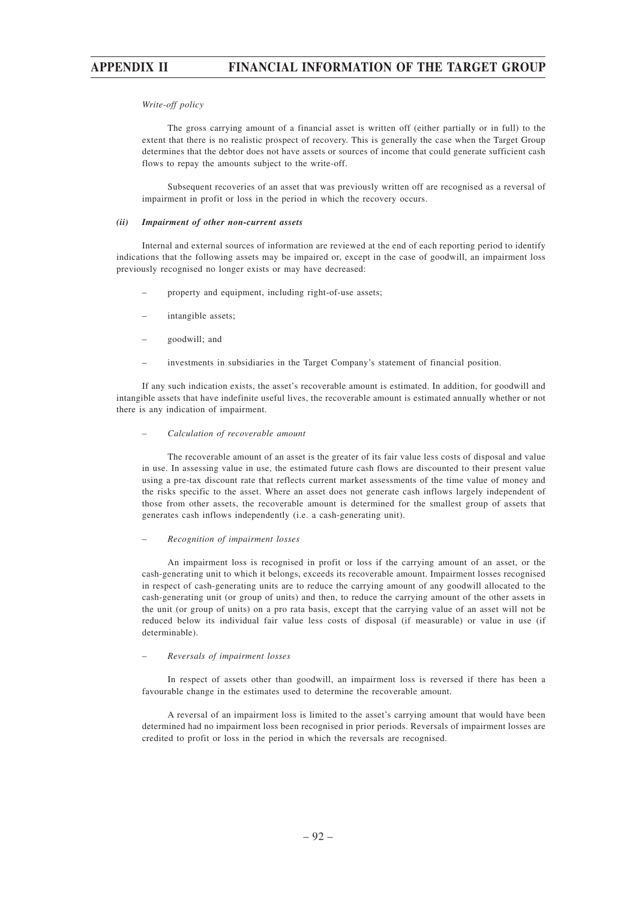*Write-off policy*

The gross carrying amount of a financial asset is written off (either partially or in full) to the extent that there is no realistic prospect of recovery. This is generally the case when the Target Group determines that the debtor does not have assets or sources of income that could generate sufficient cash flows to repay the amounts subject to the write-off.

Subsequent recoveries of an asset that was previously written off are recognised as a reversal of impairment in profit or loss in the period in which the recovery occurs.

***(ii) Impairment of other non-current assets***

Internal and external sources of information are reviewed at the end of each reporting period to identify indications that the following assets may be impaired or, except in the case of goodwill, an impairment loss previously recognised no longer exists or may have decreased:

- property and equipment, including right-of-use assets;
- intangible assets;
- goodwill; and
- investments in subsidiaries in the Target Company's statement of financial position.

If any such indication exists, the asset's recoverable amount is estimated. In addition, for goodwill and intangible assets that have indefinite useful lives, the recoverable amount is estimated annually whether or not there is any indication of impairment.

– *Calculation of recoverable amount*

The recoverable amount of an asset is the greater of its fair value less costs of disposal and value in use. In assessing value in use, the estimated future cash flows are discounted to their present value using a pre-tax discount rate that reflects current market assessments of the time value of money and the risks specific to the asset. Where an asset does not generate cash inflows largely independent of those from other assets, the recoverable amount is determined for the smallest group of assets that generates cash inflows independently (i.e. a cash-generating unit).

– *Recognition of impairment losses*

An impairment loss is recognised in profit or loss if the carrying amount of an asset, or the cash-generating unit to which it belongs, exceeds its recoverable amount. Impairment losses recognised in respect of cash-generating units are to reduce the carrying amount of any goodwill allocated to the cash-generating unit (or group of units) and then, to reduce the carrying amount of the other assets in the unit (or group of units) on a pro rata basis, except that the carrying value of an asset will not be reduced below its individual fair value less costs of disposal (if measurable) or value in use (if determinable).

– *Reversals of impairment losses*

In respect of assets other than goodwill, an impairment loss is reversed if there has been a favourable change in the estimates used to determine the recoverable amount.

A reversal of an impairment loss is limited to the asset's carrying amount that would have been determined had no impairment loss been recognised in prior periods. Reversals of impairment losses are credited to profit or loss in the period in which the reversals are recognised.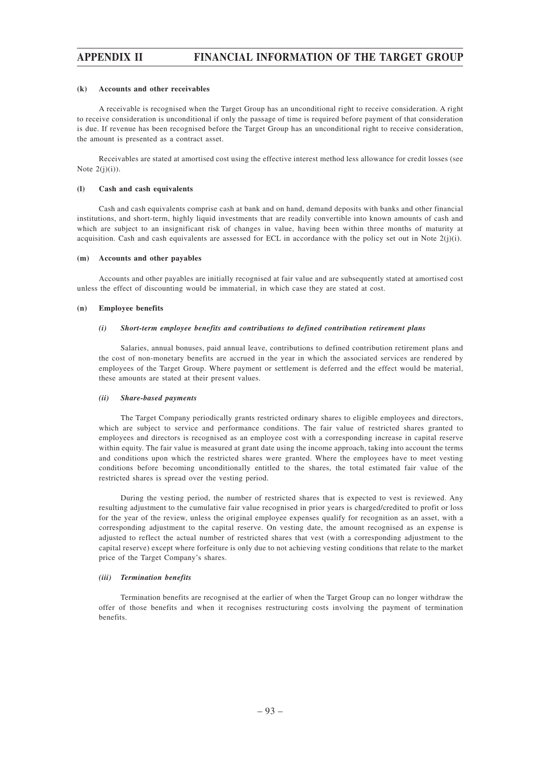#### (k) Accounts and other receivables

A receivable is recognised when the Target Group has an unconditional right to receive consideration. A right to receive consideration is unconditional if only the passage of time is required before payment of that consideration is due. If revenue has been recognised before the Target Group has an unconditional right to receive consideration, the amount is presented as a contract asset.

Receivables are stated at amortised cost using the effective interest method less allowance for credit losses (see Note 2(j)(i)).

#### (l) Cash and cash equivalents

Cash and cash equivalents comprise cash at bank and on hand, demand deposits with banks and other financial institutions, and short-term, highly liquid investments that are readily convertible into known amounts of cash and which are subject to an insignificant risk of changes in value, having been within three months of maturity at acquisition. Cash and cash equivalents are assessed for ECL in accordance with the policy set out in Note 2(j)(i).

#### (m) Accounts and other payables

Accounts and other payables are initially recognised at fair value and are subsequently stated at amortised cost unless the effect of discounting would be immaterial, in which case they are stated at cost.

#### (n) Employee benefits

##### *(i) Short-term employee benefits and contributions to defined contribution retirement plans*

Salaries, annual bonuses, paid annual leave, contributions to defined contribution retirement plans and the cost of non-monetary benefits are accrued in the year in which the associated services are rendered by employees of the Target Group. Where payment or settlement is deferred and the effect would be material, these amounts are stated at their present values.

##### *(ii) Share-based payments*

The Target Company periodically grants restricted ordinary shares to eligible employees and directors, which are subject to service and performance conditions. The fair value of restricted shares granted to employees and directors is recognised as an employee cost with a corresponding increase in capital reserve within equity. The fair value is measured at grant date using the income approach, taking into account the terms and conditions upon which the restricted shares were granted. Where the employees have to meet vesting conditions before becoming unconditionally entitled to the shares, the total estimated fair value of the restricted shares is spread over the vesting period.

During the vesting period, the number of restricted shares that is expected to vest is reviewed. Any resulting adjustment to the cumulative fair value recognised in prior years is charged/credited to profit or loss for the year of the review, unless the original employee expenses qualify for recognition as an asset, with a corresponding adjustment to the capital reserve. On vesting date, the amount recognised as an expense is adjusted to reflect the actual number of restricted shares that vest (with a corresponding adjustment to the capital reserve) except where forfeiture is only due to not achieving vesting conditions that relate to the market price of the Target Company's shares.

##### *(iii) Termination benefits*

Termination benefits are recognised at the earlier of when the Target Group can no longer withdraw the offer of those benefits and when it recognises restructuring costs involving the payment of termination benefits.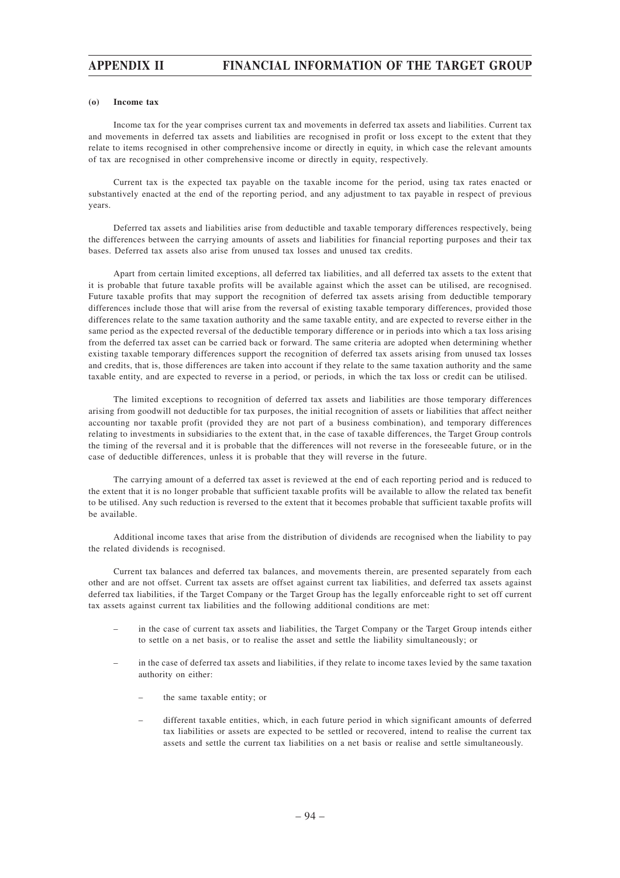#### (o) Income tax

Income tax for the year comprises current tax and movements in deferred tax assets and liabilities. Current tax and movements in deferred tax assets and liabilities are recognised in profit or loss except to the extent that they relate to items recognised in other comprehensive income or directly in equity, in which case the relevant amounts of tax are recognised in other comprehensive income or directly in equity, respectively.

Current tax is the expected tax payable on the taxable income for the period, using tax rates enacted or substantively enacted at the end of the reporting period, and any adjustment to tax payable in respect of previous years.

Deferred tax assets and liabilities arise from deductible and taxable temporary differences respectively, being the differences between the carrying amounts of assets and liabilities for financial reporting purposes and their tax bases. Deferred tax assets also arise from unused tax losses and unused tax credits.

Apart from certain limited exceptions, all deferred tax liabilities, and all deferred tax assets to the extent that it is probable that future taxable profits will be available against which the asset can be utilised, are recognised. Future taxable profits that may support the recognition of deferred tax assets arising from deductible temporary differences include those that will arise from the reversal of existing taxable temporary differences, provided those differences relate to the same taxation authority and the same taxable entity, and are expected to reverse either in the same period as the expected reversal of the deductible temporary difference or in periods into which a tax loss arising from the deferred tax asset can be carried back or forward. The same criteria are adopted when determining whether existing taxable temporary differences support the recognition of deferred tax assets arising from unused tax losses and credits, that is, those differences are taken into account if they relate to the same taxation authority and the same taxable entity, and are expected to reverse in a period, or periods, in which the tax loss or credit can be utilised.

The limited exceptions to recognition of deferred tax assets and liabilities are those temporary differences arising from goodwill not deductible for tax purposes, the initial recognition of assets or liabilities that affect neither accounting nor taxable profit (provided they are not part of a business combination), and temporary differences relating to investments in subsidiaries to the extent that, in the case of taxable differences, the Target Group controls the timing of the reversal and it is probable that the differences will not reverse in the foreseeable future, or in the case of deductible differences, unless it is probable that they will reverse in the future.

The carrying amount of a deferred tax asset is reviewed at the end of each reporting period and is reduced to the extent that it is no longer probable that sufficient taxable profits will be available to allow the related tax benefit to be utilised. Any such reduction is reversed to the extent that it becomes probable that sufficient taxable profits will be available.

Additional income taxes that arise from the distribution of dividends are recognised when the liability to pay the related dividends is recognised.

Current tax balances and deferred tax balances, and movements therein, are presented separately from each other and are not offset. Current tax assets are offset against current tax liabilities, and deferred tax assets against deferred tax liabilities, if the Target Company or the Target Group has the legally enforceable right to set off current tax assets against current tax liabilities and the following additional conditions are met:

- in the case of current tax assets and liabilities, the Target Company or the Target Group intends either to settle on a net basis, or to realise the asset and settle the liability simultaneously; or
- in the case of deferred tax assets and liabilities, if they relate to income taxes levied by the same taxation authority on either:
  - the same taxable entity; or
  - different taxable entities, which, in each future period in which significant amounts of deferred tax liabilities or assets are expected to be settled or recovered, intend to realise the current tax assets and settle the current tax liabilities on a net basis or realise and settle simultaneously.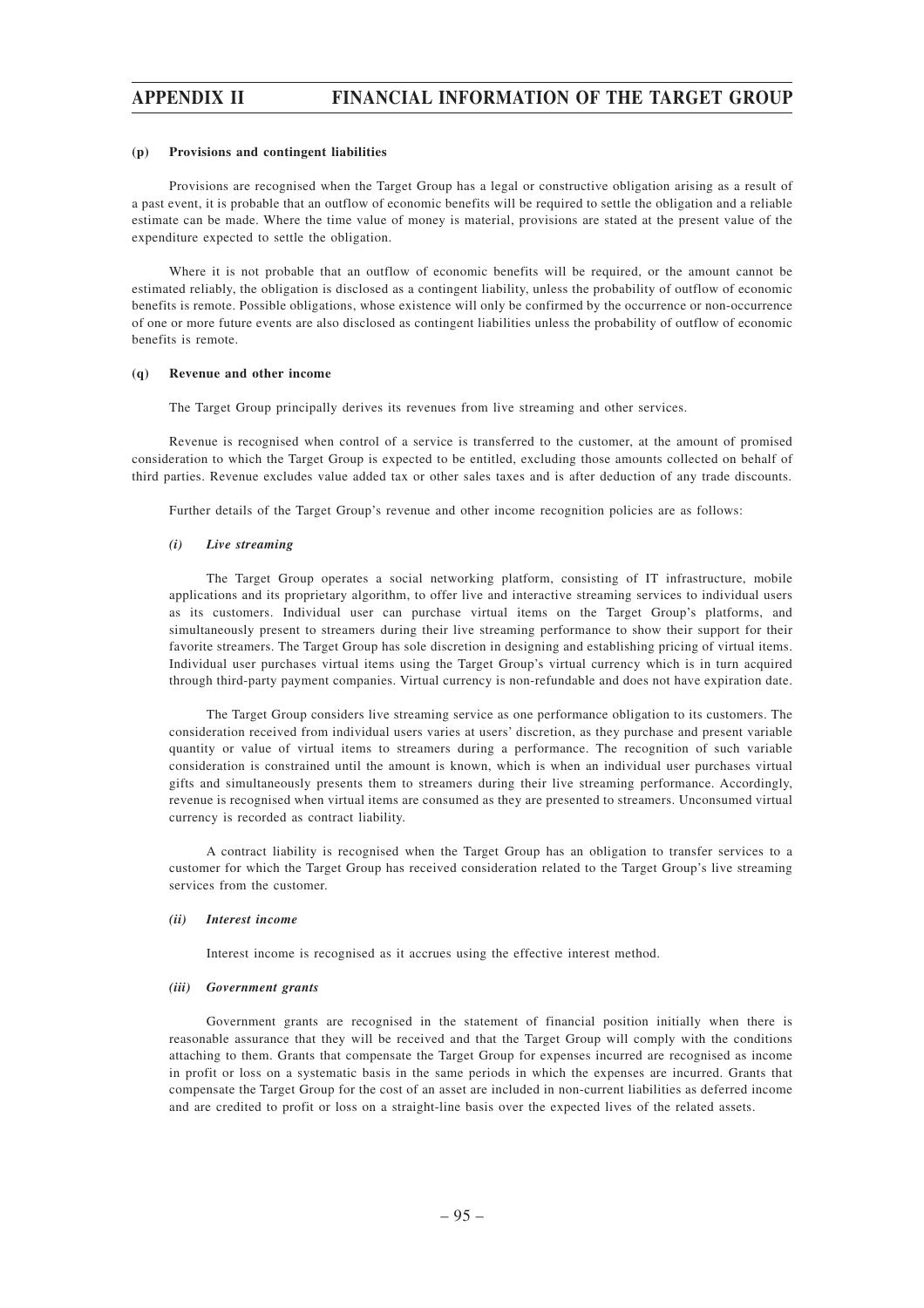#### (p) Provisions and contingent liabilities

Provisions are recognised when the Target Group has a legal or constructive obligation arising as a result of a past event, it is probable that an outflow of economic benefits will be required to settle the obligation and a reliable estimate can be made. Where the time value of money is material, provisions are stated at the present value of the expenditure expected to settle the obligation.

Where it is not probable that an outflow of economic benefits will be required, or the amount cannot be estimated reliably, the obligation is disclosed as a contingent liability, unless the probability of outflow of economic benefits is remote. Possible obligations, whose existence will only be confirmed by the occurrence or non-occurrence of one or more future events are also disclosed as contingent liabilities unless the probability of outflow of economic benefits is remote.

#### (q) Revenue and other income

The Target Group principally derives its revenues from live streaming and other services.

Revenue is recognised when control of a service is transferred to the customer, at the amount of promised consideration to which the Target Group is expected to be entitled, excluding those amounts collected on behalf of third parties. Revenue excludes value added tax or other sales taxes and is after deduction of any trade discounts.

Further details of the Target Group's revenue and other income recognition policies are as follows:

##### *(i) Live streaming*

The Target Group operates a social networking platform, consisting of IT infrastructure, mobile applications and its proprietary algorithm, to offer live and interactive streaming services to individual users as its customers. Individual user can purchase virtual items on the Target Group's platforms, and simultaneously present to streamers during their live streaming performance to show their support for their favorite streamers. The Target Group has sole discretion in designing and establishing pricing of virtual items. Individual user purchases virtual items using the Target Group's virtual currency which is in turn acquired through third-party payment companies. Virtual currency is non-refundable and does not have expiration date.

The Target Group considers live streaming service as one performance obligation to its customers. The consideration received from individual users varies at users' discretion, as they purchase and present variable quantity or value of virtual items to streamers during a performance. The recognition of such variable consideration is constrained until the amount is known, which is when an individual user purchases virtual gifts and simultaneously presents them to streamers during their live streaming performance. Accordingly, revenue is recognised when virtual items are consumed as they are presented to streamers. Unconsumed virtual currency is recorded as contract liability.

A contract liability is recognised when the Target Group has an obligation to transfer services to a customer for which the Target Group has received consideration related to the Target Group's live streaming services from the customer.

##### *(ii) Interest income*

Interest income is recognised as it accrues using the effective interest method.

##### *(iii) Government grants*

Government grants are recognised in the statement of financial position initially when there is reasonable assurance that they will be received and that the Target Group will comply with the conditions attaching to them. Grants that compensate the Target Group for expenses incurred are recognised as income in profit or loss on a systematic basis in the same periods in which the expenses are incurred. Grants that compensate the Target Group for the cost of an asset are included in non-current liabilities as deferred income and are credited to profit or loss on a straight-line basis over the expected lives of the related assets.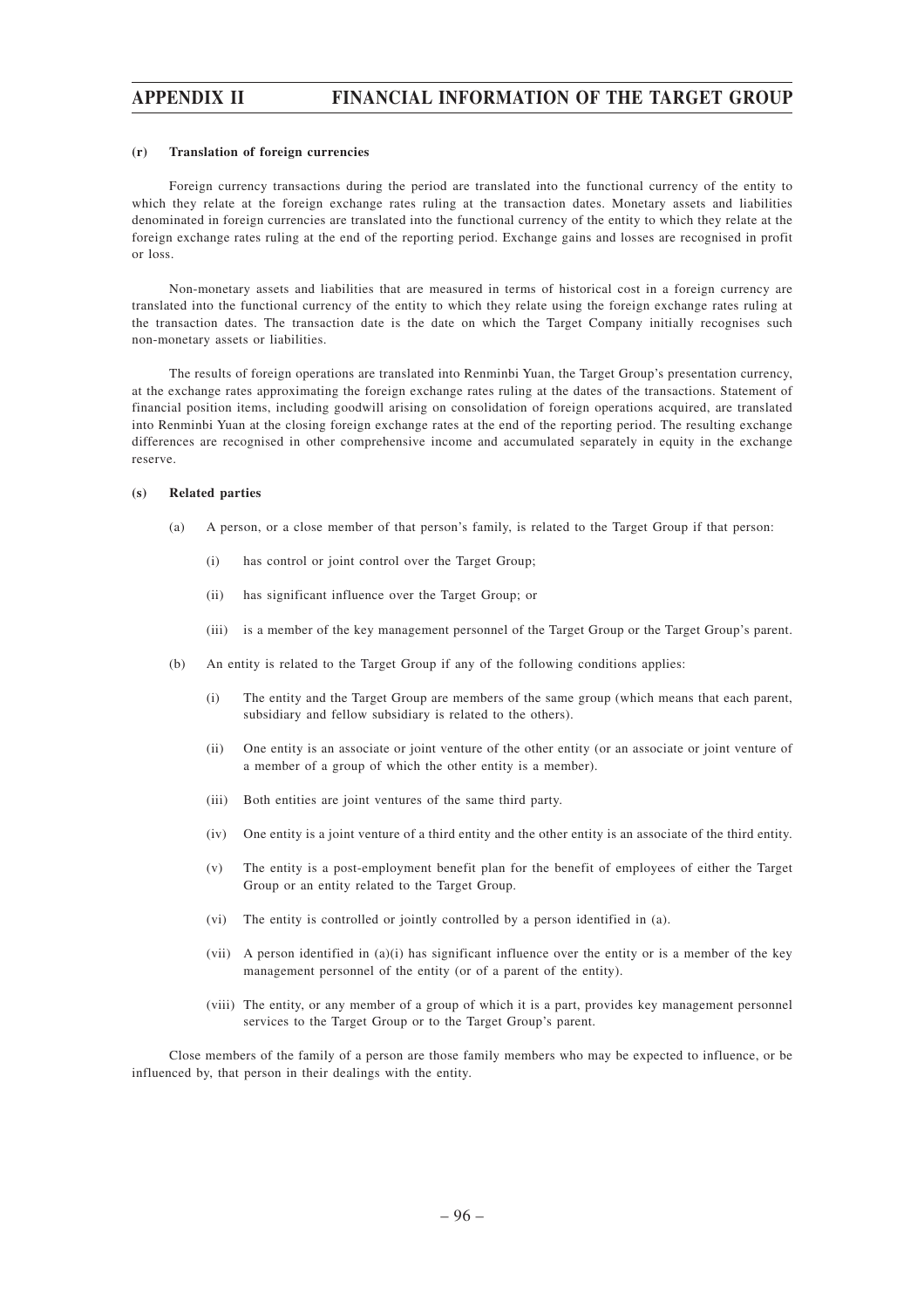#### (r) Translation of foreign currencies

Foreign currency transactions during the period are translated into the functional currency of the entity to which they relate at the foreign exchange rates ruling at the transaction dates. Monetary assets and liabilities denominated in foreign currencies are translated into the functional currency of the entity to which they relate at the foreign exchange rates ruling at the end of the reporting period. Exchange gains and losses are recognised in profit or loss.

Non-monetary assets and liabilities that are measured in terms of historical cost in a foreign currency are translated into the functional currency of the entity to which they relate using the foreign exchange rates ruling at the transaction dates. The transaction date is the date on which the Target Company initially recognises such non-monetary assets or liabilities.

The results of foreign operations are translated into Renminbi Yuan, the Target Group's presentation currency, at the exchange rates approximating the foreign exchange rates ruling at the dates of the transactions. Statement of financial position items, including goodwill arising on consolidation of foreign operations acquired, are translated into Renminbi Yuan at the closing foreign exchange rates at the end of the reporting period. The resulting exchange differences are recognised in other comprehensive income and accumulated separately in equity in the exchange reserve.

#### (s) Related parties

(a) A person, or a close member of that person's family, is related to the Target Group if that person:

- (i) has control or joint control over the Target Group;
- (ii) has significant influence over the Target Group; or
- (iii) is a member of the key management personnel of the Target Group or the Target Group's parent.

(b) An entity is related to the Target Group if any of the following conditions applies:

- (i) The entity and the Target Group are members of the same group (which means that each parent, subsidiary and fellow subsidiary is related to the others).
- (ii) One entity is an associate or joint venture of the other entity (or an associate or joint venture of a member of a group of which the other entity is a member).
- (iii) Both entities are joint ventures of the same third party.
- (iv) One entity is a joint venture of a third entity and the other entity is an associate of the third entity.
- (v) The entity is a post-employment benefit plan for the benefit of employees of either the Target Group or an entity related to the Target Group.
- (vi) The entity is controlled or jointly controlled by a person identified in (a).
- (vii) A person identified in (a)(i) has significant influence over the entity or is a member of the key management personnel of the entity (or of a parent of the entity).
- (viii) The entity, or any member of a group of which it is a part, provides key management personnel services to the Target Group or to the Target Group's parent.

Close members of the family of a person are those family members who may be expected to influence, or be influenced by, that person in their dealings with the entity.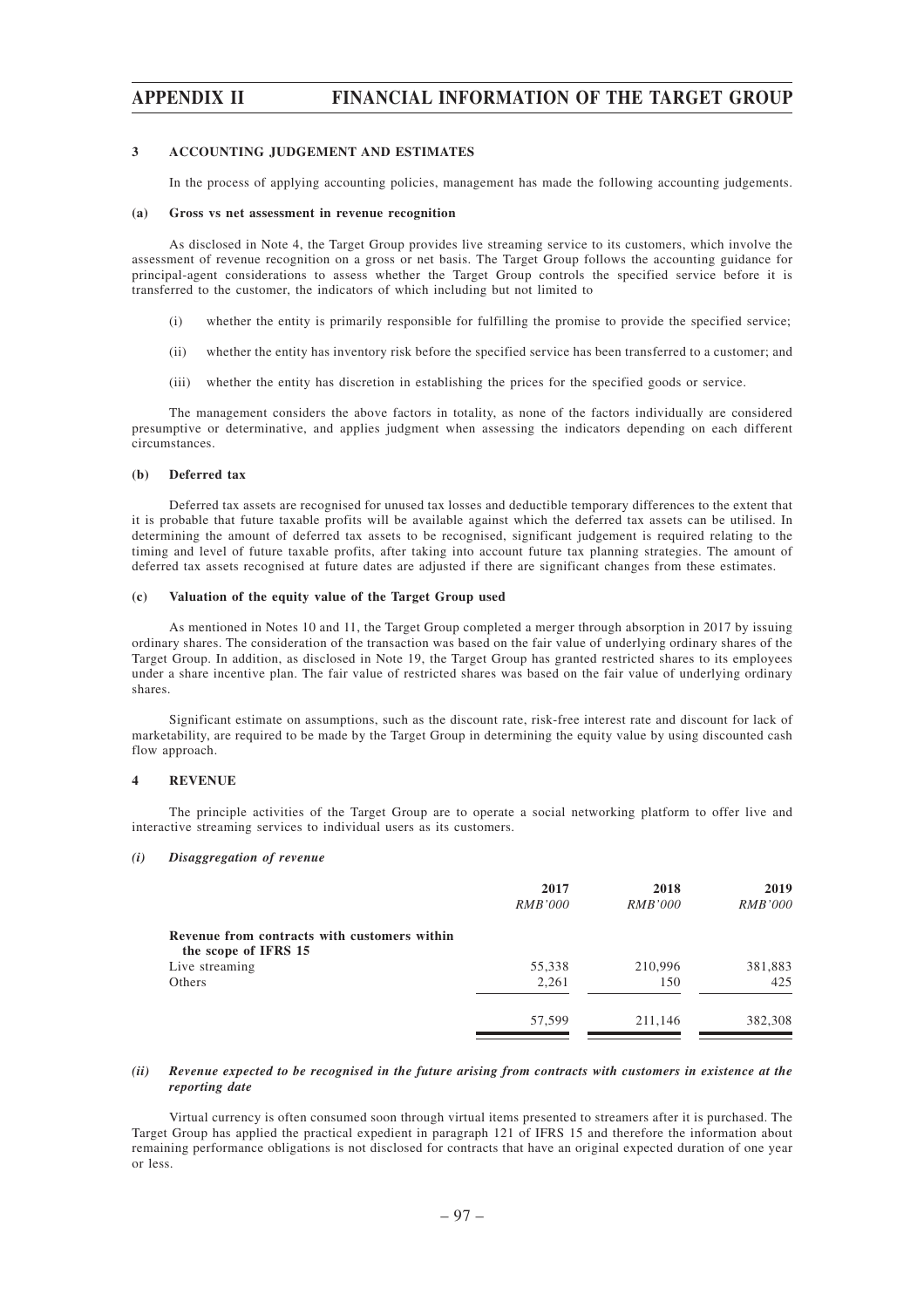### 3 ACCOUNTING JUDGEMENT AND ESTIMATES

In the process of applying accounting policies, management has made the following accounting judgements.

#### (a) Gross vs net assessment in revenue recognition

As disclosed in Note 4, the Target Group provides live streaming service to its customers, which involve the assessment of revenue recognition on a gross or net basis. The Target Group follows the accounting guidance for principal-agent considerations to assess whether the Target Group controls the specified service before it is transferred to the customer, the indicators of which including but not limited to

(i) whether the entity is primarily responsible for fulfilling the promise to provide the specified service;

(ii) whether the entity has inventory risk before the specified service has been transferred to a customer; and

(iii) whether the entity has discretion in establishing the prices for the specified goods or service.

The management considers the above factors in totality, as none of the factors individually are considered presumptive or determinative, and applies judgment when assessing the indicators depending on each different circumstances.

#### (b) Deferred tax

Deferred tax assets are recognised for unused tax losses and deductible temporary differences to the extent that it is probable that future taxable profits will be available against which the deferred tax assets can be utilised. In determining the amount of deferred tax assets to be recognised, significant judgement is required relating to the timing and level of future taxable profits, after taking into account future tax planning strategies. The amount of deferred tax assets recognised at future dates are adjusted if there are significant changes from these estimates.

#### (c) Valuation of the equity value of the Target Group used

As mentioned in Notes 10 and 11, the Target Group completed a merger through absorption in 2017 by issuing ordinary shares. The consideration of the transaction was based on the fair value of underlying ordinary shares of the Target Group. In addition, as disclosed in Note 19, the Target Group has granted restricted shares to its employees under a share incentive plan. The fair value of restricted shares was based on the fair value of underlying ordinary shares.

Significant estimate on assumptions, such as the discount rate, risk-free interest rate and discount for lack of marketability, are required to be made by the Target Group in determining the equity value by using discounted cash flow approach.

### 4 REVENUE

The principle activities of the Target Group are to operate a social networking platform to offer live and interactive streaming services to individual users as its customers.

#### *(i) Disaggregation of revenue*

| | 2017 | 2018 | 2019 |
|---|---|---|---|
| | *RMB'000* | *RMB'000* | *RMB'000* |
| **Revenue from contracts with customers within the scope of IFRS 15** | | | |
| Live streaming | 55,338 | 210,996 | 381,883 |
| Others | 2,261 | 150 | 425 |
| | 57,599 | 211,146 | 382,308 |

#### *(ii) Revenue expected to be recognised in the future arising from contracts with customers in existence at the reporting date*

Virtual currency is often consumed soon through virtual items presented to streamers after it is purchased. The Target Group has applied the practical expedient in paragraph 121 of IFRS 15 and therefore the information about remaining performance obligations is not disclosed for contracts that have an original expected duration of one year or less.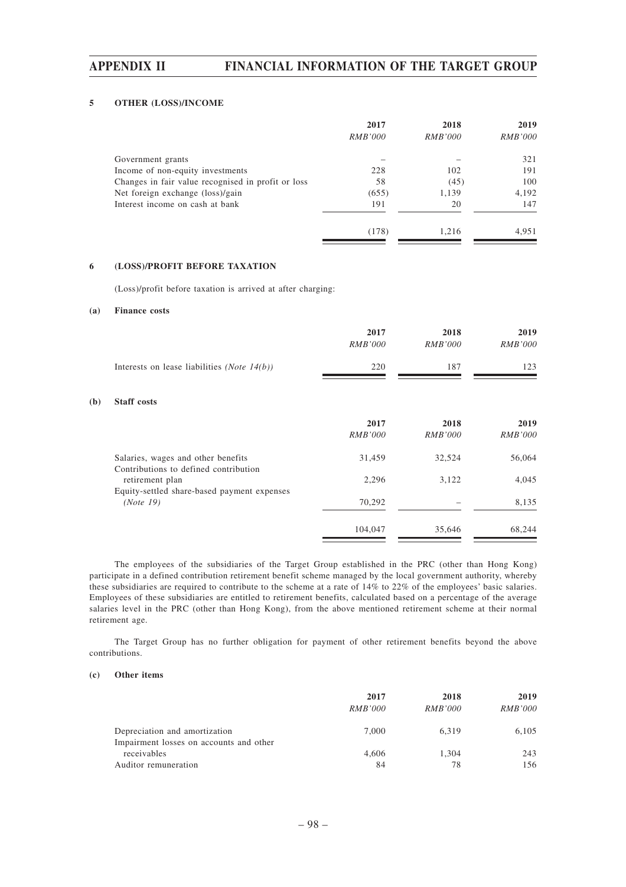### 5 OTHER (LOSS)/INCOME

| | 2017 | 2018 | 2019 |
|---|---|---|---|
| | *RMB'000* | *RMB'000* | *RMB'000* |
| Government grants | – | – | 321 |
| Income of non-equity investments | 228 | 102 | 191 |
| Changes in fair value recognised in profit or loss | 58 | (45) | 100 |
| Net foreign exchange (loss)/gain | (655) | 1,139 | 4,192 |
| Interest income on cash at bank | 191 | 20 | 147 |
| | (178) | 1,216 | 4,951 |

### 6 (LOSS)/PROFIT BEFORE TAXATION

(Loss)/profit before taxation is arrived at after charging:

#### (a) Finance costs

| | 2017 | 2018 | 2019 |
|---|---|---|---|
| | *RMB'000* | *RMB'000* | *RMB'000* |
| Interests on lease liabilities *(Note 14(b))* | 220 | 187 | 123 |

#### (b) Staff costs

| | 2017 | 2018 | 2019 |
|---|---|---|---|
| | *RMB'000* | *RMB'000* | *RMB'000* |
| Salaries, wages and other benefits | 31,459 | 32,524 | 56,064 |
| Contributions to defined contribution retirement plan | 2,296 | 3,122 | 4,045 |
| Equity-settled share-based payment expenses *(Note 19)* | 70,292 | – | 8,135 |
| | 104,047 | 35,646 | 68,244 |

The employees of the subsidiaries of the Target Group established in the PRC (other than Hong Kong) participate in a defined contribution retirement benefit scheme managed by the local government authority, whereby these subsidiaries are required to contribute to the scheme at a rate of 14% to 22% of the employees' basic salaries. Employees of these subsidiaries are entitled to retirement benefits, calculated based on a percentage of the average salaries level in the PRC (other than Hong Kong), from the above mentioned retirement scheme at their normal retirement age.

The Target Group has no further obligation for payment of other retirement benefits beyond the above contributions.

#### (c) Other items

| | 2017 | 2018 | 2019 |
|---|---|---|---|
| | *RMB'000* | *RMB'000* | *RMB'000* |
| Depreciation and amortization | 7,000 | 6,319 | 6,105 |
| Impairment losses on accounts and other receivables | 4,606 | 1,304 | 243 |
| Auditor remuneration | 84 | 78 | 156 |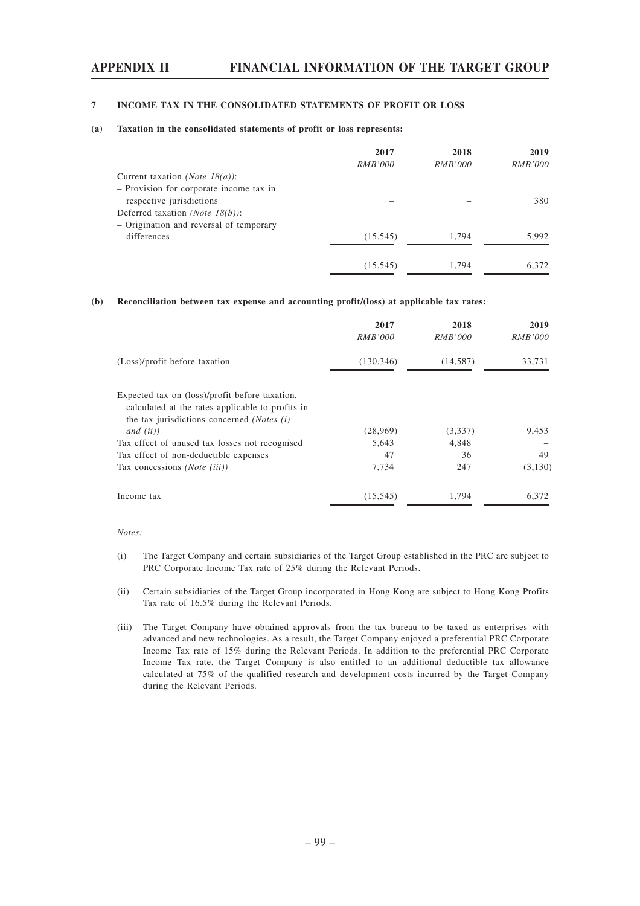### 7 INCOME TAX IN THE CONSOLIDATED STATEMENTS OF PROFIT OR LOSS

**(a) Taxation in the consolidated statements of profit or loss represents:**

| | 2017 | 2018 | 2019 |
|---|---|---|---|
| | *RMB'000* | *RMB'000* | *RMB'000* |
| Current taxation *(Note 18(a))*: | | | |
| – Provision for corporate income tax in respective jurisdictions | – | – | 380 |
| Deferred taxation *(Note 18(b))*: | | | |
| – Origination and reversal of temporary differences | (15,545) | 1,794 | 5,992 |
| | (15,545) | 1,794 | 6,372 |

**(b) Reconciliation between tax expense and accounting profit/(loss) at applicable tax rates:**

| | 2017 | 2018 | 2019 |
|---|---|---|---|
| | *RMB'000* | *RMB'000* | *RMB'000* |
| (Loss)/profit before taxation | (130,346) | (14,587) | 33,731 |
| Expected tax on (loss)/profit before taxation, calculated at the rates applicable to profits in the tax jurisdictions concerned *(Notes (i) and (ii))* | (28,969) | (3,337) | 9,453 |
| Tax effect of unused tax losses not recognised | 5,643 | 4,848 | – |
| Tax effect of non-deductible expenses | 47 | 36 | 49 |
| Tax concessions *(Note (iii))* | 7,734 | 247 | (3,130) |
| Income tax | (15,545) | 1,794 | 6,372 |

*Notes:*

(i) The Target Company and certain subsidiaries of the Target Group established in the PRC are subject to PRC Corporate Income Tax rate of 25% during the Relevant Periods.

(ii) Certain subsidiaries of the Target Group incorporated in Hong Kong are subject to Hong Kong Profits Tax rate of 16.5% during the Relevant Periods.

(iii) The Target Company have obtained approvals from the tax bureau to be taxed as enterprises with advanced and new technologies. As a result, the Target Company enjoyed a preferential PRC Corporate Income Tax rate of 15% during the Relevant Periods. In addition to the preferential PRC Corporate Income Tax rate, the Target Company is also entitled to an additional deductible tax allowance calculated at 75% of the qualified research and development costs incurred by the Target Company during the Relevant Periods.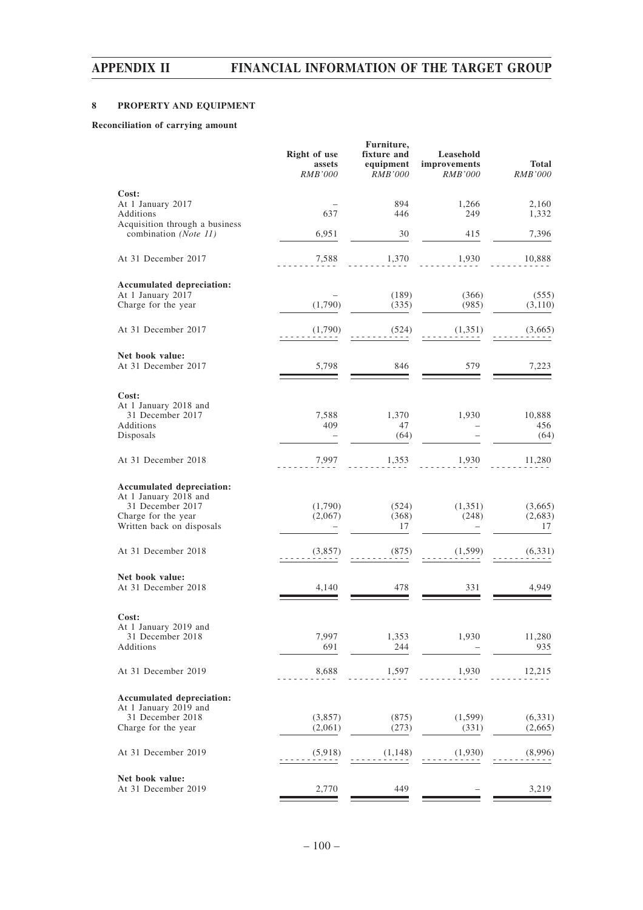### 8 PROPERTY AND EQUIPMENT

**Reconciliation of carrying amount**

| | Right of use assets | Furniture, fixture and equipment | Leasehold improvements | Total |
|---|---|---|---|---|
| | *RMB'000* | *RMB'000* | *RMB'000* | *RMB'000* |
| **Cost:** | | | | |
| At 1 January 2017 | – | 894 | 1,266 | 2,160 |
| Additions | 637 | 446 | 249 | 1,332 |
| Acquisition through a business combination *(Note 11)* | 6,951 | 30 | 415 | 7,396 |
| At 31 December 2017 | 7,588 | 1,370 | 1,930 | 10,888 |
| **Accumulated depreciation:** | | | | |
| At 1 January 2017 | – | (189) | (366) | (555) |
| Charge for the year | (1,790) | (335) | (985) | (3,110) |
| At 31 December 2017 | (1,790) | (524) | (1,351) | (3,665) |
| **Net book value:** | | | | |
| At 31 December 2017 | 5,798 | 846 | 579 | 7,223 |
| **Cost:** | | | | |
| At 1 January 2018 and 31 December 2017 | 7,588 | 1,370 | 1,930 | 10,888 |
| Additions | 409 | 47 | – | 456 |
| Disposals | – | (64) | – | (64) |
| At 31 December 2018 | 7,997 | 1,353 | 1,930 | 11,280 |
| **Accumulated depreciation:** | | | | |
| At 1 January 2018 and 31 December 2017 | (1,790) | (524) | (1,351) | (3,665) |
| Charge for the year | (2,067) | (368) | (248) | (2,683) |
| Written back on disposals | – | 17 | – | 17 |
| At 31 December 2018 | (3,857) | (875) | (1,599) | (6,331) |
| **Net book value:** | | | | |
| At 31 December 2018 | 4,140 | 478 | 331 | 4,949 |
| **Cost:** | | | | |
| At 1 January 2019 and 31 December 2018 | 7,997 | 1,353 | 1,930 | 11,280 |
| Additions | 691 | 244 | – | 935 |
| At 31 December 2019 | 8,688 | 1,597 | 1,930 | 12,215 |
| **Accumulated depreciation:** | | | | |
| At 1 January 2019 and 31 December 2018 | (3,857) | (875) | (1,599) | (6,331) |
| Charge for the year | (2,061) | (273) | (331) | (2,665) |
| At 31 December 2019 | (5,918) | (1,148) | (1,930) | (8,996) |
| **Net book value:** | | | | |
| At 31 December 2019 | 2,770 | 449 | – | 3,219 |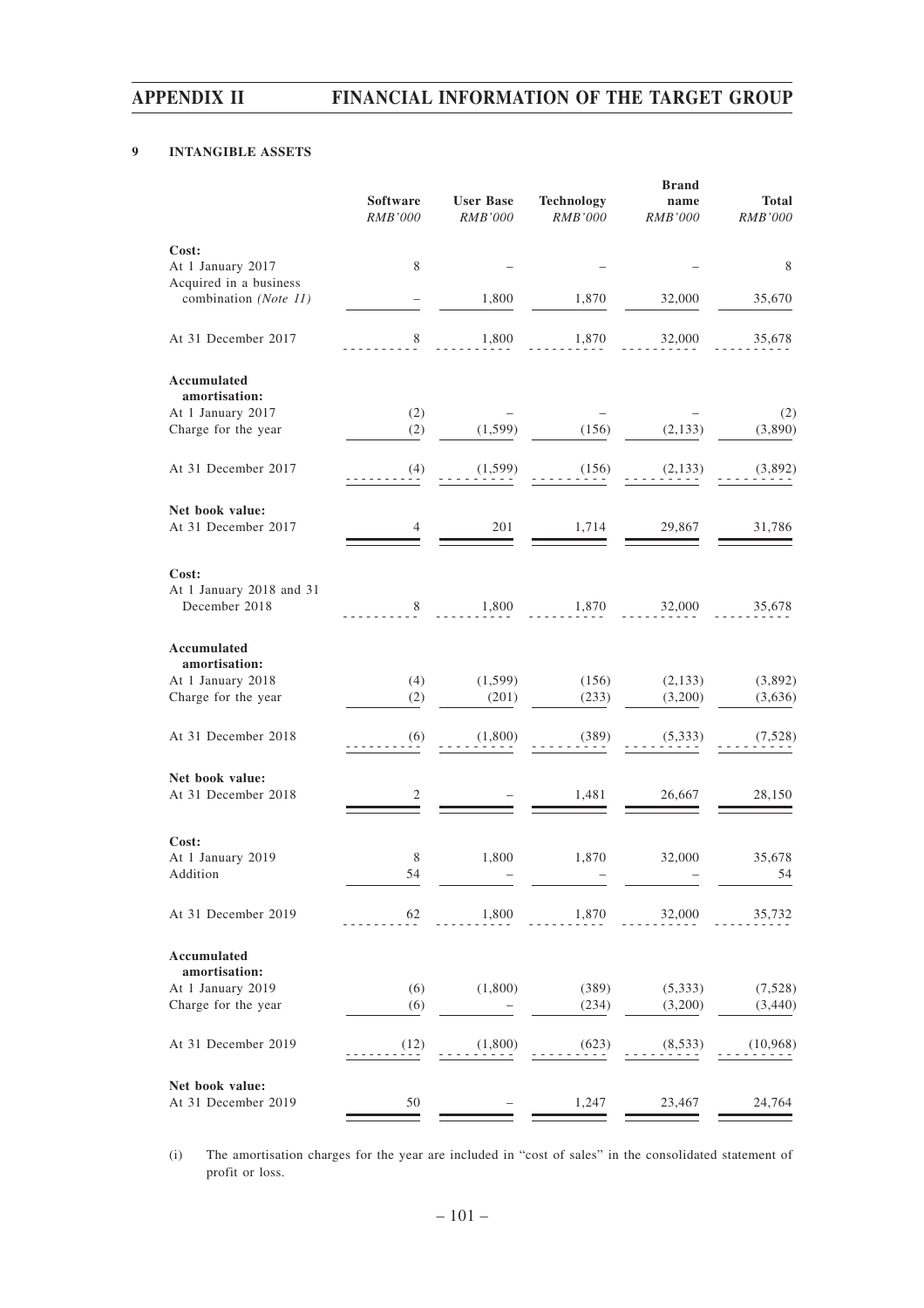## 9 INTANGIBLE ASSETS

| | Software | User Base | Technology | Brand name | Total |
|---|---|---|---|---|---|
| | *RMB'000* | *RMB'000* | *RMB'000* | *RMB'000* | *RMB'000* |
| **Cost:** | | | | | |
| At 1 January 2017 | 8 | – | – | – | 8 |
| Acquired in a business combination *(Note 11)* | – | 1,800 | 1,870 | 32,000 | 35,670 |
| At 31 December 2017 | 8 | 1,800 | 1,870 | 32,000 | 35,678 |
| **Accumulated amortisation:** | | | | | |
| At 1 January 2017 | (2) | – | – | – | (2) |
| Charge for the year | (2) | (1,599) | (156) | (2,133) | (3,890) |
| At 31 December 2017 | (4) | (1,599) | (156) | (2,133) | (3,892) |
| **Net book value:** | | | | | |
| At 31 December 2017 | 4 | 201 | 1,714 | 29,867 | 31,786 |
| **Cost:** | | | | | |
| At 1 January 2018 and 31 December 2018 | 8 | 1,800 | 1,870 | 32,000 | 35,678 |
| **Accumulated amortisation:** | | | | | |
| At 1 January 2018 | (4) | (1,599) | (156) | (2,133) | (3,892) |
| Charge for the year | (2) | (201) | (233) | (3,200) | (3,636) |
| At 31 December 2018 | (6) | (1,800) | (389) | (5,333) | (7,528) |
| **Net book value:** | | | | | |
| At 31 December 2018 | 2 | – | 1,481 | 26,667 | 28,150 |
| **Cost:** | | | | | |
| At 1 January 2019 | 8 | 1,800 | 1,870 | 32,000 | 35,678 |
| Addition | 54 | – | – | – | 54 |
| At 31 December 2019 | 62 | 1,800 | 1,870 | 32,000 | 35,732 |
| **Accumulated amortisation:** | | | | | |
| At 1 January 2019 | (6) | (1,800) | (389) | (5,333) | (7,528) |
| Charge for the year | (6) | – | (234) | (3,200) | (3,440) |
| At 31 December 2019 | (12) | (1,800) | (623) | (8,533) | (10,968) |
| **Net book value:** | | | | | |
| At 31 December 2019 | 50 | – | 1,247 | 23,467 | 24,764 |

(i) The amortisation charges for the year are included in "cost of sales" in the consolidated statement of profit or loss.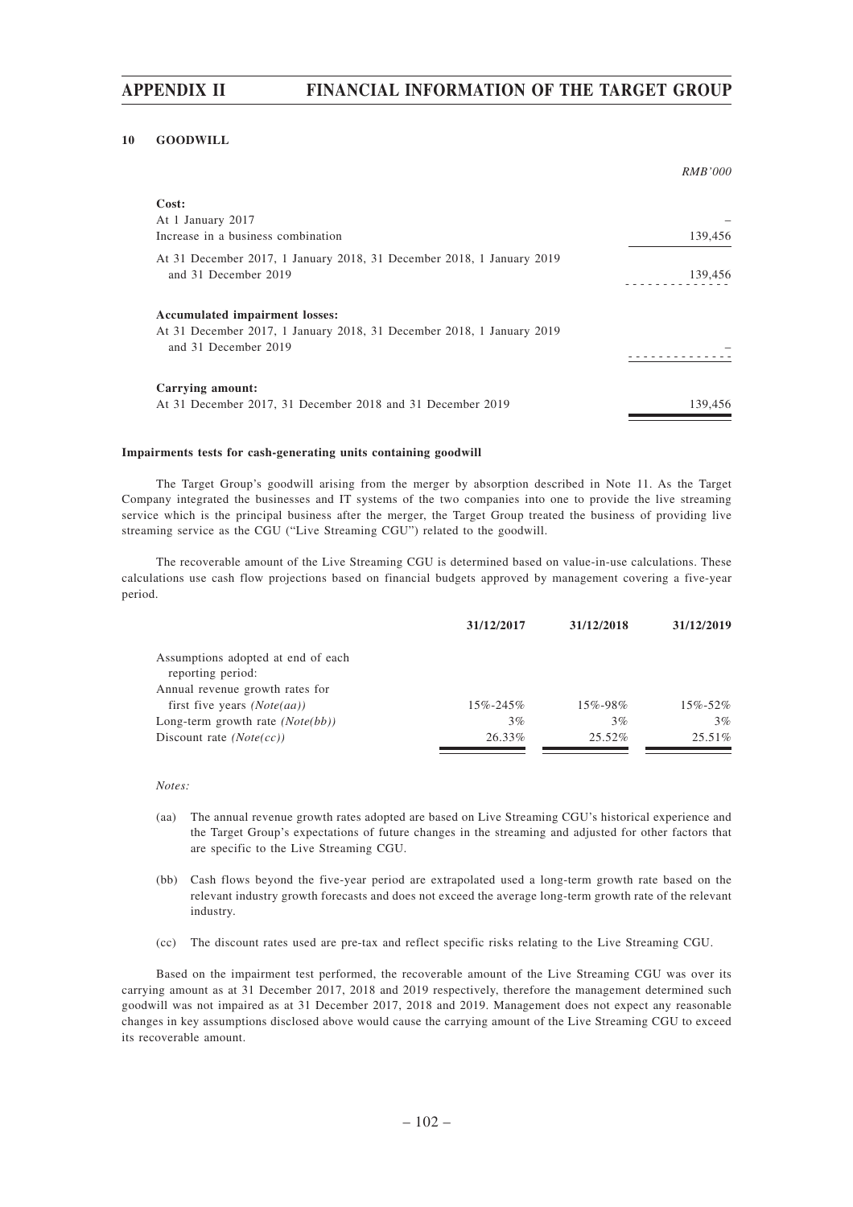## 10 GOODWILL

| | RMB'000 |
|---|---|
| **Cost:** | |
| At 1 January 2017 | – |
| Increase in a business combination | 139,456 |
| At 31 December 2017, 1 January 2018, 31 December 2018, 1 January 2019 and 31 December 2019 | 139,456 |
| **Accumulated impairment losses:** | |
| At 31 December 2017, 1 January 2018, 31 December 2018, 1 January 2019 and 31 December 2019 | – |
| **Carrying amount:** | |
| At 31 December 2017, 31 December 2018 and 31 December 2019 | 139,456 |

**Impairments tests for cash-generating units containing goodwill**

The Target Group's goodwill arising from the merger by absorption described in Note 11. As the Target Company integrated the businesses and IT systems of the two companies into one to provide the live streaming service which is the principal business after the merger, the Target Group treated the business of providing live streaming service as the CGU ("Live Streaming CGU") related to the goodwill.

The recoverable amount of the Live Streaming CGU is determined based on value-in-use calculations. These calculations use cash flow projections based on financial budgets approved by management covering a five-year period.

| | **31/12/2017** | **31/12/2018** | **31/12/2019** |
|---|---|---|---|
| Assumptions adopted at end of each reporting period: | | | |
| Annual revenue growth rates for first five years *(Note(aa))* | 15%-245% | 15%-98% | 15%-52% |
| Long-term growth rate *(Note(bb))* | 3% | 3% | 3% |
| Discount rate *(Note(cc))* | 26.33% | 25.52% | 25.51% |

*Notes:*

(aa) The annual revenue growth rates adopted are based on Live Streaming CGU's historical experience and the Target Group's expectations of future changes in the streaming and adjusted for other factors that are specific to the Live Streaming CGU.

(bb) Cash flows beyond the five-year period are extrapolated used a long-term growth rate based on the relevant industry growth forecasts and does not exceed the average long-term growth rate of the relevant industry.

(cc) The discount rates used are pre-tax and reflect specific risks relating to the Live Streaming CGU.

Based on the impairment test performed, the recoverable amount of the Live Streaming CGU was over its carrying amount as at 31 December 2017, 2018 and 2019 respectively, therefore the management determined such goodwill was not impaired as at 31 December 2017, 2018 and 2019. Management does not expect any reasonable changes in key assumptions disclosed above would cause the carrying amount of the Live Streaming CGU to exceed its recoverable amount.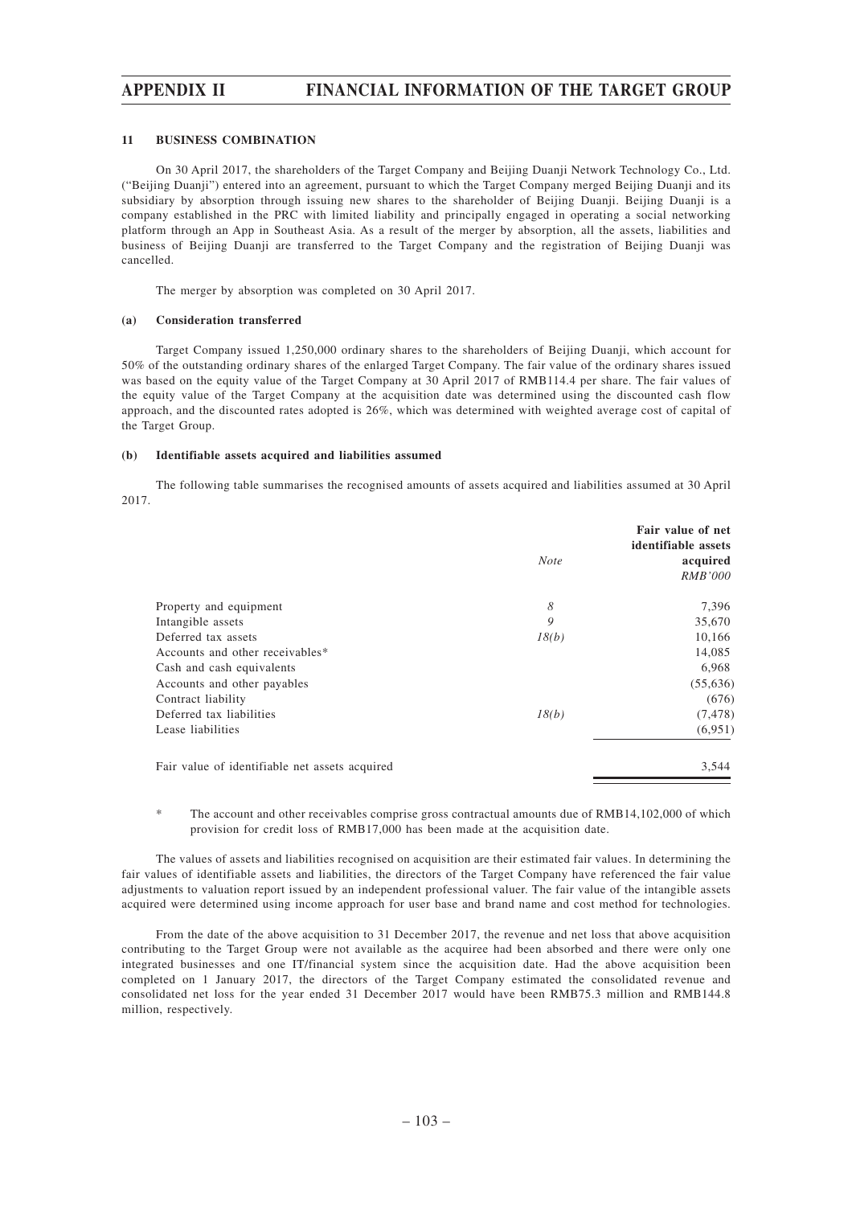### 11 BUSINESS COMBINATION

On 30 April 2017, the shareholders of the Target Company and Beijing Duanji Network Technology Co., Ltd. ("Beijing Duanji") entered into an agreement, pursuant to which the Target Company merged Beijing Duanji and its subsidiary by absorption through issuing new shares to the shareholder of Beijing Duanji. Beijing Duanji is a company established in the PRC with limited liability and principally engaged in operating a social networking platform through an App in Southeast Asia. As a result of the merger by absorption, all the assets, liabilities and business of Beijing Duanji are transferred to the Target Company and the registration of Beijing Duanji was cancelled.

The merger by absorption was completed on 30 April 2017.

#### (a) Consideration transferred

Target Company issued 1,250,000 ordinary shares to the shareholders of Beijing Duanji, which account for 50% of the outstanding ordinary shares of the enlarged Target Company. The fair value of the ordinary shares issued was based on the equity value of the Target Company at 30 April 2017 of RMB114.4 per share. The fair values of the equity value of the Target Company at the acquisition date was determined using the discounted cash flow approach, and the discounted rates adopted is 26%, which was determined with weighted average cost of capital of the Target Group.

#### (b) Identifiable assets acquired and liabilities assumed

The following table summarises the recognised amounts of assets acquired and liabilities assumed at 30 April 2017.

| | *Note* | **Fair value of net identifiable assets acquired** *RMB'000* |
|---|---|---|
| Property and equipment | *8* | 7,396 |
| Intangible assets | *9* | 35,670 |
| Deferred tax assets | *18(b)* | 10,166 |
| Accounts and other receivables* | | 14,085 |
| Cash and cash equivalents | | 6,968 |
| Accounts and other payables | | (55,636) |
| Contract liability | | (676) |
| Deferred tax liabilities | *18(b)* | (7,478) |
| Lease liabilities | | (6,951) |
| Fair value of identifiable net assets acquired | | 3,544 |

\* The account and other receivables comprise gross contractual amounts due of RMB14,102,000 of which provision for credit loss of RMB17,000 has been made at the acquisition date.

The values of assets and liabilities recognised on acquisition are their estimated fair values. In determining the fair values of identifiable assets and liabilities, the directors of the Target Company have referenced the fair value adjustments to valuation report issued by an independent professional valuer. The fair value of the intangible assets acquired were determined using income approach for user base and brand name and cost method for technologies.

From the date of the above acquisition to 31 December 2017, the revenue and net loss that above acquisition contributing to the Target Group were not available as the acquiree had been absorbed and there were only one integrated businesses and one IT/financial system since the acquisition date. Had the above acquisition been completed on 1 January 2017, the directors of the Target Company estimated the consolidated revenue and consolidated net loss for the year ended 31 December 2017 would have been RMB75.3 million and RMB144.8 million, respectively.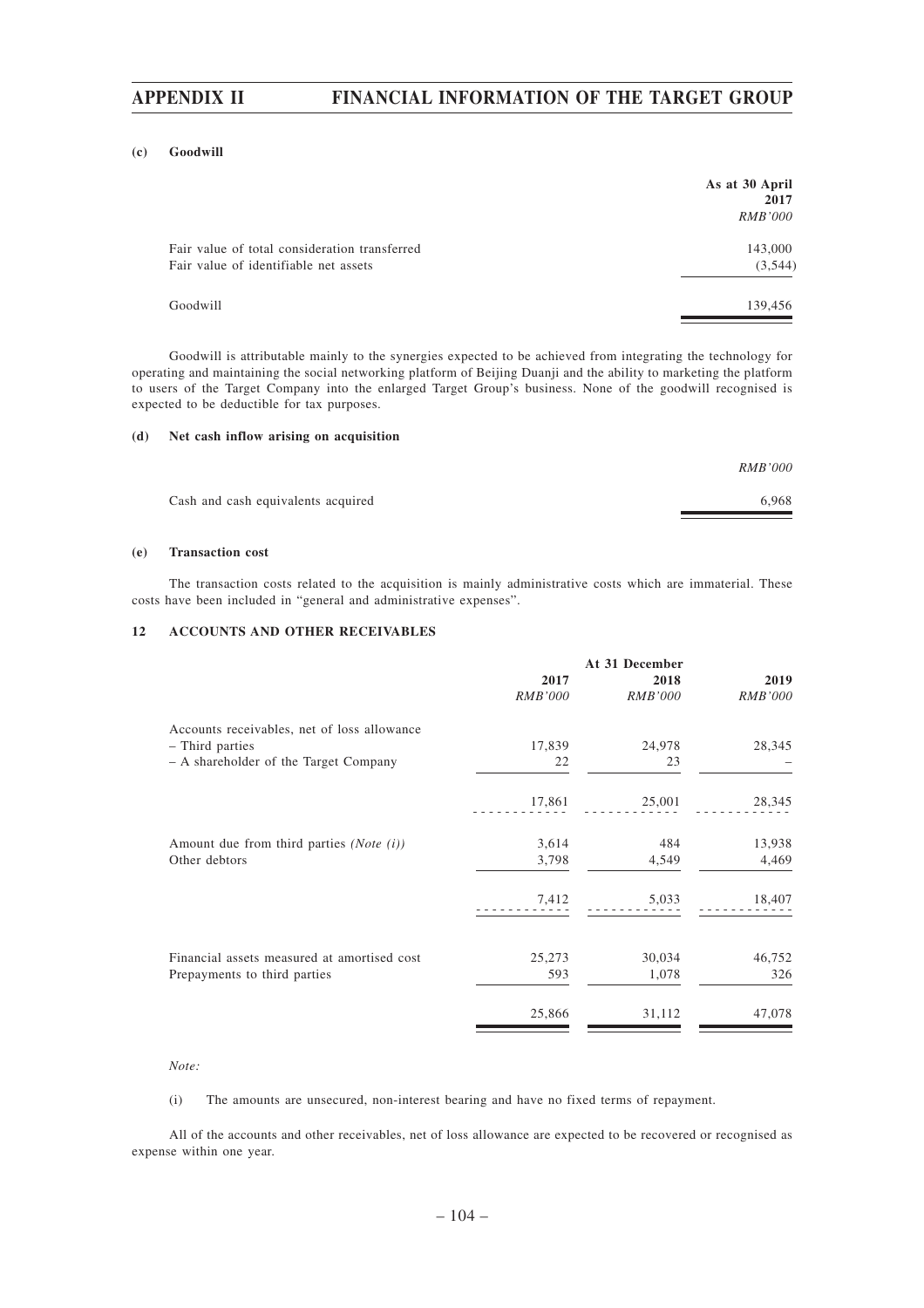**(c) Goodwill**

| | As at 30 April 2017 |
|---|---|
| | *RMB'000* |
| Fair value of total consideration transferred | 143,000 |
| Fair value of identifiable net assets | (3,544) |
| Goodwill | 139,456 |

Goodwill is attributable mainly to the synergies expected to be achieved from integrating the technology for operating and maintaining the social networking platform of Beijing Duanji and the ability to marketing the platform to users of the Target Company into the enlarged Target Group's business. None of the goodwill recognised is expected to be deductible for tax purposes.

**(d) Net cash inflow arising on acquisition**

| | *RMB'000* |
|---|---|
| Cash and cash equivalents acquired | 6,968 |

**(e) Transaction cost**

The transaction costs related to the acquisition is mainly administrative costs which are immaterial. These costs have been included in "general and administrative expenses".

**12 ACCOUNTS AND OTHER RECEIVABLES**

| | At 31 December | | |
|---|---|---|---|
| | 2017 | 2018 | 2019 |
| | *RMB'000* | *RMB'000* | *RMB'000* |
| Accounts receivables, net of loss allowance | | | |
| – Third parties | 17,839 | 24,978 | 28,345 |
| – A shareholder of the Target Company | 22 | 23 | – |
| | 17,861 | 25,001 | 28,345 |
| Amount due from third parties *(Note (i))* | 3,614 | 484 | 13,938 |
| Other debtors | 3,798 | 4,549 | 4,469 |
| | 7,412 | 5,033 | 18,407 |
| Financial assets measured at amortised cost | 25,273 | 30,034 | 46,752 |
| Prepayments to third parties | 593 | 1,078 | 326 |
| | 25,866 | 31,112 | 47,078 |

*Note:*

(i) The amounts are unsecured, non-interest bearing and have no fixed terms of repayment.

All of the accounts and other receivables, net of loss allowance are expected to be recovered or recognised as expense within one year.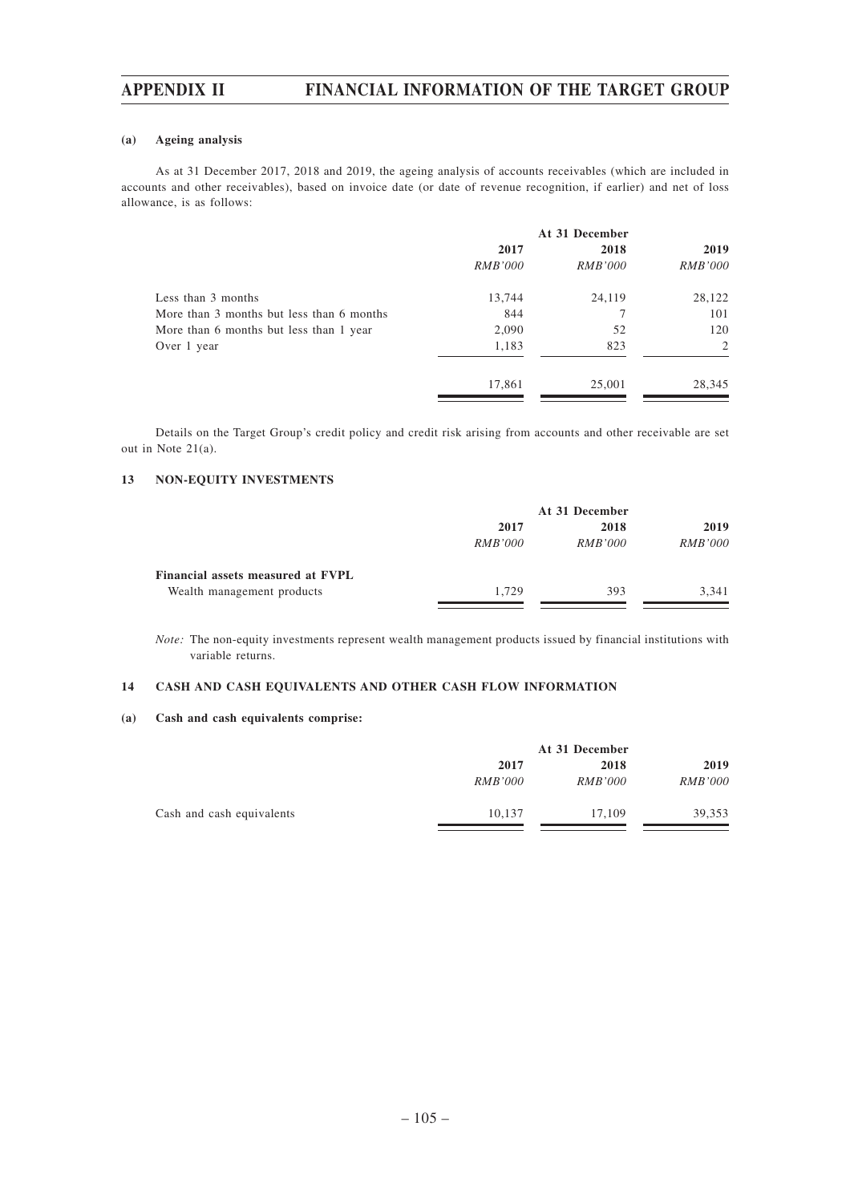#### (a) Ageing analysis

As at 31 December 2017, 2018 and 2019, the ageing analysis of accounts receivables (which are included in accounts and other receivables), based on invoice date (or date of revenue recognition, if earlier) and net of loss allowance, is as follows:

| | At 31 December | | |
|---|---|---|---|
| | 2017 | 2018 | 2019 |
| | *RMB'000* | *RMB'000* | *RMB'000* |
| Less than 3 months | 13,744 | 24,119 | 28,122 |
| More than 3 months but less than 6 months | 844 | 7 | 101 |
| More than 6 months but less than 1 year | 2,090 | 52 | 120 |
| Over 1 year | 1,183 | 823 | 2 |
| | 17,861 | 25,001 | 28,345 |

Details on the Target Group's credit policy and credit risk arising from accounts and other receivable are set out in Note 21(a).

### 13 NON-EQUITY INVESTMENTS

| | At 31 December | | |
|---|---|---|---|
| | 2017 | 2018 | 2019 |
| | *RMB'000* | *RMB'000* | *RMB'000* |
| **Financial assets measured at FVPL** | | | |
| Wealth management products | 1,729 | 393 | 3,341 |

*Note:* The non-equity investments represent wealth management products issued by financial institutions with variable returns.

### 14 CASH AND CASH EQUIVALENTS AND OTHER CASH FLOW INFORMATION

#### (a) Cash and cash equivalents comprise:

| | At 31 December | | |
|---|---|---|---|
| | 2017 | 2018 | 2019 |
| | *RMB'000* | *RMB'000* | *RMB'000* |
| Cash and cash equivalents | 10,137 | 17,109 | 39,353 |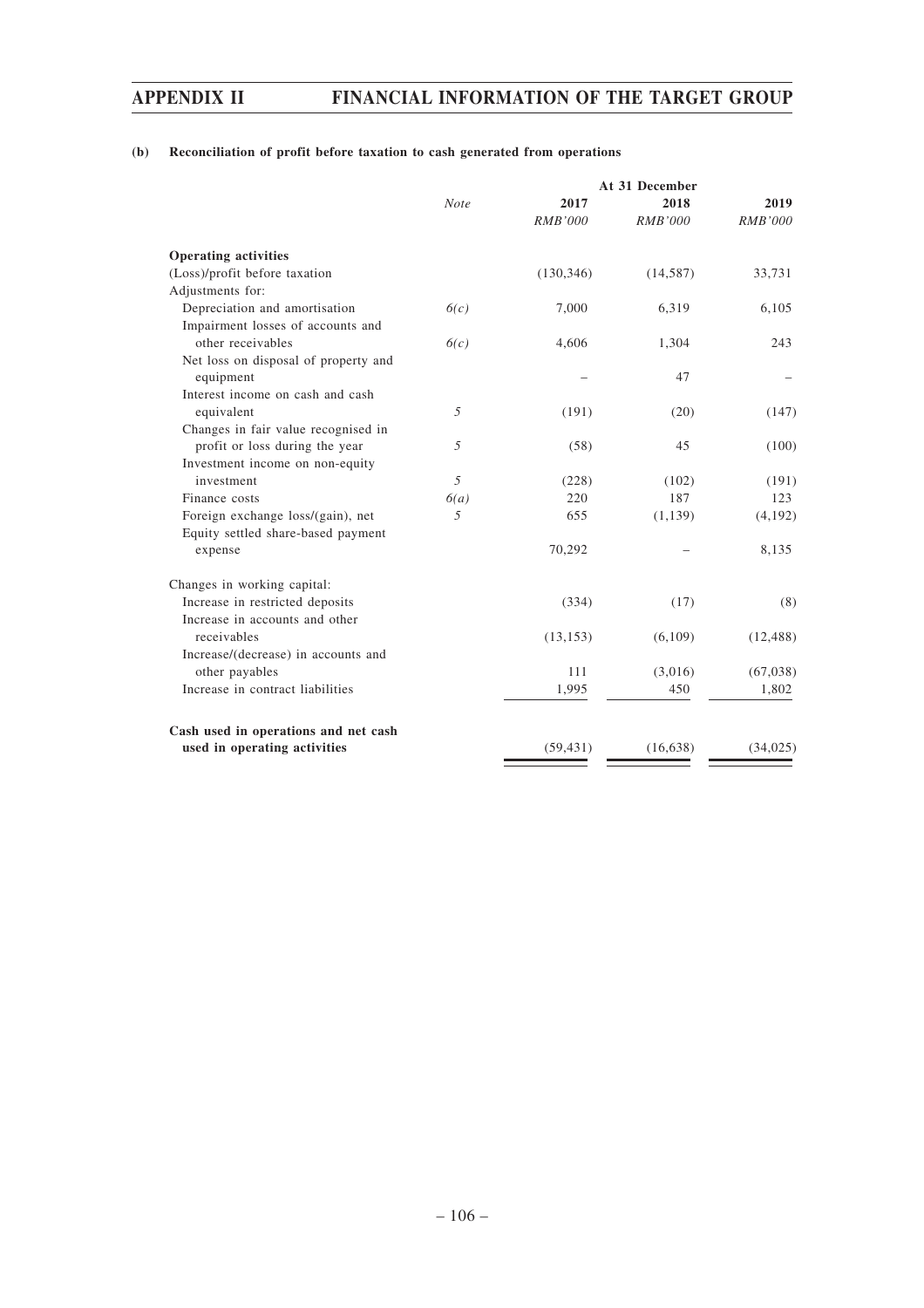#### (b) Reconciliation of profit before taxation to cash generated from operations

| | Note | At 31 December 2017 | 2018 | 2019 |
|---|---|---|---|---|
| | | RMB'000 | RMB'000 | RMB'000 |
| **Operating activities** | | | | |
| (Loss)/profit before taxation | | (130,346) | (14,587) | 33,731 |
| Adjustments for: | | | | |
| Depreciation and amortisation | 6(c) | 7,000 | 6,319 | 6,105 |
| Impairment losses of accounts and other receivables | 6(c) | 4,606 | 1,304 | 243 |
| Net loss on disposal of property and equipment | | – | 47 | – |
| Interest income on cash and cash equivalent | 5 | (191) | (20) | (147) |
| Changes in fair value recognised in profit or loss during the year | 5 | (58) | 45 | (100) |
| Investment income on non-equity investment | 5 | (228) | (102) | (191) |
| Finance costs | 6(a) | 220 | 187 | 123 |
| Foreign exchange loss/(gain), net | 5 | 655 | (1,139) | (4,192) |
| Equity settled share-based payment expense | | 70,292 | – | 8,135 |
| Changes in working capital: | | | | |
| Increase in restricted deposits | | (334) | (17) | (8) |
| Increase in accounts and other receivables | | (13,153) | (6,109) | (12,488) |
| Increase/(decrease) in accounts and other payables | | 111 | (3,016) | (67,038) |
| Increase in contract liabilities | | 1,995 | 450 | 1,802 |
| **Cash used in operations and net cash used in operating activities** | | (59,431) | (16,638) | (34,025) |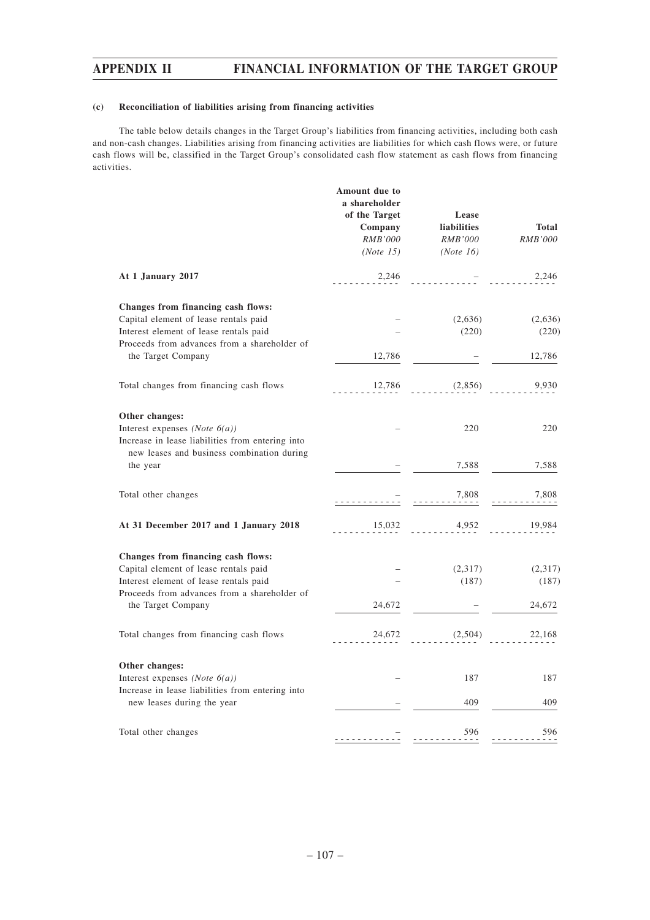#### (c) Reconciliation of liabilities arising from financing activities

The table below details changes in the Target Group's liabilities from financing activities, including both cash and non-cash changes. Liabilities arising from financing activities are liabilities for which cash flows were, or future cash flows will be, classified in the Target Group's consolidated cash flow statement as cash flows from financing activities.

| | Amount due to a shareholder of the Target Company | Lease liabilities | Total |
|---|---|---|---|
| | *RMB'000* | *RMB'000* | *RMB'000* |
| | *(Note 15)* | *(Note 16)* | |
| **At 1 January 2017** | 2,246 | – | 2,246 |
| **Changes from financing cash flows:** | | | |
| Capital element of lease rentals paid | – | (2,636) | (2,636) |
| Interest element of lease rentals paid | – | (220) | (220) |
| Proceeds from advances from a shareholder of the Target Company | 12,786 | – | 12,786 |
| Total changes from financing cash flows | 12,786 | (2,856) | 9,930 |
| **Other changes:** | | | |
| Interest expenses *(Note 6(a))* | – | 220 | 220 |
| Increase in lease liabilities from entering into new leases and business combination during the year | – | 7,588 | 7,588 |
| Total other changes | – | 7,808 | 7,808 |
| **At 31 December 2017 and 1 January 2018** | 15,032 | 4,952 | 19,984 |
| **Changes from financing cash flows:** | | | |
| Capital element of lease rentals paid | – | (2,317) | (2,317) |
| Interest element of lease rentals paid | – | (187) | (187) |
| Proceeds from advances from a shareholder of the Target Company | 24,672 | – | 24,672 |
| Total changes from financing cash flows | 24,672 | (2,504) | 22,168 |
| **Other changes:** | | | |
| Interest expenses *(Note 6(a))* | – | 187 | 187 |
| Increase in lease liabilities from entering into new leases during the year | – | 409 | 409 |
| Total other changes | – | 596 | 596 |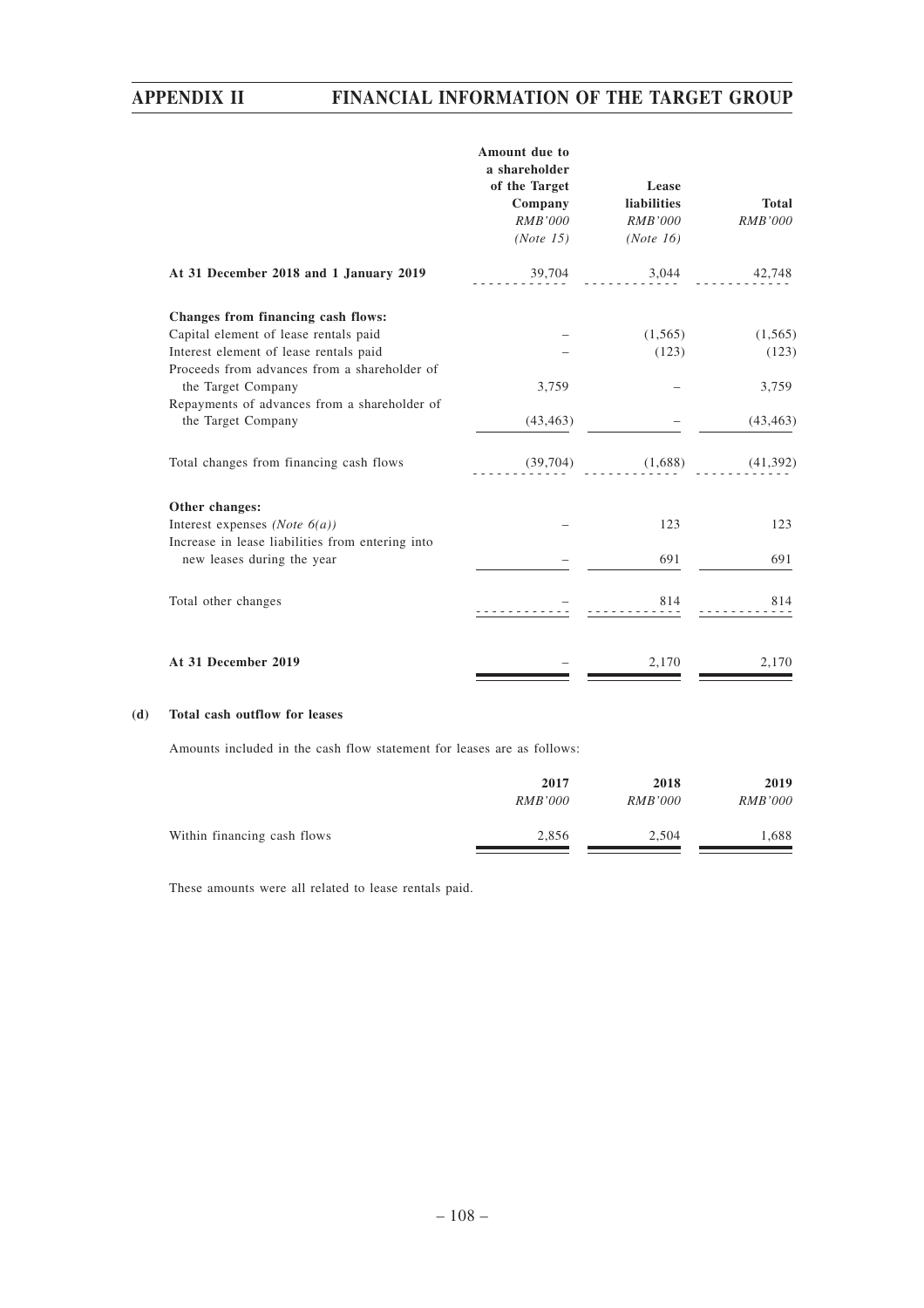| | Amount due to a shareholder of the Target Company | Lease liabilities | Total |
|---|---|---|---|
| | *RMB'000* | *RMB'000* | *RMB'000* |
| | *(Note 15)* | *(Note 16)* | |
| **At 31 December 2018 and 1 January 2019** | 39,704 | 3,044 | 42,748 |
| **Changes from financing cash flows:** | | | |
| Capital element of lease rentals paid | – | (1,565) | (1,565) |
| Interest element of lease rentals paid | – | (123) | (123) |
| Proceeds from advances from a shareholder of the Target Company | 3,759 | – | 3,759 |
| Repayments of advances from a shareholder of the Target Company | (43,463) | – | (43,463) |
| Total changes from financing cash flows | (39,704) | (1,688) | (41,392) |
| **Other changes:** | | | |
| Interest expenses *(Note 6(a))* | – | 123 | 123 |
| Increase in lease liabilities from entering into new leases during the year | – | 691 | 691 |
| Total other changes | – | 814 | 814 |
| **At 31 December 2019** | – | 2,170 | 2,170 |

**(d) Total cash outflow for leases**

Amounts included in the cash flow statement for leases are as follows:

| | 2017 | 2018 | 2019 |
|---|---|---|---|
| | *RMB'000* | *RMB'000* | *RMB'000* |
| Within financing cash flows | 2,856 | 2,504 | 1,688 |

These amounts were all related to lease rentals paid.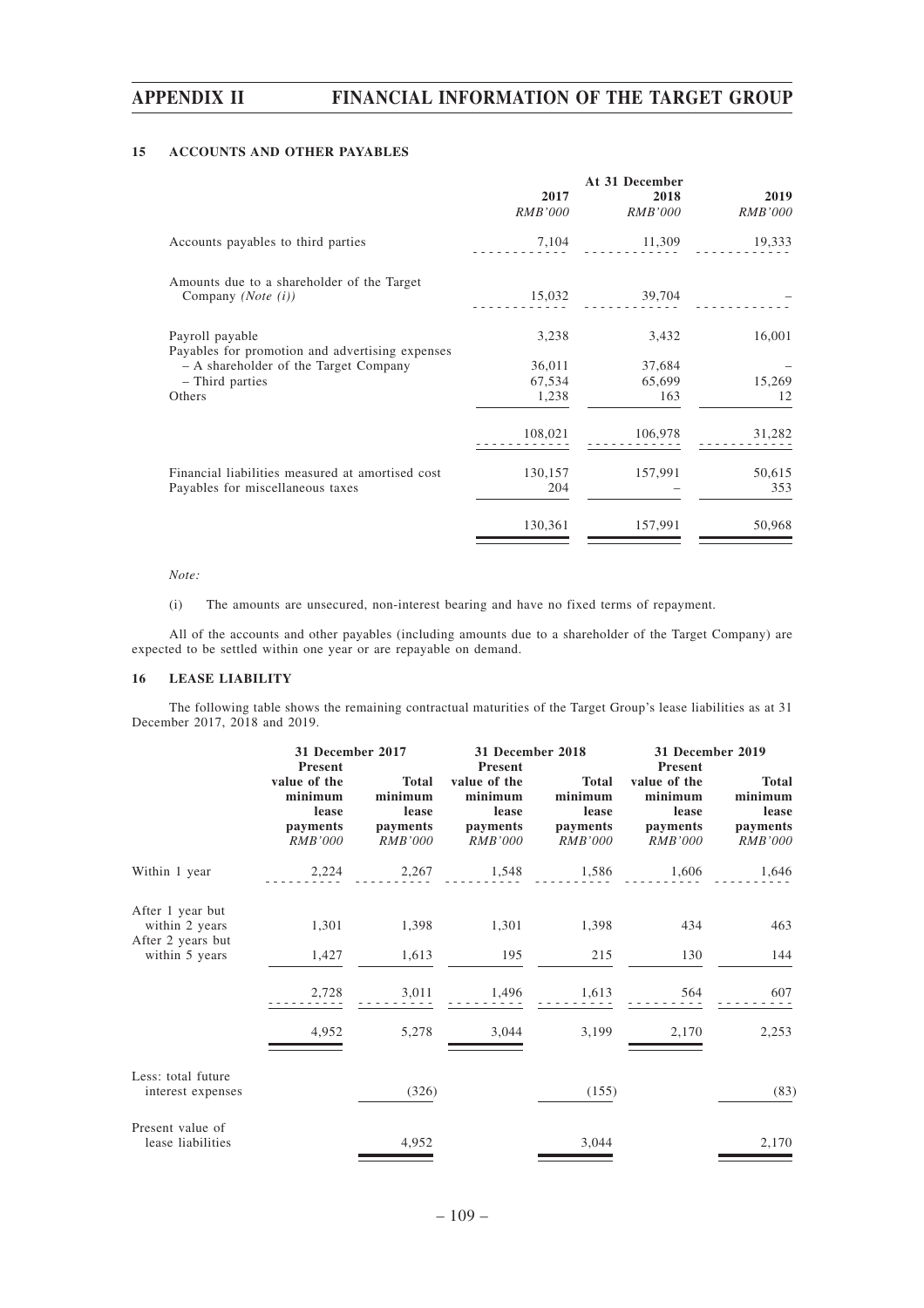### 15 ACCOUNTS AND OTHER PAYABLES

| | At 31 December | | |
|---|---|---|---|
| | 2017 | 2018 | 2019 |
| | *RMB'000* | *RMB'000* | *RMB'000* |
| Accounts payables to third parties | 7,104 | 11,309 | 19,333 |
| Amounts due to a shareholder of the Target Company *(Note (i))* | 15,032 | 39,704 | – |
| Payroll payable | 3,238 | 3,432 | 16,001 |
| Payables for promotion and advertising expenses | | | |
| – A shareholder of the Target Company | 36,011 | 37,684 | – |
| – Third parties | 67,534 | 65,699 | 15,269 |
| Others | 1,238 | 163 | 12 |
| | 108,021 | 106,978 | 31,282 |
| Financial liabilities measured at amortised cost | 130,157 | 157,991 | 50,615 |
| Payables for miscellaneous taxes | 204 | – | 353 |
| | 130,361 | 157,991 | 50,968 |

*Note:*

(i) The amounts are unsecured, non-interest bearing and have no fixed terms of repayment.

All of the accounts and other payables (including amounts due to a shareholder of the Target Company) are expected to be settled within one year or are repayable on demand.

### 16 LEASE LIABILITY

The following table shows the remaining contractual maturities of the Target Group's lease liabilities as at 31 December 2017, 2018 and 2019.

| | 31 December 2017 | | 31 December 2018 | | 31 December 2019 | |
|---|---|---|---|---|---|---|
| | Present value of the minimum lease payments | Total minimum lease payments | Present value of the minimum lease payments | Total minimum lease payments | Present value of the minimum lease payments | Total minimum lease payments |
| | *RMB'000* | *RMB'000* | *RMB'000* | *RMB'000* | *RMB'000* | *RMB'000* |
| Within 1 year | 2,224 | 2,267 | 1,548 | 1,586 | 1,606 | 1,646 |
| After 1 year but within 2 years | 1,301 | 1,398 | 1,301 | 1,398 | 434 | 463 |
| After 2 years but within 5 years | 1,427 | 1,613 | 195 | 215 | 130 | 144 |
| | 2,728 | 3,011 | 1,496 | 1,613 | 564 | 607 |
| | 4,952 | 5,278 | 3,044 | 3,199 | 2,170 | 2,253 |
| Less: total future interest expenses | | (326) | | (155) | | (83) |
| Present value of lease liabilities | | 4,952 | | 3,044 | | 2,170 |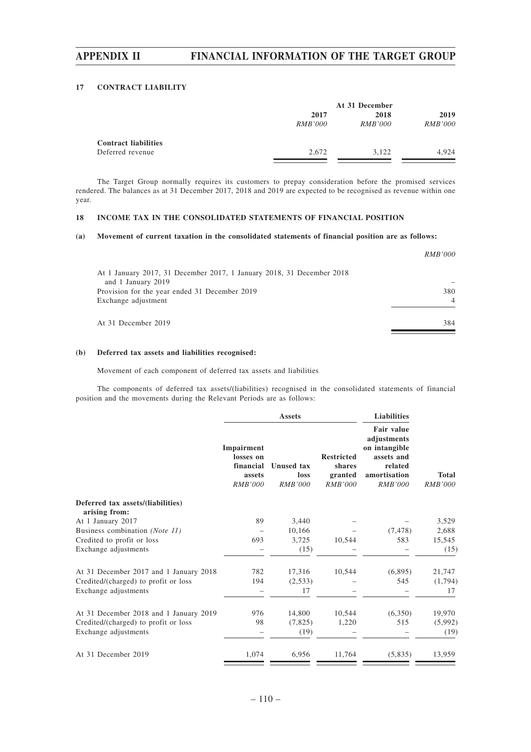### 17 CONTRACT LIABILITY

| | At 31 December | | |
|---|---|---|---|
| | 2017 | 2018 | 2019 |
| | *RMB'000* | *RMB'000* | *RMB'000* |
| **Contract liabilities** | | | |
| Deferred revenue | 2,672 | 3,122 | 4,924 |

The Target Group normally requires its customers to prepay consideration before the promised services rendered. The balances as at 31 December 2017, 2018 and 2019 are expected to be recognised as revenue within one year.

### 18 INCOME TAX IN THE CONSOLIDATED STATEMENTS OF FINANCIAL POSITION

#### (a) Movement of current taxation in the consolidated statements of financial position are as follows:

| | *RMB'000* |
|---|---|
| At 1 January 2017, 31 December 2017, 1 January 2018, 31 December 2018 and 1 January 2019 | – |
| Provision for the year ended 31 December 2019 | 380 |
| Exchange adjustment | 4 |
| At 31 December 2019 | 384 |

#### (b) Deferred tax assets and liabilities recognised:

Movement of each component of deferred tax assets and liabilities

The components of deferred tax assets/(liabilities) recognised in the consolidated statements of financial position and the movements during the Relevant Periods are as follows:

| | Assets | | | Liabilities | |
|---|---|---|---|---|---|
| | Impairment losses on financial assets | Unused tax loss | Restricted shares granted | Fair value adjustments on intangible assets and related amortisation | Total |
| | *RMB'000* | *RMB'000* | *RMB'000* | *RMB'000* | *RMB'000* |
| **Deferred tax assets/(liabilities) arising from:** | | | | | |
| At 1 January 2017 | 89 | 3,440 | – | – | 3,529 |
| Business combination *(Note 11)* | – | 10,166 | – | (7,478) | 2,688 |
| Credited to profit or loss | 693 | 3,725 | 10,544 | 583 | 15,545 |
| Exchange adjustments | – | (15) | – | – | (15) |
| At 31 December 2017 and 1 January 2018 | 782 | 17,316 | 10,544 | (6,895) | 21,747 |
| Credited/(charged) to profit or loss | 194 | (2,533) | – | 545 | (1,794) |
| Exchange adjustments | – | 17 | – | – | 17 |
| At 31 December 2018 and 1 January 2019 | 976 | 14,800 | 10,544 | (6,350) | 19,970 |
| Credited/(charged) to profit or loss | 98 | (7,825) | 1,220 | 515 | (5,992) |
| Exchange adjustments | – | (19) | – | – | (19) |
| At 31 December 2019 | 1,074 | 6,956 | 11,764 | (5,835) | 13,959 |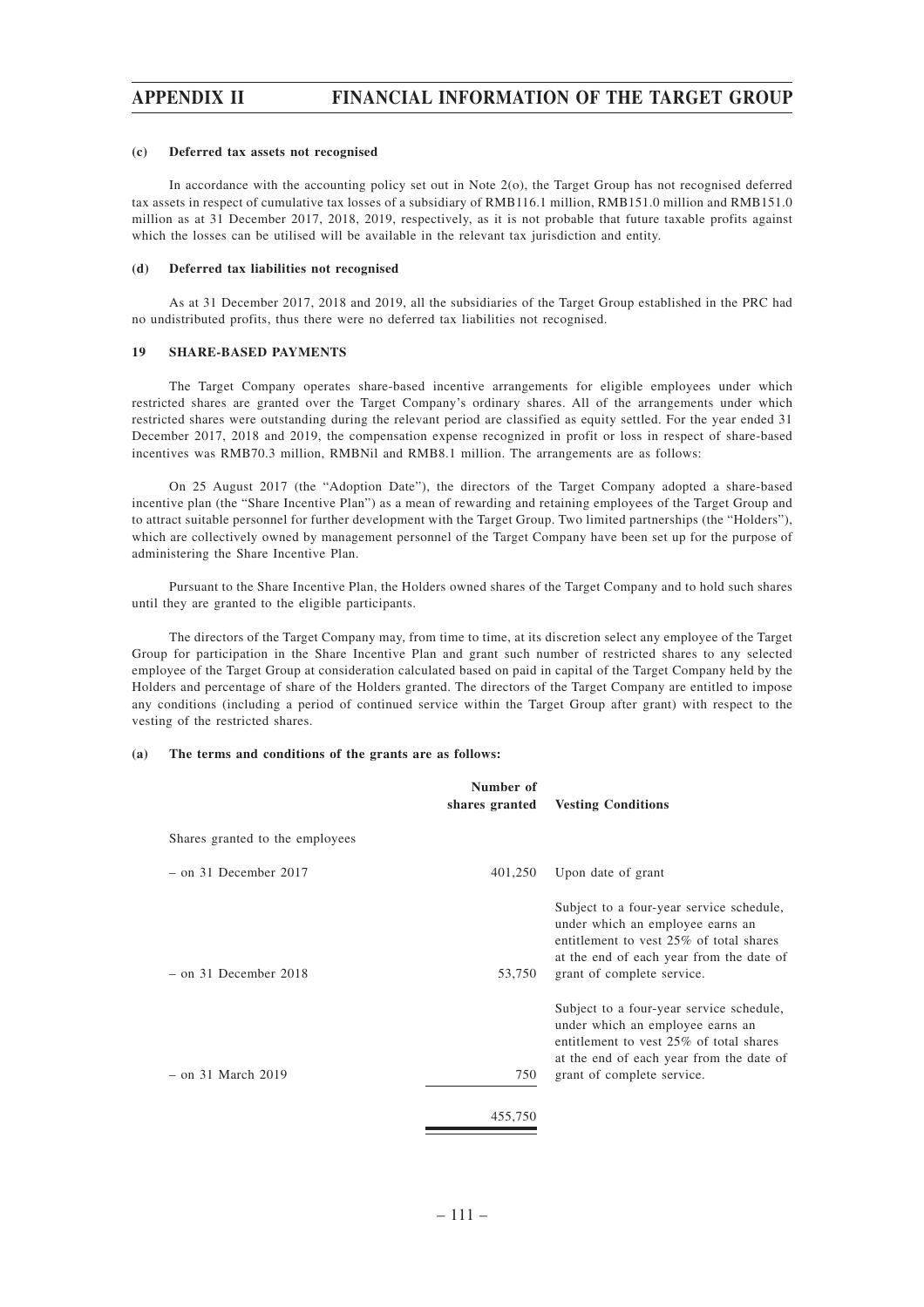#### (c) Deferred tax assets not recognised

In accordance with the accounting policy set out in Note 2(o), the Target Group has not recognised deferred tax assets in respect of cumulative tax losses of a subsidiary of RMB116.1 million, RMB151.0 million and RMB151.0 million as at 31 December 2017, 2018, 2019, respectively, as it is not probable that future taxable profits against which the losses can be utilised will be available in the relevant tax jurisdiction and entity.

#### (d) Deferred tax liabilities not recognised

As at 31 December 2017, 2018 and 2019, all the subsidiaries of the Target Group established in the PRC had no undistributed profits, thus there were no deferred tax liabilities not recognised.

### 19 SHARE-BASED PAYMENTS

The Target Company operates share-based incentive arrangements for eligible employees under which restricted shares are granted over the Target Company's ordinary shares. All of the arrangements under which restricted shares were outstanding during the relevant period are classified as equity settled. For the year ended 31 December 2017, 2018 and 2019, the compensation expense recognized in profit or loss in respect of share-based incentives was RMB70.3 million, RMBNil and RMB8.1 million. The arrangements are as follows:

On 25 August 2017 (the "Adoption Date"), the directors of the Target Company adopted a share-based incentive plan (the "Share Incentive Plan") as a mean of rewarding and retaining employees of the Target Group and to attract suitable personnel for further development with the Target Group. Two limited partnerships (the "Holders"), which are collectively owned by management personnel of the Target Company have been set up for the purpose of administering the Share Incentive Plan.

Pursuant to the Share Incentive Plan, the Holders owned shares of the Target Company and to hold such shares until they are granted to the eligible participants.

The directors of the Target Company may, from time to time, at its discretion select any employee of the Target Group for participation in the Share Incentive Plan and grant such number of restricted shares to any selected employee of the Target Group at consideration calculated based on paid in capital of the Target Company held by the Holders and percentage of share of the Holders granted. The directors of the Target Company are entitled to impose any conditions (including a period of continued service within the Target Group after grant) with respect to the vesting of the restricted shares.

#### (a) The terms and conditions of the grants are as follows:

| | Number of shares granted | Vesting Conditions |
|---|---|---|
| Shares granted to the employees | | |
| – on 31 December 2017 | 401,250 | Upon date of grant |
| – on 31 December 2018 | 53,750 | Subject to a four-year service schedule, under which an employee earns an entitlement to vest 25% of total shares at the end of each year from the date of grant of complete service. |
| – on 31 March 2019 | 750 | Subject to a four-year service schedule, under which an employee earns an entitlement to vest 25% of total shares at the end of each year from the date of grant of complete service. |
| | 455,750 | |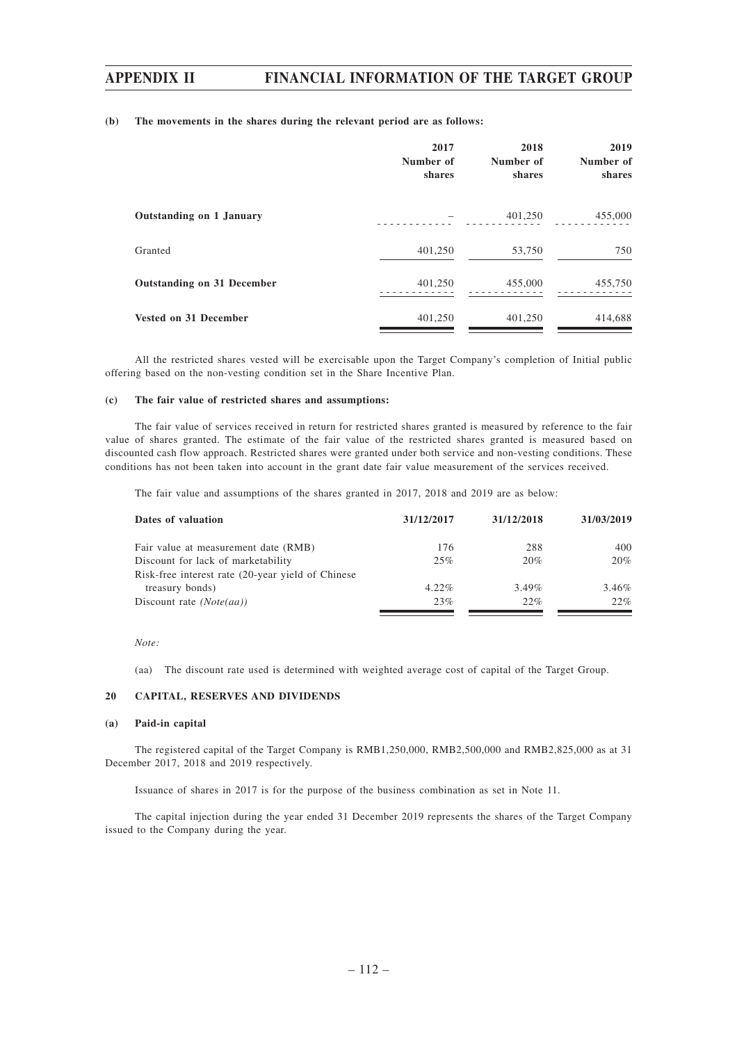**(b) The movements in the shares during the relevant period are as follows:**

| | 2017 Number of shares | 2018 Number of shares | 2019 Number of shares |
|---|---|---|---|
| **Outstanding on 1 January** | – | 401,250 | 455,000 |
| Granted | 401,250 | 53,750 | 750 |
| **Outstanding on 31 December** | 401,250 | 455,000 | 455,750 |
| **Vested on 31 December** | 401,250 | 401,250 | 414,688 |

All the restricted shares vested will be exercisable upon the Target Company's completion of Initial public offering based on the non-vesting condition set in the Share Incentive Plan.

**(c) The fair value of restricted shares and assumptions:**

The fair value of services received in return for restricted shares granted is measured by reference to the fair value of shares granted. The estimate of the fair value of the restricted shares granted is measured based on discounted cash flow approach. Restricted shares were granted under both service and non-vesting conditions. These conditions has not been taken into account in the grant date fair value measurement of the services received.

The fair value and assumptions of the shares granted in 2017, 2018 and 2019 are as below:

| Dates of valuation | 31/12/2017 | 31/12/2018 | 31/03/2019 |
|---|---|---|---|
| Fair value at measurement date (RMB) | 176 | 288 | 400 |
| Discount for lack of marketability | 25% | 20% | 20% |
| Risk-free interest rate (20-year yield of Chinese treasury bonds) | 4.22% | 3.49% | 3.46% |
| Discount rate *(Note(aa))* | 23% | 22% | 22% |

*Note:*

(aa) The discount rate used is determined with weighted average cost of capital of the Target Group.

**20 CAPITAL, RESERVES AND DIVIDENDS**

**(a) Paid-in capital**

The registered capital of the Target Company is RMB1,250,000, RMB2,500,000 and RMB2,825,000 as at 31 December 2017, 2018 and 2019 respectively.

Issuance of shares in 2017 is for the purpose of the business combination as set in Note 11.

The capital injection during the year ended 31 December 2019 represents the shares of the Target Company issued to the Company during the year.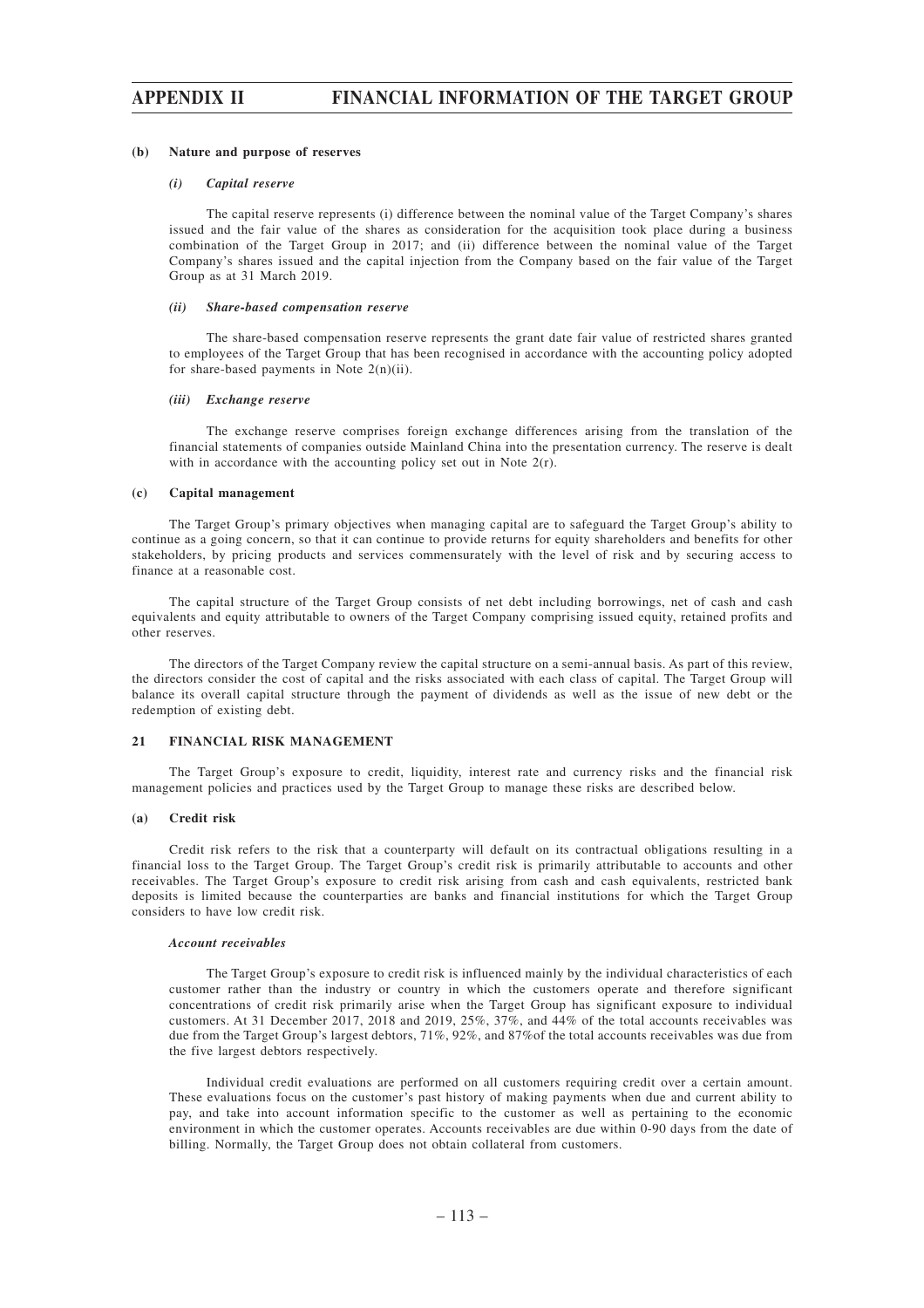#### (b) Nature and purpose of reserves

##### *(i) Capital reserve*

The capital reserve represents (i) difference between the nominal value of the Target Company's shares issued and the fair value of the shares as consideration for the acquisition took place during a business combination of the Target Group in 2017; and (ii) difference between the nominal value of the Target Company's shares issued and the capital injection from the Company based on the fair value of the Target Group as at 31 March 2019.

##### *(ii) Share-based compensation reserve*

The share-based compensation reserve represents the grant date fair value of restricted shares granted to employees of the Target Group that has been recognised in accordance with the accounting policy adopted for share-based payments in Note 2(n)(ii).

##### *(iii) Exchange reserve*

The exchange reserve comprises foreign exchange differences arising from the translation of the financial statements of companies outside Mainland China into the presentation currency. The reserve is dealt with in accordance with the accounting policy set out in Note 2(r).

#### (c) Capital management

The Target Group's primary objectives when managing capital are to safeguard the Target Group's ability to continue as a going concern, so that it can continue to provide returns for equity shareholders and benefits for other stakeholders, by pricing products and services commensurately with the level of risk and by securing access to finance at a reasonable cost.

The capital structure of the Target Group consists of net debt including borrowings, net of cash and cash equivalents and equity attributable to owners of the Target Company comprising issued equity, retained profits and other reserves.

The directors of the Target Company review the capital structure on a semi-annual basis. As part of this review, the directors consider the cost of capital and the risks associated with each class of capital. The Target Group will balance its overall capital structure through the payment of dividends as well as the issue of new debt or the redemption of existing debt.

### 21 FINANCIAL RISK MANAGEMENT

The Target Group's exposure to credit, liquidity, interest rate and currency risks and the financial risk management policies and practices used by the Target Group to manage these risks are described below.

#### (a) Credit risk

Credit risk refers to the risk that a counterparty will default on its contractual obligations resulting in a financial loss to the Target Group. The Target Group's credit risk is primarily attributable to accounts and other receivables. The Target Group's exposure to credit risk arising from cash and cash equivalents, restricted bank deposits is limited because the counterparties are banks and financial institutions for which the Target Group considers to have low credit risk.

##### *Account receivables*

The Target Group's exposure to credit risk is influenced mainly by the individual characteristics of each customer rather than the industry or country in which the customers operate and therefore significant concentrations of credit risk primarily arise when the Target Group has significant exposure to individual customers. At 31 December 2017, 2018 and 2019, 25%, 37%, and 44% of the total accounts receivables was due from the Target Group's largest debtors, 71%, 92%, and 87%of the total accounts receivables was due from the five largest debtors respectively.

Individual credit evaluations are performed on all customers requiring credit over a certain amount. These evaluations focus on the customer's past history of making payments when due and current ability to pay, and take into account information specific to the customer as well as pertaining to the economic environment in which the customer operates. Accounts receivables are due within 0-90 days from the date of billing. Normally, the Target Group does not obtain collateral from customers.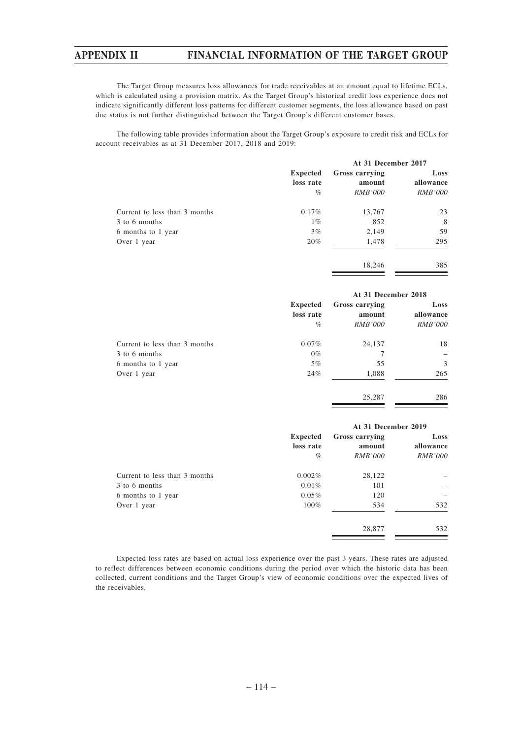The Target Group measures loss allowances for trade receivables at an amount equal to lifetime ECLs, which is calculated using a provision matrix. As the Target Group's historical credit loss experience does not indicate significantly different loss patterns for different customer segments, the loss allowance based on past due status is not further distinguished between the Target Group's different customer bases.

The following table provides information about the Target Group's exposure to credit risk and ECLs for account receivables as at 31 December 2017, 2018 and 2019:

| | At 31 December 2017 | | |
|---|---|---|---|
| | **Expected loss rate** | **Gross carrying amount** | **Loss allowance** |
| | *%* | *RMB'000* | *RMB'000* |
| Current to less than 3 months | 0.17% | 13,767 | 23 |
| 3 to 6 months | 1% | 852 | 8 |
| 6 months to 1 year | 3% | 2,149 | 59 |
| Over 1 year | 20% | 1,478 | 295 |
| | | 18,246 | 385 |

| | At 31 December 2018 | | |
|---|---|---|---|
| | **Expected loss rate** | **Gross carrying amount** | **Loss allowance** |
| | *%* | *RMB'000* | *RMB'000* |
| Current to less than 3 months | 0.07% | 24,137 | 18 |
| 3 to 6 months | 0% | 7 | – |
| 6 months to 1 year | 5% | 55 | 3 |
| Over 1 year | 24% | 1,088 | 265 |
| | | 25,287 | 286 |

| | At 31 December 2019 | | |
|---|---|---|---|
| | **Expected loss rate** | **Gross carrying amount** | **Loss allowance** |
| | *%* | *RMB'000* | *RMB'000* |
| Current to less than 3 months | 0.002% | 28,122 | – |
| 3 to 6 months | 0.01% | 101 | – |
| 6 months to 1 year | 0.05% | 120 | – |
| Over 1 year | 100% | 534 | 532 |
| | | 28,877 | 532 |

Expected loss rates are based on actual loss experience over the past 3 years. These rates are adjusted to reflect differences between economic conditions during the period over which the historic data has been collected, current conditions and the Target Group's view of economic conditions over the expected lives of the receivables.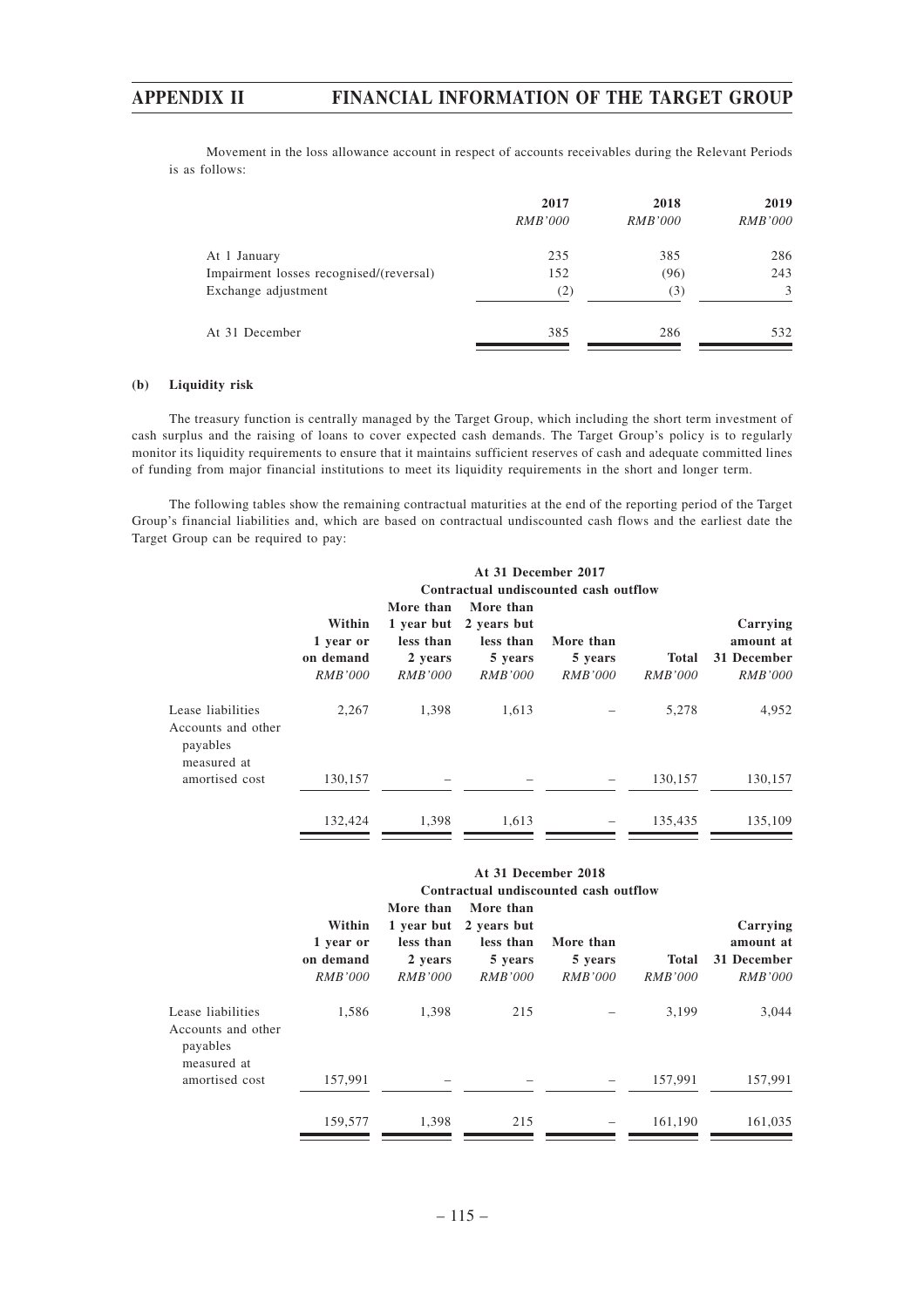Movement in the loss allowance account in respect of accounts receivables during the Relevant Periods is as follows:

| | 2017 | 2018 | 2019 |
|---|---|---|---|
| | *RMB'000* | *RMB'000* | *RMB'000* |
| At 1 January | 235 | 385 | 286 |
| Impairment losses recognised/(reversal) | 152 | (96) | 243 |
| Exchange adjustment | (2) | (3) | 3 |
| At 31 December | 385 | 286 | 532 |

**(b) Liquidity risk**

The treasury function is centrally managed by the Target Group, which including the short term investment of cash surplus and the raising of loans to cover expected cash demands. The Target Group's policy is to regularly monitor its liquidity requirements to ensure that it maintains sufficient reserves of cash and adequate committed lines of funding from major financial institutions to meet its liquidity requirements in the short and longer term.

The following tables show the remaining contractual maturities at the end of the reporting period of the Target Group's financial liabilities and, which are based on contractual undiscounted cash flows and the earliest date the Target Group can be required to pay:

| | At 31 December 2017 | | | | | |
|---|---|---|---|---|---|---|
| | Contractual undiscounted cash outflow | | | | | |
| | Within 1 year or on demand | More than 1 year but less than 2 years | More than 2 years but less than 5 years | More than 5 years | Total | Carrying amount at 31 December |
| | *RMB'000* | *RMB'000* | *RMB'000* | *RMB'000* | *RMB'000* | *RMB'000* |
| Lease liabilities | 2,267 | 1,398 | 1,613 | – | 5,278 | 4,952 |
| Accounts and other payables measured at amortised cost | 130,157 | – | – | – | 130,157 | 130,157 |
| | 132,424 | 1,398 | 1,613 | – | 135,435 | 135,109 |

| | At 31 December 2018 | | | | | |
|---|---|---|---|---|---|---|
| | Contractual undiscounted cash outflow | | | | | |
| | Within 1 year or on demand | More than 1 year but less than 2 years | More than 2 years but less than 5 years | More than 5 years | Total | Carrying amount at 31 December |
| | *RMB'000* | *RMB'000* | *RMB'000* | *RMB'000* | *RMB'000* | *RMB'000* |
| Lease liabilities | 1,586 | 1,398 | 215 | – | 3,199 | 3,044 |
| Accounts and other payables measured at amortised cost | 157,991 | – | – | – | 157,991 | 157,991 |
| | 159,577 | 1,398 | 215 | – | 161,190 | 161,035 |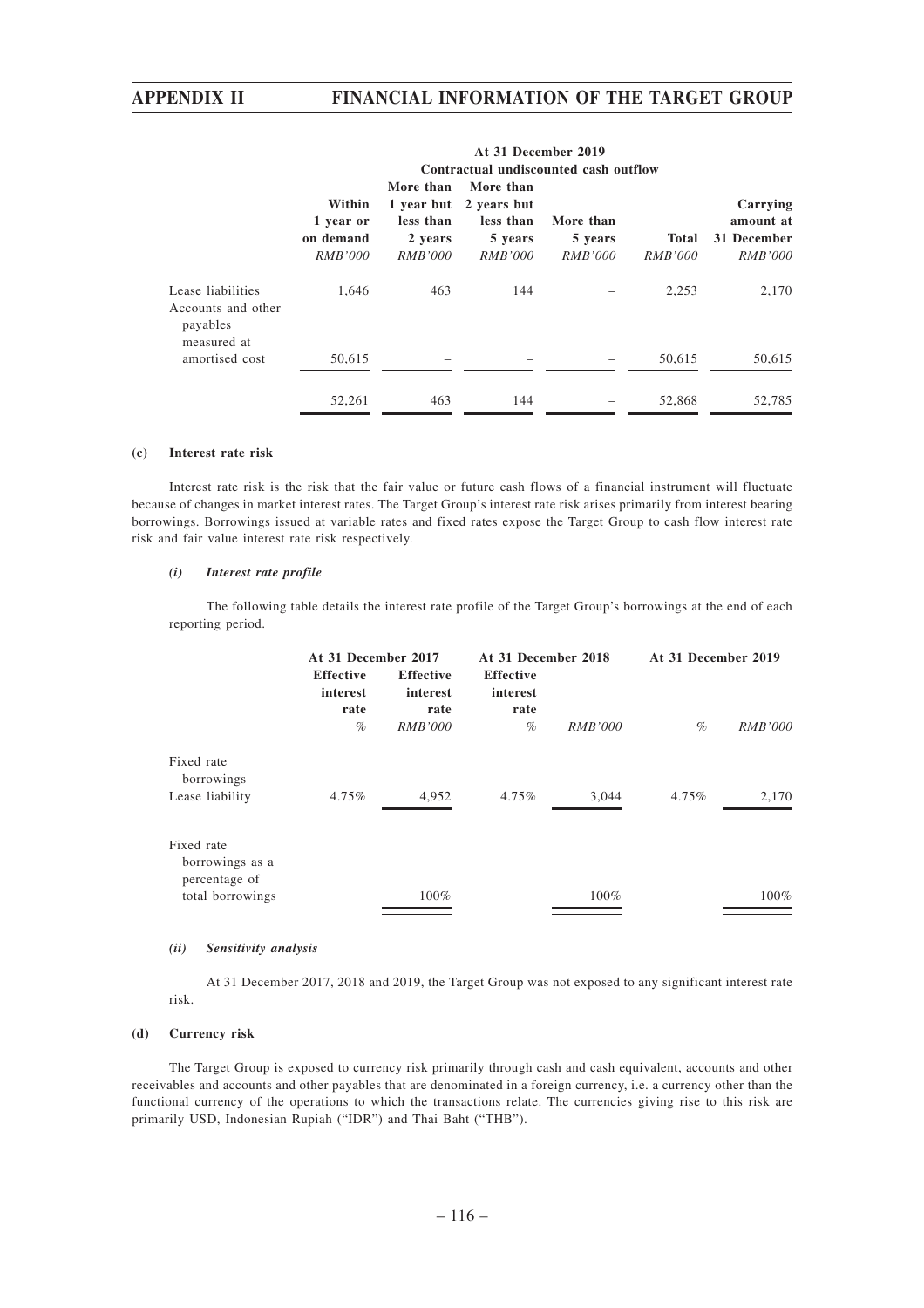| | At 31 December 2019 | | | | | |
|---|---|---|---|---|---|---|
| | Contractual undiscounted cash outflow | | | | | |
| | Within 1 year or on demand | More than 1 year but less than 2 years | More than 2 years but less than 5 years | More than 5 years | Total | Carrying amount at 31 December |
| | *RMB'000* | *RMB'000* | *RMB'000* | *RMB'000* | *RMB'000* | *RMB'000* |
| Lease liabilities | 1,646 | 463 | 144 | – | 2,253 | 2,170 |
| Accounts and other payables measured at amortised cost | 50,615 | – | – | – | 50,615 | 50,615 |
| | 52,261 | 463 | 144 | – | 52,868 | 52,785 |

**(c) Interest rate risk**

Interest rate risk is the risk that the fair value or future cash flows of a financial instrument will fluctuate because of changes in market interest rates. The Target Group's interest rate risk arises primarily from interest bearing borrowings. Borrowings issued at variable rates and fixed rates expose the Target Group to cash flow interest rate risk and fair value interest rate risk respectively.

***(i) Interest rate profile***

The following table details the interest rate profile of the Target Group's borrowings at the end of each reporting period.

| | At 31 December 2017 | | At 31 December 2018 | | At 31 December 2019 | |
|---|---|---|---|---|---|---|
| | Effective interest rate | Effective interest rate | Effective interest rate | | | |
| | % | *RMB'000* | % | *RMB'000* | % | *RMB'000* |
| Fixed rate borrowings | | | | | | |
| Lease liability | 4.75% | 4,952 | 4.75% | 3,044 | 4.75% | 2,170 |
| Fixed rate borrowings as a percentage of total borrowings | | 100% | | 100% | | 100% |

***(ii) Sensitivity analysis***

At 31 December 2017, 2018 and 2019, the Target Group was not exposed to any significant interest rate risk.

**(d) Currency risk**

The Target Group is exposed to currency risk primarily through cash and cash equivalent, accounts and other receivables and accounts and other payables that are denominated in a foreign currency, i.e. a currency other than the functional currency of the operations to which the transactions relate. The currencies giving rise to this risk are primarily USD, Indonesian Rupiah ("IDR") and Thai Baht ("THB").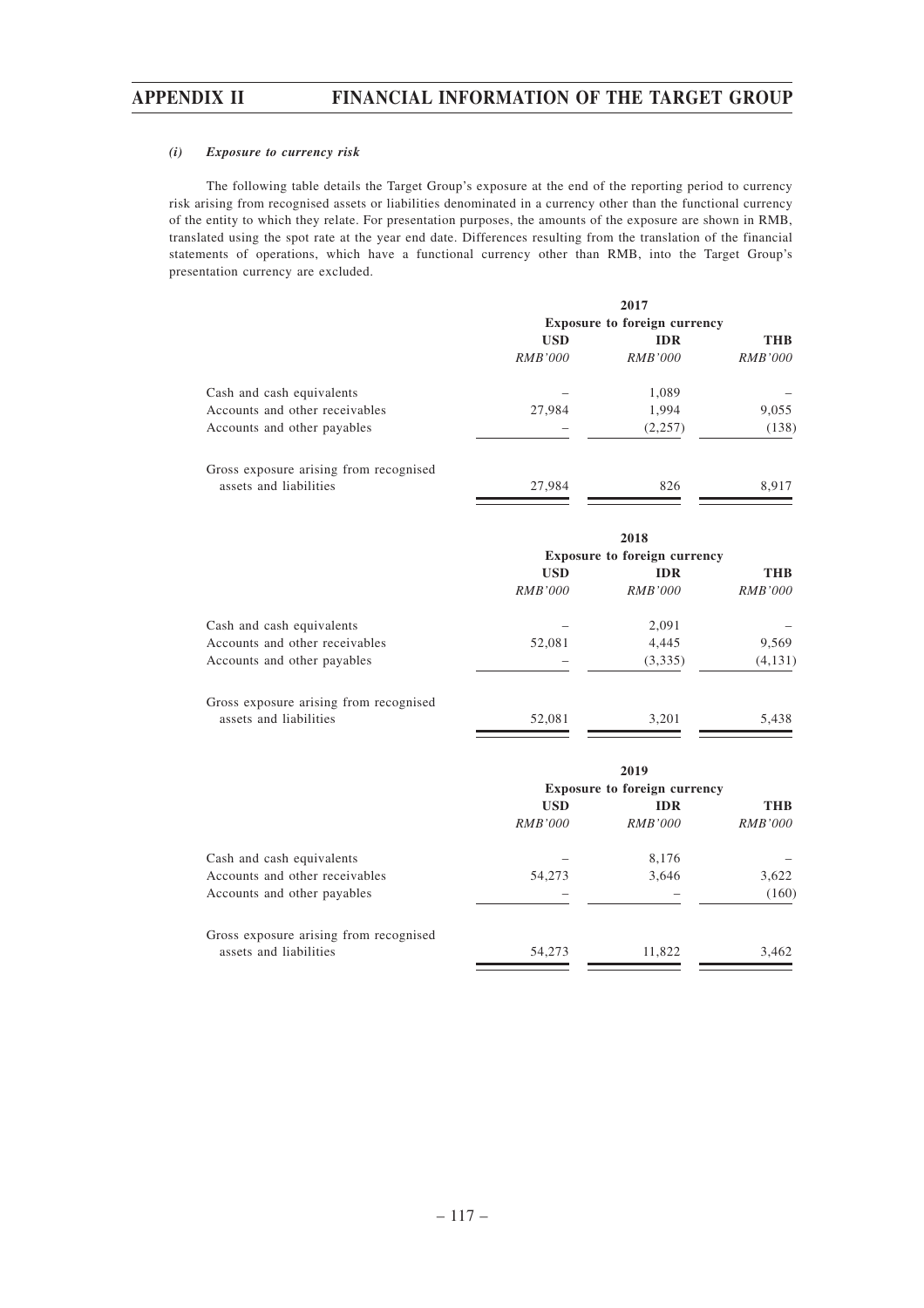*(i) Exposure to currency risk*

The following table details the Target Group's exposure at the end of the reporting period to currency risk arising from recognised assets or liabilities denominated in a currency other than the functional currency of the entity to which they relate. For presentation purposes, the amounts of the exposure are shown in RMB, translated using the spot rate at the year end date. Differences resulting from the translation of the financial statements of operations, which have a functional currency other than RMB, into the Target Group's presentation currency are excluded.

| | 2017 | | |
|---|---|---|---|
| | Exposure to foreign currency | | |
| | USD | IDR | THB |
| | *RMB'000* | *RMB'000* | *RMB'000* |
| Cash and cash equivalents | – | 1,089 | – |
| Accounts and other receivables | 27,984 | 1,994 | 9,055 |
| Accounts and other payables | – | (2,257) | (138) |
| Gross exposure arising from recognised assets and liabilities | 27,984 | 826 | 8,917 |

| | 2018 | | |
|---|---|---|---|
| | Exposure to foreign currency | | |
| | USD | IDR | THB |
| | *RMB'000* | *RMB'000* | *RMB'000* |
| Cash and cash equivalents | – | 2,091 | – |
| Accounts and other receivables | 52,081 | 4,445 | 9,569 |
| Accounts and other payables | – | (3,335) | (4,131) |
| Gross exposure arising from recognised assets and liabilities | 52,081 | 3,201 | 5,438 |

| | 2019 | | |
|---|---|---|---|
| | Exposure to foreign currency | | |
| | USD | IDR | THB |
| | *RMB'000* | *RMB'000* | *RMB'000* |
| Cash and cash equivalents | – | 8,176 | – |
| Accounts and other receivables | 54,273 | 3,646 | 3,622 |
| Accounts and other payables | – | – | (160) |
| Gross exposure arising from recognised assets and liabilities | 54,273 | 11,822 | 3,462 |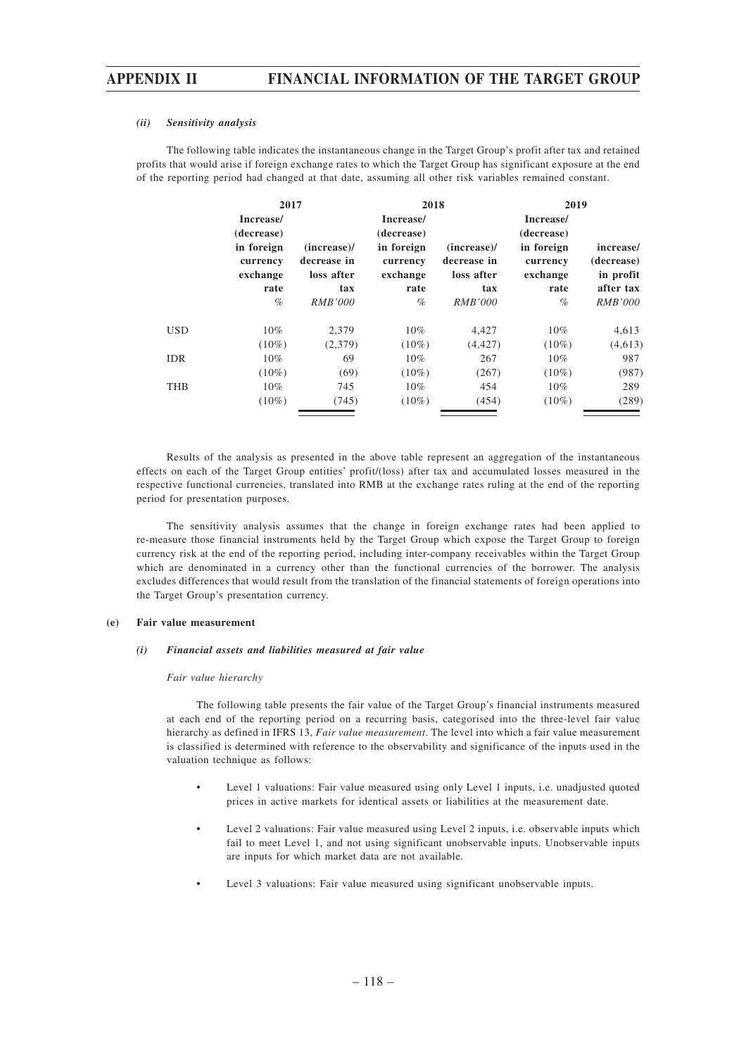#### *(ii) Sensitivity analysis*

The following table indicates the instantaneous change in the Target Group's profit after tax and retained profits that would arise if foreign exchange rates to which the Target Group has significant exposure at the end of the reporting period had changed at that date, assuming all other risk variables remained constant.

| | 2017 | | 2018 | | 2019 | |
|---|---|---|---|---|---|---|
| | **Increase/ (decrease) in foreign currency exchange rate** | **(increase)/ decrease in loss after tax** | **Increase/ (decrease) in foreign currency exchange rate** | **(increase)/ decrease in loss after tax** | **Increase/ (decrease) in foreign currency exchange rate** | **increase/ (decrease) in profit after tax** |
| | *%* | *RMB'000* | *%* | *RMB'000* | *%* | *RMB'000* |
| USD | 10% | 2,379 | 10% | 4,427 | 10% | 4,613 |
| | (10%) | (2,379) | (10%) | (4,427) | (10%) | (4,613) |
| IDR | 10% | 69 | 10% | 267 | 10% | 987 |
| | (10%) | (69) | (10%) | (267) | (10%) | (987) |
| THB | 10% | 745 | 10% | 454 | 10% | 289 |
| | (10%) | (745) | (10%) | (454) | (10%) | (289) |

Results of the analysis as presented in the above table represent an aggregation of the instantaneous effects on each of the Target Group entities' profit/(loss) after tax and accumulated losses measured in the respective functional currencies, translated into RMB at the exchange rates ruling at the end of the reporting period for presentation purposes.

The sensitivity analysis assumes that the change in foreign exchange rates had been applied to re-measure those financial instruments held by the Target Group which expose the Target Group to foreign currency risk at the end of the reporting period, including inter-company receivables within the Target Group which are denominated in a currency other than the functional currencies of the borrower. The analysis excludes differences that would result from the translation of the financial statements of foreign operations into the Target Group's presentation currency.

### (e) Fair value measurement

#### *(i) Financial assets and liabilities measured at fair value*

*Fair value hierarchy*

The following table presents the fair value of the Target Group's financial instruments measured at each end of the reporting period on a recurring basis, categorised into the three-level fair value hierarchy as defined in IFRS 13, *Fair value measurement*. The level into which a fair value measurement is classified is determined with reference to the observability and significance of the inputs used in the valuation technique as follows:

- Level 1 valuations: Fair value measured using only Level 1 inputs, i.e. unadjusted quoted prices in active markets for identical assets or liabilities at the measurement date.
- Level 2 valuations: Fair value measured using Level 2 inputs, i.e. observable inputs which fail to meet Level 1, and not using significant unobservable inputs. Unobservable inputs are inputs for which market data are not available.
- Level 3 valuations: Fair value measured using significant unobservable inputs.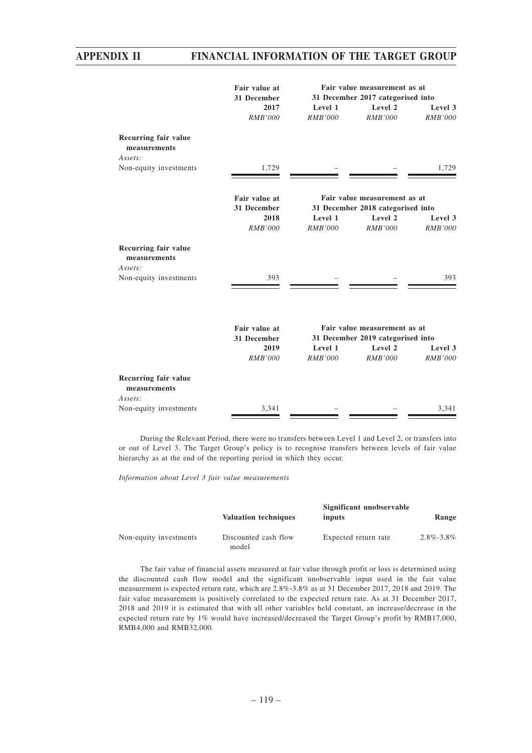| | Fair value at 31 December 2017 | Fair value measurement as at 31 December 2017 categorised into | | |
|---|---|---|---|---|
| | | Level 1 | Level 2 | Level 3 |
| | *RMB'000* | *RMB'000* | *RMB'000* | *RMB'000* |
| **Recurring fair value measurements** | | | | |
| *Assets:* | | | | |
| Non-equity investments | 1,729 | – | – | 1,729 |

| | Fair value at 31 December 2018 | Fair value measurement as at 31 December 2018 categorised into | | |
|---|---|---|---|---|
| | | Level 1 | Level 2 | Level 3 |
| | *RMB'000* | *RMB'000* | *RMB'000* | *RMB'000* |
| **Recurring fair value measurements** | | | | |
| *Assets:* | | | | |
| Non-equity investments | 393 | – | – | 393 |

| | Fair value at 31 December 2019 | Fair value measurement as at 31 December 2019 categorised into | | |
|---|---|---|---|---|
| | | Level 1 | Level 2 | Level 3 |
| | *RMB'000* | *RMB'000* | *RMB'000* | *RMB'000* |
| **Recurring fair value measurements** | | | | |
| *Assets:* | | | | |
| Non-equity investments | 3,341 | – | – | 3,341 |

During the Relevant Period, there were no transfers between Level 1 and Level 2, or transfers into or out of Level 3. The Target Group's policy is to recognise transfers between levels of fair value hierarchy as at the end of the reporting period in which they occur.

*Information about Level 3 fair value measurements*

| | Valuation techniques | Significant unobservable inputs | Range |
|---|---|---|---|
| Non-equity investments | Discounted cash flow model | Expected return rate | 2.8%-3.8% |

The fair value of financial assets measured at fair value through profit or loss is determined using the discounted cash flow model and the significant unobservable input used in the fair value measurement is expected return rate, which are 2.8%-3.8% as at 31 December 2017, 2018 and 2019. The fair value measurement is positively correlated to the expected return rate. As at 31 December 2017, 2018 and 2019 it is estimated that with all other variables held constant, an increase/decrease in the expected return rate by 1% would have increased/decreased the Target Group's profit by RMB17,000, RMB4,000 and RMB32,000.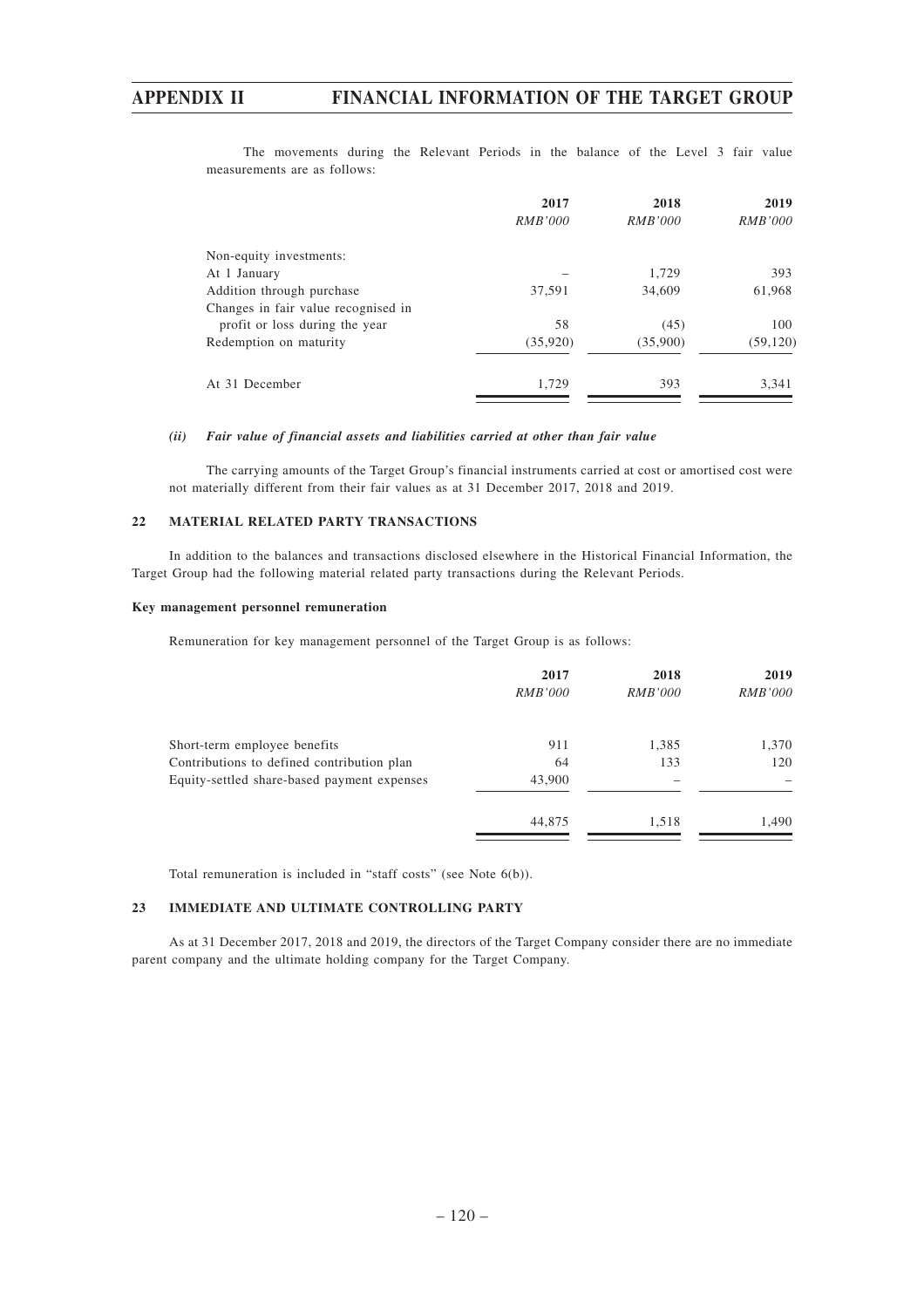The movements during the Relevant Periods in the balance of the Level 3 fair value measurements are as follows:

| | 2017 | 2018 | 2019 |
|---|---|---|---|
| | *RMB'000* | *RMB'000* | *RMB'000* |
| Non-equity investments: | | | |
| At 1 January | – | 1,729 | 393 |
| Addition through purchase | 37,591 | 34,609 | 61,968 |
| Changes in fair value recognised in profit or loss during the year | 58 | (45) | 100 |
| Redemption on maturity | (35,920) | (35,900) | (59,120) |
| At 31 December | 1,729 | 393 | 3,341 |

***(ii) Fair value of financial assets and liabilities carried at other than fair value***

The carrying amounts of the Target Group's financial instruments carried at cost or amortised cost were not materially different from their fair values as at 31 December 2017, 2018 and 2019.

### 22 MATERIAL RELATED PARTY TRANSACTIONS

In addition to the balances and transactions disclosed elsewhere in the Historical Financial Information, the Target Group had the following material related party transactions during the Relevant Periods.

**Key management personnel remuneration**

Remuneration for key management personnel of the Target Group is as follows:

| | 2017 | 2018 | 2019 |
|---|---|---|---|
| | *RMB'000* | *RMB'000* | *RMB'000* |
| Short-term employee benefits | 911 | 1,385 | 1,370 |
| Contributions to defined contribution plan | 64 | 133 | 120 |
| Equity-settled share-based payment expenses | 43,900 | – | – |
| | 44,875 | 1,518 | 1,490 |

Total remuneration is included in "staff costs" (see Note 6(b)).

### 23 IMMEDIATE AND ULTIMATE CONTROLLING PARTY

As at 31 December 2017, 2018 and 2019, the directors of the Target Company consider there are no immediate parent company and the ultimate holding company for the Target Company.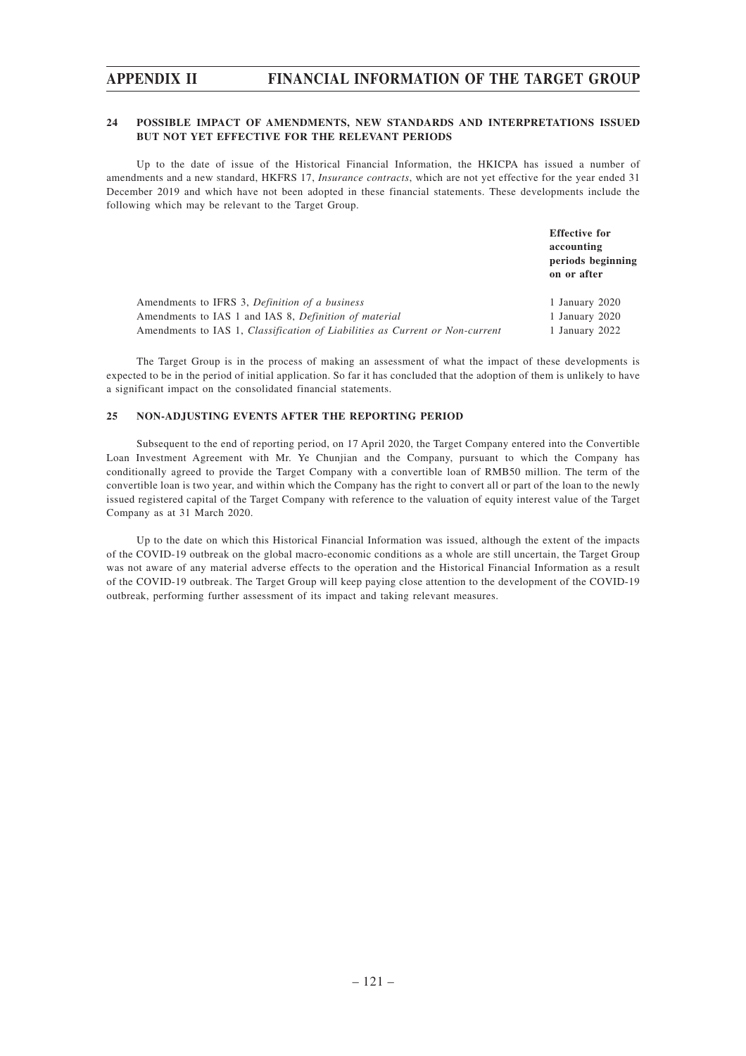## 24 POSSIBLE IMPACT OF AMENDMENTS, NEW STANDARDS AND INTERPRETATIONS ISSUED BUT NOT YET EFFECTIVE FOR THE RELEVANT PERIODS

Up to the date of issue of the Historical Financial Information, the HKICPA has issued a number of amendments and a new standard, HKFRS 17, *Insurance contracts*, which are not yet effective for the year ended 31 December 2019 and which have not been adopted in these financial statements. These developments include the following which may be relevant to the Target Group.

| | **Effective for accounting periods beginning on or after** |
|---|---|
| Amendments to IFRS 3, *Definition of a business* | 1 January 2020 |
| Amendments to IAS 1 and IAS 8, *Definition of material* | 1 January 2020 |
| Amendments to IAS 1, *Classification of Liabilities as Current or Non-current* | 1 January 2022 |

The Target Group is in the process of making an assessment of what the impact of these developments is expected to be in the period of initial application. So far it has concluded that the adoption of them is unlikely to have a significant impact on the consolidated financial statements.

## 25 NON-ADJUSTING EVENTS AFTER THE REPORTING PERIOD

Subsequent to the end of reporting period, on 17 April 2020, the Target Company entered into the Convertible Loan Investment Agreement with Mr. Ye Chunjian and the Company, pursuant to which the Company has conditionally agreed to provide the Target Company with a convertible loan of RMB50 million. The term of the convertible loan is two year, and within which the Company has the right to convert all or part of the loan to the newly issued registered capital of the Target Company with reference to the valuation of equity interest value of the Target Company as at 31 March 2020.

Up to the date on which this Historical Financial Information was issued, although the extent of the impacts of the COVID-19 outbreak on the global macro-economic conditions as a whole are still uncertain, the Target Group was not aware of any material adverse effects to the operation and the Historical Financial Information as a result of the COVID-19 outbreak. The Target Group will keep paying close attention to the development of the COVID-19 outbreak, performing further assessment of its impact and taking relevant measures.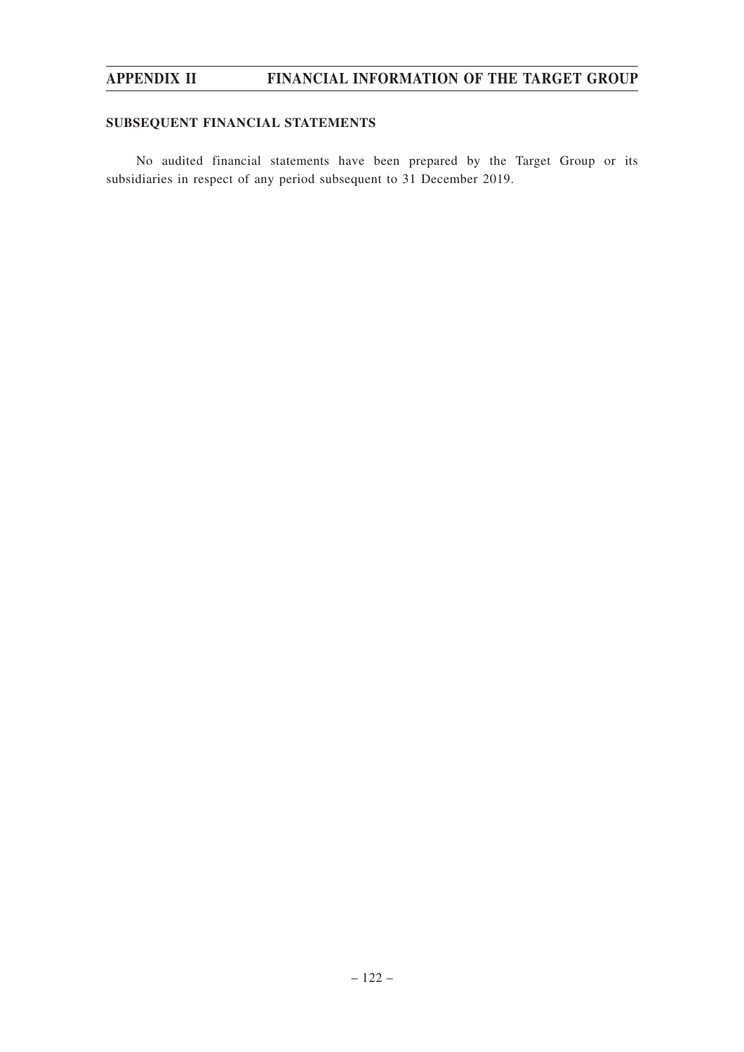## SUBSEQUENT FINANCIAL STATEMENTS

No audited financial statements have been prepared by the Target Group or its subsidiaries in respect of any period subsequent to 31 December 2019.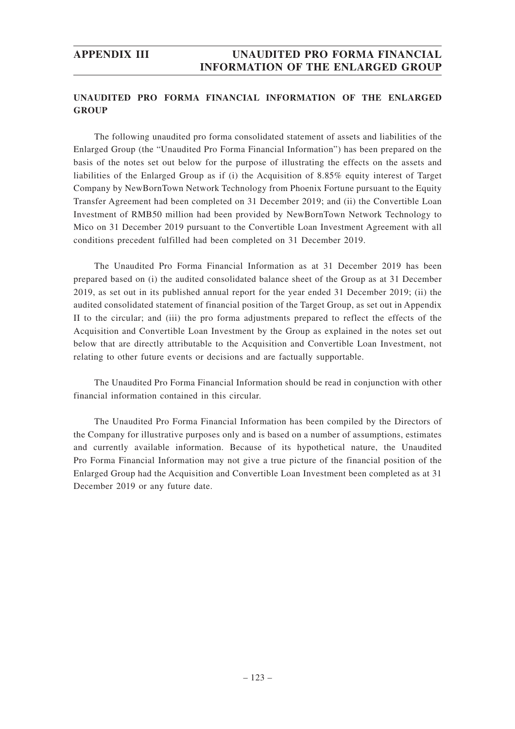## UNAUDITED PRO FORMA FINANCIAL INFORMATION OF THE ENLARGED GROUP

The following unaudited pro forma consolidated statement of assets and liabilities of the Enlarged Group (the "Unaudited Pro Forma Financial Information") has been prepared on the basis of the notes set out below for the purpose of illustrating the effects on the assets and liabilities of the Enlarged Group as if (i) the Acquisition of 8.85% equity interest of Target Company by NewBornTown Network Technology from Phoenix Fortune pursuant to the Equity Transfer Agreement had been completed on 31 December 2019; and (ii) the Convertible Loan Investment of RMB50 million had been provided by NewBornTown Network Technology to Mico on 31 December 2019 pursuant to the Convertible Loan Investment Agreement with all conditions precedent fulfilled had been completed on 31 December 2019.

The Unaudited Pro Forma Financial Information as at 31 December 2019 has been prepared based on (i) the audited consolidated balance sheet of the Group as at 31 December 2019, as set out in its published annual report for the year ended 31 December 2019; (ii) the audited consolidated statement of financial position of the Target Group, as set out in Appendix II to the circular; and (iii) the pro forma adjustments prepared to reflect the effects of the Acquisition and Convertible Loan Investment by the Group as explained in the notes set out below that are directly attributable to the Acquisition and Convertible Loan Investment, not relating to other future events or decisions and are factually supportable.

The Unaudited Pro Forma Financial Information should be read in conjunction with other financial information contained in this circular.

The Unaudited Pro Forma Financial Information has been compiled by the Directors of the Company for illustrative purposes only and is based on a number of assumptions, estimates and currently available information. Because of its hypothetical nature, the Unaudited Pro Forma Financial Information may not give a true picture of the financial position of the Enlarged Group had the Acquisition and Convertible Loan Investment been completed as at 31 December 2019 or any future date.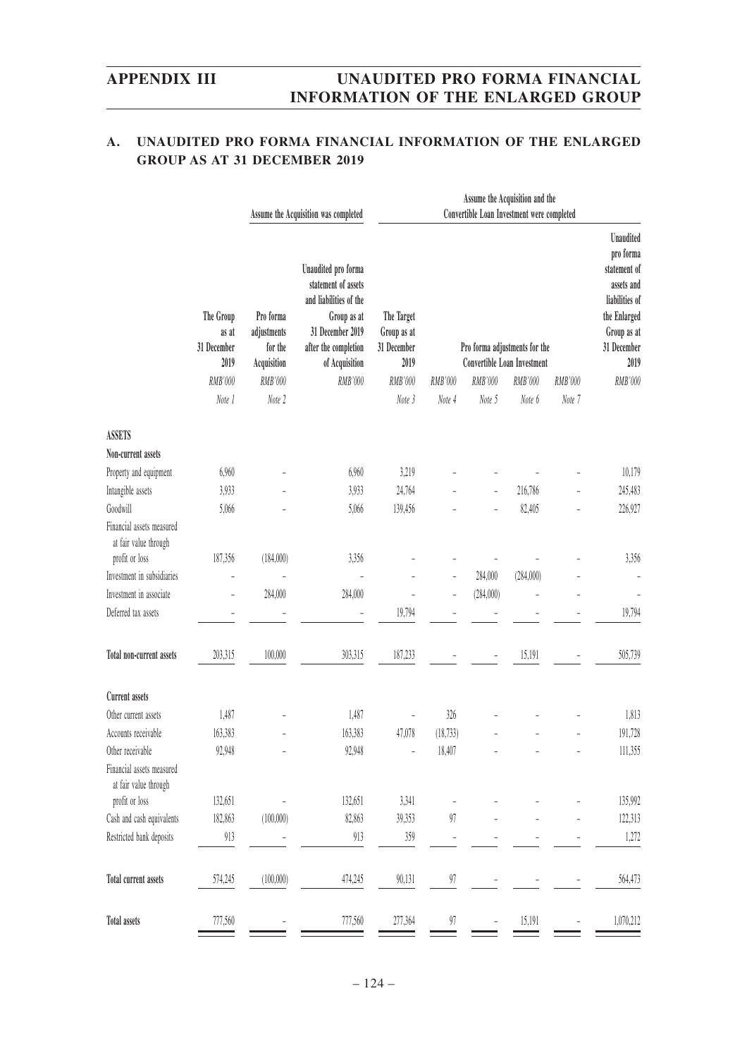## A. UNAUDITED PRO FORMA FINANCIAL INFORMATION OF THE ENLARGED GROUP AS AT 31 DECEMBER 2019

| | | Assume the Acquisition was completed | | Assume the Acquisition and the Convertible Loan Investment were completed | | | | | |
|---|---|---|---|---|---|---|---|---|---|
| | The Group as at 31 December 2019 | Pro forma adjustments for the Acquisition | Unaudited pro forma statement of assets and liabilities of the Group as at 31 December 2019 after the completion of Acquisition | The Target Group as at 31 December 2019 | Pro forma adjustments for the Convertible Loan Investment | | | | Unaudited pro forma statement of assets and liabilities of the Enlarged Group as at 31 December 2019 |
| | *RMB'000* | *RMB'000* | *RMB'000* | *RMB'000* | *RMB'000* | *RMB'000* | *RMB'000* | *RMB'000* | *RMB'000* |
| | *Note 1* | *Note 2* | | *Note 3* | *Note 4* | *Note 5* | *Note 6* | *Note 7* | |
| **ASSETS** | | | | | | | | | |
| **Non-current assets** | | | | | | | | | |
| Property and equipment | 6,960 | – | 6,960 | 3,219 | – | – | – | – | 10,179 |
| Intangible assets | 3,933 | – | 3,933 | 24,764 | – | – | 216,786 | – | 245,483 |
| Goodwill | 5,066 | – | 5,066 | 139,456 | – | – | 82,405 | – | 226,927 |
| Financial assets measured at fair value through profit or loss | 187,356 | (184,000) | 3,356 | – | – | – | – | – | 3,356 |
| Investment in subsidiaries | – | – | – | – | – | 284,000 | (284,000) | – | – |
| Investment in associate | – | 284,000 | 284,000 | – | – | (284,000) | – | – | – |
| Deferred tax assets | – | – | – | 19,794 | – | – | – | – | 19,794 |
| **Total non-current assets** | 203,315 | 100,000 | 303,315 | 187,233 | – | – | 15,191 | – | 505,739 |
| **Current assets** | | | | | | | | | |
| Other current assets | 1,487 | – | 1,487 | – | 326 | – | – | – | 1,813 |
| Accounts receivable | 163,383 | – | 163,383 | 47,078 | (18,733) | – | – | – | 191,728 |
| Other receivable | 92,948 | – | 92,948 | – | 18,407 | – | – | – | 111,355 |
| Financial assets measured at fair value through profit or loss | 132,651 | – | 132,651 | 3,341 | – | – | – | – | 135,992 |
| Cash and cash equivalents | 182,863 | (100,000) | 82,863 | 39,353 | 97 | – | – | – | 122,313 |
| Restricted bank deposits | 913 | – | 913 | 359 | – | – | – | – | 1,272 |
| **Total current assets** | 574,245 | (100,000) | 474,245 | 90,131 | 97 | – | – | – | 564,473 |
| **Total assets** | 777,560 | – | 777,560 | 277,364 | 97 | – | 15,191 | – | 1,070,212 |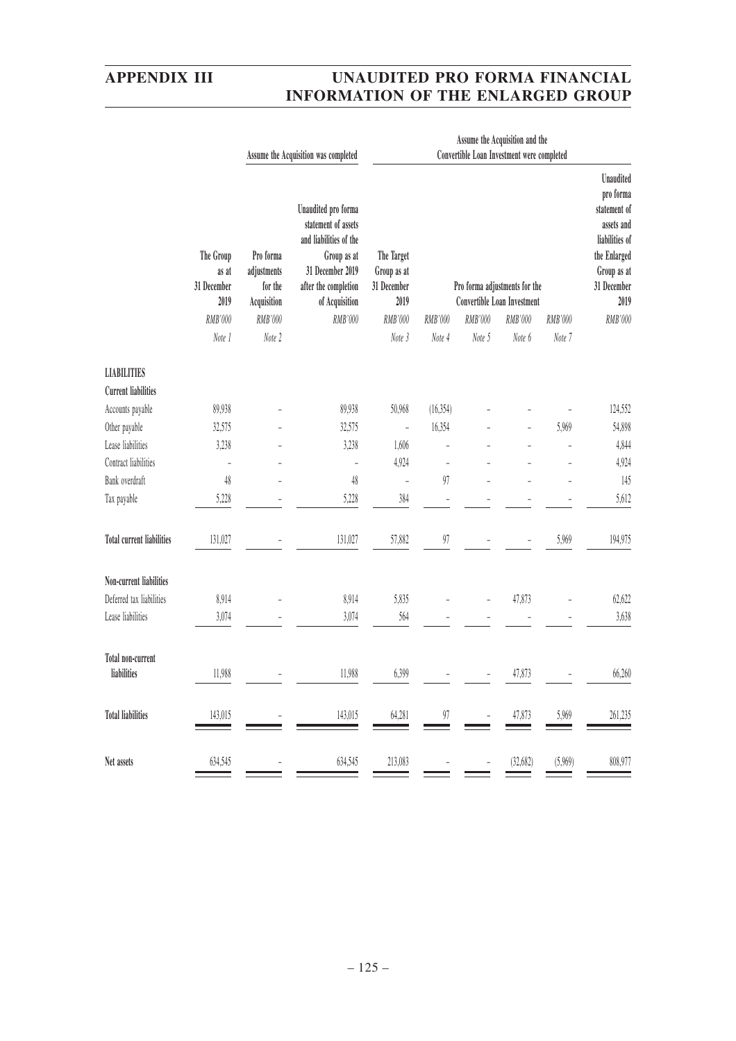| | The Group as at 31 December 2019 | Pro forma adjustments for the Acquisition | Unaudited pro forma statement of assets and liabilities of the Group as at 31 December 2019 after the completion of Acquisition | The Target Group as at 31 December 2019 | Pro forma adjustments for the Convertible Loan Investment | | | | Unaudited pro forma statement of assets and liabilities of the Enlarged Group as at 31 December 2019 |
|---|---|---|---|---|---|---|---|---|---|
| | | Assume the Acquisition was completed | | Assume the Acquisition and the Convertible Loan Investment were completed | | | | | |
| | RMB'000 | RMB'000 | RMB'000 | RMB'000 | RMB'000 | RMB'000 | RMB'000 | RMB'000 | RMB'000 |
| | Note 1 | Note 2 | | Note 3 | Note 4 | Note 5 | Note 6 | Note 7 | |
| **LIABILITIES** | | | | | | | | | |
| **Current liabilities** | | | | | | | | | |
| Accounts payable | 89,938 | – | 89,938 | 50,968 | (16,354) | – | – | – | 124,552 |
| Other payable | 32,575 | – | 32,575 | – | 16,354 | – | – | 5,969 | 54,898 |
| Lease liabilities | 3,238 | – | 3,238 | 1,606 | – | – | – | – | 4,844 |
| Contract liabilities | – | – | – | 4,924 | – | – | – | – | 4,924 |
| Bank overdraft | 48 | – | 48 | – | 97 | – | – | – | 145 |
| Tax payable | 5,228 | – | 5,228 | 384 | – | – | – | – | 5,612 |
| **Total current liabilities** | 131,027 | – | 131,027 | 57,882 | 97 | – | – | 5,969 | 194,975 |
| **Non-current liabilities** | | | | | | | | | |
| Deferred tax liabilities | 8,914 | – | 8,914 | 5,835 | – | – | 47,873 | – | 62,622 |
| Lease liabilities | 3,074 | – | 3,074 | 564 | – | – | – | – | 3,638 |
| **Total non-current liabilities** | 11,988 | – | 11,988 | 6,399 | – | – | 47,873 | – | 66,260 |
| **Total liabilities** | 143,015 | – | 143,015 | 64,281 | 97 | – | 47,873 | 5,969 | 261,235 |
| **Net assets** | 634,545 | – | 634,545 | 213,083 | – | – | (32,682) | (5,969) | 808,977 |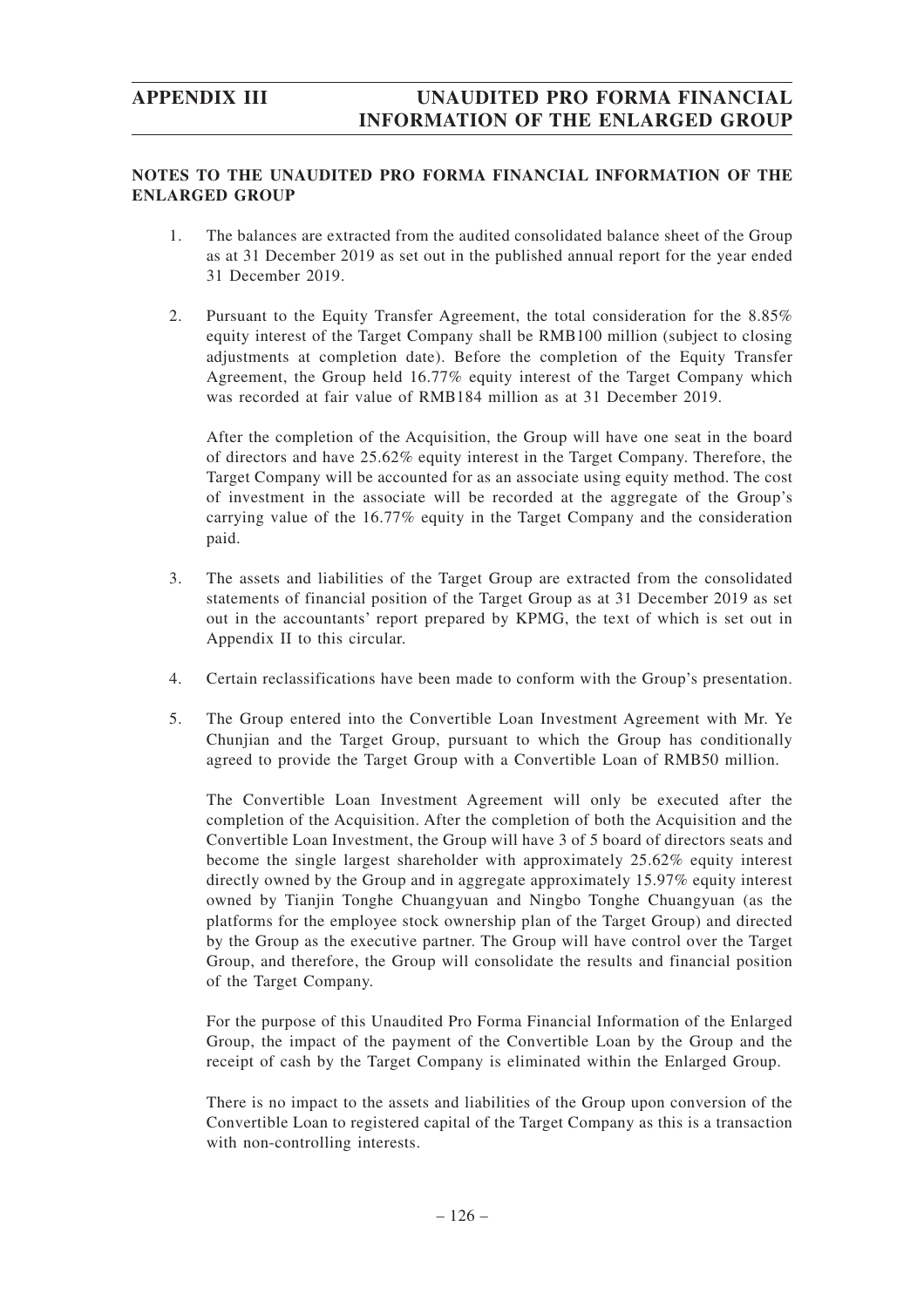## NOTES TO THE UNAUDITED PRO FORMA FINANCIAL INFORMATION OF THE ENLARGED GROUP

1. The balances are extracted from the audited consolidated balance sheet of the Group as at 31 December 2019 as set out in the published annual report for the year ended 31 December 2019.

2. Pursuant to the Equity Transfer Agreement, the total consideration for the 8.85% equity interest of the Target Company shall be RMB100 million (subject to closing adjustments at completion date). Before the completion of the Equity Transfer Agreement, the Group held 16.77% equity interest of the Target Company which was recorded at fair value of RMB184 million as at 31 December 2019.

   After the completion of the Acquisition, the Group will have one seat in the board of directors and have 25.62% equity interest in the Target Company. Therefore, the Target Company will be accounted for as an associate using equity method. The cost of investment in the associate will be recorded at the aggregate of the Group's carrying value of the 16.77% equity in the Target Company and the consideration paid.

3. The assets and liabilities of the Target Group are extracted from the consolidated statements of financial position of the Target Group as at 31 December 2019 as set out in the accountants' report prepared by KPMG, the text of which is set out in Appendix II to this circular.

4. Certain reclassifications have been made to conform with the Group's presentation.

5. The Group entered into the Convertible Loan Investment Agreement with Mr. Ye Chunjian and the Target Group, pursuant to which the Group has conditionally agreed to provide the Target Group with a Convertible Loan of RMB50 million.

   The Convertible Loan Investment Agreement will only be executed after the completion of the Acquisition. After the completion of both the Acquisition and the Convertible Loan Investment, the Group will have 3 of 5 board of directors seats and become the single largest shareholder with approximately 25.62% equity interest directly owned by the Group and in aggregate approximately 15.97% equity interest owned by Tianjin Tonghe Chuangyuan and Ningbo Tonghe Chuangyuan (as the platforms for the employee stock ownership plan of the Target Group) and directed by the Group as the executive partner. The Group will have control over the Target Group, and therefore, the Group will consolidate the results and financial position of the Target Company.

   For the purpose of this Unaudited Pro Forma Financial Information of the Enlarged Group, the impact of the payment of the Convertible Loan by the Group and the receipt of cash by the Target Company is eliminated within the Enlarged Group.

   There is no impact to the assets and liabilities of the Group upon conversion of the Convertible Loan to registered capital of the Target Company as this is a transaction with non-controlling interests.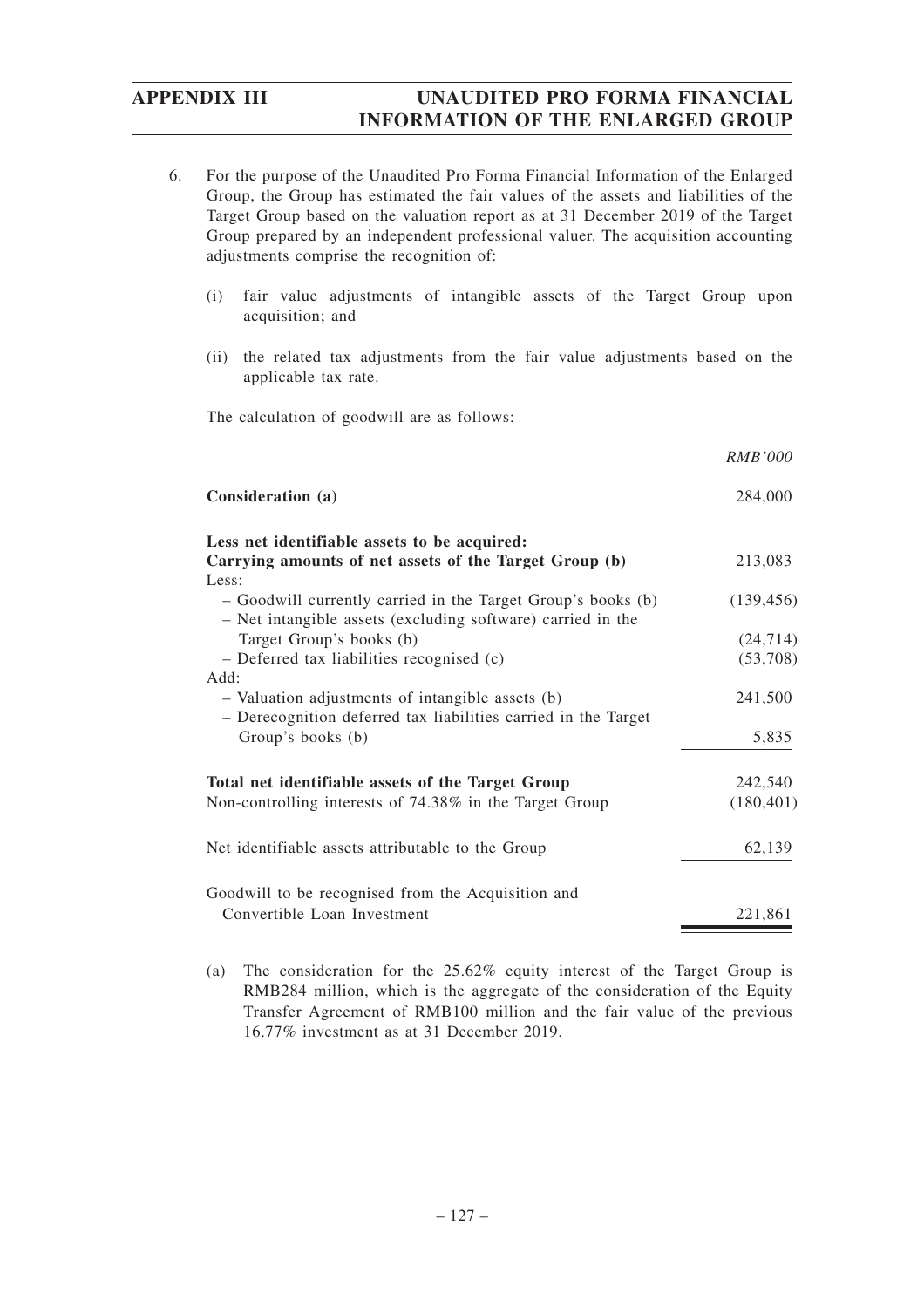6. For the purpose of the Unaudited Pro Forma Financial Information of the Enlarged Group, the Group has estimated the fair values of the assets and liabilities of the Target Group based on the valuation report as at 31 December 2019 of the Target Group prepared by an independent professional valuer. The acquisition accounting adjustments comprise the recognition of:

   (i) fair value adjustments of intangible assets of the Target Group upon acquisition; and

   (ii) the related tax adjustments from the fair value adjustments based on the applicable tax rate.

   The calculation of goodwill are as follows:

| | *RMB'000* |
|---|---|
| **Consideration (a)** | 284,000 |
| **Less net identifiable assets to be acquired:** | |
| **Carrying amounts of net assets of the Target Group (b)** | 213,083 |
| Less: | |
| – Goodwill currently carried in the Target Group's books (b) | (139,456) |
| – Net intangible assets (excluding software) carried in the Target Group's books (b) | (24,714) |
| – Deferred tax liabilities recognised (c) | (53,708) |
| Add: | |
| – Valuation adjustments of intangible assets (b) | 241,500 |
| – Derecognition deferred tax liabilities carried in the Target Group's books (b) | 5,835 |
| **Total net identifiable assets of the Target Group** | 242,540 |
| Non-controlling interests of 74.38% in the Target Group | (180,401) |
| Net identifiable assets attributable to the Group | 62,139 |
| Goodwill to be recognised from the Acquisition and Convertible Loan Investment | 221,861 |

   (a) The consideration for the 25.62% equity interest of the Target Group is RMB284 million, which is the aggregate of the consideration of the Equity Transfer Agreement of RMB100 million and the fair value of the previous 16.77% investment as at 31 December 2019.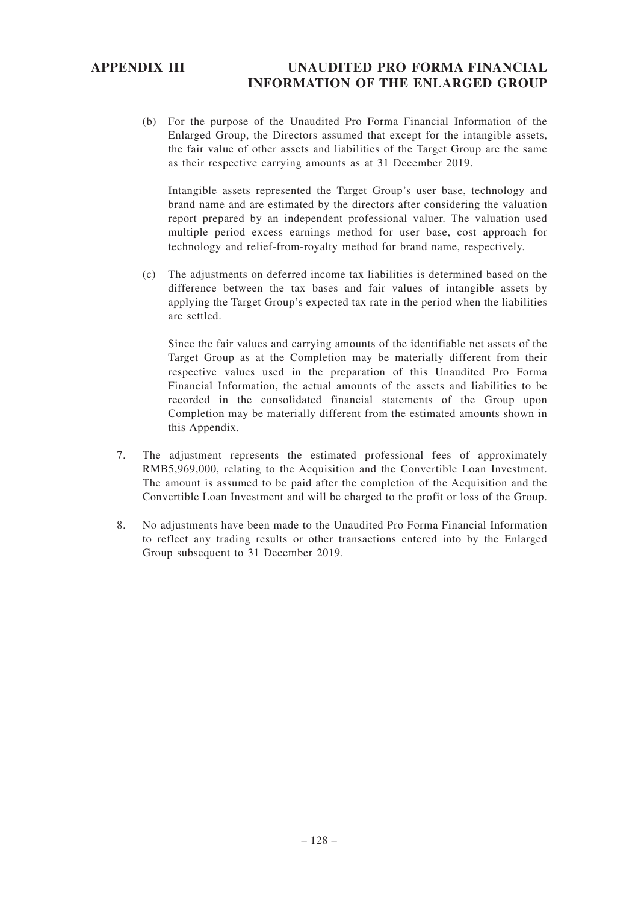(b) For the purpose of the Unaudited Pro Forma Financial Information of the Enlarged Group, the Directors assumed that except for the intangible assets, the fair value of other assets and liabilities of the Target Group are the same as their respective carrying amounts as at 31 December 2019.

Intangible assets represented the Target Group's user base, technology and brand name and are estimated by the directors after considering the valuation report prepared by an independent professional valuer. The valuation used multiple period excess earnings method for user base, cost approach for technology and relief-from-royalty method for brand name, respectively.

(c) The adjustments on deferred income tax liabilities is determined based on the difference between the tax bases and fair values of intangible assets by applying the Target Group's expected tax rate in the period when the liabilities are settled.

Since the fair values and carrying amounts of the identifiable net assets of the Target Group as at the Completion may be materially different from their respective values used in the preparation of this Unaudited Pro Forma Financial Information, the actual amounts of the assets and liabilities to be recorded in the consolidated financial statements of the Group upon Completion may be materially different from the estimated amounts shown in this Appendix.

7. The adjustment represents the estimated professional fees of approximately RMB5,969,000, relating to the Acquisition and the Convertible Loan Investment. The amount is assumed to be paid after the completion of the Acquisition and the Convertible Loan Investment and will be charged to the profit or loss of the Group.

8. No adjustments have been made to the Unaudited Pro Forma Financial Information to reflect any trading results or other transactions entered into by the Enlarged Group subsequent to 31 December 2019.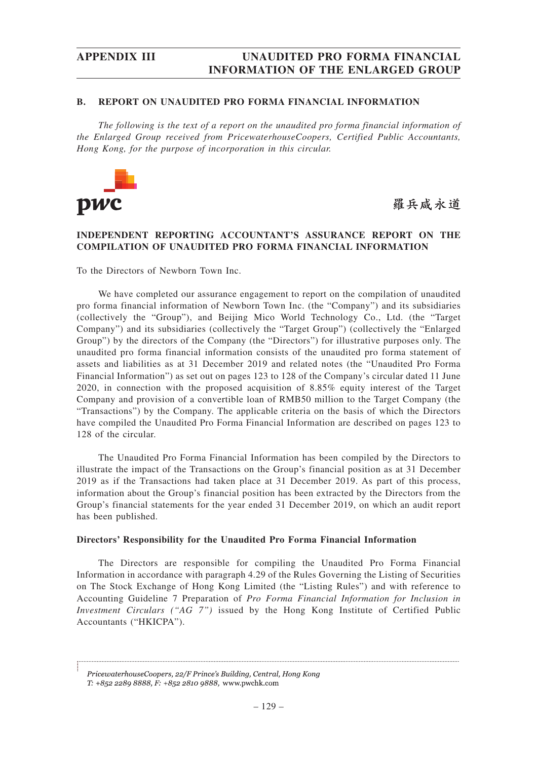## B. REPORT ON UNAUDITED PRO FORMA FINANCIAL INFORMATION

*The following is the text of a report on the unaudited pro forma financial information of the Enlarged Group received from PricewaterhouseCoopers, Certified Public Accountants, Hong Kong, for the purpose of incorporation in this circular.*

pwc

羅兵咸永道

### INDEPENDENT REPORTING ACCOUNTANT'S ASSURANCE REPORT ON THE COMPILATION OF UNAUDITED PRO FORMA FINANCIAL INFORMATION

To the Directors of Newborn Town Inc.

We have completed our assurance engagement to report on the compilation of unaudited pro forma financial information of Newborn Town Inc. (the "Company") and its subsidiaries (collectively the "Group"), and Beijing Mico World Technology Co., Ltd. (the "Target Company") and its subsidiaries (collectively the "Target Group") (collectively the "Enlarged Group") by the directors of the Company (the "Directors") for illustrative purposes only. The unaudited pro forma financial information consists of the unaudited pro forma statement of assets and liabilities as at 31 December 2019 and related notes (the "Unaudited Pro Forma Financial Information") as set out on pages 123 to 128 of the Company's circular dated 11 June 2020, in connection with the proposed acquisition of 8.85% equity interest of the Target Company and provision of a convertible loan of RMB50 million to the Target Company (the "Transactions") by the Company. The applicable criteria on the basis of which the Directors have compiled the Unaudited Pro Forma Financial Information are described on pages 123 to 128 of the circular.

The Unaudited Pro Forma Financial Information has been compiled by the Directors to illustrate the impact of the Transactions on the Group's financial position as at 31 December 2019 as if the Transactions had taken place at 31 December 2019. As part of this process, information about the Group's financial position has been extracted by the Directors from the Group's financial statements for the year ended 31 December 2019, on which an audit report has been published.

**Directors' Responsibility for the Unaudited Pro Forma Financial Information**

The Directors are responsible for compiling the Unaudited Pro Forma Financial Information in accordance with paragraph 4.29 of the Rules Governing the Listing of Securities on The Stock Exchange of Hong Kong Limited (the "Listing Rules") and with reference to Accounting Guideline 7 Preparation of *Pro Forma Financial Information for Inclusion in Investment Circulars ("AG 7")* issued by the Hong Kong Institute of Certified Public Accountants ("HKICPA").

*PricewaterhouseCoopers, 22/F Prince's Building, Central, Hong Kong*
*T: +852 2289 8888, F: +852 2810 9888,* www.pwchk.com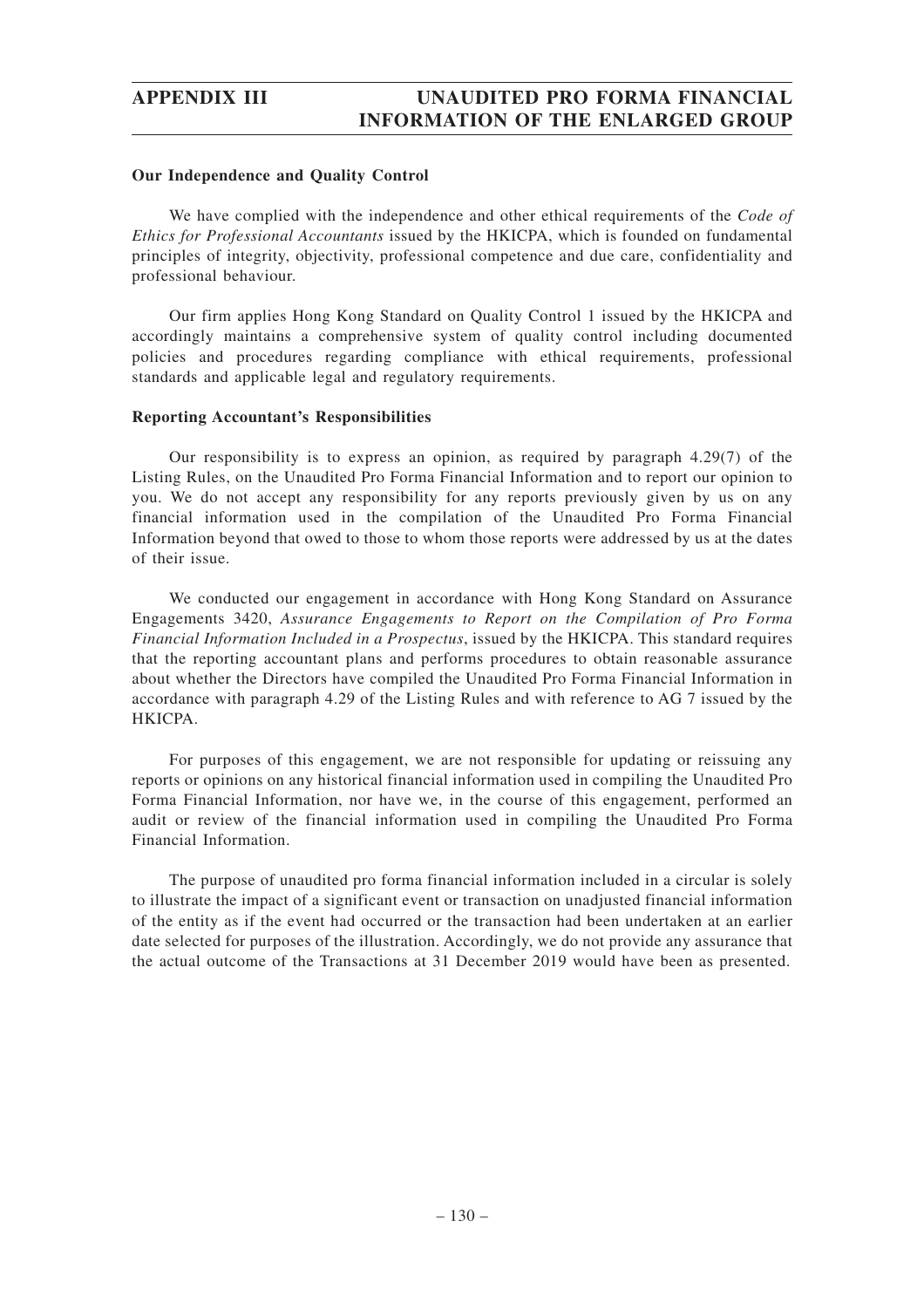**Our Independence and Quality Control**

We have complied with the independence and other ethical requirements of the *Code of Ethics for Professional Accountants* issued by the HKICPA, which is founded on fundamental principles of integrity, objectivity, professional competence and due care, confidentiality and professional behaviour.

Our firm applies Hong Kong Standard on Quality Control 1 issued by the HKICPA and accordingly maintains a comprehensive system of quality control including documented policies and procedures regarding compliance with ethical requirements, professional standards and applicable legal and regulatory requirements.

**Reporting Accountant's Responsibilities**

Our responsibility is to express an opinion, as required by paragraph 4.29(7) of the Listing Rules, on the Unaudited Pro Forma Financial Information and to report our opinion to you. We do not accept any responsibility for any reports previously given by us on any financial information used in the compilation of the Unaudited Pro Forma Financial Information beyond that owed to those to whom those reports were addressed by us at the dates of their issue.

We conducted our engagement in accordance with Hong Kong Standard on Assurance Engagements 3420, *Assurance Engagements to Report on the Compilation of Pro Forma Financial Information Included in a Prospectus*, issued by the HKICPA. This standard requires that the reporting accountant plans and performs procedures to obtain reasonable assurance about whether the Directors have compiled the Unaudited Pro Forma Financial Information in accordance with paragraph 4.29 of the Listing Rules and with reference to AG 7 issued by the HKICPA.

For purposes of this engagement, we are not responsible for updating or reissuing any reports or opinions on any historical financial information used in compiling the Unaudited Pro Forma Financial Information, nor have we, in the course of this engagement, performed an audit or review of the financial information used in compiling the Unaudited Pro Forma Financial Information.

The purpose of unaudited pro forma financial information included in a circular is solely to illustrate the impact of a significant event or transaction on unadjusted financial information of the entity as if the event had occurred or the transaction had been undertaken at an earlier date selected for purposes of the illustration. Accordingly, we do not provide any assurance that the actual outcome of the Transactions at 31 December 2019 would have been as presented.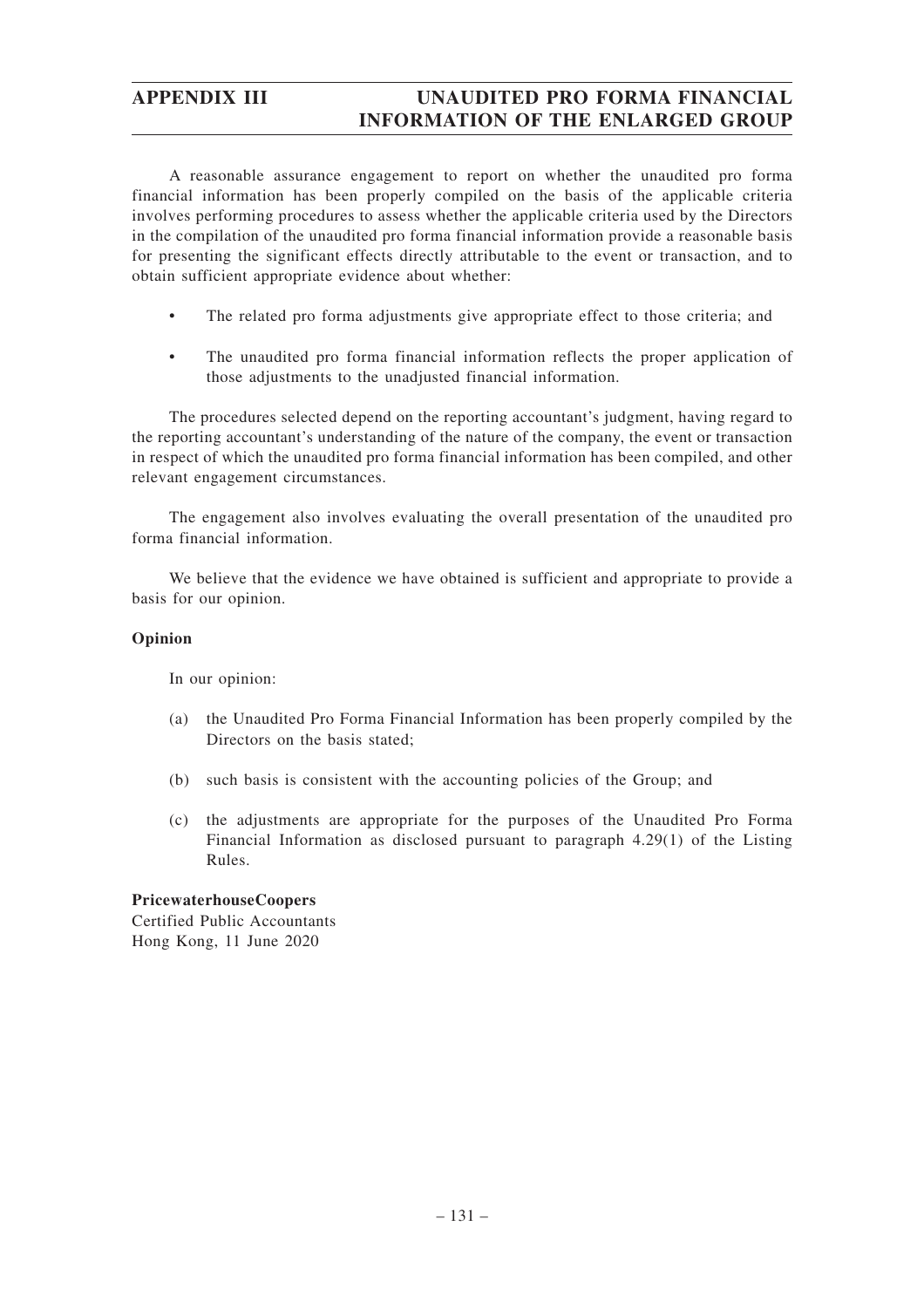A reasonable assurance engagement to report on whether the unaudited pro forma financial information has been properly compiled on the basis of the applicable criteria involves performing procedures to assess whether the applicable criteria used by the Directors in the compilation of the unaudited pro forma financial information provide a reasonable basis for presenting the significant effects directly attributable to the event or transaction, and to obtain sufficient appropriate evidence about whether:

- The related pro forma adjustments give appropriate effect to those criteria; and
- The unaudited pro forma financial information reflects the proper application of those adjustments to the unadjusted financial information.

The procedures selected depend on the reporting accountant's judgment, having regard to the reporting accountant's understanding of the nature of the company, the event or transaction in respect of which the unaudited pro forma financial information has been compiled, and other relevant engagement circumstances.

The engagement also involves evaluating the overall presentation of the unaudited pro forma financial information.

We believe that the evidence we have obtained is sufficient and appropriate to provide a basis for our opinion.

**Opinion**

In our opinion:

(a) the Unaudited Pro Forma Financial Information has been properly compiled by the Directors on the basis stated;

(b) such basis is consistent with the accounting policies of the Group; and

(c) the adjustments are appropriate for the purposes of the Unaudited Pro Forma Financial Information as disclosed pursuant to paragraph 4.29(1) of the Listing Rules.

**PricewaterhouseCoopers**
Certified Public Accountants
Hong Kong, 11 June 2020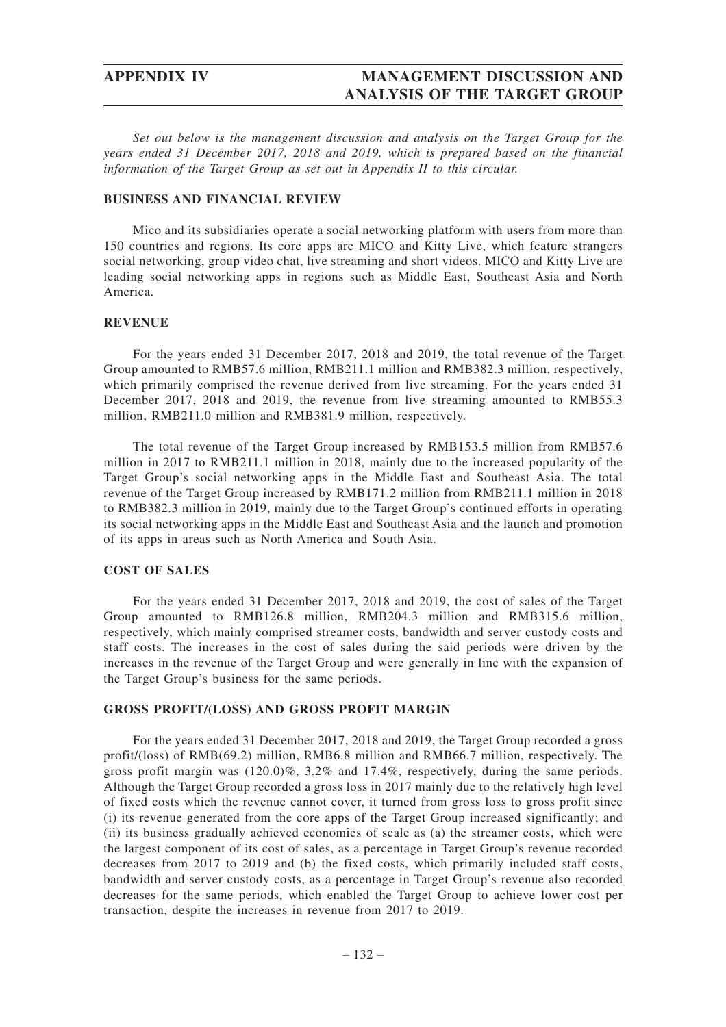*Set out below is the management discussion and analysis on the Target Group for the years ended 31 December 2017, 2018 and 2019, which is prepared based on the financial information of the Target Group as set out in Appendix II to this circular.*

## BUSINESS AND FINANCIAL REVIEW

Mico and its subsidiaries operate a social networking platform with users from more than 150 countries and regions. Its core apps are MICO and Kitty Live, which feature strangers social networking, group video chat, live streaming and short videos. MICO and Kitty Live are leading social networking apps in regions such as Middle East, Southeast Asia and North America.

## REVENUE

For the years ended 31 December 2017, 2018 and 2019, the total revenue of the Target Group amounted to RMB57.6 million, RMB211.1 million and RMB382.3 million, respectively, which primarily comprised the revenue derived from live streaming. For the years ended 31 December 2017, 2018 and 2019, the revenue from live streaming amounted to RMB55.3 million, RMB211.0 million and RMB381.9 million, respectively.

The total revenue of the Target Group increased by RMB153.5 million from RMB57.6 million in 2017 to RMB211.1 million in 2018, mainly due to the increased popularity of the Target Group's social networking apps in the Middle East and Southeast Asia. The total revenue of the Target Group increased by RMB171.2 million from RMB211.1 million in 2018 to RMB382.3 million in 2019, mainly due to the Target Group's continued efforts in operating its social networking apps in the Middle East and Southeast Asia and the launch and promotion of its apps in areas such as North America and South Asia.

## COST OF SALES

For the years ended 31 December 2017, 2018 and 2019, the cost of sales of the Target Group amounted to RMB126.8 million, RMB204.3 million and RMB315.6 million, respectively, which mainly comprised streamer costs, bandwidth and server custody costs and staff costs. The increases in the cost of sales during the said periods were driven by the increases in the revenue of the Target Group and were generally in line with the expansion of the Target Group's business for the same periods.

## GROSS PROFIT/(LOSS) AND GROSS PROFIT MARGIN

For the years ended 31 December 2017, 2018 and 2019, the Target Group recorded a gross profit/(loss) of RMB(69.2) million, RMB6.8 million and RMB66.7 million, respectively. The gross profit margin was (120.0)%, 3.2% and 17.4%, respectively, during the same periods. Although the Target Group recorded a gross loss in 2017 mainly due to the relatively high level of fixed costs which the revenue cannot cover, it turned from gross loss to gross profit since (i) its revenue generated from the core apps of the Target Group increased significantly; and (ii) its business gradually achieved economies of scale as (a) the streamer costs, which were the largest component of its cost of sales, as a percentage in Target Group's revenue recorded decreases from 2017 to 2019 and (b) the fixed costs, which primarily included staff costs, bandwidth and server custody costs, as a percentage in Target Group's revenue also recorded decreases for the same periods, which enabled the Target Group to achieve lower cost per transaction, despite the increases in revenue from 2017 to 2019.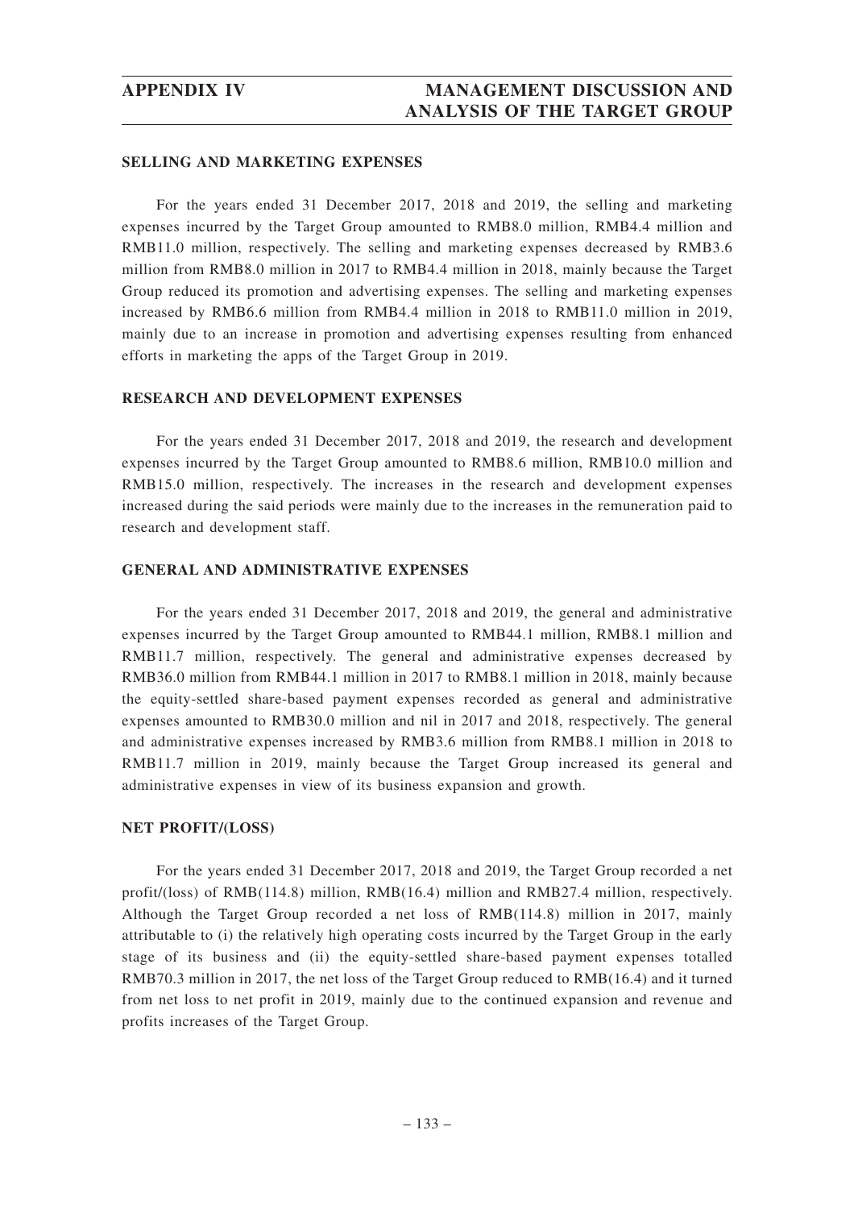## SELLING AND MARKETING EXPENSES

For the years ended 31 December 2017, 2018 and 2019, the selling and marketing expenses incurred by the Target Group amounted to RMB8.0 million, RMB4.4 million and RMB11.0 million, respectively. The selling and marketing expenses decreased by RMB3.6 million from RMB8.0 million in 2017 to RMB4.4 million in 2018, mainly because the Target Group reduced its promotion and advertising expenses. The selling and marketing expenses increased by RMB6.6 million from RMB4.4 million in 2018 to RMB11.0 million in 2019, mainly due to an increase in promotion and advertising expenses resulting from enhanced efforts in marketing the apps of the Target Group in 2019.

## RESEARCH AND DEVELOPMENT EXPENSES

For the years ended 31 December 2017, 2018 and 2019, the research and development expenses incurred by the Target Group amounted to RMB8.6 million, RMB10.0 million and RMB15.0 million, respectively. The increases in the research and development expenses increased during the said periods were mainly due to the increases in the remuneration paid to research and development staff.

## GENERAL AND ADMINISTRATIVE EXPENSES

For the years ended 31 December 2017, 2018 and 2019, the general and administrative expenses incurred by the Target Group amounted to RMB44.1 million, RMB8.1 million and RMB11.7 million, respectively. The general and administrative expenses decreased by RMB36.0 million from RMB44.1 million in 2017 to RMB8.1 million in 2018, mainly because the equity-settled share-based payment expenses recorded as general and administrative expenses amounted to RMB30.0 million and nil in 2017 and 2018, respectively. The general and administrative expenses increased by RMB3.6 million from RMB8.1 million in 2018 to RMB11.7 million in 2019, mainly because the Target Group increased its general and administrative expenses in view of its business expansion and growth.

## NET PROFIT/(LOSS)

For the years ended 31 December 2017, 2018 and 2019, the Target Group recorded a net profit/(loss) of RMB(114.8) million, RMB(16.4) million and RMB27.4 million, respectively. Although the Target Group recorded a net loss of RMB(114.8) million in 2017, mainly attributable to (i) the relatively high operating costs incurred by the Target Group in the early stage of its business and (ii) the equity-settled share-based payment expenses totalled RMB70.3 million in 2017, the net loss of the Target Group reduced to RMB(16.4) and it turned from net loss to net profit in 2019, mainly due to the continued expansion and revenue and profits increases of the Target Group.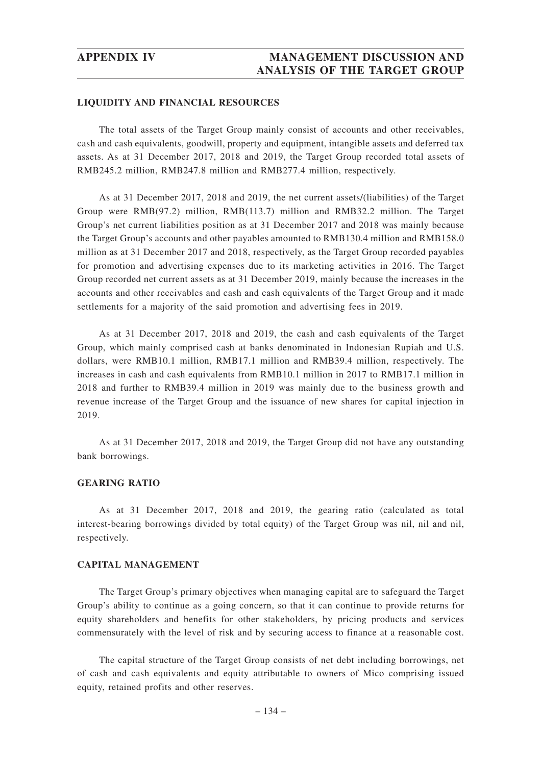## LIQUIDITY AND FINANCIAL RESOURCES

The total assets of the Target Group mainly consist of accounts and other receivables, cash and cash equivalents, goodwill, property and equipment, intangible assets and deferred tax assets. As at 31 December 2017, 2018 and 2019, the Target Group recorded total assets of RMB245.2 million, RMB247.8 million and RMB277.4 million, respectively.

As at 31 December 2017, 2018 and 2019, the net current assets/(liabilities) of the Target Group were RMB(97.2) million, RMB(113.7) million and RMB32.2 million. The Target Group's net current liabilities position as at 31 December 2017 and 2018 was mainly because the Target Group's accounts and other payables amounted to RMB130.4 million and RMB158.0 million as at 31 December 2017 and 2018, respectively, as the Target Group recorded payables for promotion and advertising expenses due to its marketing activities in 2016. The Target Group recorded net current assets as at 31 December 2019, mainly because the increases in the accounts and other receivables and cash and cash equivalents of the Target Group and it made settlements for a majority of the said promotion and advertising fees in 2019.

As at 31 December 2017, 2018 and 2019, the cash and cash equivalents of the Target Group, which mainly comprised cash at banks denominated in Indonesian Rupiah and U.S. dollars, were RMB10.1 million, RMB17.1 million and RMB39.4 million, respectively. The increases in cash and cash equivalents from RMB10.1 million in 2017 to RMB17.1 million in 2018 and further to RMB39.4 million in 2019 was mainly due to the business growth and revenue increase of the Target Group and the issuance of new shares for capital injection in 2019.

As at 31 December 2017, 2018 and 2019, the Target Group did not have any outstanding bank borrowings.

## GEARING RATIO

As at 31 December 2017, 2018 and 2019, the gearing ratio (calculated as total interest-bearing borrowings divided by total equity) of the Target Group was nil, nil and nil, respectively.

## CAPITAL MANAGEMENT

The Target Group's primary objectives when managing capital are to safeguard the Target Group's ability to continue as a going concern, so that it can continue to provide returns for equity shareholders and benefits for other stakeholders, by pricing products and services commensurately with the level of risk and by securing access to finance at a reasonable cost.

The capital structure of the Target Group consists of net debt including borrowings, net of cash and cash equivalents and equity attributable to owners of Mico comprising issued equity, retained profits and other reserves.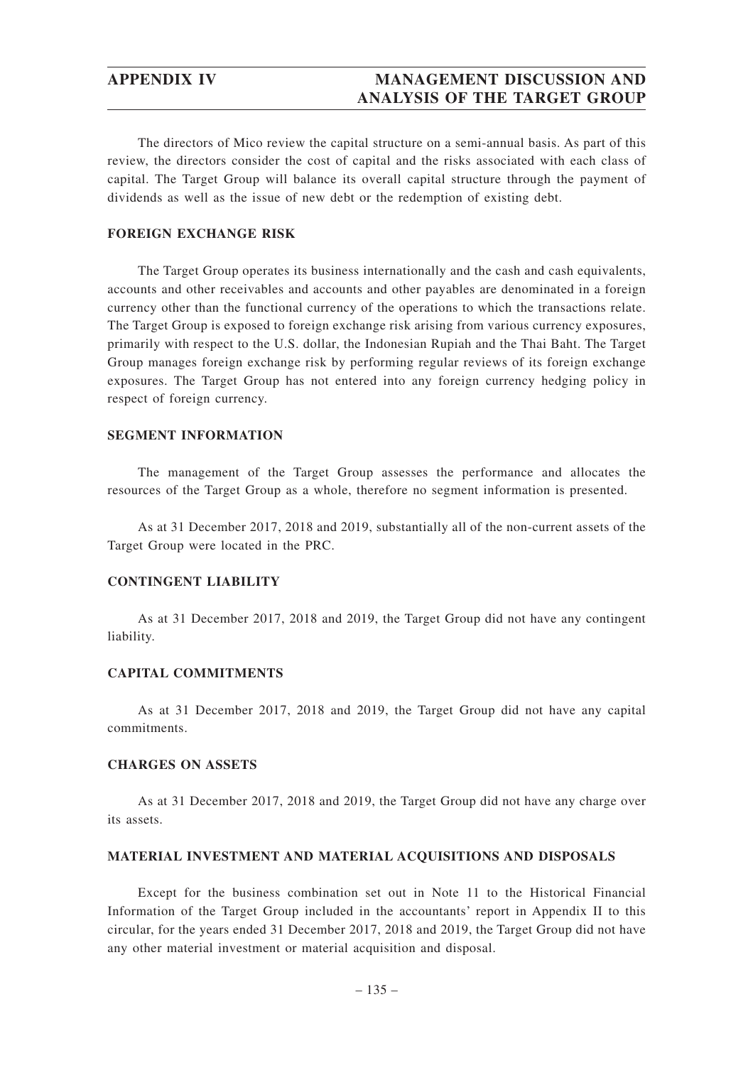The directors of Mico review the capital structure on a semi-annual basis. As part of this review, the directors consider the cost of capital and the risks associated with each class of capital. The Target Group will balance its overall capital structure through the payment of dividends as well as the issue of new debt or the redemption of existing debt.

## FOREIGN EXCHANGE RISK

The Target Group operates its business internationally and the cash and cash equivalents, accounts and other receivables and accounts and other payables are denominated in a foreign currency other than the functional currency of the operations to which the transactions relate. The Target Group is exposed to foreign exchange risk arising from various currency exposures, primarily with respect to the U.S. dollar, the Indonesian Rupiah and the Thai Baht. The Target Group manages foreign exchange risk by performing regular reviews of its foreign exchange exposures. The Target Group has not entered into any foreign currency hedging policy in respect of foreign currency.

## SEGMENT INFORMATION

The management of the Target Group assesses the performance and allocates the resources of the Target Group as a whole, therefore no segment information is presented.

As at 31 December 2017, 2018 and 2019, substantially all of the non-current assets of the Target Group were located in the PRC.

## CONTINGENT LIABILITY

As at 31 December 2017, 2018 and 2019, the Target Group did not have any contingent liability.

## CAPITAL COMMITMENTS

As at 31 December 2017, 2018 and 2019, the Target Group did not have any capital commitments.

## CHARGES ON ASSETS

As at 31 December 2017, 2018 and 2019, the Target Group did not have any charge over its assets.

## MATERIAL INVESTMENT AND MATERIAL ACQUISITIONS AND DISPOSALS

Except for the business combination set out in Note 11 to the Historical Financial Information of the Target Group included in the accountants' report in Appendix II to this circular, for the years ended 31 December 2017, 2018 and 2019, the Target Group did not have any other material investment or material acquisition and disposal.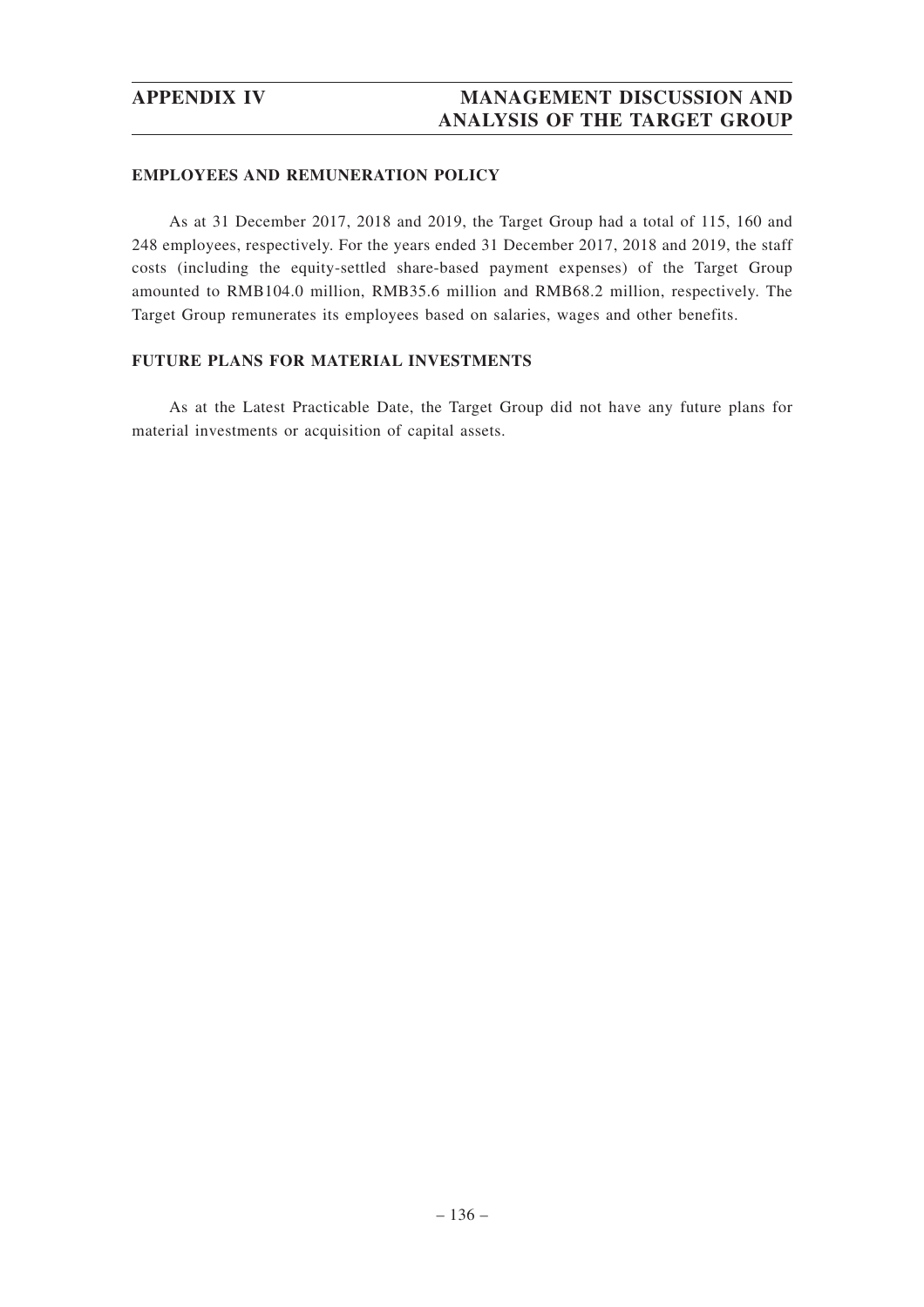## EMPLOYEES AND REMUNERATION POLICY

As at 31 December 2017, 2018 and 2019, the Target Group had a total of 115, 160 and 248 employees, respectively. For the years ended 31 December 2017, 2018 and 2019, the staff costs (including the equity-settled share-based payment expenses) of the Target Group amounted to RMB104.0 million, RMB35.6 million and RMB68.2 million, respectively. The Target Group remunerates its employees based on salaries, wages and other benefits.

## FUTURE PLANS FOR MATERIAL INVESTMENTS

As at the Latest Practicable Date, the Target Group did not have any future plans for material investments or acquisition of capital assets.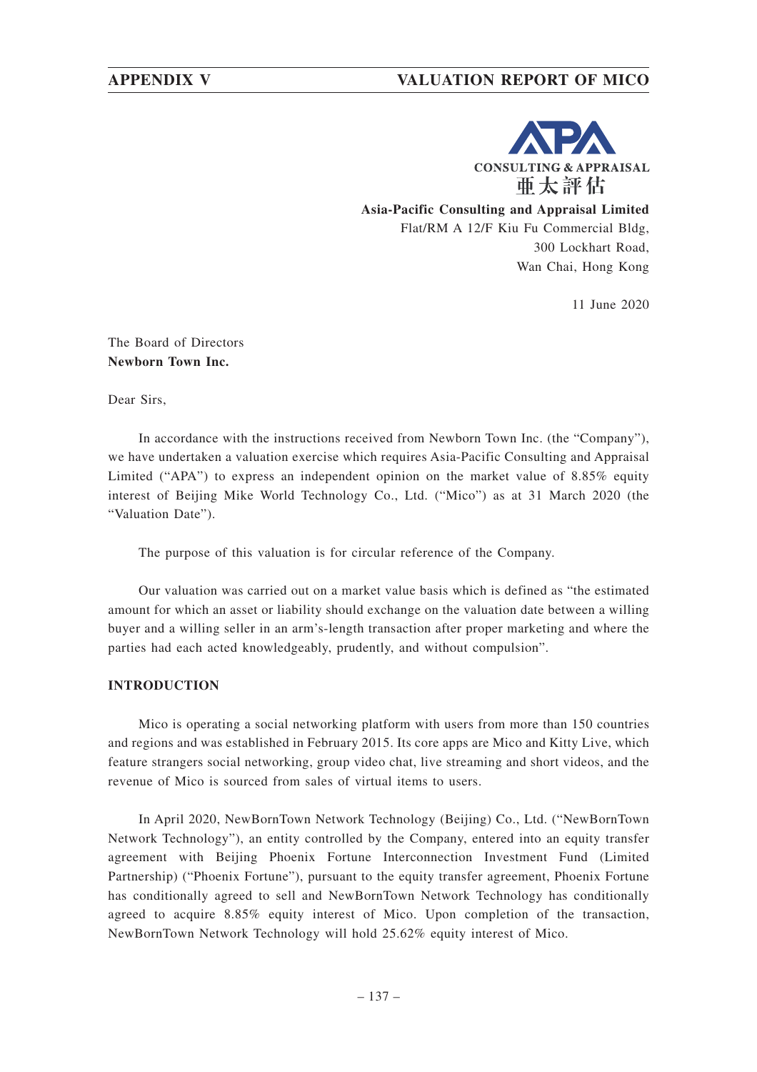**Asia-Pacific Consulting and Appraisal Limited**
Flat/RM A 12/F Kiu Fu Commercial Bldg,
300 Lockhart Road,
Wan Chai, Hong Kong

CONSULTING & APPRAISAL
亞太評估

11 June 2020

The Board of Directors
**Newborn Town Inc.**

Dear Sirs,

In accordance with the instructions received from Newborn Town Inc. (the "Company"), we have undertaken a valuation exercise which requires Asia-Pacific Consulting and Appraisal Limited ("APA") to express an independent opinion on the market value of 8.85% equity interest of Beijing Mike World Technology Co., Ltd. ("Mico") as at 31 March 2020 (the "Valuation Date").

The purpose of this valuation is for circular reference of the Company.

Our valuation was carried out on a market value basis which is defined as "the estimated amount for which an asset or liability should exchange on the valuation date between a willing buyer and a willing seller in an arm's-length transaction after proper marketing and where the parties had each acted knowledgeably, prudently, and without compulsion".

## INTRODUCTION

Mico is operating a social networking platform with users from more than 150 countries and regions and was established in February 2015. Its core apps are Mico and Kitty Live, which feature strangers social networking, group video chat, live streaming and short videos, and the revenue of Mico is sourced from sales of virtual items to users.

In April 2020, NewBornTown Network Technology (Beijing) Co., Ltd. ("NewBornTown Network Technology"), an entity controlled by the Company, entered into an equity transfer agreement with Beijing Phoenix Fortune Interconnection Investment Fund (Limited Partnership) ("Phoenix Fortune"), pursuant to the equity transfer agreement, Phoenix Fortune has conditionally agreed to sell and NewBornTown Network Technology has conditionally agreed to acquire 8.85% equity interest of Mico. Upon completion of the transaction, NewBornTown Network Technology will hold 25.62% equity interest of Mico.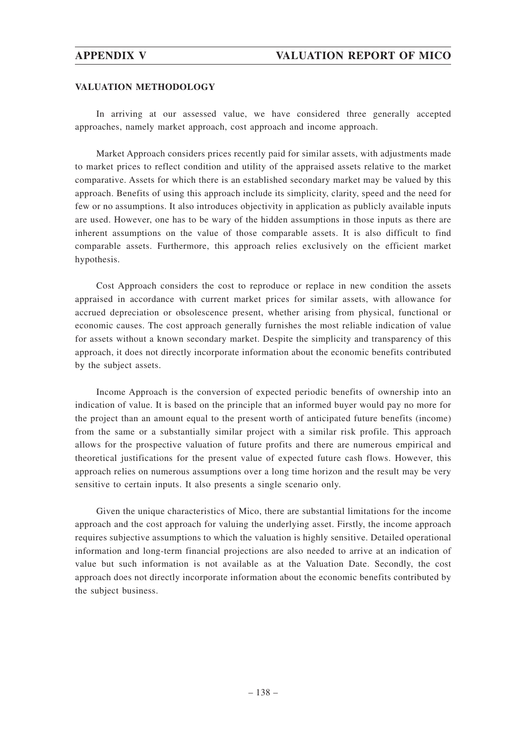## VALUATION METHODOLOGY

In arriving at our assessed value, we have considered three generally accepted approaches, namely market approach, cost approach and income approach.

Market Approach considers prices recently paid for similar assets, with adjustments made to market prices to reflect condition and utility of the appraised assets relative to the market comparative. Assets for which there is an established secondary market may be valued by this approach. Benefits of using this approach include its simplicity, clarity, speed and the need for few or no assumptions. It also introduces objectivity in application as publicly available inputs are used. However, one has to be wary of the hidden assumptions in those inputs as there are inherent assumptions on the value of those comparable assets. It is also difficult to find comparable assets. Furthermore, this approach relies exclusively on the efficient market hypothesis.

Cost Approach considers the cost to reproduce or replace in new condition the assets appraised in accordance with current market prices for similar assets, with allowance for accrued depreciation or obsolescence present, whether arising from physical, functional or economic causes. The cost approach generally furnishes the most reliable indication of value for assets without a known secondary market. Despite the simplicity and transparency of this approach, it does not directly incorporate information about the economic benefits contributed by the subject assets.

Income Approach is the conversion of expected periodic benefits of ownership into an indication of value. It is based on the principle that an informed buyer would pay no more for the project than an amount equal to the present worth of anticipated future benefits (income) from the same or a substantially similar project with a similar risk profile. This approach allows for the prospective valuation of future profits and there are numerous empirical and theoretical justifications for the present value of expected future cash flows. However, this approach relies on numerous assumptions over a long time horizon and the result may be very sensitive to certain inputs. It also presents a single scenario only.

Given the unique characteristics of Mico, there are substantial limitations for the income approach and the cost approach for valuing the underlying asset. Firstly, the income approach requires subjective assumptions to which the valuation is highly sensitive. Detailed operational information and long-term financial projections are also needed to arrive at an indication of value but such information is not available as at the Valuation Date. Secondly, the cost approach does not directly incorporate information about the economic benefits contributed by the subject business.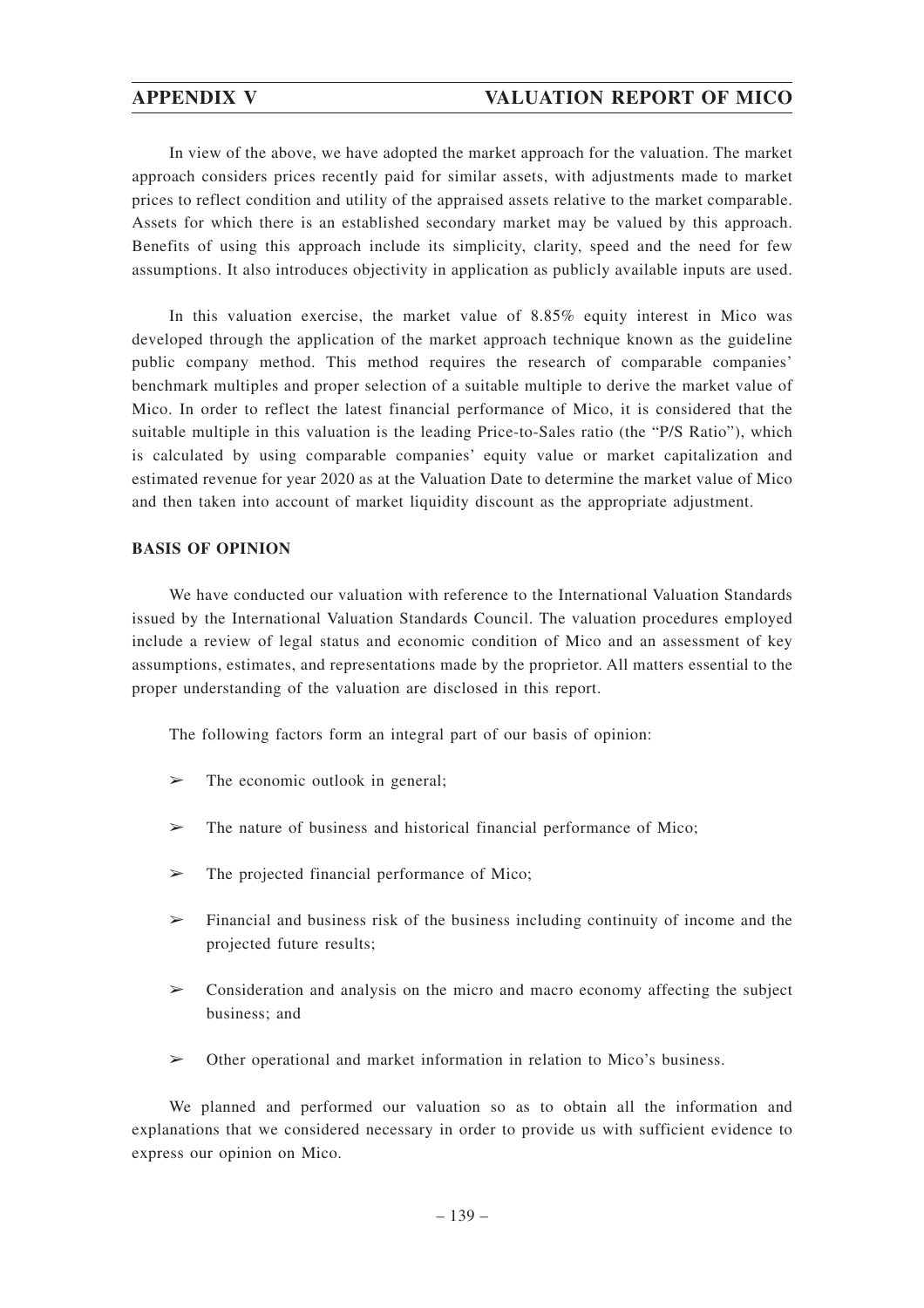In view of the above, we have adopted the market approach for the valuation. The market approach considers prices recently paid for similar assets, with adjustments made to market prices to reflect condition and utility of the appraised assets relative to the market comparable. Assets for which there is an established secondary market may be valued by this approach. Benefits of using this approach include its simplicity, clarity, speed and the need for few assumptions. It also introduces objectivity in application as publicly available inputs are used.

In this valuation exercise, the market value of 8.85% equity interest in Mico was developed through the application of the market approach technique known as the guideline public company method. This method requires the research of comparable companies' benchmark multiples and proper selection of a suitable multiple to derive the market value of Mico. In order to reflect the latest financial performance of Mico, it is considered that the suitable multiple in this valuation is the leading Price-to-Sales ratio (the "P/S Ratio"), which is calculated by using comparable companies' equity value or market capitalization and estimated revenue for year 2020 as at the Valuation Date to determine the market value of Mico and then taken into account of market liquidity discount as the appropriate adjustment.

**BASIS OF OPINION**

We have conducted our valuation with reference to the International Valuation Standards issued by the International Valuation Standards Council. The valuation procedures employed include a review of legal status and economic condition of Mico and an assessment of key assumptions, estimates, and representations made by the proprietor. All matters essential to the proper understanding of the valuation are disclosed in this report.

The following factors form an integral part of our basis of opinion:

- The economic outlook in general;
- The nature of business and historical financial performance of Mico;
- The projected financial performance of Mico;
- Financial and business risk of the business including continuity of income and the projected future results;
- Consideration and analysis on the micro and macro economy affecting the subject business; and
- Other operational and market information in relation to Mico's business.

We planned and performed our valuation so as to obtain all the information and explanations that we considered necessary in order to provide us with sufficient evidence to express our opinion on Mico.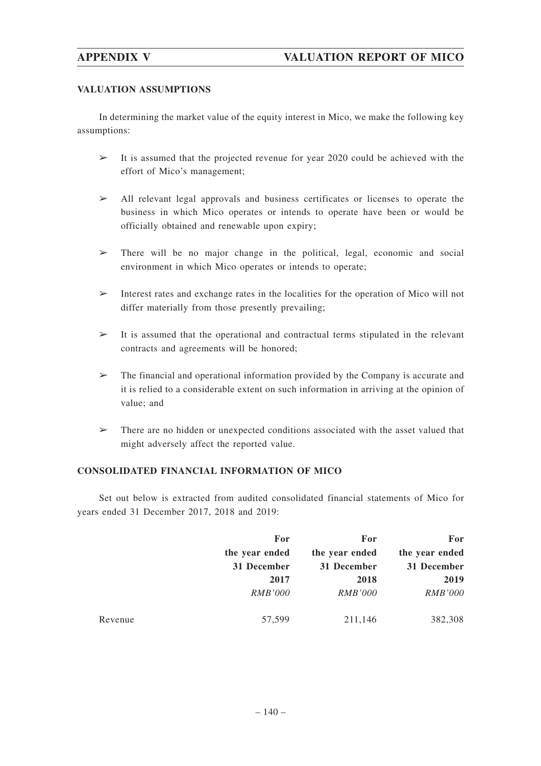## VALUATION ASSUMPTIONS

In determining the market value of the equity interest in Mico, we make the following key assumptions:

- ➢ It is assumed that the projected revenue for year 2020 could be achieved with the effort of Mico's management;
- ➢ All relevant legal approvals and business certificates or licenses to operate the business in which Mico operates or intends to operate have been or would be officially obtained and renewable upon expiry;
- ➢ There will be no major change in the political, legal, economic and social environment in which Mico operates or intends to operate;
- ➢ Interest rates and exchange rates in the localities for the operation of Mico will not differ materially from those presently prevailing;
- ➢ It is assumed that the operational and contractual terms stipulated in the relevant contracts and agreements will be honored;
- ➢ The financial and operational information provided by the Company is accurate and it is relied to a considerable extent on such information in arriving at the opinion of value; and
- ➢ There are no hidden or unexpected conditions associated with the asset valued that might adversely affect the reported value.

## CONSOLIDATED FINANCIAL INFORMATION OF MICO

Set out below is extracted from audited consolidated financial statements of Mico for years ended 31 December 2017, 2018 and 2019:

| | **For the year ended 31 December 2017** | **For the year ended 31 December 2018** | **For the year ended 31 December 2019** |
|---|---|---|---|
| | *RMB'000* | *RMB'000* | *RMB'000* |
| Revenue | 57,599 | 211,146 | 382,308 |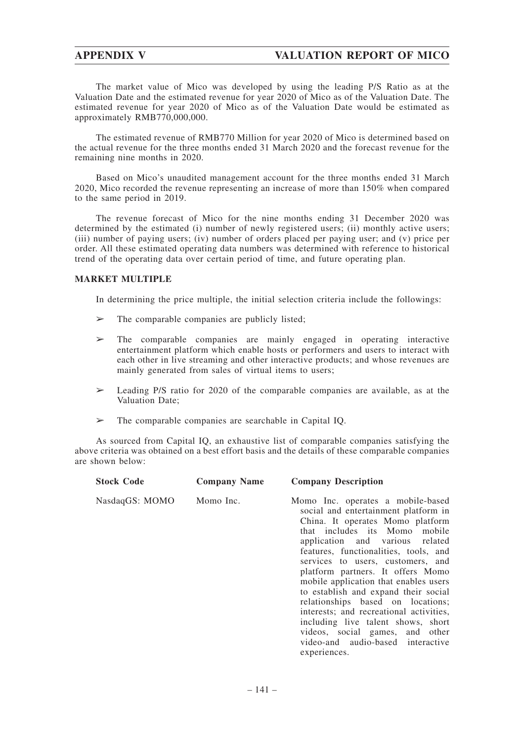The market value of Mico was developed by using the leading P/S Ratio as at the Valuation Date and the estimated revenue for year 2020 of Mico as of the Valuation Date. The estimated revenue for year 2020 of Mico as of the Valuation Date would be estimated as approximately RMB770,000,000.

The estimated revenue of RMB770 Million for year 2020 of Mico is determined based on the actual revenue for the three months ended 31 March 2020 and the forecast revenue for the remaining nine months in 2020.

Based on Mico's unaudited management account for the three months ended 31 March 2020, Mico recorded the revenue representing an increase of more than 150% when compared to the same period in 2019.

The revenue forecast of Mico for the nine months ending 31 December 2020 was determined by the estimated (i) number of newly registered users; (ii) monthly active users; (iii) number of paying users; (iv) number of orders placed per paying user; and (v) price per order. All these estimated operating data numbers was determined with reference to historical trend of the operating data over certain period of time, and future operating plan.

**MARKET MULTIPLE**

In determining the price multiple, the initial selection criteria include the followings:

- ➢ The comparable companies are publicly listed;
- ➢ The comparable companies are mainly engaged in operating interactive entertainment platform which enable hosts or performers and users to interact with each other in live streaming and other interactive products; and whose revenues are mainly generated from sales of virtual items to users;
- ➢ Leading P/S ratio for 2020 of the comparable companies are available, as at the Valuation Date;
- ➢ The comparable companies are searchable in Capital IQ.

As sourced from Capital IQ, an exhaustive list of comparable companies satisfying the above criteria was obtained on a best effort basis and the details of these comparable companies are shown below:

| Stock Code | Company Name | Company Description |
|---|---|---|
| NasdaqGS: MOMO | Momo Inc. | Momo Inc. operates a mobile-based social and entertainment platform in China. It operates Momo platform that includes its Momo mobile application and various related features, functionalities, tools, and services to users, customers, and platform partners. It offers Momo mobile application that enables users to establish and expand their social relationships based on locations; interests; and recreational activities, including live talent shows, short videos, social games, and other video-and audio-based interactive experiences. |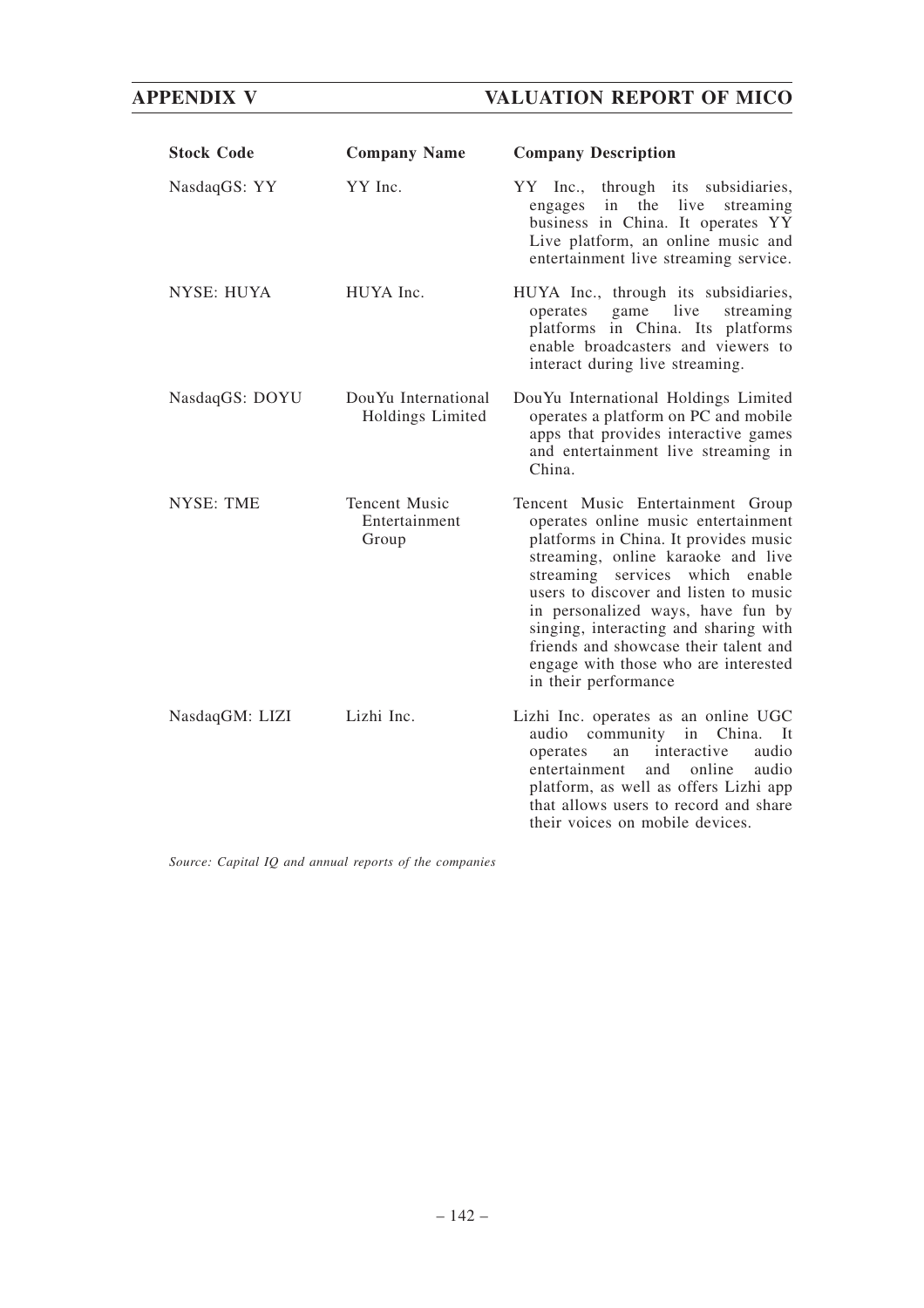| Stock Code | Company Name | Company Description |
|---|---|---|
| NasdaqGS: YY | YY Inc. | YY Inc., through its subsidiaries, engages in the live streaming business in China. It operates YY Live platform, an online music and entertainment live streaming service. |
| NYSE: HUYA | HUYA Inc. | HUYA Inc., through its subsidiaries, operates game live streaming platforms in China. Its platforms enable broadcasters and viewers to interact during live streaming. |
| NasdaqGS: DOYU | DouYu International Holdings Limited | DouYu International Holdings Limited operates a platform on PC and mobile apps that provides interactive games and entertainment live streaming in China. |
| NYSE: TME | Tencent Music Entertainment Group | Tencent Music Entertainment Group operates online music entertainment platforms in China. It provides music streaming, online karaoke and live streaming services which enable users to discover and listen to music in personalized ways, have fun by singing, interacting and sharing with friends and showcase their talent and engage with those who are interested in their performance |
| NasdaqGM: LIZI | Lizhi Inc. | Lizhi Inc. operates as an online UGC audio community in China. It operates an interactive audio entertainment and online audio platform, as well as offers Lizhi app that allows users to record and share their voices on mobile devices. |

*Source: Capital IQ and annual reports of the companies*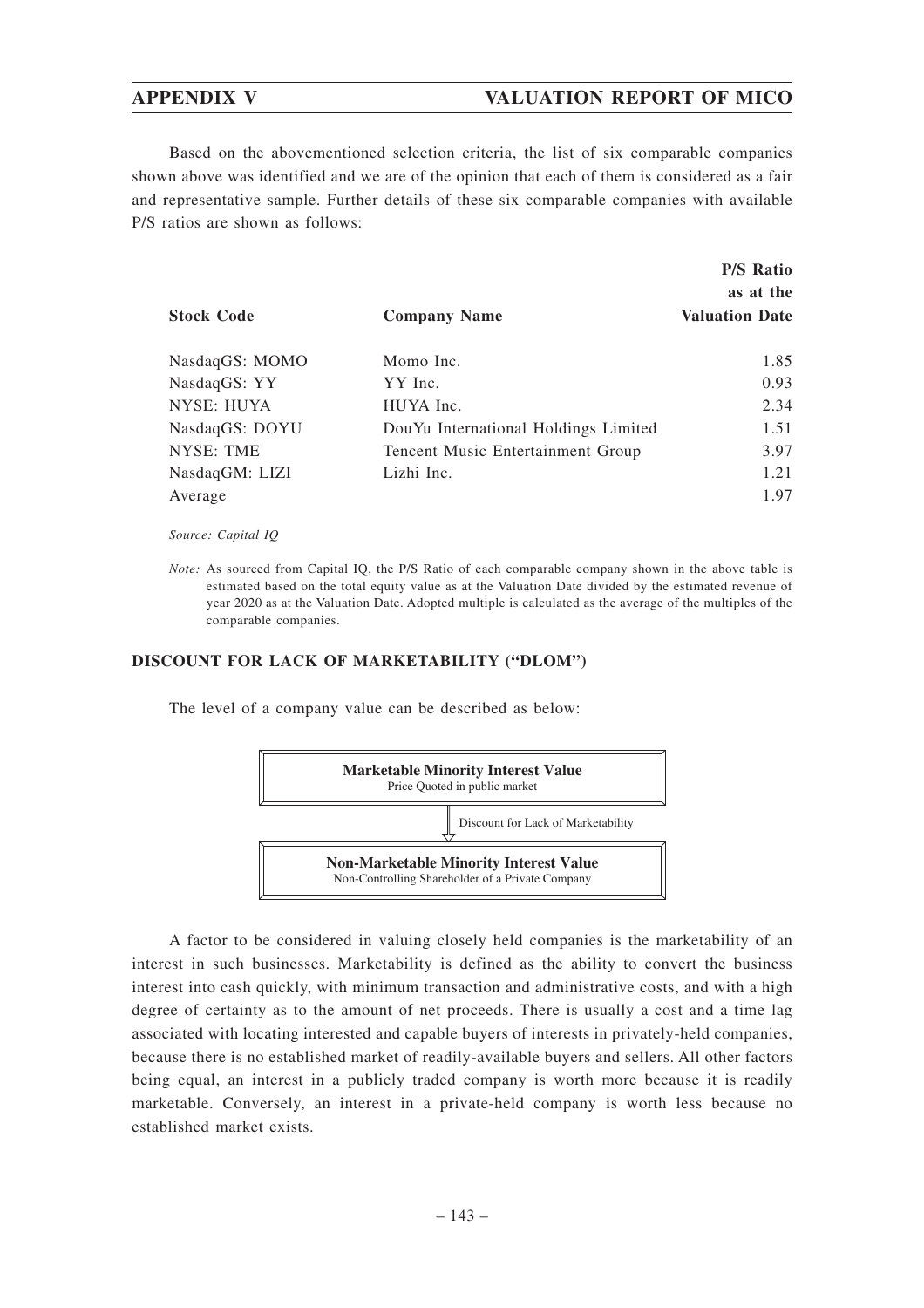Based on the abovementioned selection criteria, the list of six comparable companies shown above was identified and we are of the opinion that each of them is considered as a fair and representative sample. Further details of these six comparable companies with available P/S ratios are shown as follows:

| Stock Code | Company Name | P/S Ratio as at the Valuation Date |
|---|---|---|
| NasdaqGS: MOMO | Momo Inc. | 1.85 |
| NasdaqGS: YY | YY Inc. | 0.93 |
| NYSE: HUYA | HUYA Inc. | 2.34 |
| NasdaqGS: DOYU | DouYu International Holdings Limited | 1.51 |
| NYSE: TME | Tencent Music Entertainment Group | 3.97 |
| NasdaqGM: LIZI | Lizhi Inc. | 1.21 |
| Average | | 1.97 |

*Source: Capital IQ*

*Note:* As sourced from Capital IQ, the P/S Ratio of each comparable company shown in the above table is estimated based on the total equity value as at the Valuation Date divided by the estimated revenue of year 2020 as at the Valuation Date. Adopted multiple is calculated as the average of the multiples of the comparable companies.

## DISCOUNT FOR LACK OF MARKETABILITY ("DLOM")

The level of a company value can be described as below:

**Marketable Minority Interest Value**
Price Quoted in public market

↓ Discount for Lack of Marketability

**Non-Marketable Minority Interest Value**
Non-Controlling Shareholder of a Private Company

A factor to be considered in valuing closely held companies is the marketability of an interest in such businesses. Marketability is defined as the ability to convert the business interest into cash quickly, with minimum transaction and administrative costs, and with a high degree of certainty as to the amount of net proceeds. There is usually a cost and a time lag associated with locating interested and capable buyers of interests in privately-held companies, because there is no established market of readily-available buyers and sellers. All other factors being equal, an interest in a publicly traded company is worth more because it is readily marketable. Conversely, an interest in a private-held company is worth less because no established market exists.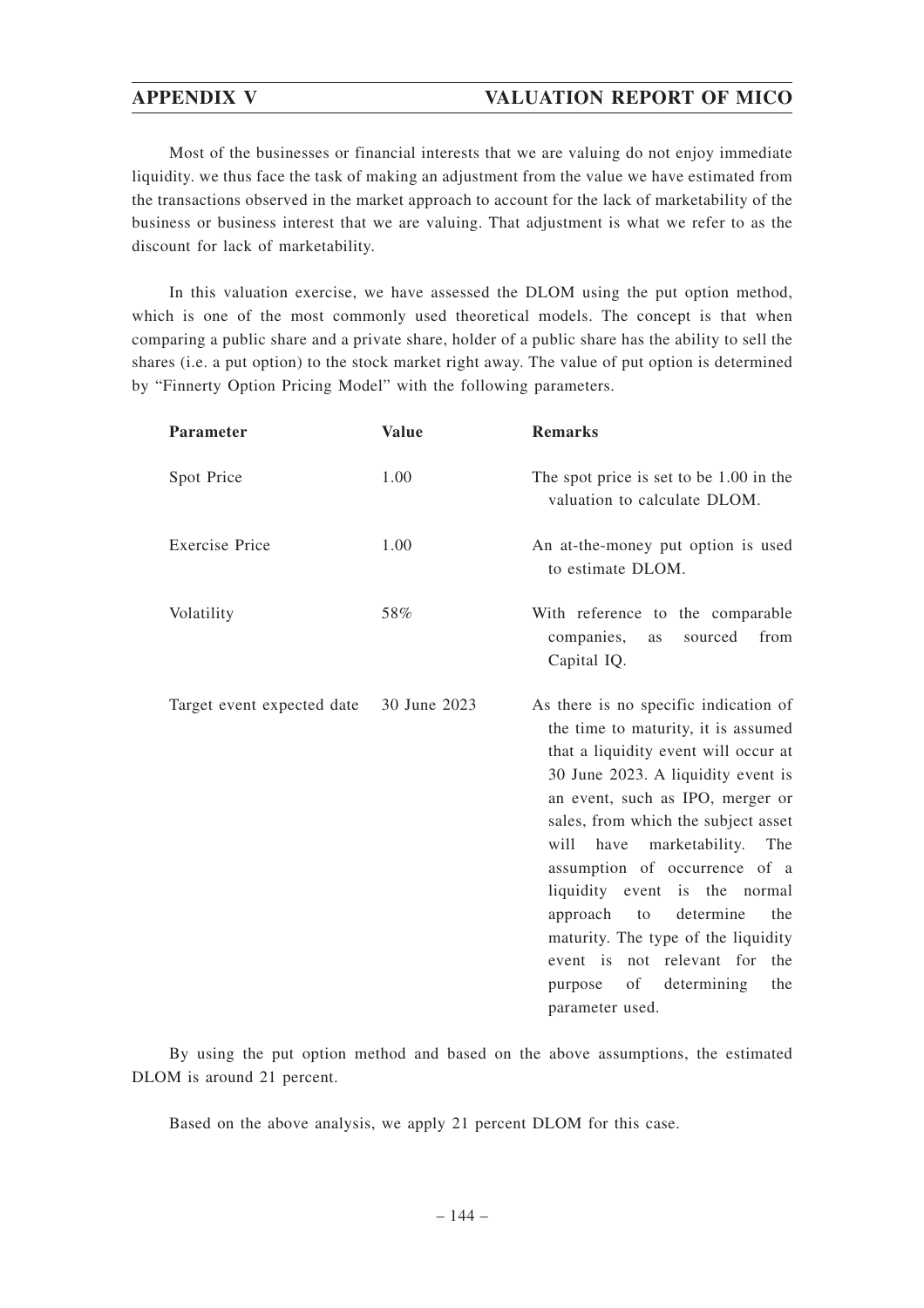Most of the businesses or financial interests that we are valuing do not enjoy immediate liquidity. we thus face the task of making an adjustment from the value we have estimated from the transactions observed in the market approach to account for the lack of marketability of the business or business interest that we are valuing. That adjustment is what we refer to as the discount for lack of marketability.

In this valuation exercise, we have assessed the DLOM using the put option method, which is one of the most commonly used theoretical models. The concept is that when comparing a public share and a private share, holder of a public share has the ability to sell the shares (i.e. a put option) to the stock market right away. The value of put option is determined by "Finnerty Option Pricing Model" with the following parameters.

| Parameter | Value | Remarks |
| --- | --- | --- |
| Spot Price | 1.00 | The spot price is set to be 1.00 in the valuation to calculate DLOM. |
| Exercise Price | 1.00 | An at-the-money put option is used to estimate DLOM. |
| Volatility | 58% | With reference to the comparable companies, as sourced from Capital IQ. |
| Target event expected date | 30 June 2023 | As there is no specific indication of the time to maturity, it is assumed that a liquidity event will occur at 30 June 2023. A liquidity event is an event, such as IPO, merger or sales, from which the subject asset will have marketability. The assumption of occurrence of a liquidity event is the normal approach to determine the maturity. The type of the liquidity event is not relevant for the purpose of determining the parameter used. |

By using the put option method and based on the above assumptions, the estimated DLOM is around 21 percent.

Based on the above analysis, we apply 21 percent DLOM for this case.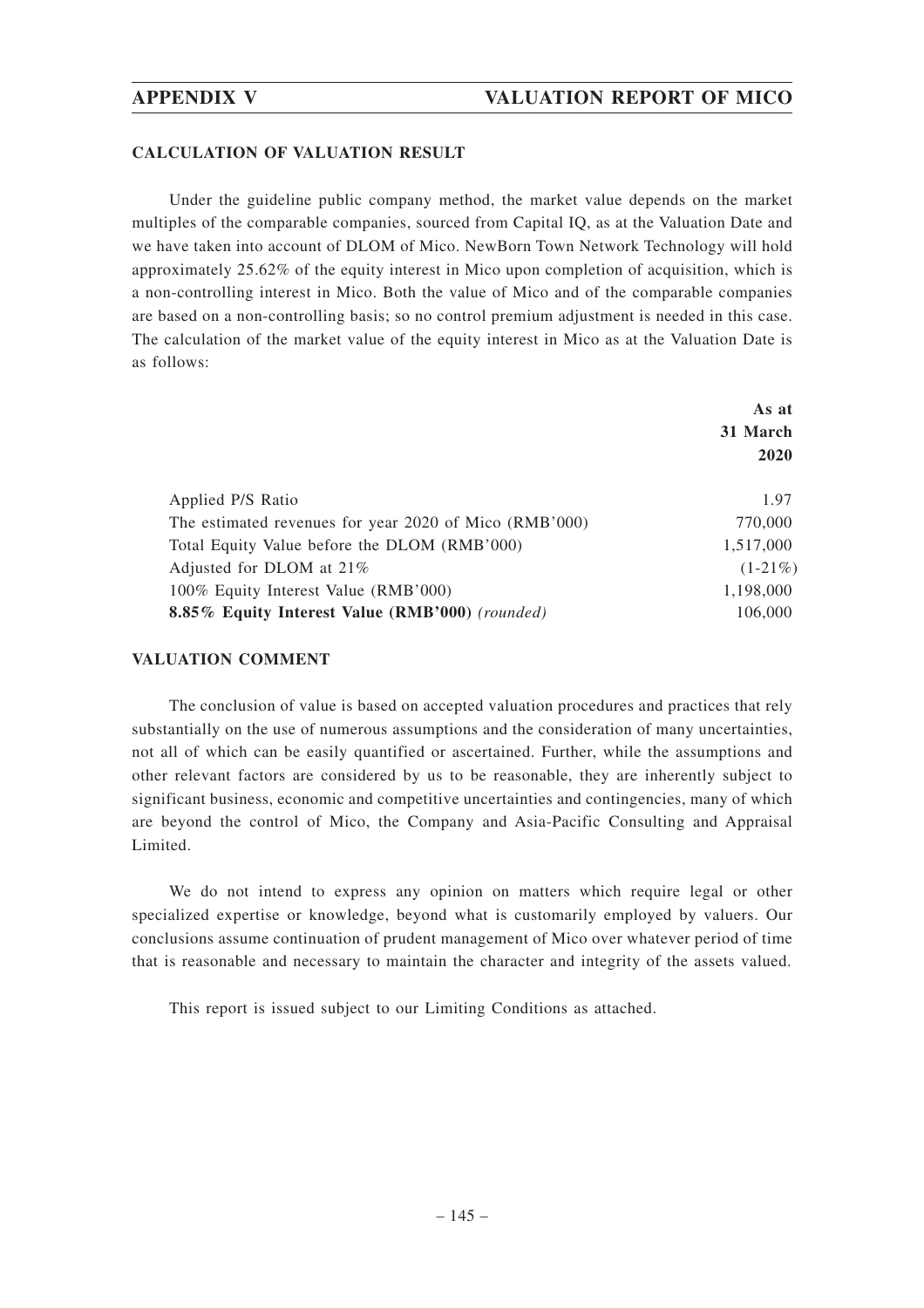## CALCULATION OF VALUATION RESULT

Under the guideline public company method, the market value depends on the market multiples of the comparable companies, sourced from Capital IQ, as at the Valuation Date and we have taken into account of DLOM of Mico. NewBorn Town Network Technology will hold approximately 25.62% of the equity interest in Mico upon completion of acquisition, which is a non-controlling interest in Mico. Both the value of Mico and of the comparable companies are based on a non-controlling basis; so no control premium adjustment is needed in this case. The calculation of the market value of the equity interest in Mico as at the Valuation Date is as follows:

| | **As at 31 March 2020** |
|---|---|
| Applied P/S Ratio | 1.97 |
| The estimated revenues for year 2020 of Mico (RMB'000) | 770,000 |
| Total Equity Value before the DLOM (RMB'000) | 1,517,000 |
| Adjusted for DLOM at 21% | (1-21%) |
| 100% Equity Interest Value (RMB'000) | 1,198,000 |
| **8.85% Equity Interest Value (RMB'000)** *(rounded)* | 106,000 |

## VALUATION COMMENT

The conclusion of value is based on accepted valuation procedures and practices that rely substantially on the use of numerous assumptions and the consideration of many uncertainties, not all of which can be easily quantified or ascertained. Further, while the assumptions and other relevant factors are considered by us to be reasonable, they are inherently subject to significant business, economic and competitive uncertainties and contingencies, many of which are beyond the control of Mico, the Company and Asia-Pacific Consulting and Appraisal Limited.

We do not intend to express any opinion on matters which require legal or other specialized expertise or knowledge, beyond what is customarily employed by valuers. Our conclusions assume continuation of prudent management of Mico over whatever period of time that is reasonable and necessary to maintain the character and integrity of the assets valued.

This report is issued subject to our Limiting Conditions as attached.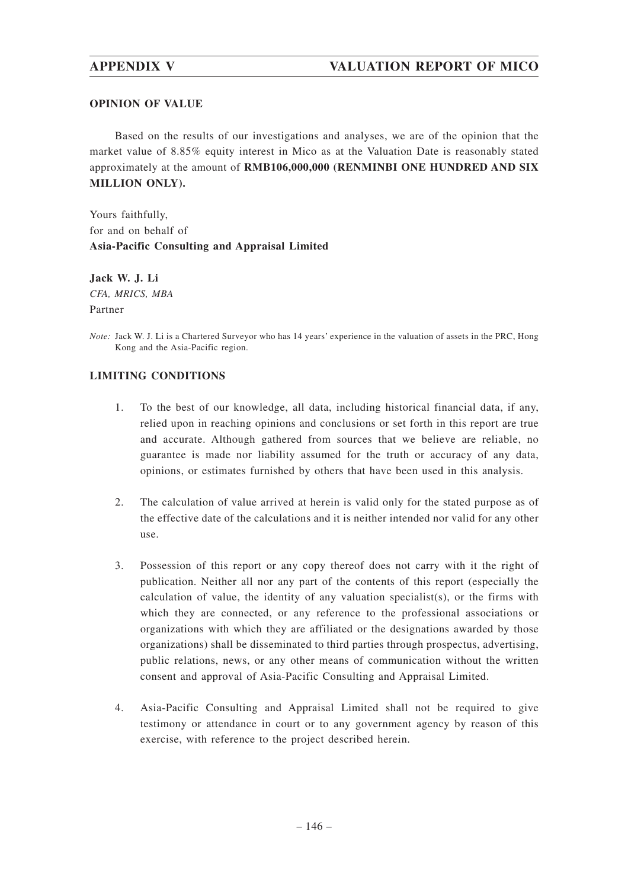## OPINION OF VALUE

Based on the results of our investigations and analyses, we are of the opinion that the market value of 8.85% equity interest in Mico as at the Valuation Date is reasonably stated approximately at the amount of **RMB106,000,000 (RENMINBI ONE HUNDRED AND SIX MILLION ONLY).**

Yours faithfully,
for and on behalf of
**Asia-Pacific Consulting and Appraisal Limited**

**Jack W. J. Li**
*CFA, MRICS, MBA*
Partner

*Note:* Jack W. J. Li is a Chartered Surveyor who has 14 years' experience in the valuation of assets in the PRC, Hong Kong and the Asia-Pacific region.

## LIMITING CONDITIONS

1. To the best of our knowledge, all data, including historical financial data, if any, relied upon in reaching opinions and conclusions or set forth in this report are true and accurate. Although gathered from sources that we believe are reliable, no guarantee is made nor liability assumed for the truth or accuracy of any data, opinions, or estimates furnished by others that have been used in this analysis.

2. The calculation of value arrived at herein is valid only for the stated purpose as of the effective date of the calculations and it is neither intended nor valid for any other use.

3. Possession of this report or any copy thereof does not carry with it the right of publication. Neither all nor any part of the contents of this report (especially the calculation of value, the identity of any valuation specialist(s), or the firms with which they are connected, or any reference to the professional associations or organizations with which they are affiliated or the designations awarded by those organizations) shall be disseminated to third parties through prospectus, advertising, public relations, news, or any other means of communication without the written consent and approval of Asia-Pacific Consulting and Appraisal Limited.

4. Asia-Pacific Consulting and Appraisal Limited shall not be required to give testimony or attendance in court or to any government agency by reason of this exercise, with reference to the project described herein.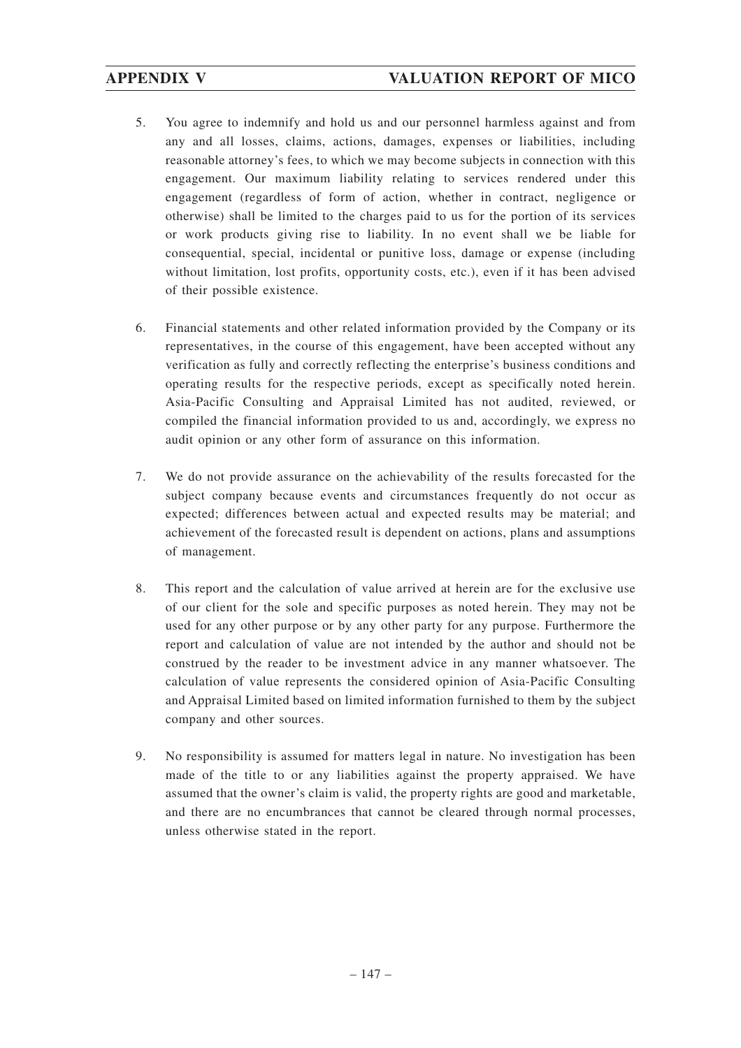5. You agree to indemnify and hold us and our personnel harmless against and from any and all losses, claims, actions, damages, expenses or liabilities, including reasonable attorney's fees, to which we may become subjects in connection with this engagement. Our maximum liability relating to services rendered under this engagement (regardless of form of action, whether in contract, negligence or otherwise) shall be limited to the charges paid to us for the portion of its services or work products giving rise to liability. In no event shall we be liable for consequential, special, incidental or punitive loss, damage or expense (including without limitation, lost profits, opportunity costs, etc.), even if it has been advised of their possible existence.

6. Financial statements and other related information provided by the Company or its representatives, in the course of this engagement, have been accepted without any verification as fully and correctly reflecting the enterprise's business conditions and operating results for the respective periods, except as specifically noted herein. Asia-Pacific Consulting and Appraisal Limited has not audited, reviewed, or compiled the financial information provided to us and, accordingly, we express no audit opinion or any other form of assurance on this information.

7. We do not provide assurance on the achievability of the results forecasted for the subject company because events and circumstances frequently do not occur as expected; differences between actual and expected results may be material; and achievement of the forecasted result is dependent on actions, plans and assumptions of management.

8. This report and the calculation of value arrived at herein are for the exclusive use of our client for the sole and specific purposes as noted herein. They may not be used for any other purpose or by any other party for any purpose. Furthermore the report and calculation of value are not intended by the author and should not be construed by the reader to be investment advice in any manner whatsoever. The calculation of value represents the considered opinion of Asia-Pacific Consulting and Appraisal Limited based on limited information furnished to them by the subject company and other sources.

9. No responsibility is assumed for matters legal in nature. No investigation has been made of the title to or any liabilities against the property appraised. We have assumed that the owner's claim is valid, the property rights are good and marketable, and there are no encumbrances that cannot be cleared through normal processes, unless otherwise stated in the report.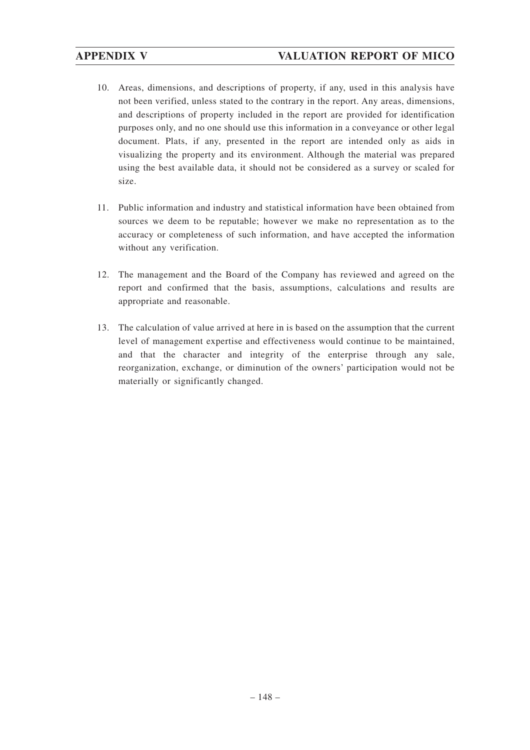10. Areas, dimensions, and descriptions of property, if any, used in this analysis have not been verified, unless stated to the contrary in the report. Any areas, dimensions, and descriptions of property included in the report are provided for identification purposes only, and no one should use this information in a conveyance or other legal document. Plats, if any, presented in the report are intended only as aids in visualizing the property and its environment. Although the material was prepared using the best available data, it should not be considered as a survey or scaled for size.

11. Public information and industry and statistical information have been obtained from sources we deem to be reputable; however we make no representation as to the accuracy or completeness of such information, and have accepted the information without any verification.

12. The management and the Board of the Company has reviewed and agreed on the report and confirmed that the basis, assumptions, calculations and results are appropriate and reasonable.

13. The calculation of value arrived at here in is based on the assumption that the current level of management expertise and effectiveness would continue to be maintained, and that the character and integrity of the enterprise through any sale, reorganization, exchange, or diminution of the owners' participation would not be materially or significantly changed.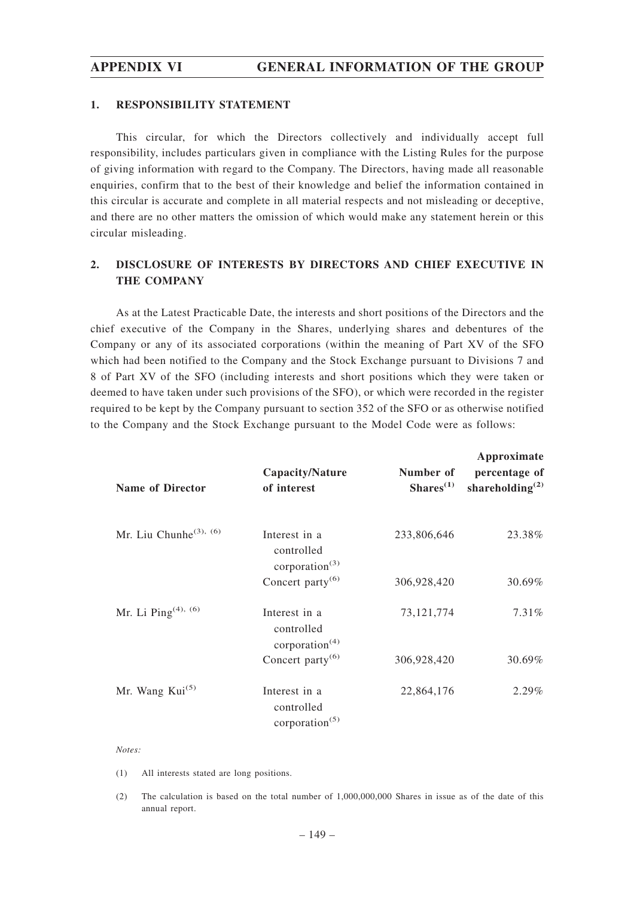## 1. RESPONSIBILITY STATEMENT

This circular, for which the Directors collectively and individually accept full responsibility, includes particulars given in compliance with the Listing Rules for the purpose of giving information with regard to the Company. The Directors, having made all reasonable enquiries, confirm that to the best of their knowledge and belief the information contained in this circular is accurate and complete in all material respects and not misleading or deceptive, and there are no other matters the omission of which would make any statement herein or this circular misleading.

## 2. DISCLOSURE OF INTERESTS BY DIRECTORS AND CHIEF EXECUTIVE IN THE COMPANY

As at the Latest Practicable Date, the interests and short positions of the Directors and the chief executive of the Company in the Shares, underlying shares and debentures of the Company or any of its associated corporations (within the meaning of Part XV of the SFO which had been notified to the Company and the Stock Exchange pursuant to Divisions 7 and 8 of Part XV of the SFO (including interests and short positions which they were taken or deemed to have taken under such provisions of the SFO), or which were recorded in the register required to be kept by the Company pursuant to section 352 of the SFO or as otherwise notified to the Company and the Stock Exchange pursuant to the Model Code were as follows:

| Name of Director | Capacity/Nature of interest | Number of Shares(1) | Approximate percentage of shareholding(2) |
|---|---|---|---|
| Mr. Liu Chunhe(3), (6) | Interest in a controlled corporation(3) | 233,806,646 | 23.38% |
| | Concert party(6) | 306,928,420 | 30.69% |
| Mr. Li Ping(4), (6) | Interest in a controlled corporation(4) | 73,121,774 | 7.31% |
| | Concert party(6) | 306,928,420 | 30.69% |
| Mr. Wang Kui(5) | Interest in a controlled corporation(5) | 22,864,176 | 2.29% |

*Notes:*

(1) All interests stated are long positions.

(2) The calculation is based on the total number of 1,000,000,000 Shares in issue as of the date of this annual report.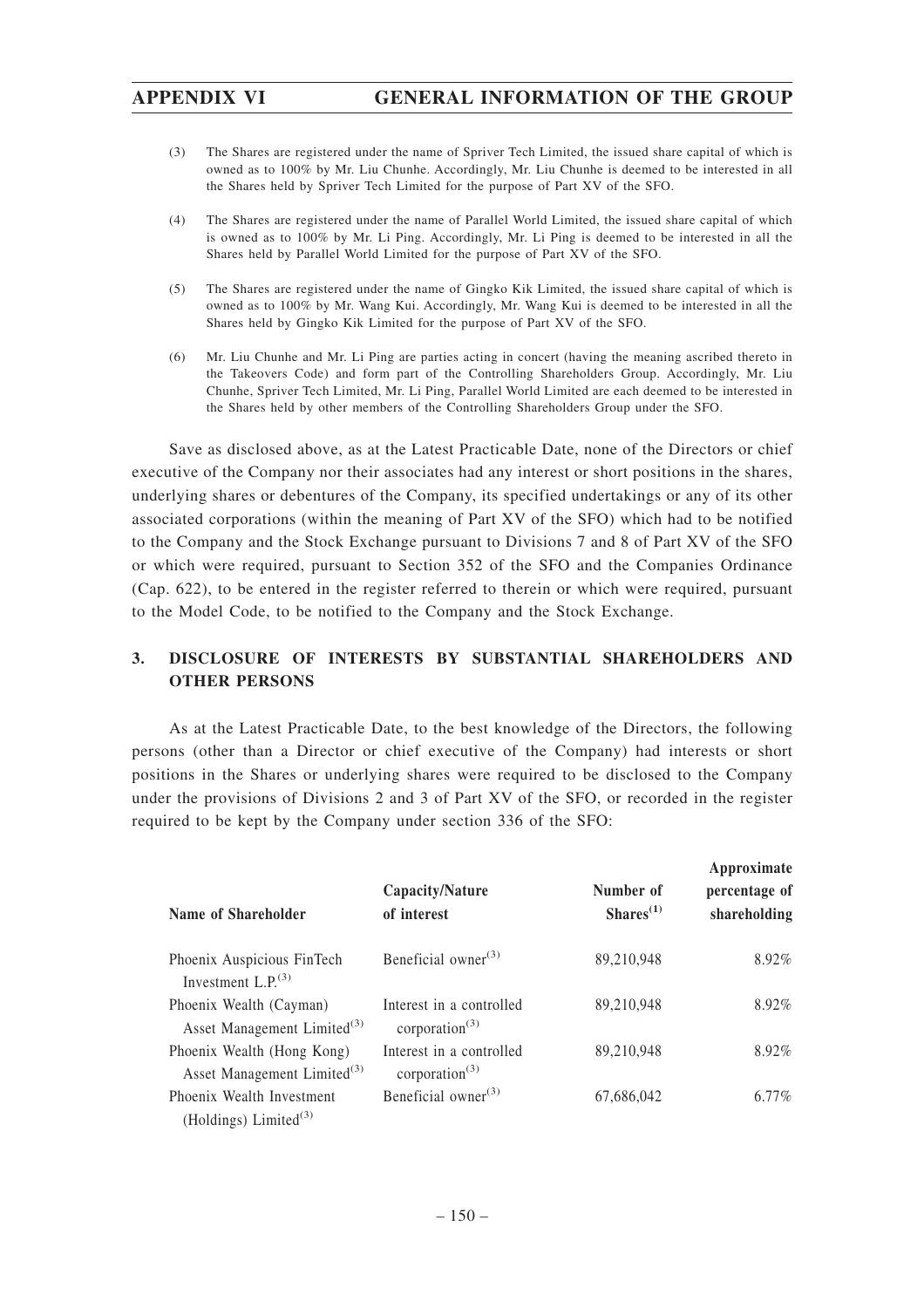(3) The Shares are registered under the name of Spriver Tech Limited, the issued share capital of which is owned as to 100% by Mr. Liu Chunhe. Accordingly, Mr. Liu Chunhe is deemed to be interested in all the Shares held by Spriver Tech Limited for the purpose of Part XV of the SFO.

(4) The Shares are registered under the name of Parallel World Limited, the issued share capital of which is owned as to 100% by Mr. Li Ping. Accordingly, Mr. Li Ping is deemed to be interested in all the Shares held by Parallel World Limited for the purpose of Part XV of the SFO.

(5) The Shares are registered under the name of Gingko Kik Limited, the issued share capital of which is owned as to 100% by Mr. Wang Kui. Accordingly, Mr. Wang Kui is deemed to be interested in all the Shares held by Gingko Kik Limited for the purpose of Part XV of the SFO.

(6) Mr. Liu Chunhe and Mr. Li Ping are parties acting in concert (having the meaning ascribed thereto in the Takeovers Code) and form part of the Controlling Shareholders Group. Accordingly, Mr. Liu Chunhe, Spriver Tech Limited, Mr. Li Ping, Parallel World Limited are each deemed to be interested in the Shares held by other members of the Controlling Shareholders Group under the SFO.

Save as disclosed above, as at the Latest Practicable Date, none of the Directors or chief executive of the Company nor their associates had any interest or short positions in the shares, underlying shares or debentures of the Company, its specified undertakings or any of its other associated corporations (within the meaning of Part XV of the SFO) which had to be notified to the Company and the Stock Exchange pursuant to Divisions 7 and 8 of Part XV of the SFO or which were required, pursuant to Section 352 of the SFO and the Companies Ordinance (Cap. 622), to be entered in the register referred to therein or which were required, pursuant to the Model Code, to be notified to the Company and the Stock Exchange.

## 3. DISCLOSURE OF INTERESTS BY SUBSTANTIAL SHAREHOLDERS AND OTHER PERSONS

As at the Latest Practicable Date, to the best knowledge of the Directors, the following persons (other than a Director or chief executive of the Company) had interests or short positions in the Shares or underlying shares were required to be disclosed to the Company under the provisions of Divisions 2 and 3 of Part XV of the SFO, or recorded in the register required to be kept by the Company under section 336 of the SFO:

| Name of Shareholder | Capacity/Nature of interest | Number of Shares(1) | Approximate percentage of shareholding |
|---|---|---|---|
| Phoenix Auspicious FinTech Investment L.P.(3) | Beneficial owner(3) | 89,210,948 | 8.92% |
| Phoenix Wealth (Cayman) Asset Management Limited(3) | Interest in a controlled corporation(3) | 89,210,948 | 8.92% |
| Phoenix Wealth (Hong Kong) Asset Management Limited(3) | Interest in a controlled corporation(3) | 89,210,948 | 8.92% |
| Phoenix Wealth Investment (Holdings) Limited(3) | Beneficial owner(3) | 67,686,042 | 6.77% |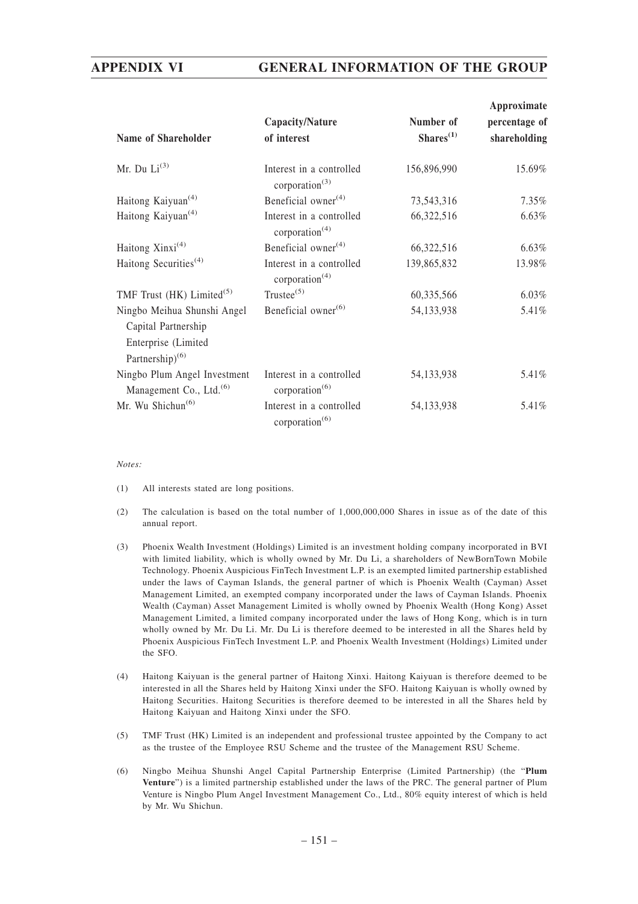| Name of Shareholder | Capacity/Nature of interest | Number of Shares[(1)] | Approximate percentage of shareholding |
|---|---|---|---|
| Mr. Du Li[(3)] | Interest in a controlled corporation[(3)] | 156,896,990 | 15.69% |
| Haitong Kaiyuan[(4)] | Beneficial owner[(4)] | 73,543,316 | 7.35% |
| Haitong Kaiyuan[(4)] | Interest in a controlled corporation[(4)] | 66,322,516 | 6.63% |
| Haitong Xinxi[(4)] | Beneficial owner[(4)] | 66,322,516 | 6.63% |
| Haitong Securities[(4)] | Interest in a controlled corporation[(4)] | 139,865,832 | 13.98% |
| TMF Trust (HK) Limited[(5)] | Trustee[(5)] | 60,335,566 | 6.03% |
| Ningbo Meihua Shunshi Angel Capital Partnership Enterprise (Limited Partnership)[(6)] | Beneficial owner[(6)] | 54,133,938 | 5.41% |
| Ningbo Plum Angel Investment Management Co., Ltd.[(6)] | Interest in a controlled corporation[(6)] | 54,133,938 | 5.41% |
| Mr. Wu Shichun[(6)] | Interest in a controlled corporation[(6)] | 54,133,938 | 5.41% |

*Notes:*

(1) All interests stated are long positions.

(2) The calculation is based on the total number of 1,000,000,000 Shares in issue as of the date of this annual report.

(3) Phoenix Wealth Investment (Holdings) Limited is an investment holding company incorporated in BVI with limited liability, which is wholly owned by Mr. Du Li, a shareholders of NewBornTown Mobile Technology. Phoenix Auspicious FinTech Investment L.P. is an exempted limited partnership established under the laws of Cayman Islands, the general partner of which is Phoenix Wealth (Cayman) Asset Management Limited, an exempted company incorporated under the laws of Cayman Islands. Phoenix Wealth (Cayman) Asset Management Limited is wholly owned by Phoenix Wealth (Hong Kong) Asset Management Limited, a limited company incorporated under the laws of Hong Kong, which is in turn wholly owned by Mr. Du Li. Mr. Du Li is therefore deemed to be interested in all the Shares held by Phoenix Auspicious FinTech Investment L.P. and Phoenix Wealth Investment (Holdings) Limited under the SFO.

(4) Haitong Kaiyuan is the general partner of Haitong Xinxi. Haitong Kaiyuan is therefore deemed to be interested in all the Shares held by Haitong Xinxi under the SFO. Haitong Kaiyuan is wholly owned by Haitong Securities. Haitong Securities is therefore deemed to be interested in all the Shares held by Haitong Kaiyuan and Haitong Xinxi under the SFO.

(5) TMF Trust (HK) Limited is an independent and professional trustee appointed by the Company to act as the trustee of the Employee RSU Scheme and the trustee of the Management RSU Scheme.

(6) Ningbo Meihua Shunshi Angel Capital Partnership Enterprise (Limited Partnership) (the "**Plum Venture**") is a limited partnership established under the laws of the PRC. The general partner of Plum Venture is Ningbo Plum Angel Investment Management Co., Ltd., 80% equity interest of which is held by Mr. Wu Shichun.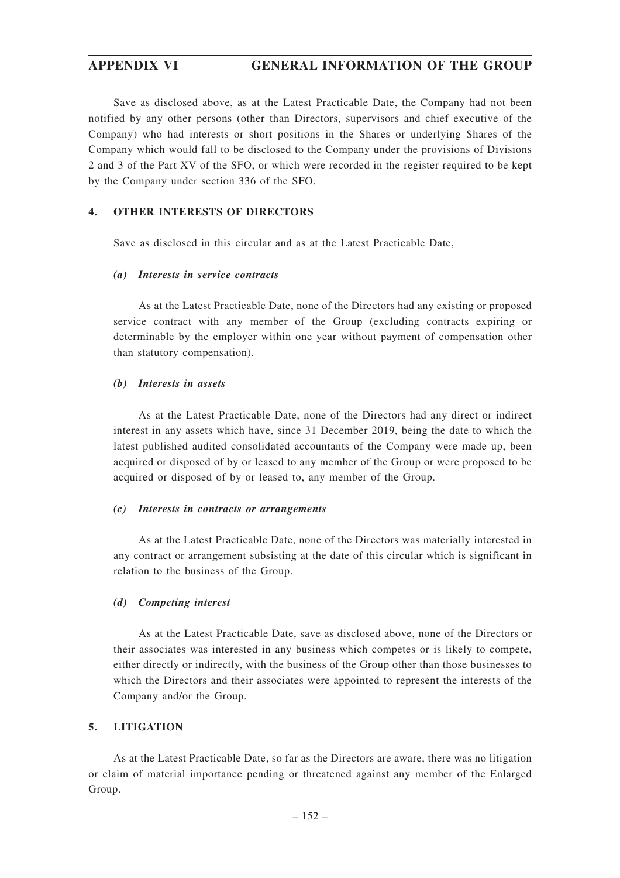Save as disclosed above, as at the Latest Practicable Date, the Company had not been notified by any other persons (other than Directors, supervisors and chief executive of the Company) who had interests or short positions in the Shares or underlying Shares of the Company which would fall to be disclosed to the Company under the provisions of Divisions 2 and 3 of the Part XV of the SFO, or which were recorded in the register required to be kept by the Company under section 336 of the SFO.

## 4. OTHER INTERESTS OF DIRECTORS

Save as disclosed in this circular and as at the Latest Practicable Date,

### *(a) Interests in service contracts*

As at the Latest Practicable Date, none of the Directors had any existing or proposed service contract with any member of the Group (excluding contracts expiring or determinable by the employer within one year without payment of compensation other than statutory compensation).

### *(b) Interests in assets*

As at the Latest Practicable Date, none of the Directors had any direct or indirect interest in any assets which have, since 31 December 2019, being the date to which the latest published audited consolidated accountants of the Company were made up, been acquired or disposed of by or leased to any member of the Group or were proposed to be acquired or disposed of by or leased to, any member of the Group.

### *(c) Interests in contracts or arrangements*

As at the Latest Practicable Date, none of the Directors was materially interested in any contract or arrangement subsisting at the date of this circular which is significant in relation to the business of the Group.

### *(d) Competing interest*

As at the Latest Practicable Date, save as disclosed above, none of the Directors or their associates was interested in any business which competes or is likely to compete, either directly or indirectly, with the business of the Group other than those businesses to which the Directors and their associates were appointed to represent the interests of the Company and/or the Group.

## 5. LITIGATION

As at the Latest Practicable Date, so far as the Directors are aware, there was no litigation or claim of material importance pending or threatened against any member of the Enlarged Group.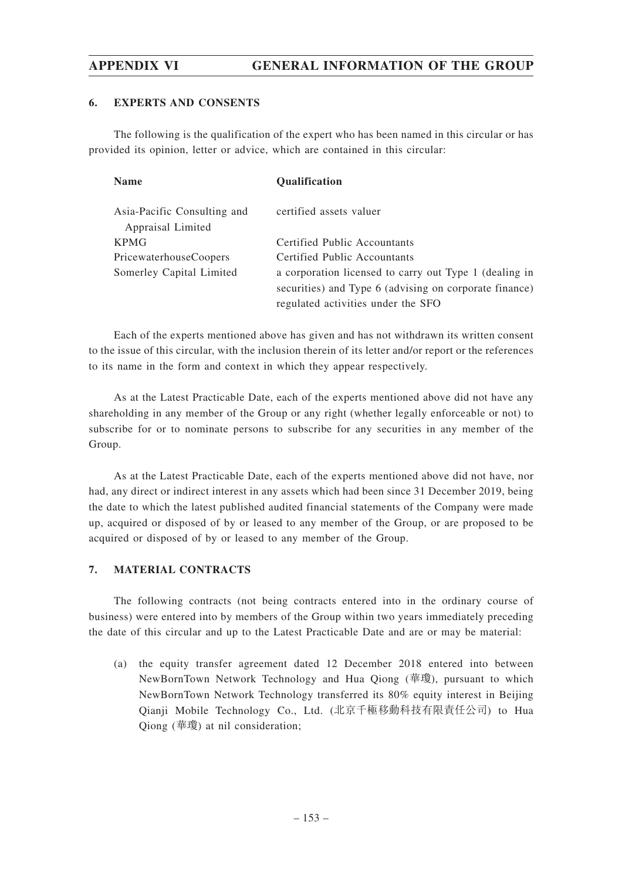## 6. EXPERTS AND CONSENTS

The following is the qualification of the expert who has been named in this circular or has provided its opinion, letter or advice, which are contained in this circular:

| Name | Qualification |
| --- | --- |
| Asia-Pacific Consulting and Appraisal Limited | certified assets valuer |
| KPMG | Certified Public Accountants |
| PricewaterhouseCoopers | Certified Public Accountants |
| Somerley Capital Limited | a corporation licensed to carry out Type 1 (dealing in securities) and Type 6 (advising on corporate finance) regulated activities under the SFO |

Each of the experts mentioned above has given and has not withdrawn its written consent to the issue of this circular, with the inclusion therein of its letter and/or report or the references to its name in the form and context in which they appear respectively.

As at the Latest Practicable Date, each of the experts mentioned above did not have any shareholding in any member of the Group or any right (whether legally enforceable or not) to subscribe for or to nominate persons to subscribe for any securities in any member of the Group.

As at the Latest Practicable Date, each of the experts mentioned above did not have, nor had, any direct or indirect interest in any assets which had been since 31 December 2019, being the date to which the latest published audited financial statements of the Company were made up, acquired or disposed of by or leased to any member of the Group, or are proposed to be acquired or disposed of by or leased to any member of the Group.

## 7. MATERIAL CONTRACTS

The following contracts (not being contracts entered into in the ordinary course of business) were entered into by members of the Group within two years immediately preceding the date of this circular and up to the Latest Practicable Date and are or may be material:

(a) the equity transfer agreement dated 12 December 2018 entered into between NewBornTown Network Technology and Hua Qiong (華瓊), pursuant to which NewBornTown Network Technology transferred its 80% equity interest in Beijing Qianji Mobile Technology Co., Ltd. (北京千極移動科技有限責任公司) to Hua Qiong (華瓊) at nil consideration;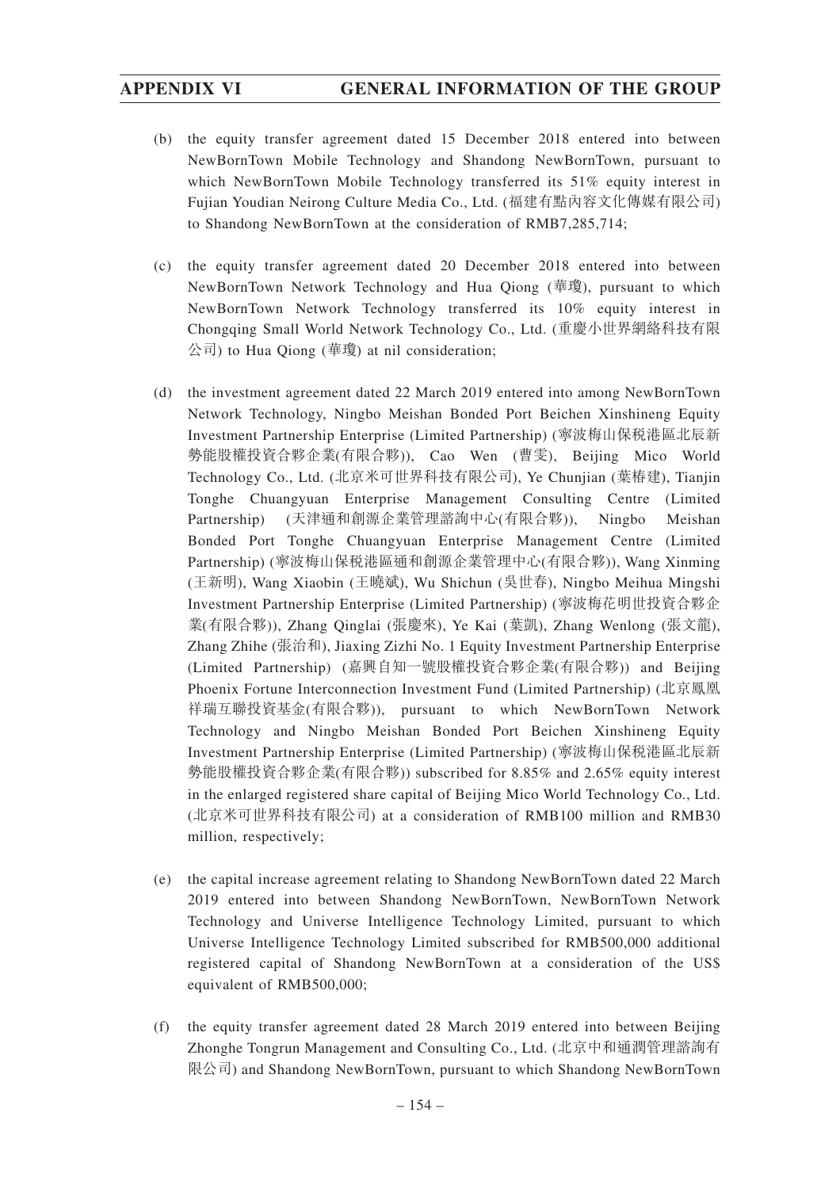(b) the equity transfer agreement dated 15 December 2018 entered into between NewBornTown Mobile Technology and Shandong NewBornTown, pursuant to which NewBornTown Mobile Technology transferred its 51% equity interest in Fujian Youdian Neirong Culture Media Co., Ltd. (福建有點內容文化傳媒有限公司) to Shandong NewBornTown at the consideration of RMB7,285,714;

(c) the equity transfer agreement dated 20 December 2018 entered into between NewBornTown Network Technology and Hua Qiong (華瓊), pursuant to which NewBornTown Network Technology transferred its 10% equity interest in Chongqing Small World Network Technology Co., Ltd. (重慶小世界網絡科技有限公司) to Hua Qiong (華瓊) at nil consideration;

(d) the investment agreement dated 22 March 2019 entered into among NewBornTown Network Technology, Ningbo Meishan Bonded Port Beichen Xinshineng Equity Investment Partnership Enterprise (Limited Partnership) (寧波梅山保稅港區北辰新勢能股權投資合夥企業(有限合夥)), Cao Wen (曹雯), Beijing Mico World Technology Co., Ltd. (北京米可世界科技有限公司), Ye Chunjian (葉椿建), Tianjin Tonghe Chuangyuan Enterprise Management Consulting Centre (Limited Partnership) (天津通和創源企業管理諮詢中心(有限合夥)), Ningbo Meishan Bonded Port Tonghe Chuangyuan Enterprise Management Centre (Limited Partnership) (寧波梅山保稅港區通和創源企業管理中心(有限合夥)), Wang Xinming (王新明), Wang Xiaobin (王曉斌), Wu Shichun (吳世春), Ningbo Meihua Mingshi Investment Partnership Enterprise (Limited Partnership) (寧波梅花明世投資合夥企業(有限合夥)), Zhang Qinglai (張慶來), Ye Kai (葉凱), Zhang Wenlong (張文龍), Zhang Zhihe (張治和), Jiaxing Zizhi No. 1 Equity Investment Partnership Enterprise (Limited Partnership) (嘉興自知一號股權投資合夥企業(有限合夥)) and Beijing Phoenix Fortune Interconnection Investment Fund (Limited Partnership) (北京鳳凰祥瑞互聯投資基金(有限合夥)), pursuant to which NewBornTown Network Technology and Ningbo Meishan Bonded Port Beichen Xinshineng Equity Investment Partnership Enterprise (Limited Partnership) (寧波梅山保稅港區北辰新勢能股權投資合夥企業(有限合夥)) subscribed for 8.85% and 2.65% equity interest in the enlarged registered share capital of Beijing Mico World Technology Co., Ltd. (北京米可世界科技有限公司) at a consideration of RMB100 million and RMB30 million, respectively;

(e) the capital increase agreement relating to Shandong NewBornTown dated 22 March 2019 entered into between Shandong NewBornTown, NewBornTown Network Technology and Universe Intelligence Technology Limited, pursuant to which Universe Intelligence Technology Limited subscribed for RMB500,000 additional registered capital of Shandong NewBornTown at a consideration of the US$ equivalent of RMB500,000;

(f) the equity transfer agreement dated 28 March 2019 entered into between Beijing Zhonghe Tongrun Management and Consulting Co., Ltd. (北京中和通潤管理諮詢有限公司) and Shandong NewBornTown, pursuant to which Shandong NewBornTown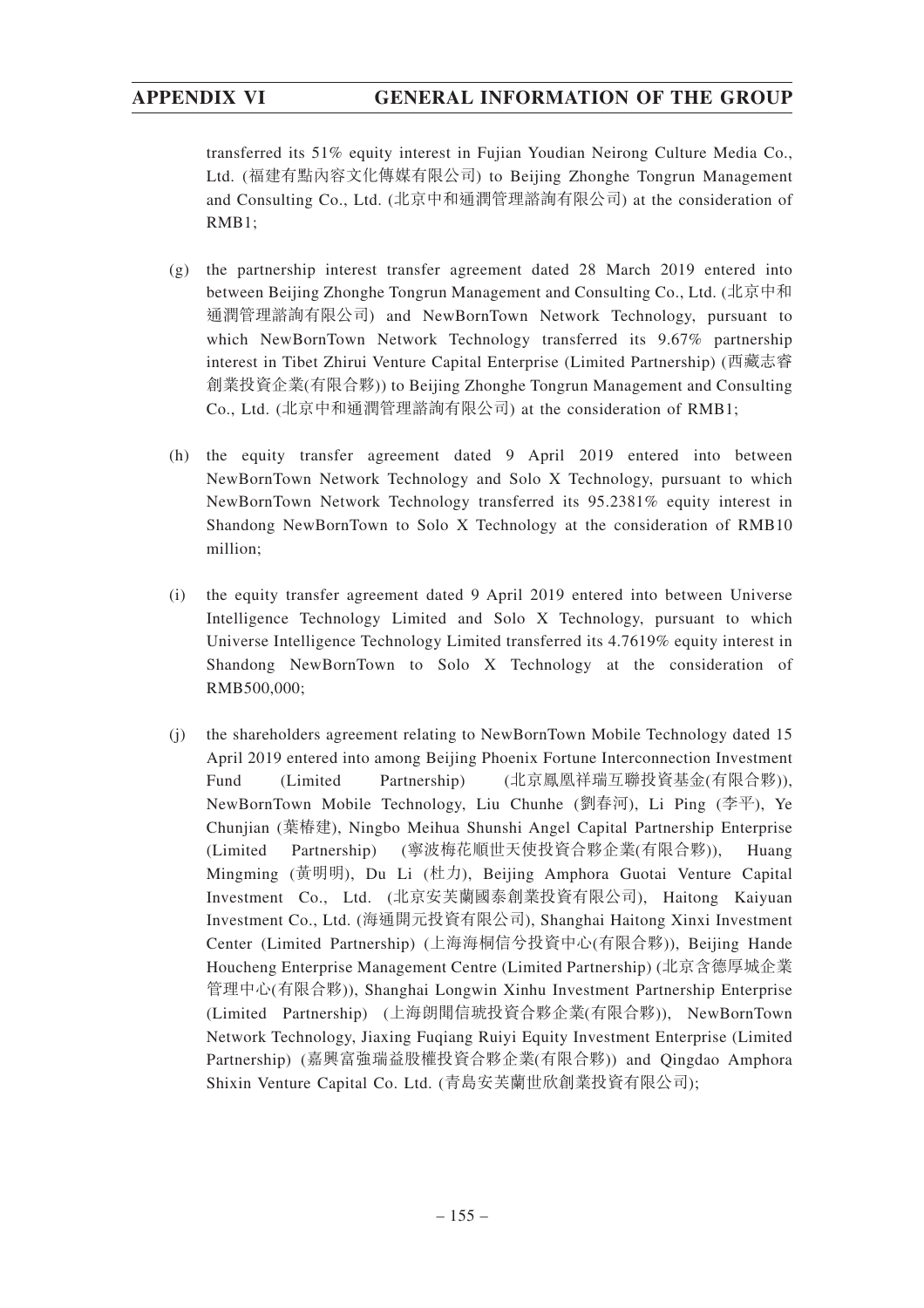transferred its 51% equity interest in Fujian Youdian Neirong Culture Media Co., Ltd. (福建有點內容文化傳媒有限公司) to Beijing Zhonghe Tongrun Management and Consulting Co., Ltd. (北京中和通潤管理諮詢有限公司) at the consideration of RMB1;

(g) the partnership interest transfer agreement dated 28 March 2019 entered into between Beijing Zhonghe Tongrun Management and Consulting Co., Ltd. (北京中和通潤管理諮詢有限公司) and NewBornTown Network Technology, pursuant to which NewBornTown Network Technology transferred its 9.67% partnership interest in Tibet Zhirui Venture Capital Enterprise (Limited Partnership) (西藏志睿創業投資企業(有限合夥)) to Beijing Zhonghe Tongrun Management and Consulting Co., Ltd. (北京中和通潤管理諮詢有限公司) at the consideration of RMB1;

(h) the equity transfer agreement dated 9 April 2019 entered into between NewBornTown Network Technology and Solo X Technology, pursuant to which NewBornTown Network Technology transferred its 95.2381% equity interest in Shandong NewBornTown to Solo X Technology at the consideration of RMB10 million;

(i) the equity transfer agreement dated 9 April 2019 entered into between Universe Intelligence Technology Limited and Solo X Technology, pursuant to which Universe Intelligence Technology Limited transferred its 4.7619% equity interest in Shandong NewBornTown to Solo X Technology at the consideration of RMB500,000;

(j) the shareholders agreement relating to NewBornTown Mobile Technology dated 15 April 2019 entered into among Beijing Phoenix Fortune Interconnection Investment Fund (Limited Partnership) (北京鳳凰祥瑞互聯投資基金(有限合夥)), NewBornTown Mobile Technology, Liu Chunhe (劉春河), Li Ping (李平), Ye Chunjian (葉椿建), Ningbo Meihua Shunshi Angel Capital Partnership Enterprise (Limited Partnership) (寧波梅花順世天使投資合夥企業(有限合夥)), Huang Mingming (黃明明), Du Li (杜力), Beijing Amphora Guotai Venture Capital Investment Co., Ltd. (北京安芙蘭國泰創業投資有限公司), Haitong Kaiyuan Investment Co., Ltd. (海通開元投資有限公司), Shanghai Haitong Xinxi Investment Center (Limited Partnership) (上海海桐信兮投資中心(有限合夥)), Beijing Hande Houcheng Enterprise Management Centre (Limited Partnership) (北京含德厚城企業管理中心(有限合夥)), Shanghai Longwin Xinhu Investment Partnership Enterprise (Limited Partnership) (上海朗聞信琥投資合夥企業(有限合夥)), NewBornTown Network Technology, Jiaxing Fuqiang Ruiyi Equity Investment Enterprise (Limited Partnership) (嘉興富強瑞益股權投資合夥企業(有限合夥)) and Qingdao Amphora Shixin Venture Capital Co. Ltd. (青島安芙蘭世欣創業投資有限公司);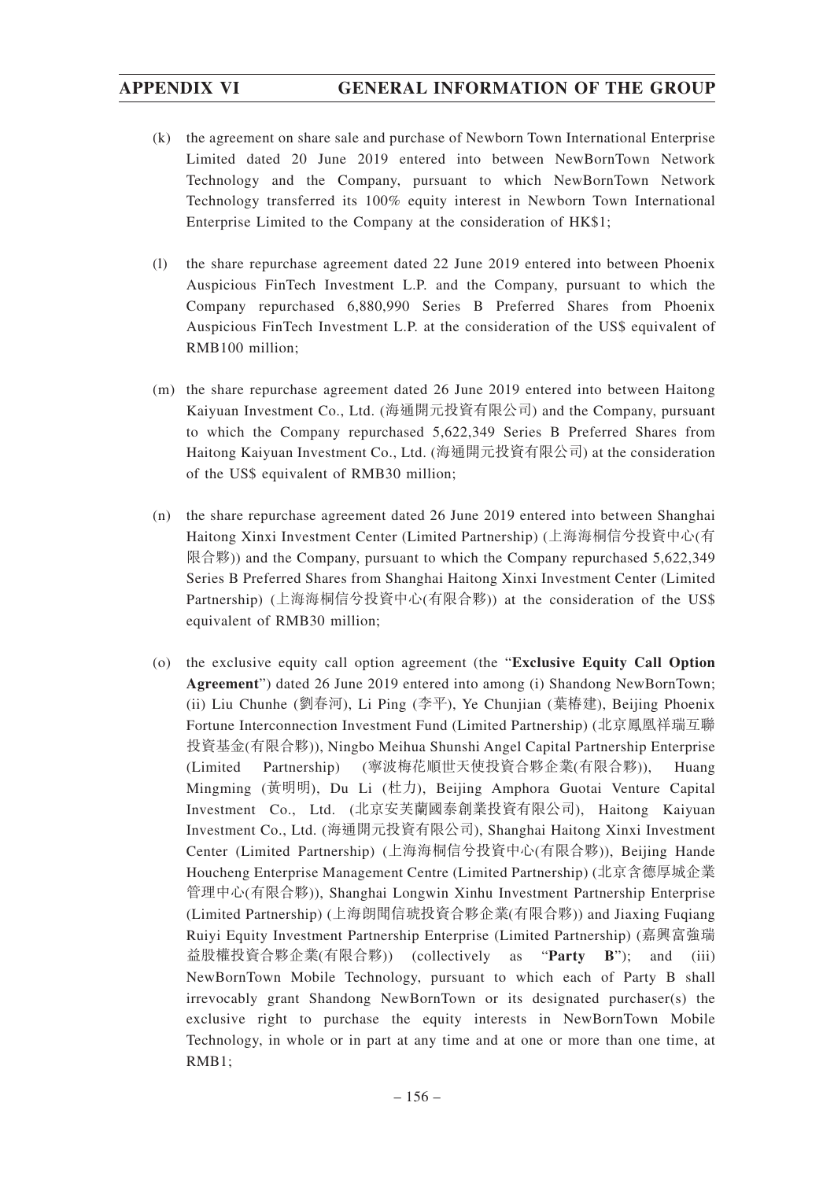(k) the agreement on share sale and purchase of Newborn Town International Enterprise Limited dated 20 June 2019 entered into between NewBornTown Network Technology and the Company, pursuant to which NewBornTown Network Technology transferred its 100% equity interest in Newborn Town International Enterprise Limited to the Company at the consideration of HK$1;

(l) the share repurchase agreement dated 22 June 2019 entered into between Phoenix Auspicious FinTech Investment L.P. and the Company, pursuant to which the Company repurchased 6,880,990 Series B Preferred Shares from Phoenix Auspicious FinTech Investment L.P. at the consideration of the US$ equivalent of RMB100 million;

(m) the share repurchase agreement dated 26 June 2019 entered into between Haitong Kaiyuan Investment Co., Ltd. (海通開元投資有限公司) and the Company, pursuant to which the Company repurchased 5,622,349 Series B Preferred Shares from Haitong Kaiyuan Investment Co., Ltd. (海通開元投資有限公司) at the consideration of the US$ equivalent of RMB30 million;

(n) the share repurchase agreement dated 26 June 2019 entered into between Shanghai Haitong Xinxi Investment Center (Limited Partnership) (上海海桐信兮投資中心(有限合夥)) and the Company, pursuant to which the Company repurchased 5,622,349 Series B Preferred Shares from Shanghai Haitong Xinxi Investment Center (Limited Partnership) (上海海桐信兮投資中心(有限合夥)) at the consideration of the US$ equivalent of RMB30 million;

(o) the exclusive equity call option agreement (the "**Exclusive Equity Call Option Agreement**") dated 26 June 2019 entered into among (i) Shandong NewBornTown; (ii) Liu Chunhe (劉春河), Li Ping (李平), Ye Chunjian (葉椿建), Beijing Phoenix Fortune Interconnection Investment Fund (Limited Partnership) (北京鳳凰祥瑞互聯投資基金(有限合夥)), Ningbo Meihua Shunshi Angel Capital Partnership Enterprise (Limited Partnership) (寧波梅花順世天使投資合夥企業(有限合夥)), Huang Mingming (黃明明), Du Li (杜力), Beijing Amphora Guotai Venture Capital Investment Co., Ltd. (北京安芙蘭國泰創業投資有限公司), Haitong Kaiyuan Investment Co., Ltd. (海通開元投資有限公司), Shanghai Haitong Xinxi Investment Center (Limited Partnership) (上海海桐信兮投資中心(有限合夥)), Beijing Hande Houcheng Enterprise Management Centre (Limited Partnership) (北京含德厚城企業管理中心(有限合夥)), Shanghai Longwin Xinhu Investment Partnership Enterprise (Limited Partnership) (上海朗聞信琥投資合夥企業(有限合夥)) and Jiaxing Fuqiang Ruiyi Equity Investment Partnership Enterprise (Limited Partnership) (嘉興富強瑞益股權投資合夥企業(有限合夥)) (collectively as "**Party B**"); and (iii) NewBornTown Mobile Technology, pursuant to which each of Party B shall irrevocably grant Shandong NewBornTown or its designated purchaser(s) the exclusive right to purchase the equity interests in NewBornTown Mobile Technology, in whole or in part at any time and at one or more than one time, at RMB1;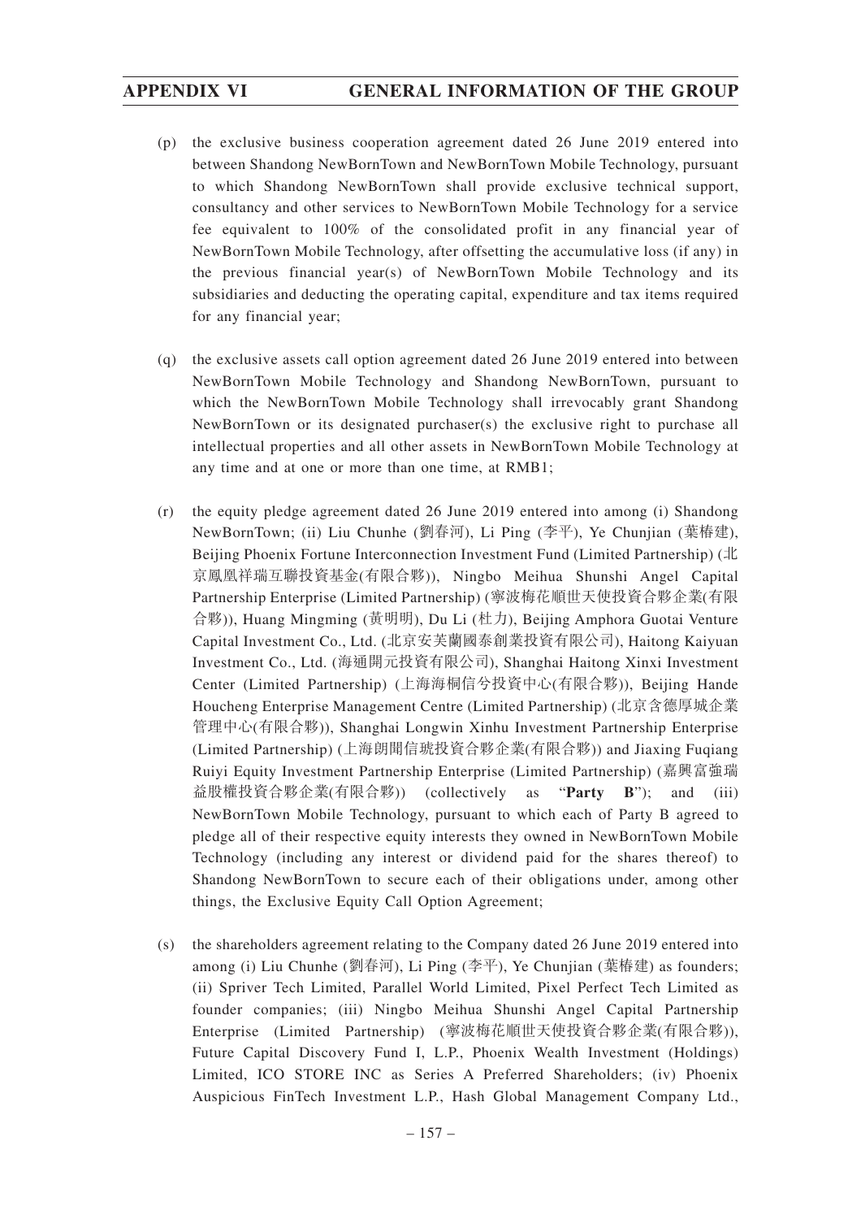(p) the exclusive business cooperation agreement dated 26 June 2019 entered into between Shandong NewBornTown and NewBornTown Mobile Technology, pursuant to which Shandong NewBornTown shall provide exclusive technical support, consultancy and other services to NewBornTown Mobile Technology for a service fee equivalent to 100% of the consolidated profit in any financial year of NewBornTown Mobile Technology, after offsetting the accumulative loss (if any) in the previous financial year(s) of NewBornTown Mobile Technology and its subsidiaries and deducting the operating capital, expenditure and tax items required for any financial year;

(q) the exclusive assets call option agreement dated 26 June 2019 entered into between NewBornTown Mobile Technology and Shandong NewBornTown, pursuant to which the NewBornTown Mobile Technology shall irrevocably grant Shandong NewBornTown or its designated purchaser(s) the exclusive right to purchase all intellectual properties and all other assets in NewBornTown Mobile Technology at any time and at one or more than one time, at RMB1;

(r) the equity pledge agreement dated 26 June 2019 entered into among (i) Shandong NewBornTown; (ii) Liu Chunhe (劉春河), Li Ping (李平), Ye Chunjian (葉椿建), Beijing Phoenix Fortune Interconnection Investment Fund (Limited Partnership) (北京鳳凰祥瑞互聯投資基金(有限合夥)), Ningbo Meihua Shunshi Angel Capital Partnership Enterprise (Limited Partnership) (寧波梅花順世天使投資合夥企業(有限合夥)), Huang Mingming (黃明明), Du Li (杜力), Beijing Amphora Guotai Venture Capital Investment Co., Ltd. (北京安芙蘭國泰創業投資有限公司), Haitong Kaiyuan Investment Co., Ltd. (海通開元投資有限公司), Shanghai Haitong Xinxi Investment Center (Limited Partnership) (上海海桐信兮投資中心(有限合夥)), Beijing Hande Houcheng Enterprise Management Centre (Limited Partnership) (北京含德厚城企業管理中心(有限合夥)), Shanghai Longwin Xinhu Investment Partnership Enterprise (Limited Partnership) (上海朗聞信琥投資合夥企業(有限合夥)) and Jiaxing Fuqiang Ruiyi Equity Investment Partnership Enterprise (Limited Partnership) (嘉興富強瑞益股權投資合夥企業(有限合夥)) (collectively as "**Party B**"); and (iii) NewBornTown Mobile Technology, pursuant to which each of Party B agreed to pledge all of their respective equity interests they owned in NewBornTown Mobile Technology (including any interest or dividend paid for the shares thereof) to Shandong NewBornTown to secure each of their obligations under, among other things, the Exclusive Equity Call Option Agreement;

(s) the shareholders agreement relating to the Company dated 26 June 2019 entered into among (i) Liu Chunhe (劉春河), Li Ping (李平), Ye Chunjian (葉椿建) as founders; (ii) Spriver Tech Limited, Parallel World Limited, Pixel Perfect Tech Limited as founder companies; (iii) Ningbo Meihua Shunshi Angel Capital Partnership Enterprise (Limited Partnership) (寧波梅花順世天使投資合夥企業(有限合夥)), Future Capital Discovery Fund I, L.P., Phoenix Wealth Investment (Holdings) Limited, ICO STORE INC as Series A Preferred Shareholders; (iv) Phoenix Auspicious FinTech Investment L.P., Hash Global Management Company Ltd.,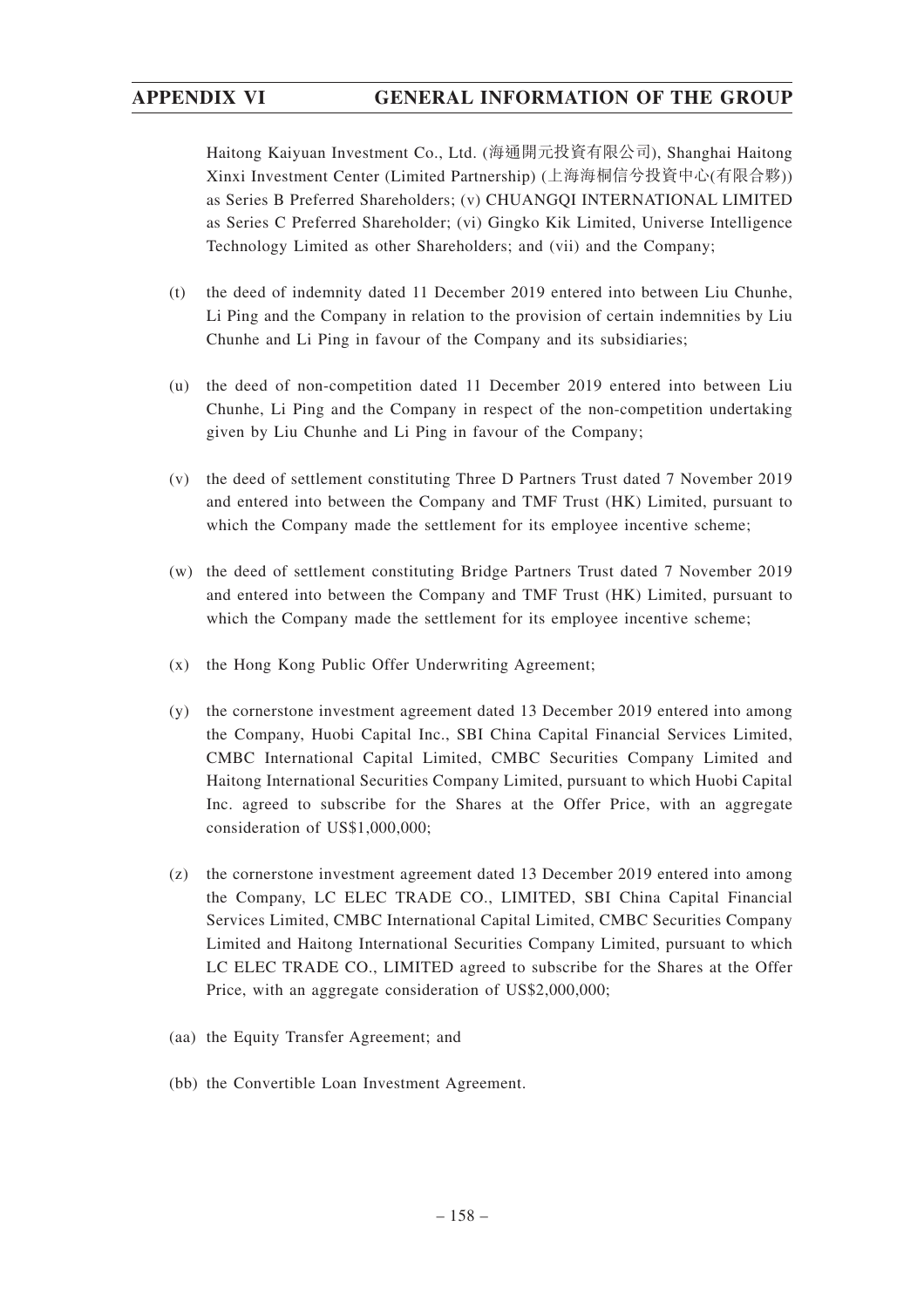Haitong Kaiyuan Investment Co., Ltd. (海通開元投資有限公司), Shanghai Haitong Xinxi Investment Center (Limited Partnership) (上海海桐信兮投資中心(有限合夥)) as Series B Preferred Shareholders; (v) CHUANGQI INTERNATIONAL LIMITED as Series C Preferred Shareholder; (vi) Gingko Kik Limited, Universe Intelligence Technology Limited as other Shareholders; and (vii) and the Company;

(t) the deed of indemnity dated 11 December 2019 entered into between Liu Chunhe, Li Ping and the Company in relation to the provision of certain indemnities by Liu Chunhe and Li Ping in favour of the Company and its subsidiaries;

(u) the deed of non-competition dated 11 December 2019 entered into between Liu Chunhe, Li Ping and the Company in respect of the non-competition undertaking given by Liu Chunhe and Li Ping in favour of the Company;

(v) the deed of settlement constituting Three D Partners Trust dated 7 November 2019 and entered into between the Company and TMF Trust (HK) Limited, pursuant to which the Company made the settlement for its employee incentive scheme;

(w) the deed of settlement constituting Bridge Partners Trust dated 7 November 2019 and entered into between the Company and TMF Trust (HK) Limited, pursuant to which the Company made the settlement for its employee incentive scheme;

(x) the Hong Kong Public Offer Underwriting Agreement;

(y) the cornerstone investment agreement dated 13 December 2019 entered into among the Company, Huobi Capital Inc., SBI China Capital Financial Services Limited, CMBC International Capital Limited, CMBC Securities Company Limited and Haitong International Securities Company Limited, pursuant to which Huobi Capital Inc. agreed to subscribe for the Shares at the Offer Price, with an aggregate consideration of US$1,000,000;

(z) the cornerstone investment agreement dated 13 December 2019 entered into among the Company, LC ELEC TRADE CO., LIMITED, SBI China Capital Financial Services Limited, CMBC International Capital Limited, CMBC Securities Company Limited and Haitong International Securities Company Limited, pursuant to which LC ELEC TRADE CO., LIMITED agreed to subscribe for the Shares at the Offer Price, with an aggregate consideration of US$2,000,000;

(aa) the Equity Transfer Agreement; and

(bb) the Convertible Loan Investment Agreement.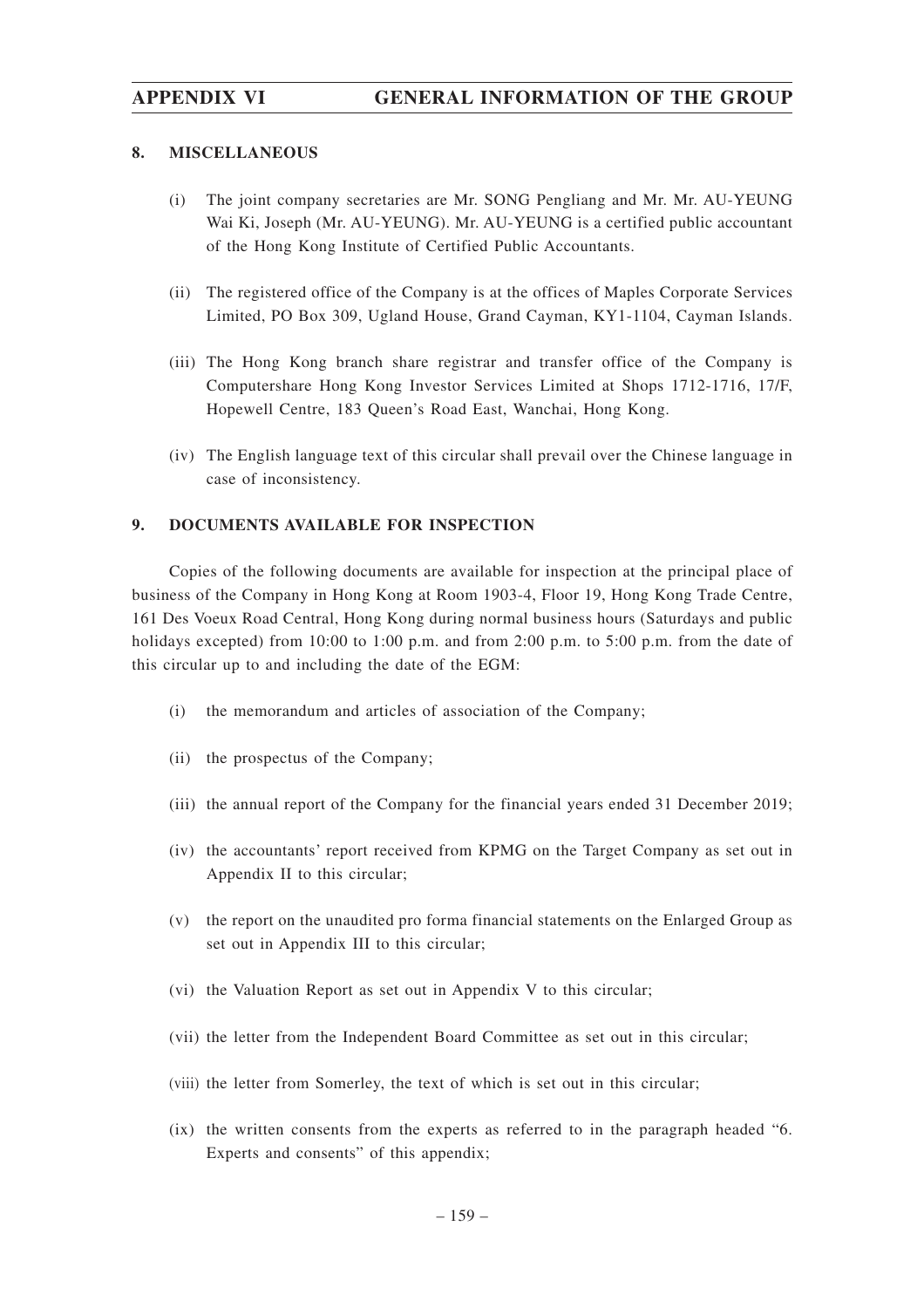## 8. MISCELLANEOUS

(i) The joint company secretaries are Mr. SONG Pengliang and Mr. Mr. AU-YEUNG Wai Ki, Joseph (Mr. AU-YEUNG). Mr. AU-YEUNG is a certified public accountant of the Hong Kong Institute of Certified Public Accountants.

(ii) The registered office of the Company is at the offices of Maples Corporate Services Limited, PO Box 309, Ugland House, Grand Cayman, KY1-1104, Cayman Islands.

(iii) The Hong Kong branch share registrar and transfer office of the Company is Computershare Hong Kong Investor Services Limited at Shops 1712-1716, 17/F, Hopewell Centre, 183 Queen's Road East, Wanchai, Hong Kong.

(iv) The English language text of this circular shall prevail over the Chinese language in case of inconsistency.

## 9. DOCUMENTS AVAILABLE FOR INSPECTION

Copies of the following documents are available for inspection at the principal place of business of the Company in Hong Kong at Room 1903-4, Floor 19, Hong Kong Trade Centre, 161 Des Voeux Road Central, Hong Kong during normal business hours (Saturdays and public holidays excepted) from 10:00 to 1:00 p.m. and from 2:00 p.m. to 5:00 p.m. from the date of this circular up to and including the date of the EGM:

(i) the memorandum and articles of association of the Company;

(ii) the prospectus of the Company;

(iii) the annual report of the Company for the financial years ended 31 December 2019;

(iv) the accountants' report received from KPMG on the Target Company as set out in Appendix II to this circular;

(v) the report on the unaudited pro forma financial statements on the Enlarged Group as set out in Appendix III to this circular;

(vi) the Valuation Report as set out in Appendix V to this circular;

(vii) the letter from the Independent Board Committee as set out in this circular;

(viii) the letter from Somerley, the text of which is set out in this circular;

(ix) the written consents from the experts as referred to in the paragraph headed "6. Experts and consents" of this appendix;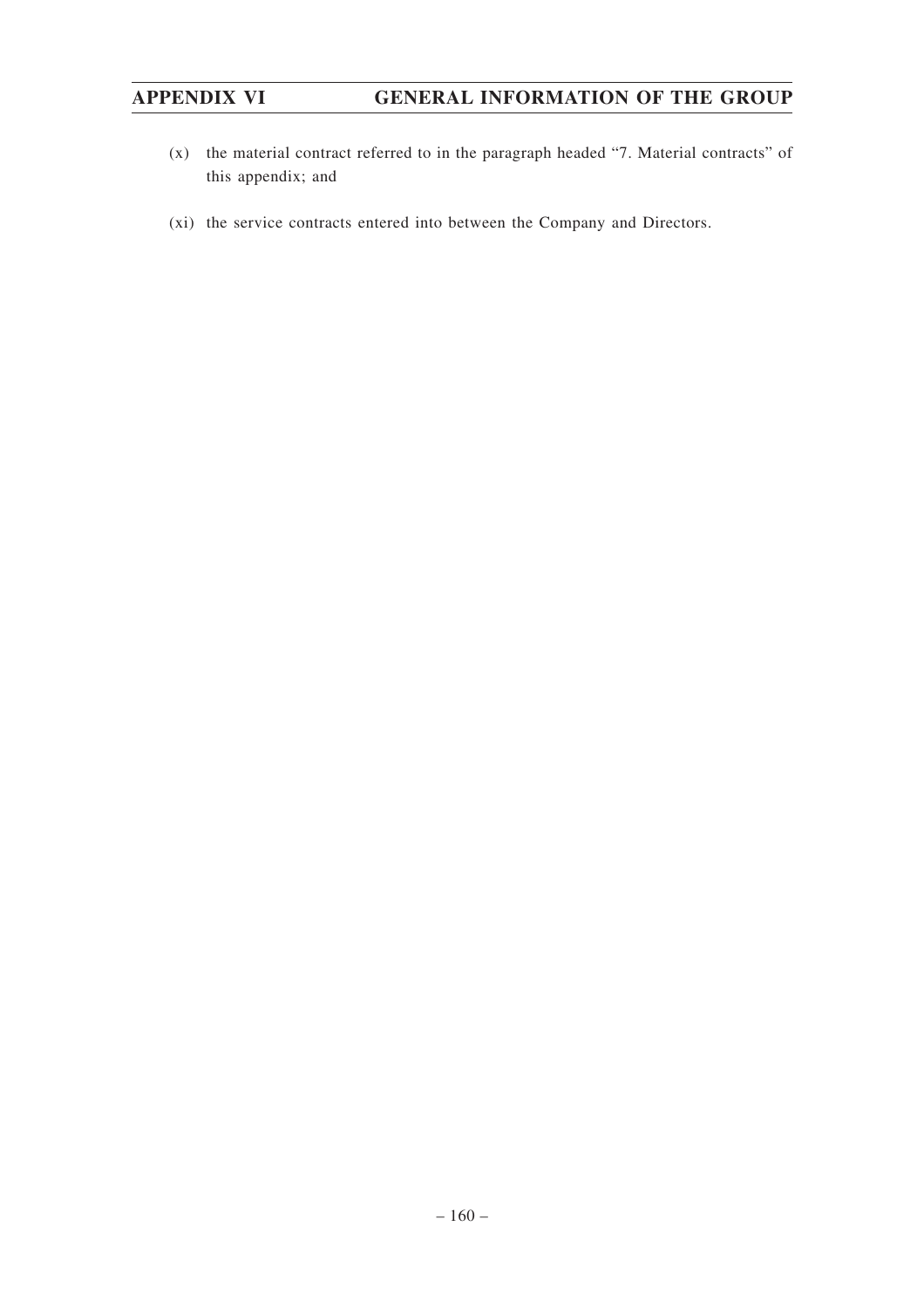(x) the material contract referred to in the paragraph headed "7. Material contracts" of this appendix; and

(xi) the service contracts entered into between the Company and Directors.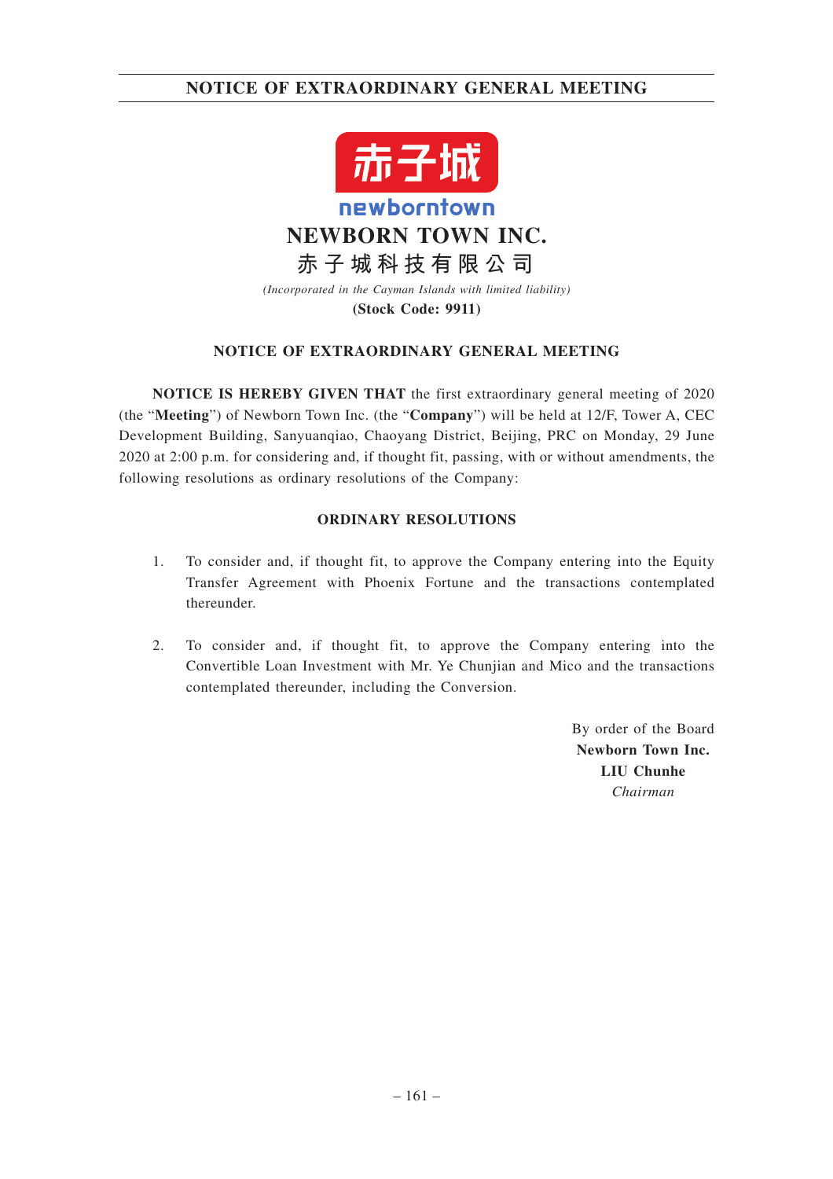**NEWBORN TOWN INC.**

**赤子城科技有限公司**

*(Incorporated in the Cayman Islands with limited liability)*

**(Stock Code: 9911)**

## NOTICE OF EXTRAORDINARY GENERAL MEETING

**NOTICE IS HEREBY GIVEN THAT** the first extraordinary general meeting of 2020 (the "**Meeting**") of Newborn Town Inc. (the "**Company**") will be held at 12/F, Tower A, CEC Development Building, Sanyuanqiao, Chaoyang District, Beijing, PRC on Monday, 29 June 2020 at 2:00 p.m. for considering and, if thought fit, passing, with or without amendments, the following resolutions as ordinary resolutions of the Company:

### ORDINARY RESOLUTIONS

1. To consider and, if thought fit, to approve the Company entering into the Equity Transfer Agreement with Phoenix Fortune and the transactions contemplated thereunder.

2. To consider and, if thought fit, to approve the Company entering into the Convertible Loan Investment with Mr. Ye Chunjian and Mico and the transactions contemplated thereunder, including the Conversion.

By order of the Board
**Newborn Town Inc.**
**LIU Chunhe**
*Chairman*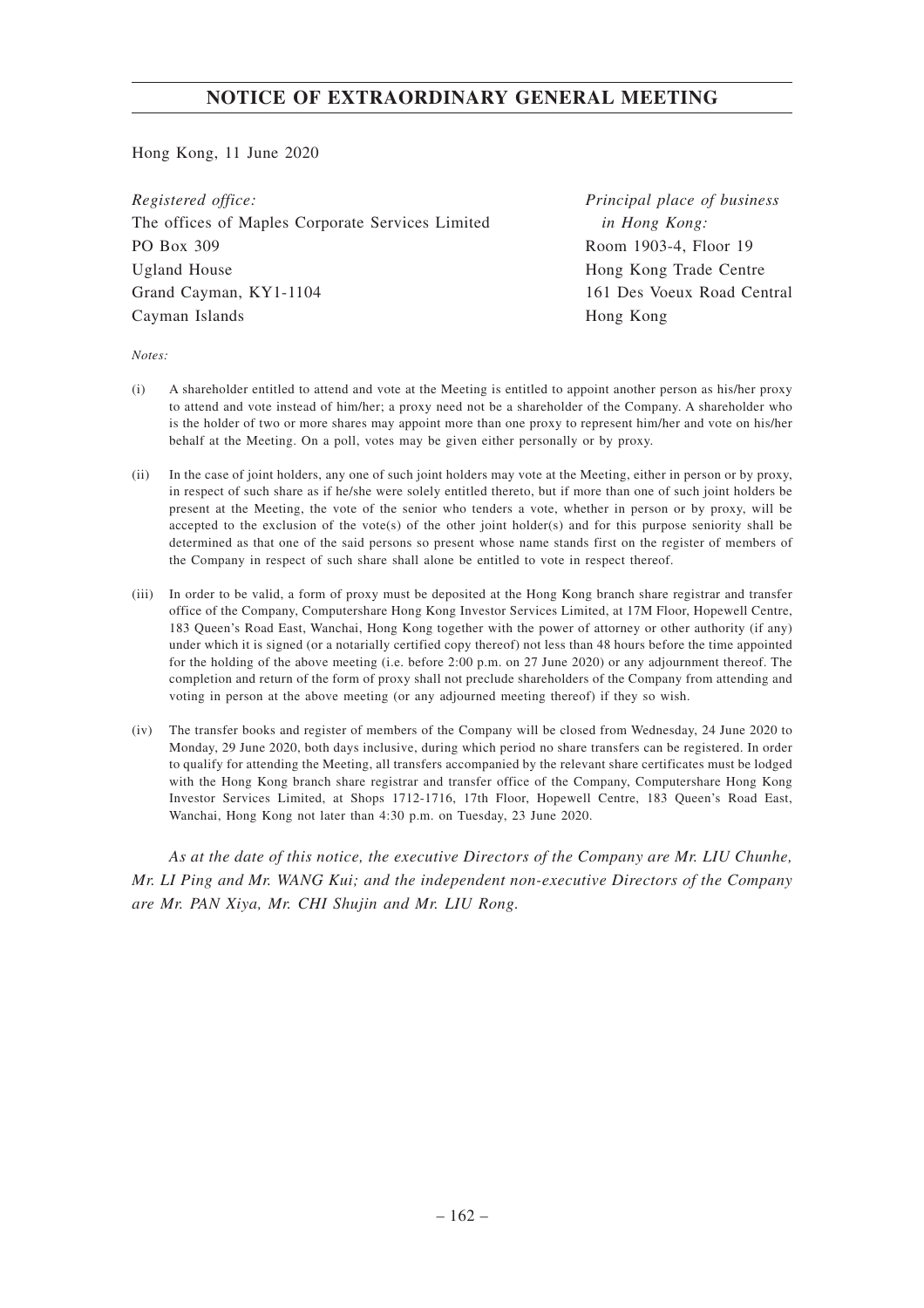Hong Kong, 11 June 2020

| | |
|---|---|
| *Registered office:* | *Principal place of business in Hong Kong:* |
| The offices of Maples Corporate Services Limited | Room 1903-4, Floor 19 |
| PO Box 309 | Hong Kong Trade Centre |
| Ugland House | 161 Des Voeux Road Central |
| Grand Cayman, KY1-1104 | Hong Kong |
| Cayman Islands | |

*Notes:*

(i) A shareholder entitled to attend and vote at the Meeting is entitled to appoint another person as his/her proxy to attend and vote instead of him/her; a proxy need not be a shareholder of the Company. A shareholder who is the holder of two or more shares may appoint more than one proxy to represent him/her and vote on his/her behalf at the Meeting. On a poll, votes may be given either personally or by proxy.

(ii) In the case of joint holders, any one of such joint holders may vote at the Meeting, either in person or by proxy, in respect of such share as if he/she were solely entitled thereto, but if more than one of such joint holders be present at the Meeting, the vote of the senior who tenders a vote, whether in person or by proxy, will be accepted to the exclusion of the vote(s) of the other joint holder(s) and for this purpose seniority shall be determined as that one of the said persons so present whose name stands first on the register of members of the Company in respect of such share shall alone be entitled to vote in respect thereof.

(iii) In order to be valid, a form of proxy must be deposited at the Hong Kong branch share registrar and transfer office of the Company, Computershare Hong Kong Investor Services Limited, at 17M Floor, Hopewell Centre, 183 Queen's Road East, Wanchai, Hong Kong together with the power of attorney or other authority (if any) under which it is signed (or a notarially certified copy thereof) not less than 48 hours before the time appointed for the holding of the above meeting (i.e. before 2:00 p.m. on 27 June 2020) or any adjournment thereof. The completion and return of the form of proxy shall not preclude shareholders of the Company from attending and voting in person at the above meeting (or any adjourned meeting thereof) if they so wish.

(iv) The transfer books and register of members of the Company will be closed from Wednesday, 24 June 2020 to Monday, 29 June 2020, both days inclusive, during which period no share transfers can be registered. In order to qualify for attending the Meeting, all transfers accompanied by the relevant share certificates must be lodged with the Hong Kong branch share registrar and transfer office of the Company, Computershare Hong Kong Investor Services Limited, at Shops 1712-1716, 17th Floor, Hopewell Centre, 183 Queen's Road East, Wanchai, Hong Kong not later than 4:30 p.m. on Tuesday, 23 June 2020.

*As at the date of this notice, the executive Directors of the Company are Mr. LIU Chunhe, Mr. LI Ping and Mr. WANG Kui; and the independent non-executive Directors of the Company are Mr. PAN Xiya, Mr. CHI Shujin and Mr. LIU Rong.*